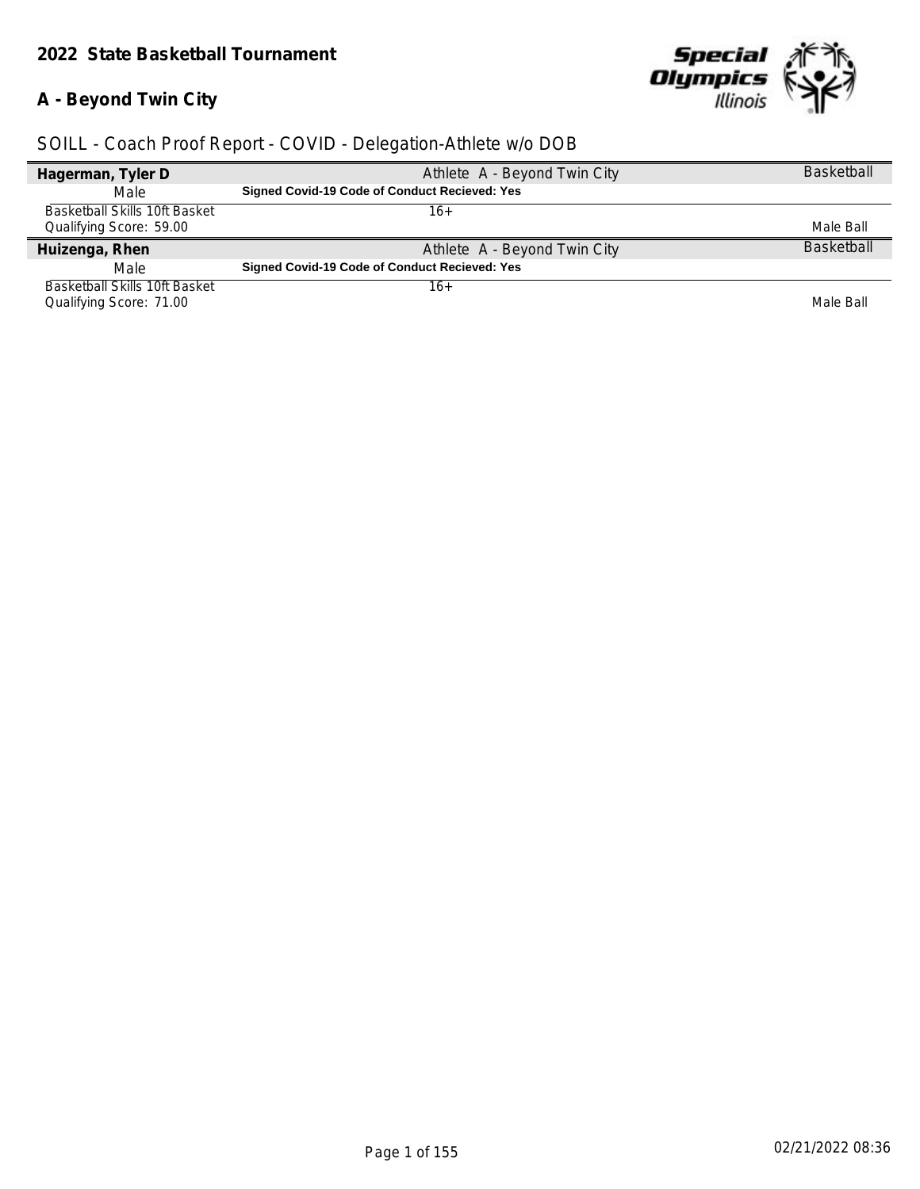# 2022 State Basketball Tournament

## A - Beyond Twin City

SOILL - Coach Proof Report - COVID - Delegation-Athlete w/o DOB

| **Hagerman, Tyler D** | Athlete A - Beyond Twin City | Basketball |
|---|---|---|
| Male | **Signed Covid-19 Code of Conduct Recieved: Yes** | |
| Basketball Skills 10ft Basket<br>Qualifying Score: 59.00 | 16+ | Male Ball |
| **Huizenga, Rhen** | Athlete A - Beyond Twin City | Basketball |
| Male | **Signed Covid-19 Code of Conduct Recieved: Yes** | |
| Basketball Skills 10ft Basket<br>Qualifying Score: 71.00 | 16+ | Male Ball |

02/21/2022 08:36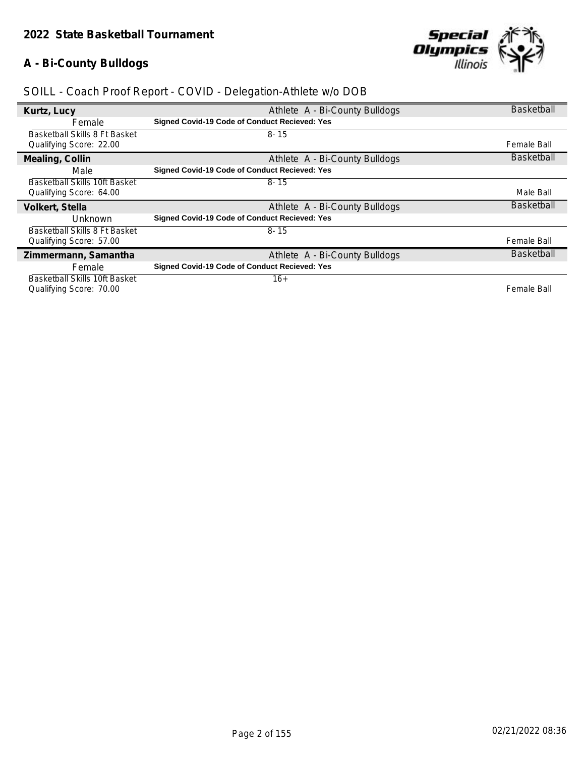**2022 State Basketball Tournament**

**A - Bi-County Bulldogs**

SOILL - Coach Proof Report - COVID - Delegation-Athlete w/o DOB

| | | |
|---|---|---|
| **Kurtz, Lucy** | Athlete A - Bi-County Bulldogs | Basketball |
| Female | **Signed Covid-19 Code of Conduct Recieved: Yes** | |
| Basketball Skills 8 Ft Basket | 8- 15 | |
| Qualifying Score: 22.00 | | Female Ball |
| **Mealing, Collin** | Athlete A - Bi-County Bulldogs | Basketball |
| Male | **Signed Covid-19 Code of Conduct Recieved: Yes** | |
| Basketball Skills 10ft Basket | 8- 15 | |
| Qualifying Score: 64.00 | | Male Ball |
| **Volkert, Stella** | Athlete A - Bi-County Bulldogs | Basketball |
| Unknown | **Signed Covid-19 Code of Conduct Recieved: Yes** | |
| Basketball Skills 8 Ft Basket | 8- 15 | |
| Qualifying Score: 57.00 | | Female Ball |
| **Zimmermann, Samantha** | Athlete A - Bi-County Bulldogs | Basketball |
| Female | **Signed Covid-19 Code of Conduct Recieved: Yes** | |
| Basketball Skills 10ft Basket | 16+ | |
| Qualifying Score: 70.00 | | Female Ball |

02/21/2022 08:36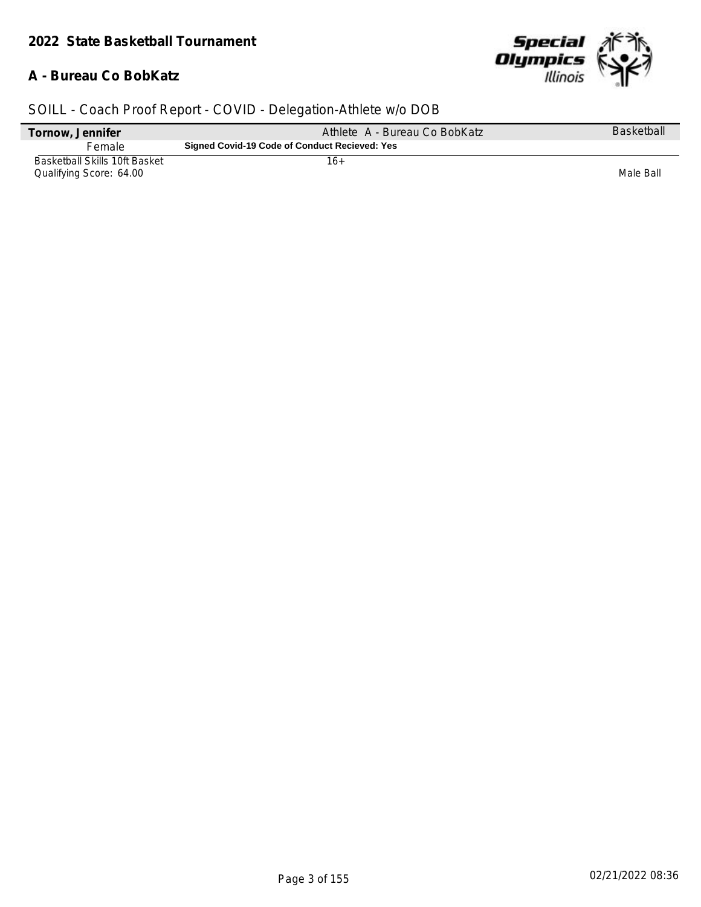## 2022 State Basketball Tournament

### A - Bureau Co BobKatz

SOILL - Coach Proof Report - COVID - Delegation-Athlete w/o DOB

| **Tornow, Jennifer** | Athlete A - Bureau Co BobKatz | Basketball |
|---|---|---|
| Female | **Signed Covid-19 Code of Conduct Recieved: Yes** | |
| Basketball Skills 10ft Basket | 16+ | |
| Qualifying Score: 64.00 | | Male Ball |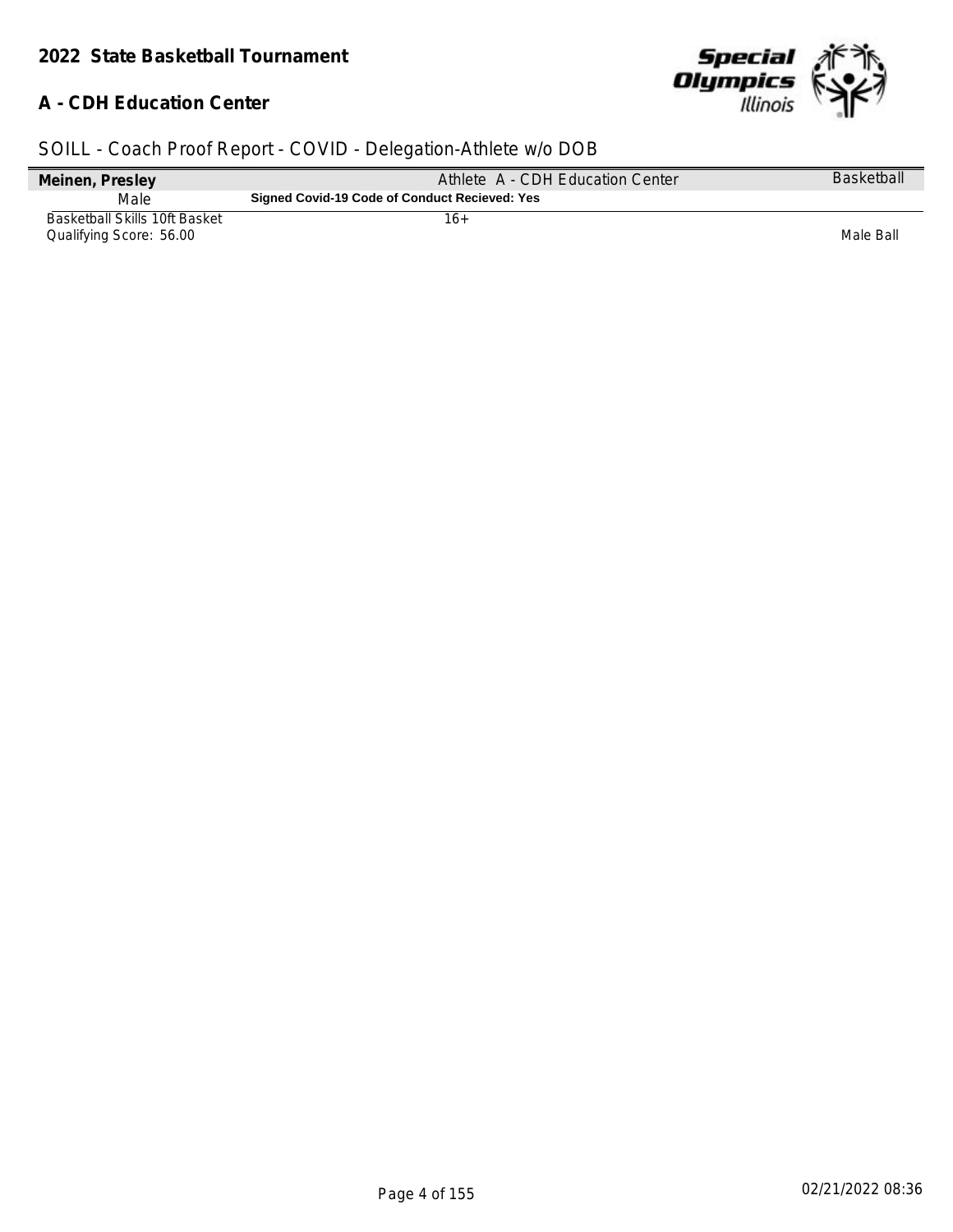## 2022 State Basketball Tournament

### A - CDH Education Center

SOILL - Coach Proof Report - COVID - Delegation-Athlete w/o DOB

| Meinen, Presley | Athlete A - CDH Education Center | Basketball |
|---|---|---|
| Male | **Signed Covid-19 Code of Conduct Recieved: Yes** | |
| Basketball Skills 10ft Basket<br>Qualifying Score: 56.00 | 16+ | Male Ball |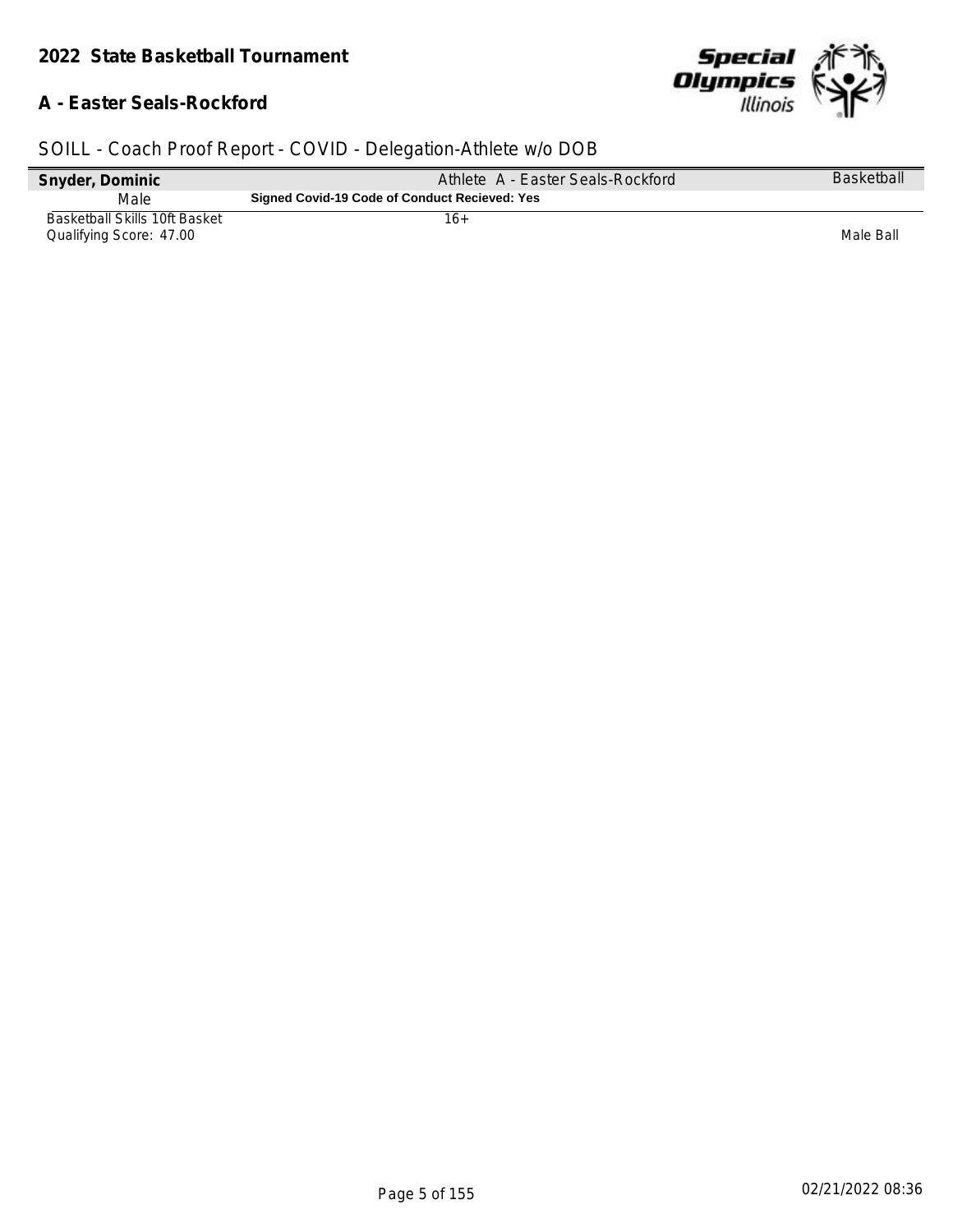**2022 State Basketball Tournament**

**A - Easter Seals-Rockford**

SOILL - Coach Proof Report - COVID - Delegation-Athlete w/o DOB

| **Snyder, Dominic** | Athlete A - Easter Seals-Rockford | Basketball |
|---|---|---|
| Male | **Signed Covid-19 Code of Conduct Recieved: Yes** | |
| Basketball Skills 10ft Basket<br>Qualifying Score: 47.00 | 16+ | Male Ball |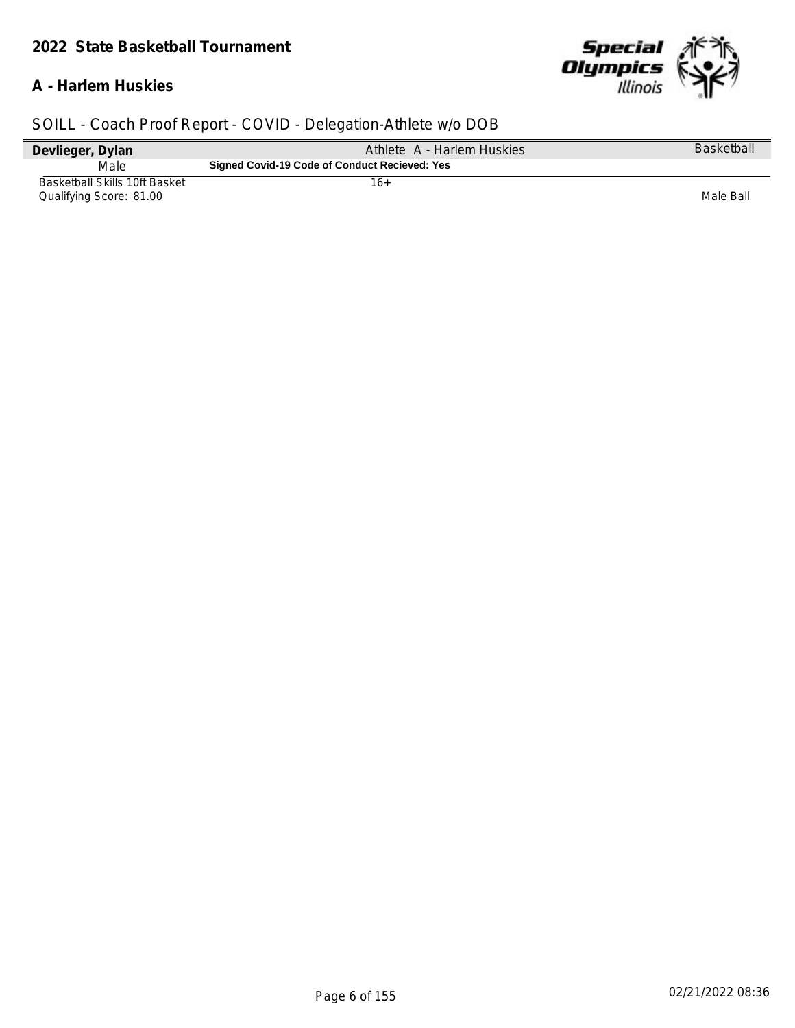## SOILL - Coach Proof Report - COVID - Delegation-Athlete w/o DOB

| Devlieger, Dylan | Athlete A - Harlem Huskies | Basketball |
|---|---|---|
| Male | **Signed Covid-19 Code of Conduct Recieved: Yes** | |
| Basketball Skills 10ft Basket<br>Qualifying Score: 81.00 | 16+ | Male Ball |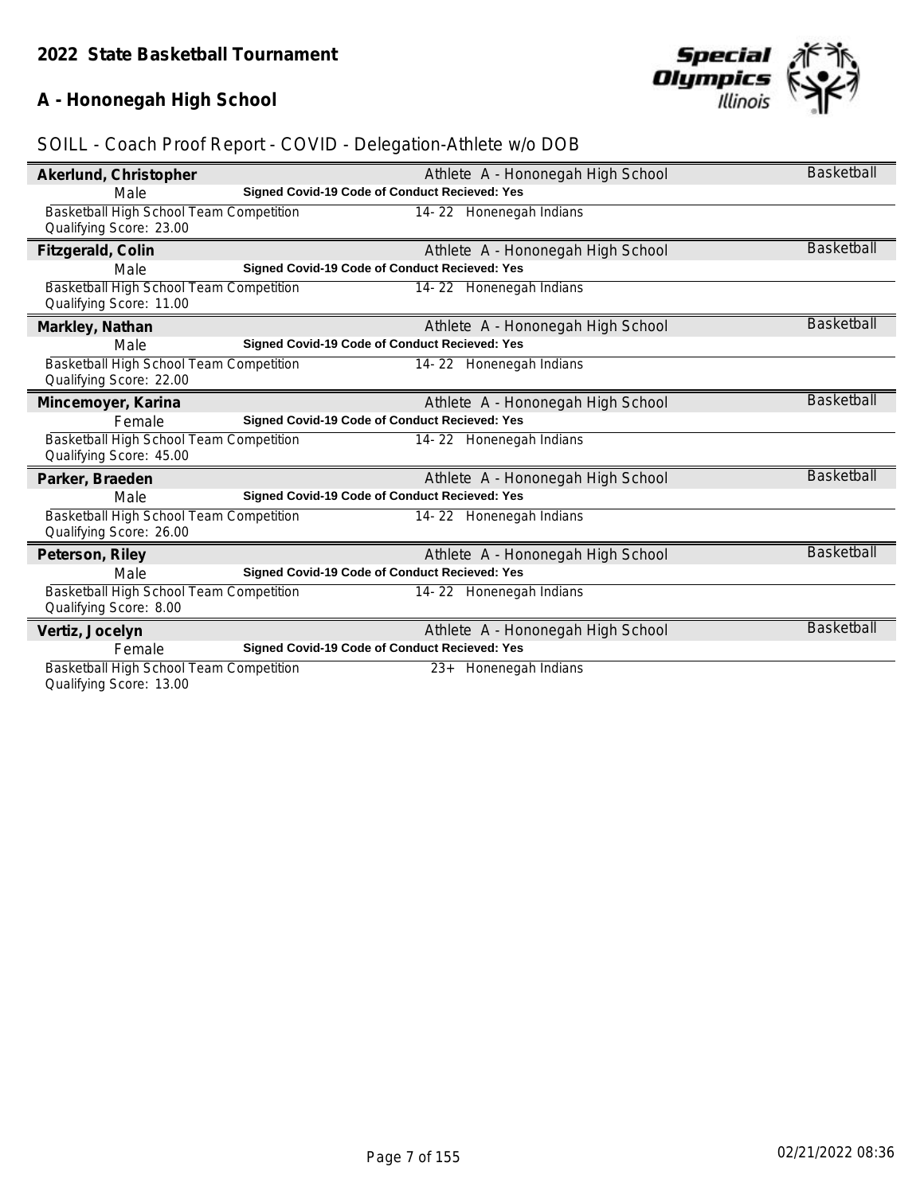## 2022 State Basketball Tournament

### A - Hononegah High School

SOILL - Coach Proof Report - COVID - Delegation-Athlete w/o DOB

**Akerlund, Christopher** | Athlete A - Hononegah High School | Basketball
Male | **Signed Covid-19 Code of Conduct Recieved: Yes**
Basketball High School Team Competition | 14- 22 Honenegah Indians
Qualifying Score: 23.00

**Fitzgerald, Colin** | Athlete A - Hononegah High School | Basketball
Male | **Signed Covid-19 Code of Conduct Recieved: Yes**
Basketball High School Team Competition | 14- 22 Honenegah Indians
Qualifying Score: 11.00

**Markley, Nathan** | Athlete A - Hononegah High School | Basketball
Male | **Signed Covid-19 Code of Conduct Recieved: Yes**
Basketball High School Team Competition | 14- 22 Honenegah Indians
Qualifying Score: 22.00

**Mincemoyer, Karina** | Athlete A - Hononegah High School | Basketball
Female | **Signed Covid-19 Code of Conduct Recieved: Yes**
Basketball High School Team Competition | 14- 22 Honenegah Indians
Qualifying Score: 45.00

**Parker, Braeden** | Athlete A - Hononegah High School | Basketball
Male | **Signed Covid-19 Code of Conduct Recieved: Yes**
Basketball High School Team Competition | 14- 22 Honenegah Indians
Qualifying Score: 26.00

**Peterson, Riley** | Athlete A - Hononegah High School | Basketball
Male | **Signed Covid-19 Code of Conduct Recieved: Yes**
Basketball High School Team Competition | 14- 22 Honenegah Indians
Qualifying Score: 8.00

**Vertiz, Jocelyn** | Athlete A - Hononegah High School | Basketball
Female | **Signed Covid-19 Code of Conduct Recieved: Yes**
Basketball High School Team Competition | 23+ Honenegah Indians
Qualifying Score: 13.00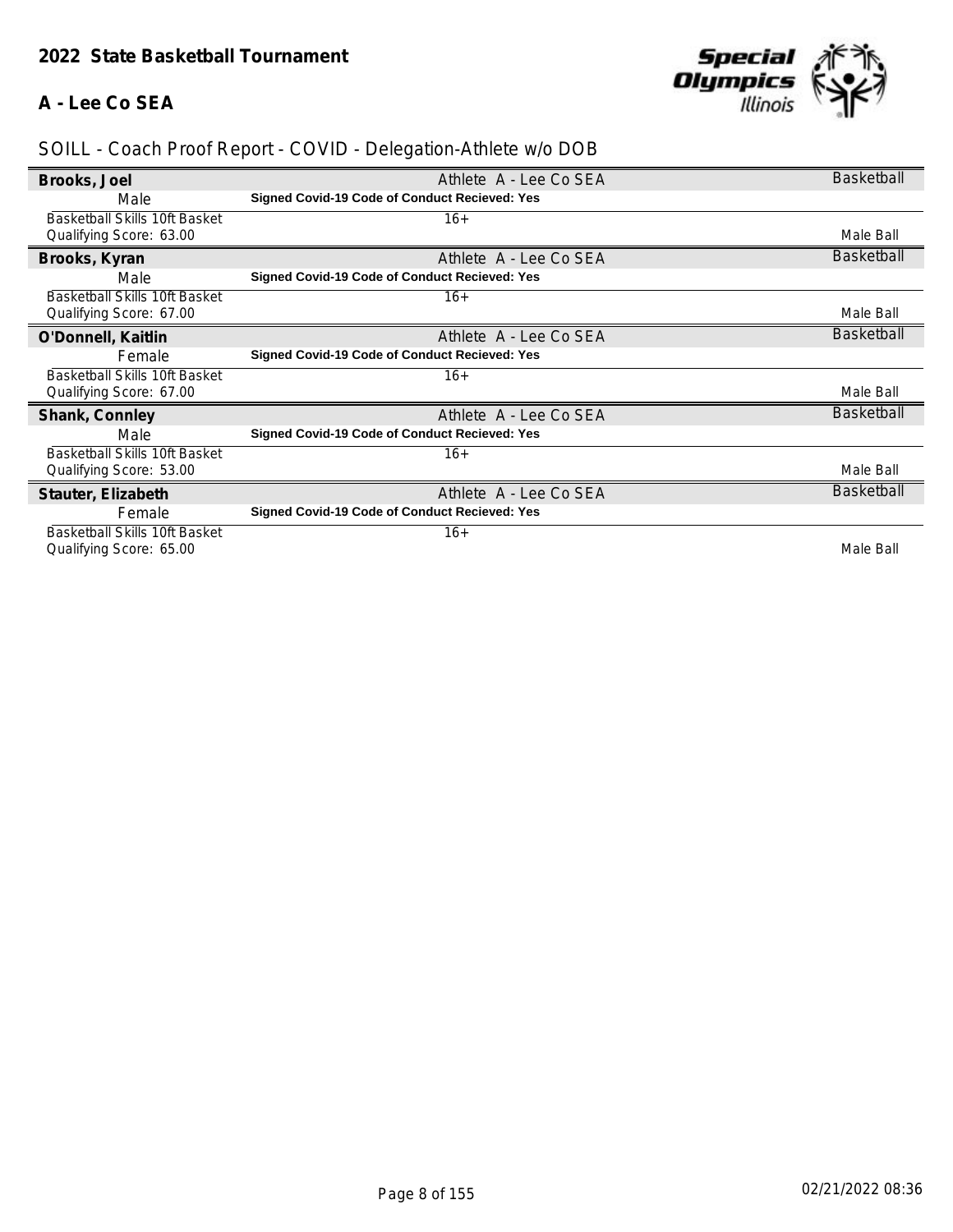# 2022 State Basketball Tournament

## A - Lee Co SEA

SOILL - Coach Proof Report - COVID - Delegation-Athlete w/o DOB

| Name | Role / Delegation | Sport |
|---|---|---|
| **Brooks, Joel** | Athlete A - Lee Co SEA | Basketball |
| Male | **Signed Covid-19 Code of Conduct Recieved: Yes** | |
| Basketball Skills 10ft Basket<br>Qualifying Score: 63.00 | 16+ | Male Ball |
| **Brooks, Kyran** | Athlete A - Lee Co SEA | Basketball |
| Male | **Signed Covid-19 Code of Conduct Recieved: Yes** | |
| Basketball Skills 10ft Basket<br>Qualifying Score: 67.00 | 16+ | Male Ball |
| **O'Donnell, Kaitlin** | Athlete A - Lee Co SEA | Basketball |
| Female | **Signed Covid-19 Code of Conduct Recieved: Yes** | |
| Basketball Skills 10ft Basket<br>Qualifying Score: 67.00 | 16+ | Male Ball |
| **Shank, Connley** | Athlete A - Lee Co SEA | Basketball |
| Male | **Signed Covid-19 Code of Conduct Recieved: Yes** | |
| Basketball Skills 10ft Basket<br>Qualifying Score: 53.00 | 16+ | Male Ball |
| **Stauter, Elizabeth** | Athlete A - Lee Co SEA | Basketball |
| Female | **Signed Covid-19 Code of Conduct Recieved: Yes** | |
| Basketball Skills 10ft Basket<br>Qualifying Score: 65.00 | 16+ | Male Ball |

02/21/2022 08:36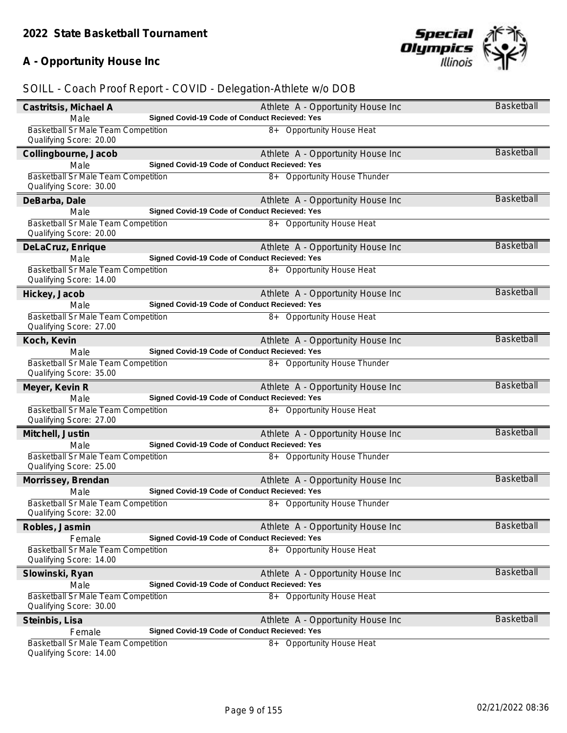## 2022 State Basketball Tournament

## A - Opportunity House Inc

SOILL - Coach Proof Report - COVID - Delegation-Athlete w/o DOB

| Name | Role / Delegation | Sport |
|---|---|---|
| **Castritsis, Michael A** | Athlete A - Opportunity House Inc | Basketball |
| Male | **Signed Covid-19 Code of Conduct Recieved: Yes** | |
| Basketball Sr Male Team Competition<br>Qualifying Score: 20.00 | 8+ Opportunity House Heat | |
| **Collingbourne, Jacob** | Athlete A - Opportunity House Inc | Basketball |
| Male | **Signed Covid-19 Code of Conduct Recieved: Yes** | |
| Basketball Sr Male Team Competition<br>Qualifying Score: 30.00 | 8+ Opportunity House Thunder | |
| **DeBarba, Dale** | Athlete A - Opportunity House Inc | Basketball |
| Male | **Signed Covid-19 Code of Conduct Recieved: Yes** | |
| Basketball Sr Male Team Competition<br>Qualifying Score: 20.00 | 8+ Opportunity House Heat | |
| **DeLaCruz, Enrique** | Athlete A - Opportunity House Inc | Basketball |
| Male | **Signed Covid-19 Code of Conduct Recieved: Yes** | |
| Basketball Sr Male Team Competition<br>Qualifying Score: 14.00 | 8+ Opportunity House Heat | |
| **Hickey, Jacob** | Athlete A - Opportunity House Inc | Basketball |
| Male | **Signed Covid-19 Code of Conduct Recieved: Yes** | |
| Basketball Sr Male Team Competition<br>Qualifying Score: 27.00 | 8+ Opportunity House Heat | |
| **Koch, Kevin** | Athlete A - Opportunity House Inc | Basketball |
| Male | **Signed Covid-19 Code of Conduct Recieved: Yes** | |
| Basketball Sr Male Team Competition<br>Qualifying Score: 35.00 | 8+ Opportunity House Thunder | |
| **Meyer, Kevin R** | Athlete A - Opportunity House Inc | Basketball |
| Male | **Signed Covid-19 Code of Conduct Recieved: Yes** | |
| Basketball Sr Male Team Competition<br>Qualifying Score: 27.00 | 8+ Opportunity House Heat | |
| **Mitchell, Justin** | Athlete A - Opportunity House Inc | Basketball |
| Male | **Signed Covid-19 Code of Conduct Recieved: Yes** | |
| Basketball Sr Male Team Competition<br>Qualifying Score: 25.00 | 8+ Opportunity House Thunder | |
| **Morrissey, Brendan** | Athlete A - Opportunity House Inc | Basketball |
| Male | **Signed Covid-19 Code of Conduct Recieved: Yes** | |
| Basketball Sr Male Team Competition<br>Qualifying Score: 32.00 | 8+ Opportunity House Thunder | |
| **Robles, Jasmin** | Athlete A - Opportunity House Inc | Basketball |
| Female | **Signed Covid-19 Code of Conduct Recieved: Yes** | |
| Basketball Sr Male Team Competition<br>Qualifying Score: 14.00 | 8+ Opportunity House Heat | |
| **Slowinski, Ryan** | Athlete A - Opportunity House Inc | Basketball |
| Male | **Signed Covid-19 Code of Conduct Recieved: Yes** | |
| Basketball Sr Male Team Competition<br>Qualifying Score: 30.00 | 8+ Opportunity House Heat | |
| **Steinbis, Lisa** | Athlete A - Opportunity House Inc | Basketball |
| Female | **Signed Covid-19 Code of Conduct Recieved: Yes** | |
| Basketball Sr Male Team Competition<br>Qualifying Score: 14.00 | 8+ Opportunity House Heat | |

02/21/2022 08:36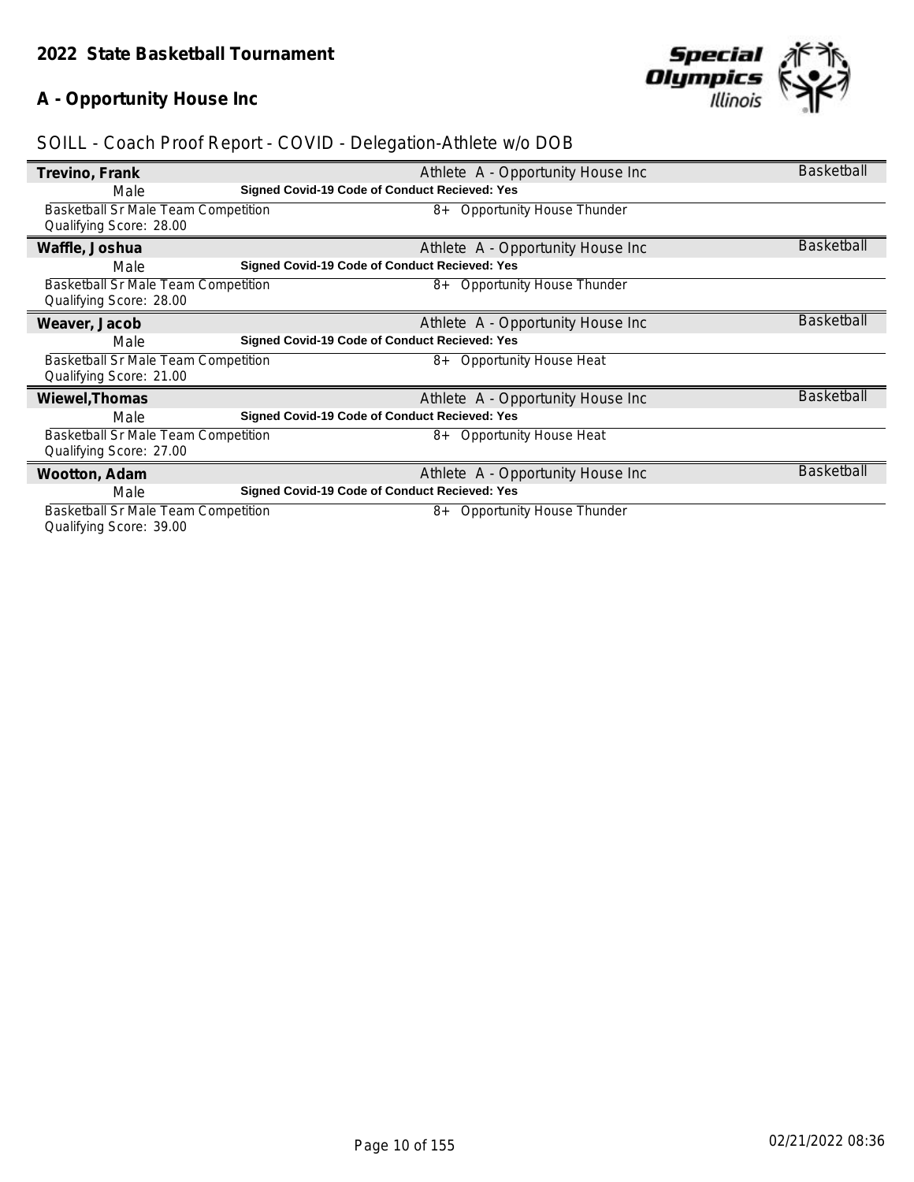## 2022 State Basketball Tournament

### A - Opportunity House Inc

SOILL - Coach Proof Report - COVID - Delegation-Athlete w/o DOB

**Trevino, Frank** — Athlete A - Opportunity House Inc — Basketball

Male — **Signed Covid-19 Code of Conduct Recieved: Yes**

Basketball Sr Male Team Competition — 8+ Opportunity House Thunder
Qualifying Score: 28.00

**Waffle, Joshua** — Athlete A - Opportunity House Inc — Basketball

Male — **Signed Covid-19 Code of Conduct Recieved: Yes**

Basketball Sr Male Team Competition — 8+ Opportunity House Thunder
Qualifying Score: 28.00

**Weaver, Jacob** — Athlete A - Opportunity House Inc — Basketball

Male — **Signed Covid-19 Code of Conduct Recieved: Yes**

Basketball Sr Male Team Competition — 8+ Opportunity House Heat
Qualifying Score: 21.00

**Wiewel,Thomas** — Athlete A - Opportunity House Inc — Basketball

Male — **Signed Covid-19 Code of Conduct Recieved: Yes**

Basketball Sr Male Team Competition — 8+ Opportunity House Heat
Qualifying Score: 27.00

**Wootton, Adam** — Athlete A - Opportunity House Inc — Basketball

Male — **Signed Covid-19 Code of Conduct Recieved: Yes**

Basketball Sr Male Team Competition — 8+ Opportunity House Thunder
Qualifying Score: 39.00

02/21/2022 08:36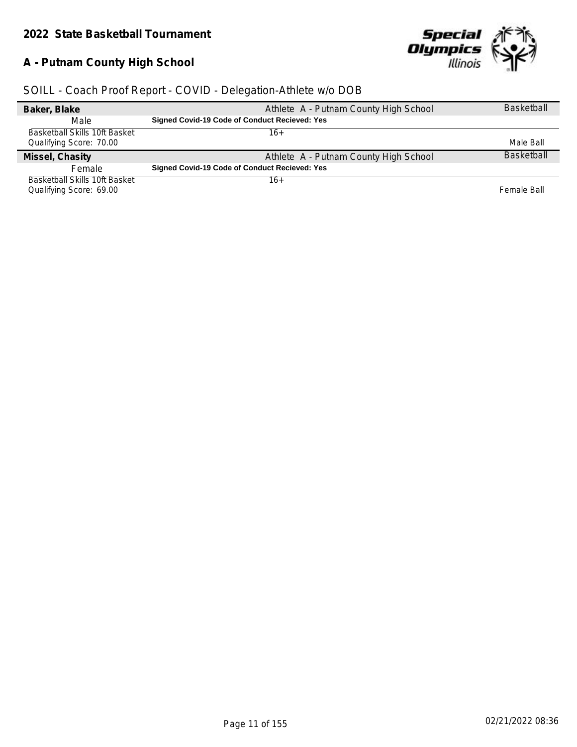**2022 State Basketball Tournament**

**A - Putnam County High School**

SOILL - Coach Proof Report - COVID - Delegation-Athlete w/o DOB

| **Baker, Blake** | Athlete A - Putnam County High School | Basketball |
|---|---|---|
| Male | **Signed Covid-19 Code of Conduct Recieved: Yes** | |
| Basketball Skills 10ft Basket<br>Qualifying Score: 70.00 | 16+ | Male Ball |
| **Missel, Chasity** | Athlete A - Putnam County High School | Basketball |
| Female | **Signed Covid-19 Code of Conduct Recieved: Yes** | |
| Basketball Skills 10ft Basket<br>Qualifying Score: 69.00 | 16+ | Female Ball |

02/21/2022 08:36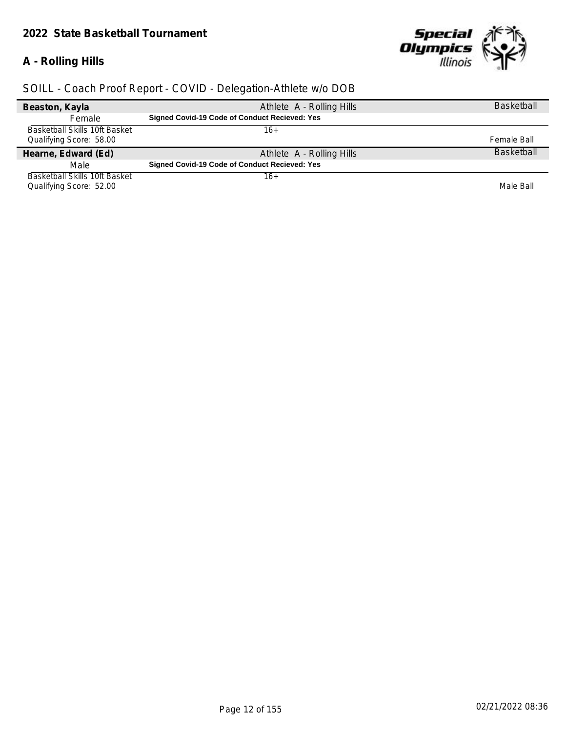## 2022 State Basketball Tournament

### A - Rolling Hills

SOILL - Coach Proof Report - COVID - Delegation-Athlete w/o DOB

| **Beaston, Kayla** | Athlete A - Rolling Hills | Basketball |
|---|---|---|
| Female | **Signed Covid-19 Code of Conduct Recieved: Yes** | |
| Basketball Skills 10ft Basket | 16+ | |
| Qualifying Score: 58.00 | | Female Ball |
| **Hearne, Edward (Ed)** | Athlete A - Rolling Hills | Basketball |
| Male | **Signed Covid-19 Code of Conduct Recieved: Yes** | |
| Basketball Skills 10ft Basket | 16+ | |
| Qualifying Score: 52.00 | | Male Ball |

02/21/2022 08:36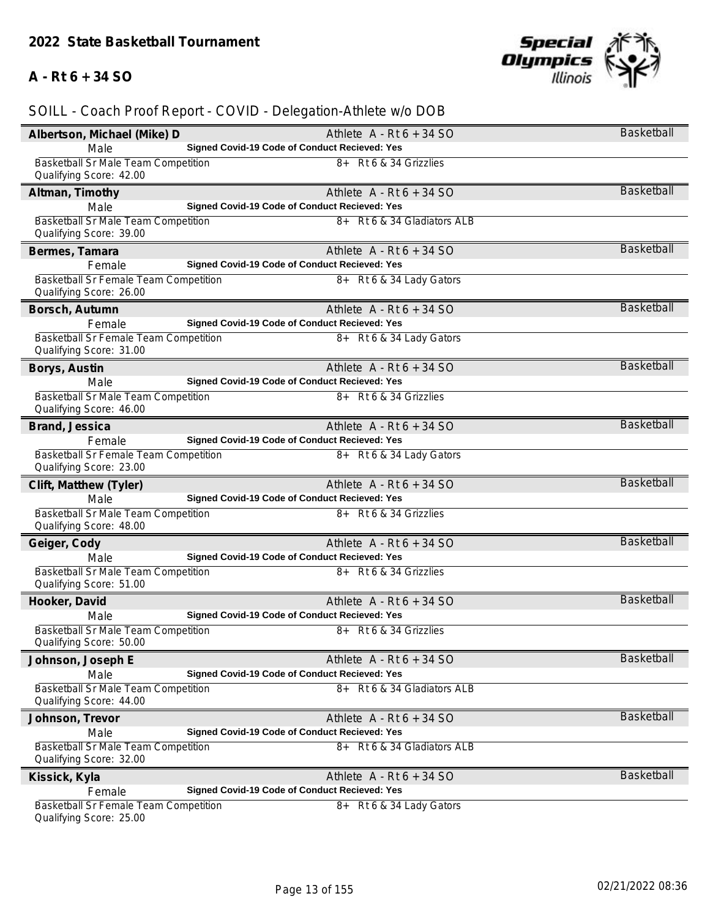## 2022 State Basketball Tournament

### A - Rt 6 + 34 SO

SOILL - Coach Proof Report - COVID - Delegation-Athlete w/o DOB

**Albertson, Michael (Mike) D** — Athlete A - Rt 6 + 34 SO — Basketball
Male — **Signed Covid-19 Code of Conduct Recieved: Yes**
Basketball Sr Male Team Competition — 8+ Rt 6 & 34 Grizzlies
Qualifying Score: 42.00

**Altman, Timothy** — Athlete A - Rt 6 + 34 SO — Basketball
Male — **Signed Covid-19 Code of Conduct Recieved: Yes**
Basketball Sr Male Team Competition — 8+ Rt 6 & 34 Gladiators ALB
Qualifying Score: 39.00

**Bermes, Tamara** — Athlete A - Rt 6 + 34 SO — Basketball
Female — **Signed Covid-19 Code of Conduct Recieved: Yes**
Basketball Sr Female Team Competition — 8+ Rt 6 & 34 Lady Gators
Qualifying Score: 26.00

**Borsch, Autumn** — Athlete A - Rt 6 + 34 SO — Basketball
Female — **Signed Covid-19 Code of Conduct Recieved: Yes**
Basketball Sr Female Team Competition — 8+ Rt 6 & 34 Lady Gators
Qualifying Score: 31.00

**Borys, Austin** — Athlete A - Rt 6 + 34 SO — Basketball
Male — **Signed Covid-19 Code of Conduct Recieved: Yes**
Basketball Sr Male Team Competition — 8+ Rt 6 & 34 Grizzlies
Qualifying Score: 46.00

**Brand, Jessica** — Athlete A - Rt 6 + 34 SO — Basketball
Female — **Signed Covid-19 Code of Conduct Recieved: Yes**
Basketball Sr Female Team Competition — 8+ Rt 6 & 34 Lady Gators
Qualifying Score: 23.00

**Clift, Matthew (Tyler)** — Athlete A - Rt 6 + 34 SO — Basketball
Male — **Signed Covid-19 Code of Conduct Recieved: Yes**
Basketball Sr Male Team Competition — 8+ Rt 6 & 34 Grizzlies
Qualifying Score: 48.00

**Geiger, Cody** — Athlete A - Rt 6 + 34 SO — Basketball
Male — **Signed Covid-19 Code of Conduct Recieved: Yes**
Basketball Sr Male Team Competition — 8+ Rt 6 & 34 Grizzlies
Qualifying Score: 51.00

**Hooker, David** — Athlete A - Rt 6 + 34 SO — Basketball
Male — **Signed Covid-19 Code of Conduct Recieved: Yes**
Basketball Sr Male Team Competition — 8+ Rt 6 & 34 Grizzlies
Qualifying Score: 50.00

**Johnson, Joseph E** — Athlete A - Rt 6 + 34 SO — Basketball
Male — **Signed Covid-19 Code of Conduct Recieved: Yes**
Basketball Sr Male Team Competition — 8+ Rt 6 & 34 Gladiators ALB
Qualifying Score: 44.00

**Johnson, Trevor** — Athlete A - Rt 6 + 34 SO — Basketball
Male — **Signed Covid-19 Code of Conduct Recieved: Yes**
Basketball Sr Male Team Competition — 8+ Rt 6 & 34 Gladiators ALB
Qualifying Score: 32.00

**Kissick, Kyla** — Athlete A - Rt 6 + 34 SO — Basketball
Female — **Signed Covid-19 Code of Conduct Recieved: Yes**
Basketball Sr Female Team Competition — 8+ Rt 6 & 34 Lady Gators
Qualifying Score: 25.00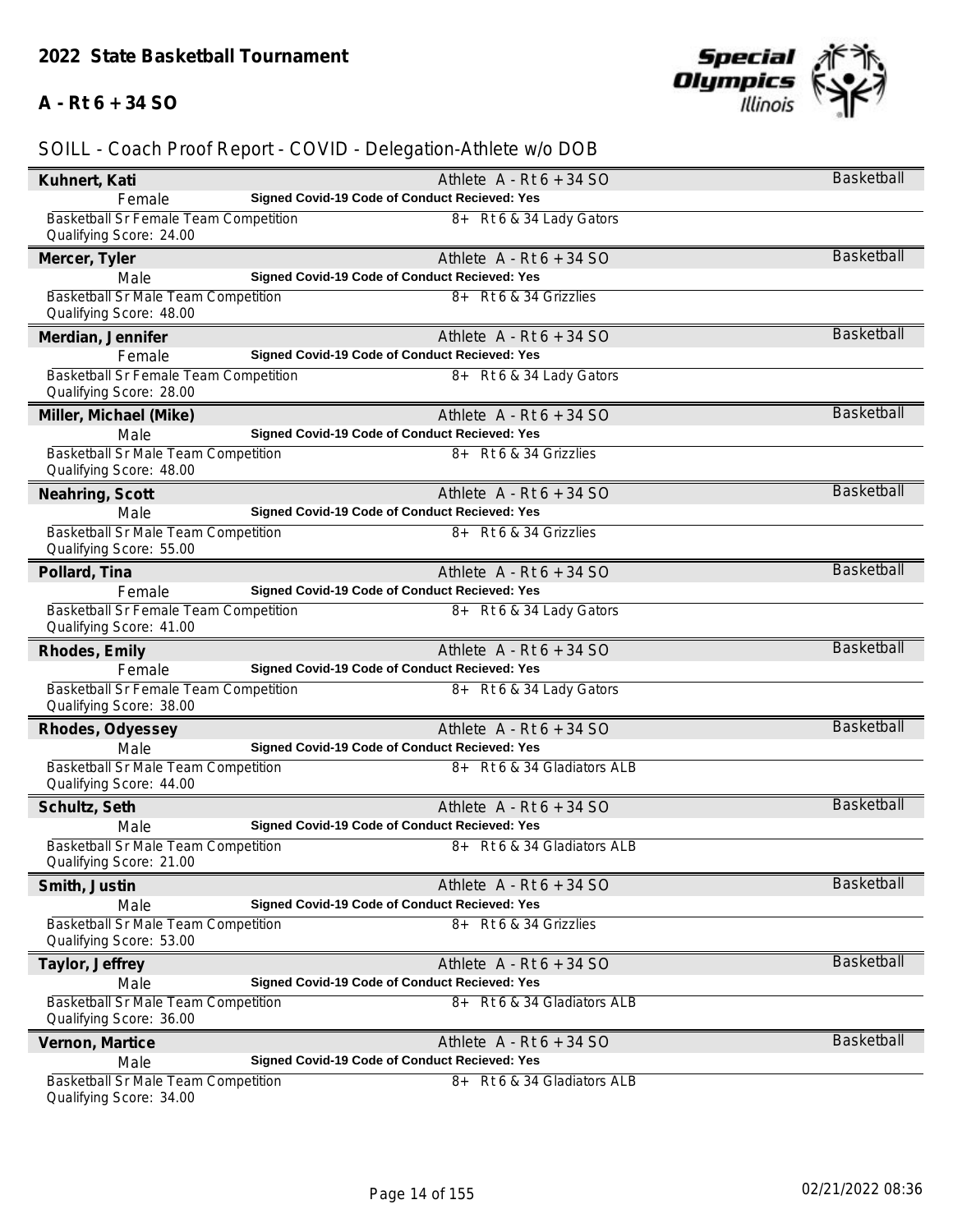## 2022 State Basketball Tournament

### A - Rt 6 + 34 SO

SOILL - Coach Proof Report - COVID - Delegation-Athlete w/o DOB

**Kuhnert, Kati** — Athlete A - Rt 6 + 34 SO — Basketball
Female — **Signed Covid-19 Code of Conduct Recieved: Yes**
Basketball Sr Female Team Competition — 8+ Rt 6 & 34 Lady Gators
Qualifying Score: 24.00

**Mercer, Tyler** — Athlete A - Rt 6 + 34 SO — Basketball
Male — **Signed Covid-19 Code of Conduct Recieved: Yes**
Basketball Sr Male Team Competition — 8+ Rt 6 & 34 Grizzlies
Qualifying Score: 48.00

**Merdian, Jennifer** — Athlete A - Rt 6 + 34 SO — Basketball
Female — **Signed Covid-19 Code of Conduct Recieved: Yes**
Basketball Sr Female Team Competition — 8+ Rt 6 & 34 Lady Gators
Qualifying Score: 28.00

**Miller, Michael (Mike)** — Athlete A - Rt 6 + 34 SO — Basketball
Male — **Signed Covid-19 Code of Conduct Recieved: Yes**
Basketball Sr Male Team Competition — 8+ Rt 6 & 34 Grizzlies
Qualifying Score: 48.00

**Neahring, Scott** — Athlete A - Rt 6 + 34 SO — Basketball
Male — **Signed Covid-19 Code of Conduct Recieved: Yes**
Basketball Sr Male Team Competition — 8+ Rt 6 & 34 Grizzlies
Qualifying Score: 55.00

**Pollard, Tina** — Athlete A - Rt 6 + 34 SO — Basketball
Female — **Signed Covid-19 Code of Conduct Recieved: Yes**
Basketball Sr Female Team Competition — 8+ Rt 6 & 34 Lady Gators
Qualifying Score: 41.00

**Rhodes, Emily** — Athlete A - Rt 6 + 34 SO — Basketball
Female — **Signed Covid-19 Code of Conduct Recieved: Yes**
Basketball Sr Female Team Competition — 8+ Rt 6 & 34 Lady Gators
Qualifying Score: 38.00

**Rhodes, Odyessey** — Athlete A - Rt 6 + 34 SO — Basketball
Male — **Signed Covid-19 Code of Conduct Recieved: Yes**
Basketball Sr Male Team Competition — 8+ Rt 6 & 34 Gladiators ALB
Qualifying Score: 44.00

**Schultz, Seth** — Athlete A - Rt 6 + 34 SO — Basketball
Male — **Signed Covid-19 Code of Conduct Recieved: Yes**
Basketball Sr Male Team Competition — 8+ Rt 6 & 34 Gladiators ALB
Qualifying Score: 21.00

**Smith, Justin** — Athlete A - Rt 6 + 34 SO — Basketball
Male — **Signed Covid-19 Code of Conduct Recieved: Yes**
Basketball Sr Male Team Competition — 8+ Rt 6 & 34 Grizzlies
Qualifying Score: 53.00

**Taylor, Jeffrey** — Athlete A - Rt 6 + 34 SO — Basketball
Male — **Signed Covid-19 Code of Conduct Recieved: Yes**
Basketball Sr Male Team Competition — 8+ Rt 6 & 34 Gladiators ALB
Qualifying Score: 36.00

**Vernon, Martice** — Athlete A - Rt 6 + 34 SO — Basketball
Male — **Signed Covid-19 Code of Conduct Recieved: Yes**
Basketball Sr Male Team Competition — 8+ Rt 6 & 34 Gladiators ALB
Qualifying Score: 34.00

02/21/2022 08:36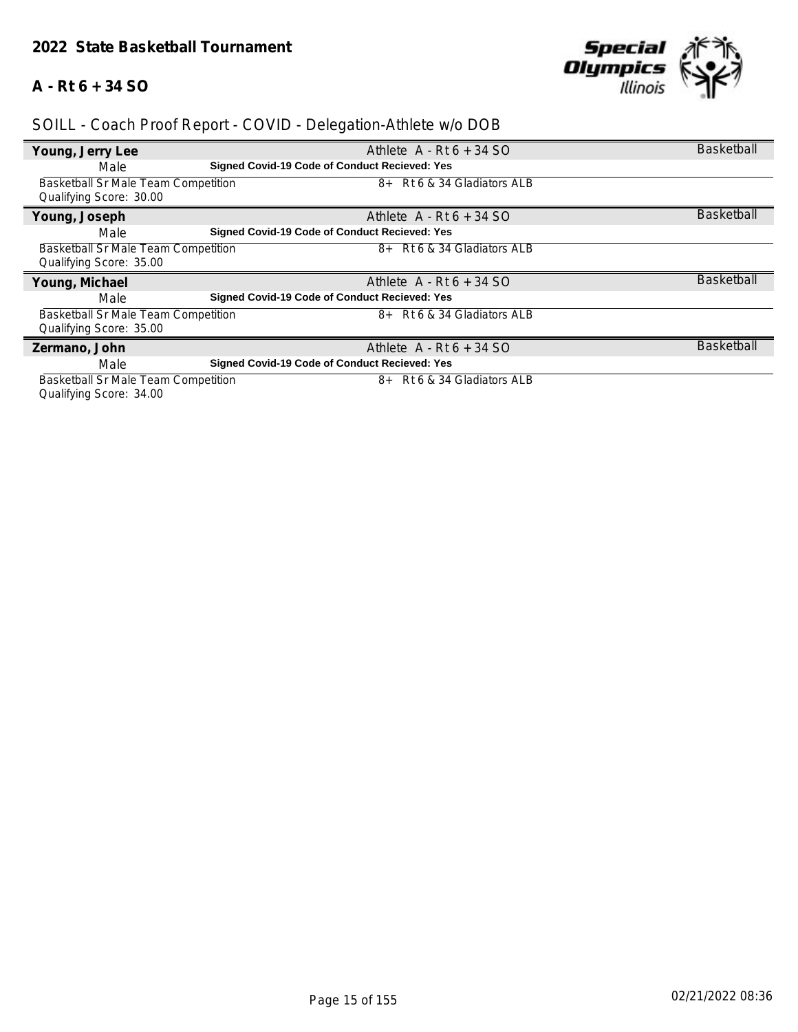## 2022 State Basketball Tournament

### A - Rt 6 + 34 SO

SOILL - Coach Proof Report - COVID - Delegation-Athlete w/o DOB

| | | |
|---|---|---|
| **Young, Jerry Lee** | Athlete A - Rt 6 + 34 SO | Basketball |
| Male | **Signed Covid-19 Code of Conduct Recieved: Yes** | |
| Basketball Sr Male Team Competition<br>Qualifying Score: 30.00 | 8+ Rt 6 & 34 Gladiators ALB | |
| **Young, Joseph** | Athlete A - Rt 6 + 34 SO | Basketball |
| Male | **Signed Covid-19 Code of Conduct Recieved: Yes** | |
| Basketball Sr Male Team Competition<br>Qualifying Score: 35.00 | 8+ Rt 6 & 34 Gladiators ALB | |
| **Young, Michael** | Athlete A - Rt 6 + 34 SO | Basketball |
| Male | **Signed Covid-19 Code of Conduct Recieved: Yes** | |
| Basketball Sr Male Team Competition<br>Qualifying Score: 35.00 | 8+ Rt 6 & 34 Gladiators ALB | |
| **Zermano, John** | Athlete A - Rt 6 + 34 SO | Basketball |
| Male | **Signed Covid-19 Code of Conduct Recieved: Yes** | |
| Basketball Sr Male Team Competition<br>Qualifying Score: 34.00 | 8+ Rt 6 & 34 Gladiators ALB | |

02/21/2022 08:36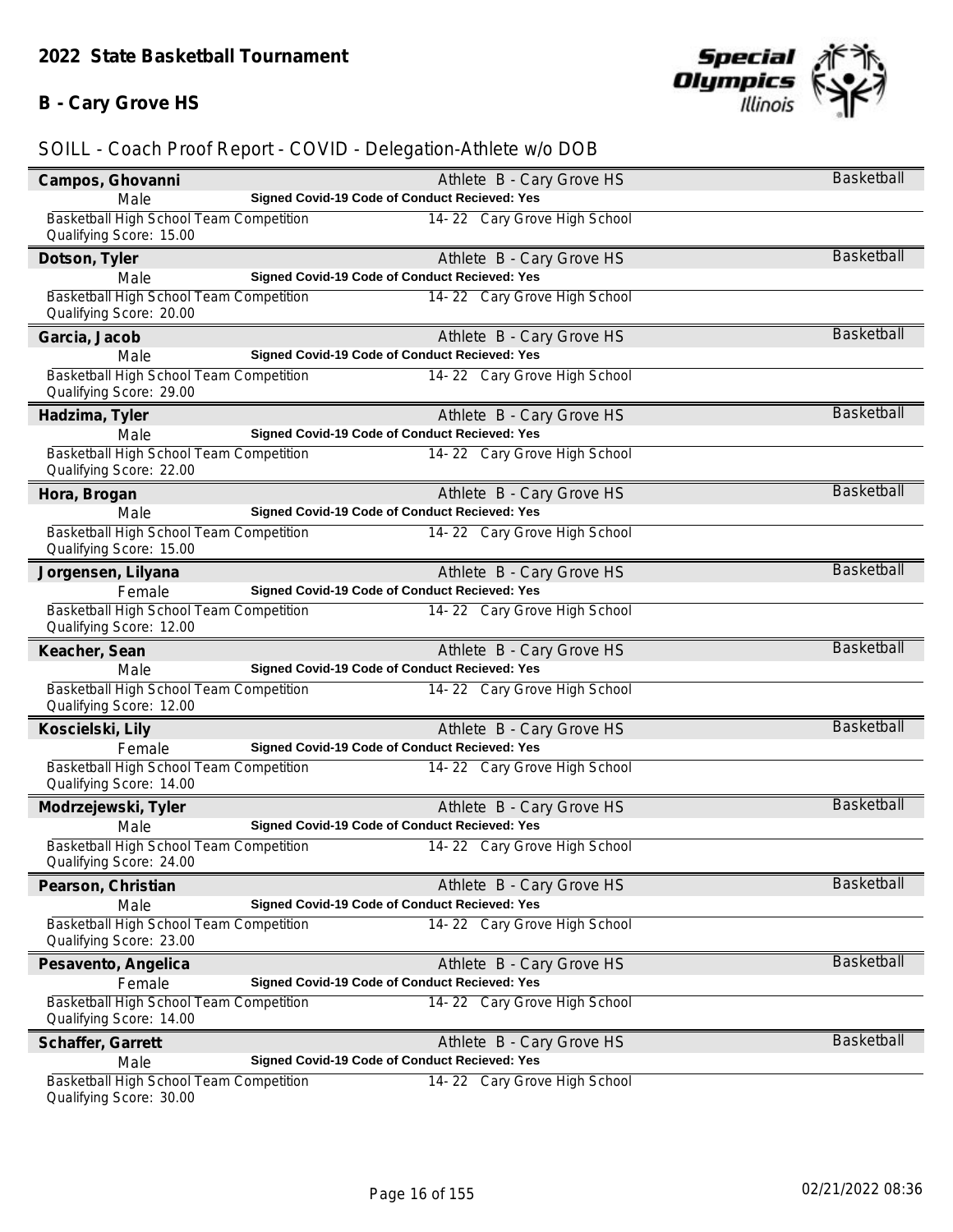## 2022 State Basketball Tournament

### B - Cary Grove HS

SOILL - Coach Proof Report - COVID - Delegation-Athlete w/o DOB

**Campos, Ghovanni** — Athlete B - Cary Grove HS — Basketball
Male — **Signed Covid-19 Code of Conduct Recieved: Yes**
Basketball High School Team Competition — 14- 22 Cary Grove High School
Qualifying Score: 15.00

**Dotson, Tyler** — Athlete B - Cary Grove HS — Basketball
Male — **Signed Covid-19 Code of Conduct Recieved: Yes**
Basketball High School Team Competition — 14- 22 Cary Grove High School
Qualifying Score: 20.00

**Garcia, Jacob** — Athlete B - Cary Grove HS — Basketball
Male — **Signed Covid-19 Code of Conduct Recieved: Yes**
Basketball High School Team Competition — 14- 22 Cary Grove High School
Qualifying Score: 29.00

**Hadzima, Tyler** — Athlete B - Cary Grove HS — Basketball
Male — **Signed Covid-19 Code of Conduct Recieved: Yes**
Basketball High School Team Competition — 14- 22 Cary Grove High School
Qualifying Score: 22.00

**Hora, Brogan** — Athlete B - Cary Grove HS — Basketball
Male — **Signed Covid-19 Code of Conduct Recieved: Yes**
Basketball High School Team Competition — 14- 22 Cary Grove High School
Qualifying Score: 15.00

**Jorgensen, Lilyana** — Athlete B - Cary Grove HS — Basketball
Female — **Signed Covid-19 Code of Conduct Recieved: Yes**
Basketball High School Team Competition — 14- 22 Cary Grove High School
Qualifying Score: 12.00

**Keacher, Sean** — Athlete B - Cary Grove HS — Basketball
Male — **Signed Covid-19 Code of Conduct Recieved: Yes**
Basketball High School Team Competition — 14- 22 Cary Grove High School
Qualifying Score: 12.00

**Koscielski, Lily** — Athlete B - Cary Grove HS — Basketball
Female — **Signed Covid-19 Code of Conduct Recieved: Yes**
Basketball High School Team Competition — 14- 22 Cary Grove High School
Qualifying Score: 14.00

**Modrzejewski, Tyler** — Athlete B - Cary Grove HS — Basketball
Male — **Signed Covid-19 Code of Conduct Recieved: Yes**
Basketball High School Team Competition — 14- 22 Cary Grove High School
Qualifying Score: 24.00

**Pearson, Christian** — Athlete B - Cary Grove HS — Basketball
Male — **Signed Covid-19 Code of Conduct Recieved: Yes**
Basketball High School Team Competition — 14- 22 Cary Grove High School
Qualifying Score: 23.00

**Pesavento, Angelica** — Athlete B - Cary Grove HS — Basketball
Female — **Signed Covid-19 Code of Conduct Recieved: Yes**
Basketball High School Team Competition — 14- 22 Cary Grove High School
Qualifying Score: 14.00

**Schaffer, Garrett** — Athlete B - Cary Grove HS — Basketball
Male — **Signed Covid-19 Code of Conduct Recieved: Yes**
Basketball High School Team Competition — 14- 22 Cary Grove High School
Qualifying Score: 30.00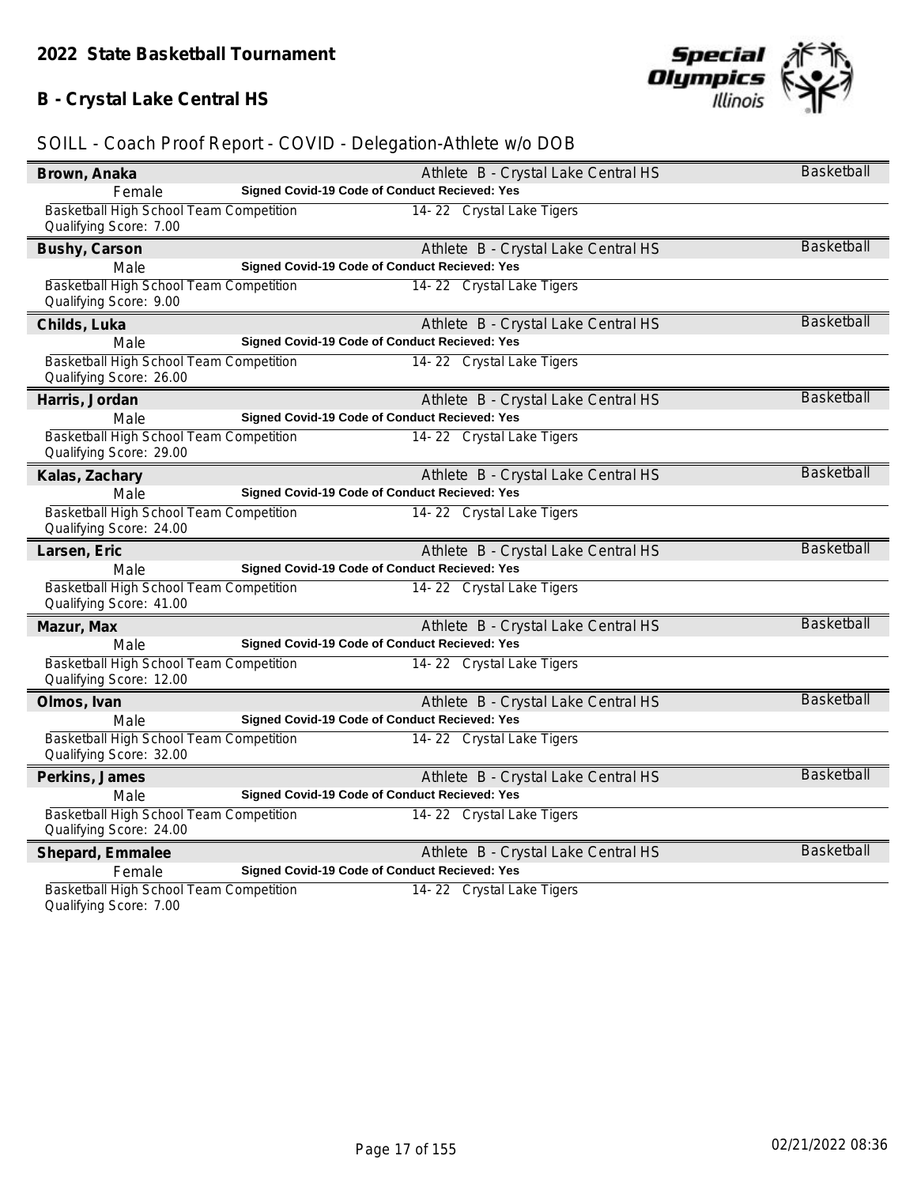## 2022 State Basketball Tournament

## B - Crystal Lake Central HS

SOILL - Coach Proof Report - COVID - Delegation-Athlete w/o DOB

**Brown, Anaka** — Athlete B - Crystal Lake Central HS — Basketball
Female — **Signed Covid-19 Code of Conduct Recieved: Yes**
Basketball High School Team Competition — 14- 22 Crystal Lake Tigers
Qualifying Score: 7.00

**Bushy, Carson** — Athlete B - Crystal Lake Central HS — Basketball
Male — **Signed Covid-19 Code of Conduct Recieved: Yes**
Basketball High School Team Competition — 14- 22 Crystal Lake Tigers
Qualifying Score: 9.00

**Childs, Luka** — Athlete B - Crystal Lake Central HS — Basketball
Male — **Signed Covid-19 Code of Conduct Recieved: Yes**
Basketball High School Team Competition — 14- 22 Crystal Lake Tigers
Qualifying Score: 26.00

**Harris, Jordan** — Athlete B - Crystal Lake Central HS — Basketball
Male — **Signed Covid-19 Code of Conduct Recieved: Yes**
Basketball High School Team Competition — 14- 22 Crystal Lake Tigers
Qualifying Score: 29.00

**Kalas, Zachary** — Athlete B - Crystal Lake Central HS — Basketball
Male — **Signed Covid-19 Code of Conduct Recieved: Yes**
Basketball High School Team Competition — 14- 22 Crystal Lake Tigers
Qualifying Score: 24.00

**Larsen, Eric** — Athlete B - Crystal Lake Central HS — Basketball
Male — **Signed Covid-19 Code of Conduct Recieved: Yes**
Basketball High School Team Competition — 14- 22 Crystal Lake Tigers
Qualifying Score: 41.00

**Mazur, Max** — Athlete B - Crystal Lake Central HS — Basketball
Male — **Signed Covid-19 Code of Conduct Recieved: Yes**
Basketball High School Team Competition — 14- 22 Crystal Lake Tigers
Qualifying Score: 12.00

**Olmos, Ivan** — Athlete B - Crystal Lake Central HS — Basketball
Male — **Signed Covid-19 Code of Conduct Recieved: Yes**
Basketball High School Team Competition — 14- 22 Crystal Lake Tigers
Qualifying Score: 32.00

**Perkins, James** — Athlete B - Crystal Lake Central HS — Basketball
Male — **Signed Covid-19 Code of Conduct Recieved: Yes**
Basketball High School Team Competition — 14- 22 Crystal Lake Tigers
Qualifying Score: 24.00

**Shepard, Emmalee** — Athlete B - Crystal Lake Central HS — Basketball
Female — **Signed Covid-19 Code of Conduct Recieved: Yes**
Basketball High School Team Competition — 14- 22 Crystal Lake Tigers
Qualifying Score: 7.00

02/21/2022 08:36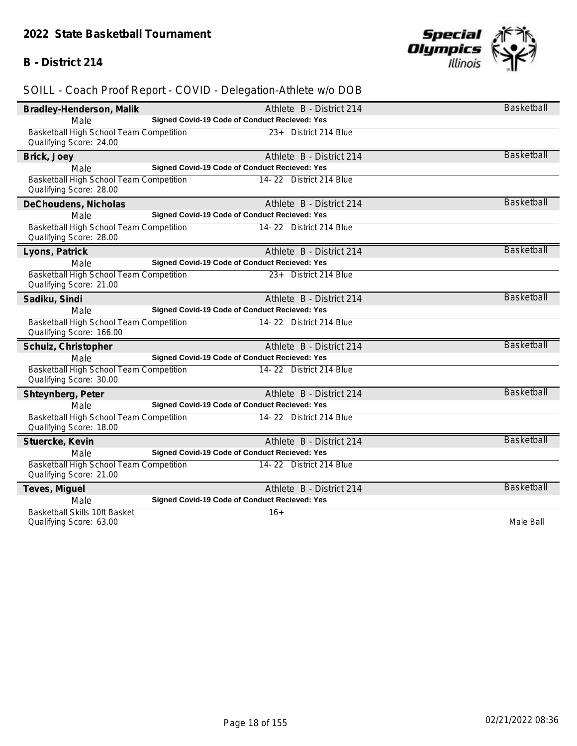## 2022 State Basketball Tournament

## B - District 214

SOILL - Coach Proof Report - COVID - Delegation-Athlete w/o DOB

| Name | Details | Sport |
|---|---|---|
| **Bradley-Henderson, Malik** | Athlete B - District 214 | Basketball |
| Male | **Signed Covid-19 Code of Conduct Recieved: Yes** | |
| Basketball High School Team Competition<br>Qualifying Score: 24.00 | 23+ District 214 Blue | |
| **Brick, Joey** | Athlete B - District 214 | Basketball |
| Male | **Signed Covid-19 Code of Conduct Recieved: Yes** | |
| Basketball High School Team Competition<br>Qualifying Score: 28.00 | 14- 22 District 214 Blue | |
| **DeChoudens, Nicholas** | Athlete B - District 214 | Basketball |
| Male | **Signed Covid-19 Code of Conduct Recieved: Yes** | |
| Basketball High School Team Competition<br>Qualifying Score: 28.00 | 14- 22 District 214 Blue | |
| **Lyons, Patrick** | Athlete B - District 214 | Basketball |
| Male | **Signed Covid-19 Code of Conduct Recieved: Yes** | |
| Basketball High School Team Competition<br>Qualifying Score: 21.00 | 23+ District 214 Blue | |
| **Sadiku, Sindi** | Athlete B - District 214 | Basketball |
| Male | **Signed Covid-19 Code of Conduct Recieved: Yes** | |
| Basketball High School Team Competition<br>Qualifying Score: 166.00 | 14- 22 District 214 Blue | |
| **Schulz, Christopher** | Athlete B - District 214 | Basketball |
| Male | **Signed Covid-19 Code of Conduct Recieved: Yes** | |
| Basketball High School Team Competition<br>Qualifying Score: 30.00 | 14- 22 District 214 Blue | |
| **Shteynberg, Peter** | Athlete B - District 214 | Basketball |
| Male | **Signed Covid-19 Code of Conduct Recieved: Yes** | |
| Basketball High School Team Competition<br>Qualifying Score: 18.00 | 14- 22 District 214 Blue | |
| **Stuercke, Kevin** | Athlete B - District 214 | Basketball |
| Male | **Signed Covid-19 Code of Conduct Recieved: Yes** | |
| Basketball High School Team Competition<br>Qualifying Score: 21.00 | 14- 22 District 214 Blue | |
| **Teves, Miguel** | Athlete B - District 214 | Basketball |
| Male | **Signed Covid-19 Code of Conduct Recieved: Yes** | |
| Basketball Skills 10ft Basket<br>Qualifying Score: 63.00 | 16+ | Male Ball |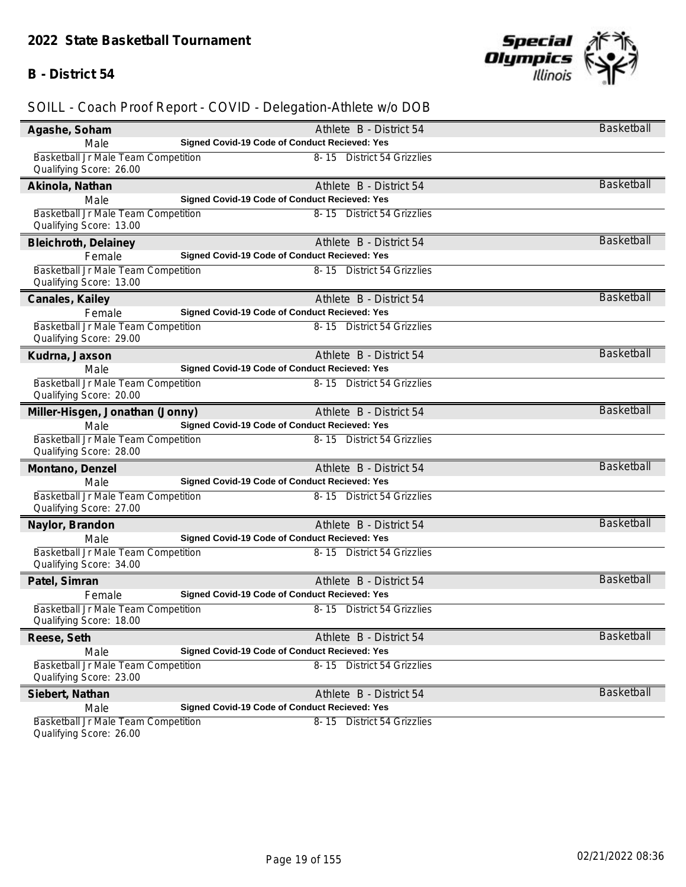## 2022 State Basketball Tournament

### B - District 54

SOILL - Coach Proof Report - COVID - Delegation-Athlete w/o DOB

**Agashe, Soham** | Athlete B - District 54 | Basketball
Male | **Signed Covid-19 Code of Conduct Recieved: Yes**
Basketball Jr Male Team Competition | 8- 15 District 54 Grizzlies
Qualifying Score: 26.00

**Akinola, Nathan** | Athlete B - District 54 | Basketball
Male | **Signed Covid-19 Code of Conduct Recieved: Yes**
Basketball Jr Male Team Competition | 8- 15 District 54 Grizzlies
Qualifying Score: 13.00

**Bleichroth, Delainey** | Athlete B - District 54 | Basketball
Female | **Signed Covid-19 Code of Conduct Recieved: Yes**
Basketball Jr Male Team Competition | 8- 15 District 54 Grizzlies
Qualifying Score: 13.00

**Canales, Kailey** | Athlete B - District 54 | Basketball
Female | **Signed Covid-19 Code of Conduct Recieved: Yes**
Basketball Jr Male Team Competition | 8- 15 District 54 Grizzlies
Qualifying Score: 29.00

**Kudrna, Jaxson** | Athlete B - District 54 | Basketball
Male | **Signed Covid-19 Code of Conduct Recieved: Yes**
Basketball Jr Male Team Competition | 8- 15 District 54 Grizzlies
Qualifying Score: 20.00

**Miller-Hisgen, Jonathan (Jonny)** | Athlete B - District 54 | Basketball
Male | **Signed Covid-19 Code of Conduct Recieved: Yes**
Basketball Jr Male Team Competition | 8- 15 District 54 Grizzlies
Qualifying Score: 28.00

**Montano, Denzel** | Athlete B - District 54 | Basketball
Male | **Signed Covid-19 Code of Conduct Recieved: Yes**
Basketball Jr Male Team Competition | 8- 15 District 54 Grizzlies
Qualifying Score: 27.00

**Naylor, Brandon** | Athlete B - District 54 | Basketball
Male | **Signed Covid-19 Code of Conduct Recieved: Yes**
Basketball Jr Male Team Competition | 8- 15 District 54 Grizzlies
Qualifying Score: 34.00

**Patel, Simran** | Athlete B - District 54 | Basketball
Female | **Signed Covid-19 Code of Conduct Recieved: Yes**
Basketball Jr Male Team Competition | 8- 15 District 54 Grizzlies
Qualifying Score: 18.00

**Reese, Seth** | Athlete B - District 54 | Basketball
Male | **Signed Covid-19 Code of Conduct Recieved: Yes**
Basketball Jr Male Team Competition | 8- 15 District 54 Grizzlies
Qualifying Score: 23.00

**Siebert, Nathan** | Athlete B - District 54 | Basketball
Male | **Signed Covid-19 Code of Conduct Recieved: Yes**
Basketball Jr Male Team Competition | 8- 15 District 54 Grizzlies
Qualifying Score: 26.00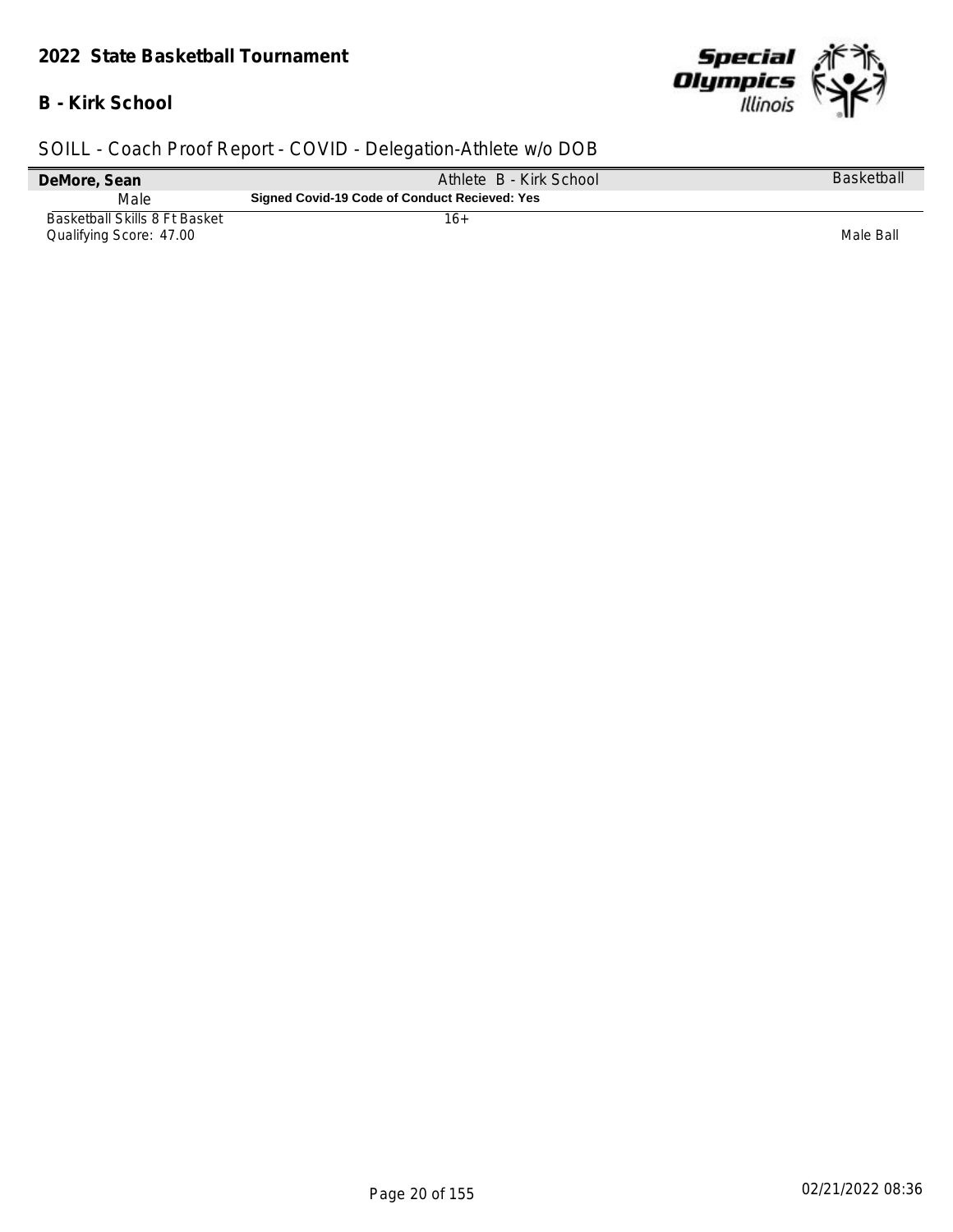## 2022 State Basketball Tournament

### B - Kirk School

SOILL - Coach Proof Report - COVID - Delegation-Athlete w/o DOB

| **DeMore, Sean** | Athlete B - Kirk School | Basketball |
|---|---|---|
| Male | **Signed Covid-19 Code of Conduct Recieved: Yes** | |
| Basketball Skills 8 Ft Basket | 16+ | |
| Qualifying Score: 47.00 | | Male Ball |

02/21/2022 08:36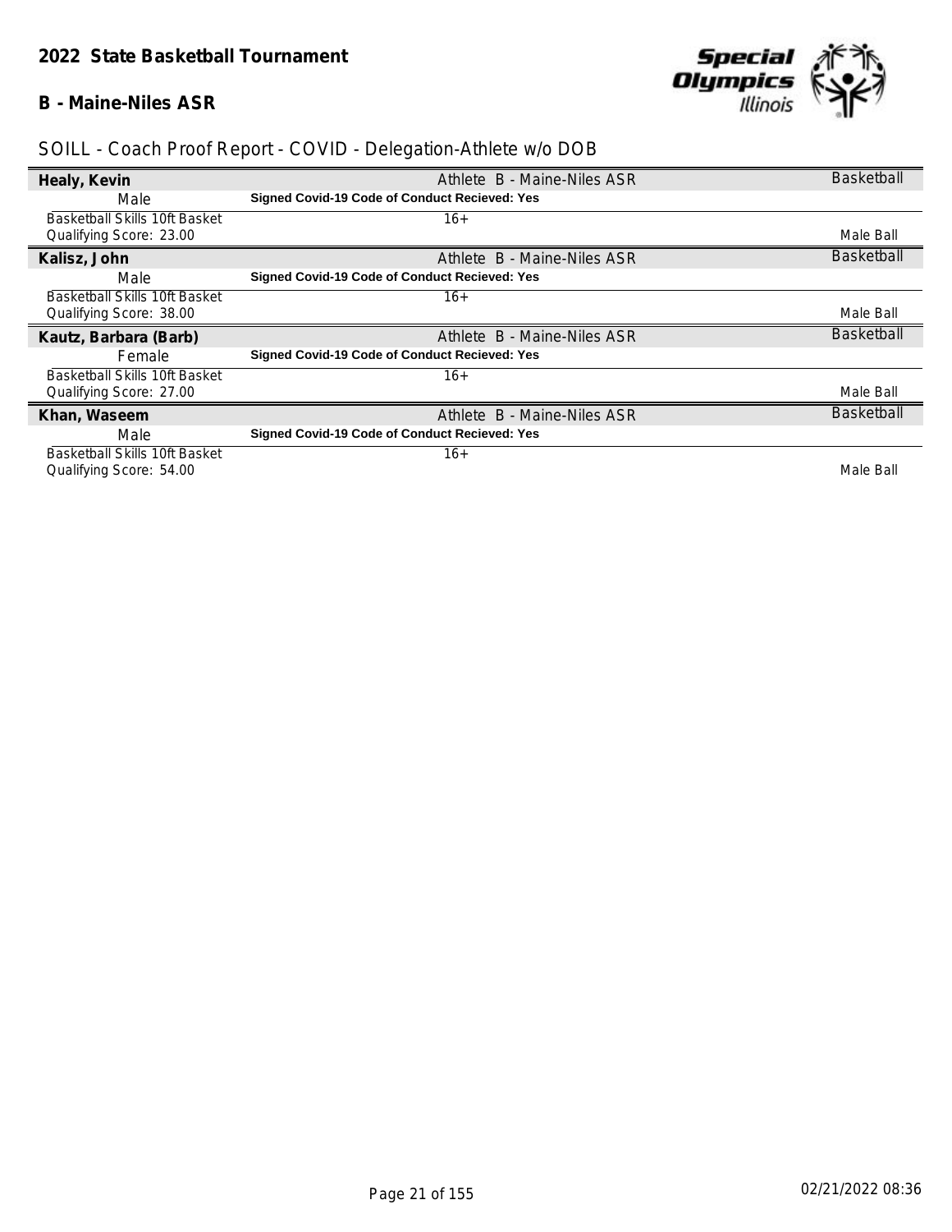## 2022 State Basketball Tournament

## B - Maine-Niles ASR

SOILL - Coach Proof Report - COVID - Delegation-Athlete w/o DOB

| Name | Delegation | Sport |
|---|---|---|
| **Healy, Kevin** | Athlete B - Maine-Niles ASR | Basketball |
| Male | **Signed Covid-19 Code of Conduct Recieved: Yes** | |
| Basketball Skills 10ft Basket<br>Qualifying Score: 23.00 | 16+ | Male Ball |
| **Kalisz, John** | Athlete B - Maine-Niles ASR | Basketball |
| Male | **Signed Covid-19 Code of Conduct Recieved: Yes** | |
| Basketball Skills 10ft Basket<br>Qualifying Score: 38.00 | 16+ | Male Ball |
| **Kautz, Barbara (Barb)** | Athlete B - Maine-Niles ASR | Basketball |
| Female | **Signed Covid-19 Code of Conduct Recieved: Yes** | |
| Basketball Skills 10ft Basket<br>Qualifying Score: 27.00 | 16+ | Male Ball |
| **Khan, Waseem** | Athlete B - Maine-Niles ASR | Basketball |
| Male | **Signed Covid-19 Code of Conduct Recieved: Yes** | |
| Basketball Skills 10ft Basket<br>Qualifying Score: 54.00 | 16+ | Male Ball |

02/21/2022 08:36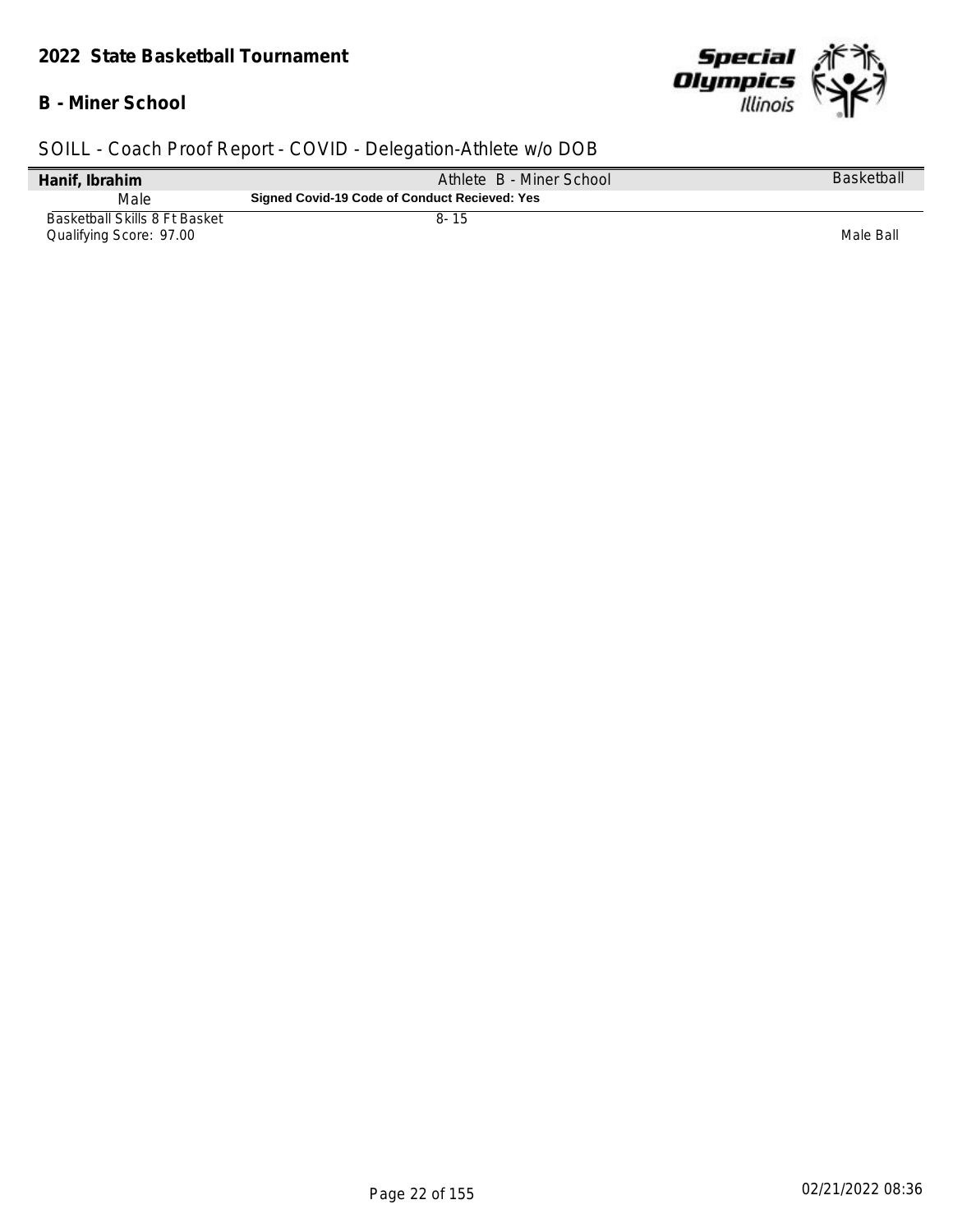## 2022 State Basketball Tournament

### B - Miner School

SOILL - Coach Proof Report - COVID - Delegation-Athlete w/o DOB

| Hanif, Ibrahim | Athlete B - Miner School | Basketball |
|---|---|---|
| Male | **Signed Covid-19 Code of Conduct Recieved: Yes** | |
| Basketball Skills 8 Ft Basket<br>Qualifying Score: 97.00 | 8- 15 | Male Ball |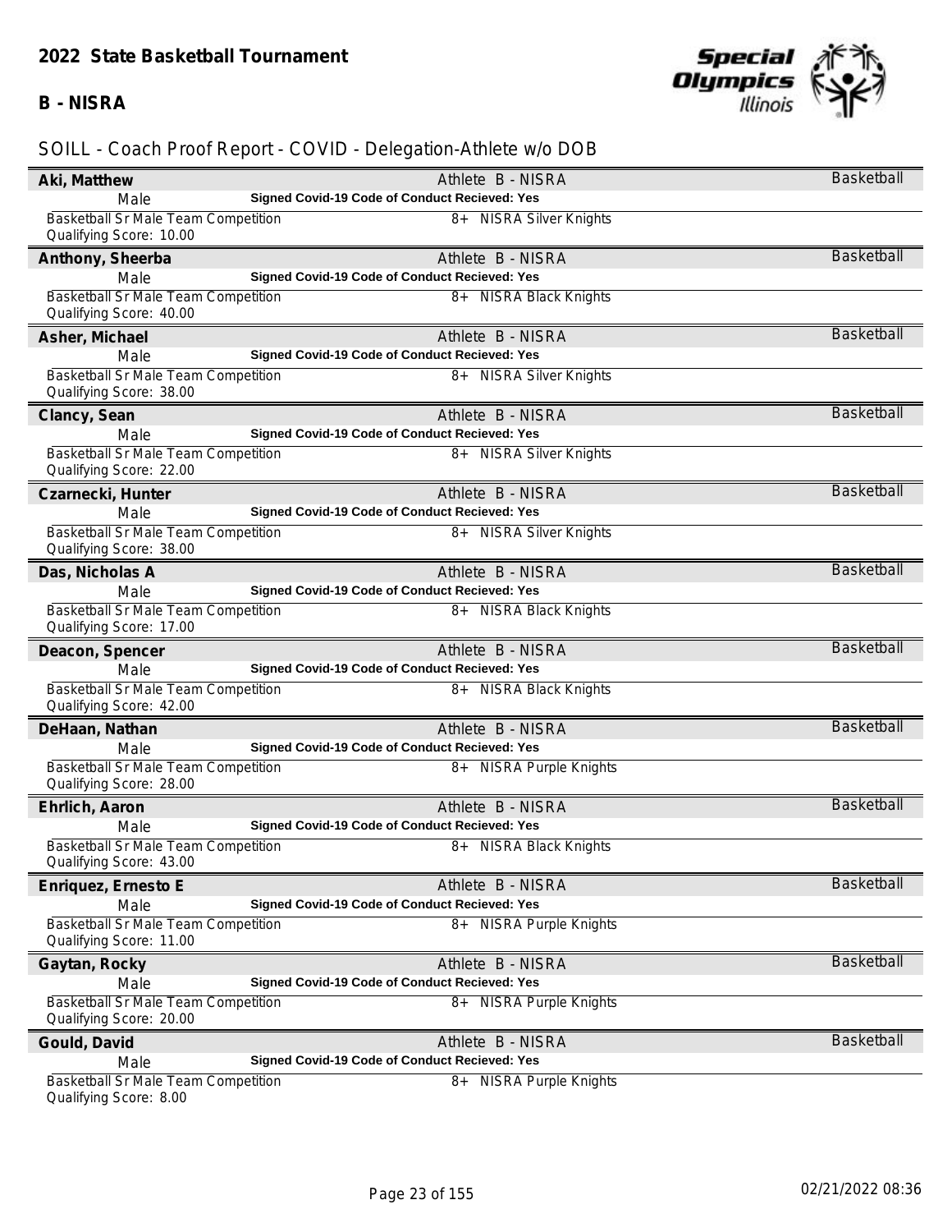## 2022 State Basketball Tournament

### B - NISRA

SOILL - Coach Proof Report - COVID - Delegation-Athlete w/o DOB

**Aki, Matthew** — Athlete B - NISRA — Basketball
Male — **Signed Covid-19 Code of Conduct Recieved: Yes**
Basketball Sr Male Team Competition — 8+ NISRA Silver Knights
Qualifying Score: 10.00

**Anthony, Sheerba** — Athlete B - NISRA — Basketball
Male — **Signed Covid-19 Code of Conduct Recieved: Yes**
Basketball Sr Male Team Competition — 8+ NISRA Black Knights
Qualifying Score: 40.00

**Asher, Michael** — Athlete B - NISRA — Basketball
Male — **Signed Covid-19 Code of Conduct Recieved: Yes**
Basketball Sr Male Team Competition — 8+ NISRA Silver Knights
Qualifying Score: 38.00

**Clancy, Sean** — Athlete B - NISRA — Basketball
Male — **Signed Covid-19 Code of Conduct Recieved: Yes**
Basketball Sr Male Team Competition — 8+ NISRA Silver Knights
Qualifying Score: 22.00

**Czarnecki, Hunter** — Athlete B - NISRA — Basketball
Male — **Signed Covid-19 Code of Conduct Recieved: Yes**
Basketball Sr Male Team Competition — 8+ NISRA Silver Knights
Qualifying Score: 38.00

**Das, Nicholas A** — Athlete B - NISRA — Basketball
Male — **Signed Covid-19 Code of Conduct Recieved: Yes**
Basketball Sr Male Team Competition — 8+ NISRA Black Knights
Qualifying Score: 17.00

**Deacon, Spencer** — Athlete B - NISRA — Basketball
Male — **Signed Covid-19 Code of Conduct Recieved: Yes**
Basketball Sr Male Team Competition — 8+ NISRA Black Knights
Qualifying Score: 42.00

**DeHaan, Nathan** — Athlete B - NISRA — Basketball
Male — **Signed Covid-19 Code of Conduct Recieved: Yes**
Basketball Sr Male Team Competition — 8+ NISRA Purple Knights
Qualifying Score: 28.00

**Ehrlich, Aaron** — Athlete B - NISRA — Basketball
Male — **Signed Covid-19 Code of Conduct Recieved: Yes**
Basketball Sr Male Team Competition — 8+ NISRA Black Knights
Qualifying Score: 43.00

**Enriquez, Ernesto E** — Athlete B - NISRA — Basketball
Male — **Signed Covid-19 Code of Conduct Recieved: Yes**
Basketball Sr Male Team Competition — 8+ NISRA Purple Knights
Qualifying Score: 11.00

**Gaytan, Rocky** — Athlete B - NISRA — Basketball
Male — **Signed Covid-19 Code of Conduct Recieved: Yes**
Basketball Sr Male Team Competition — 8+ NISRA Purple Knights
Qualifying Score: 20.00

**Gould, David** — Athlete B - NISRA — Basketball
Male — **Signed Covid-19 Code of Conduct Recieved: Yes**
Basketball Sr Male Team Competition — 8+ NISRA Purple Knights
Qualifying Score: 8.00

02/21/2022 08:36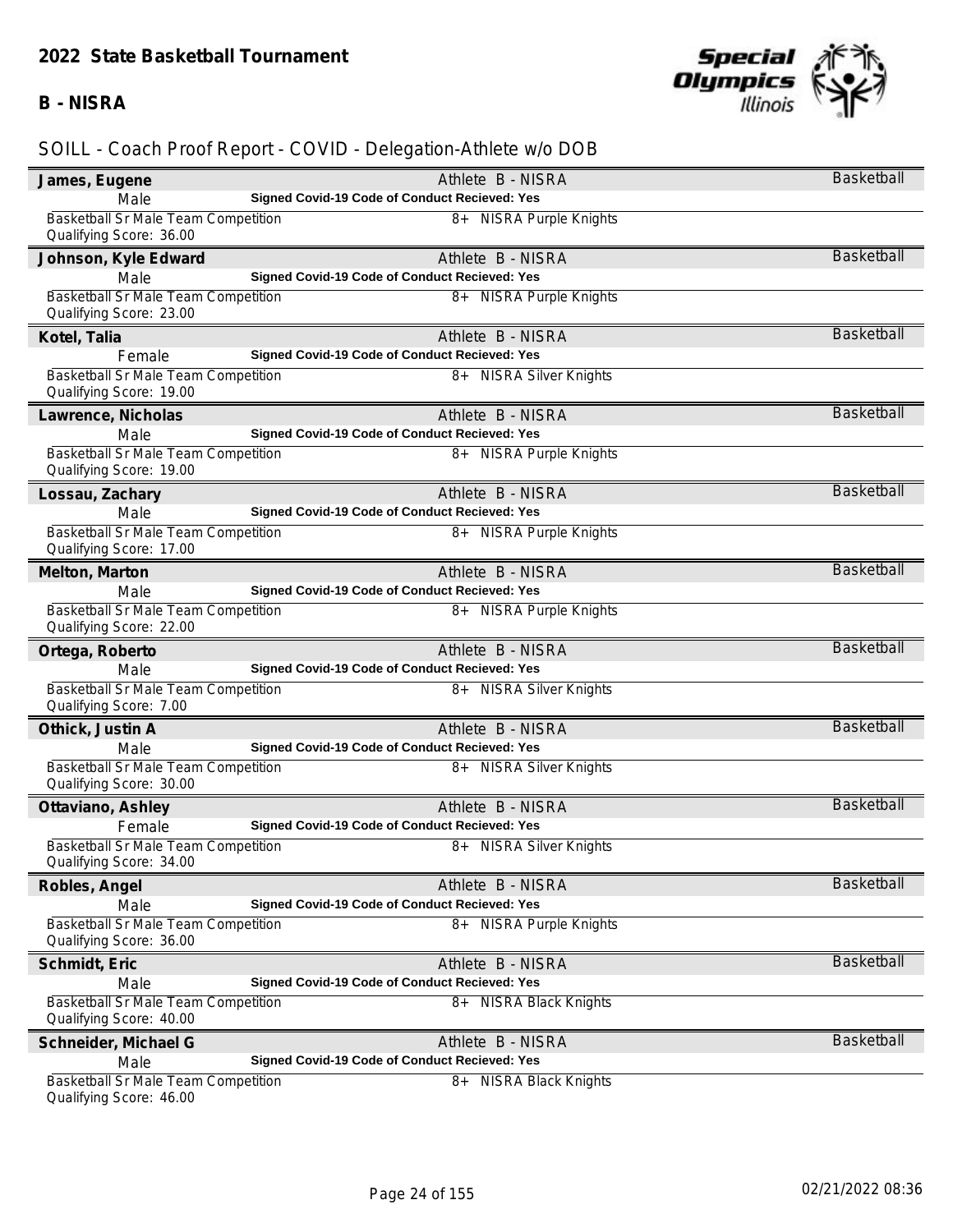## 2022 State Basketball Tournament

**B - NISRA**

SOILL - Coach Proof Report - COVID - Delegation-Athlete w/o DOB

**James, Eugene** — Athlete B - NISRA — Basketball
Male — **Signed Covid-19 Code of Conduct Recieved: Yes**
Basketball Sr Male Team Competition — 8+ NISRA Purple Knights
Qualifying Score: 36.00

**Johnson, Kyle Edward** — Athlete B - NISRA — Basketball
Male — **Signed Covid-19 Code of Conduct Recieved: Yes**
Basketball Sr Male Team Competition — 8+ NISRA Purple Knights
Qualifying Score: 23.00

**Kotel, Talia** — Athlete B - NISRA — Basketball
Female — **Signed Covid-19 Code of Conduct Recieved: Yes**
Basketball Sr Male Team Competition — 8+ NISRA Silver Knights
Qualifying Score: 19.00

**Lawrence, Nicholas** — Athlete B - NISRA — Basketball
Male — **Signed Covid-19 Code of Conduct Recieved: Yes**
Basketball Sr Male Team Competition — 8+ NISRA Purple Knights
Qualifying Score: 19.00

**Lossau, Zachary** — Athlete B - NISRA — Basketball
Male — **Signed Covid-19 Code of Conduct Recieved: Yes**
Basketball Sr Male Team Competition — 8+ NISRA Purple Knights
Qualifying Score: 17.00

**Melton, Marton** — Athlete B - NISRA — Basketball
Male — **Signed Covid-19 Code of Conduct Recieved: Yes**
Basketball Sr Male Team Competition — 8+ NISRA Purple Knights
Qualifying Score: 22.00

**Ortega, Roberto** — Athlete B - NISRA — Basketball
Male — **Signed Covid-19 Code of Conduct Recieved: Yes**
Basketball Sr Male Team Competition — 8+ NISRA Silver Knights
Qualifying Score: 7.00

**Othick, Justin A** — Athlete B - NISRA — Basketball
Male — **Signed Covid-19 Code of Conduct Recieved: Yes**
Basketball Sr Male Team Competition — 8+ NISRA Silver Knights
Qualifying Score: 30.00

**Ottaviano, Ashley** — Athlete B - NISRA — Basketball
Female — **Signed Covid-19 Code of Conduct Recieved: Yes**
Basketball Sr Male Team Competition — 8+ NISRA Silver Knights
Qualifying Score: 34.00

**Robles, Angel** — Athlete B - NISRA — Basketball
Male — **Signed Covid-19 Code of Conduct Recieved: Yes**
Basketball Sr Male Team Competition — 8+ NISRA Purple Knights
Qualifying Score: 36.00

**Schmidt, Eric** — Athlete B - NISRA — Basketball
Male — **Signed Covid-19 Code of Conduct Recieved: Yes**
Basketball Sr Male Team Competition — 8+ NISRA Black Knights
Qualifying Score: 40.00

**Schneider, Michael G** — Athlete B - NISRA — Basketball
Male — **Signed Covid-19 Code of Conduct Recieved: Yes**
Basketball Sr Male Team Competition — 8+ NISRA Black Knights
Qualifying Score: 46.00

02/21/2022 08:36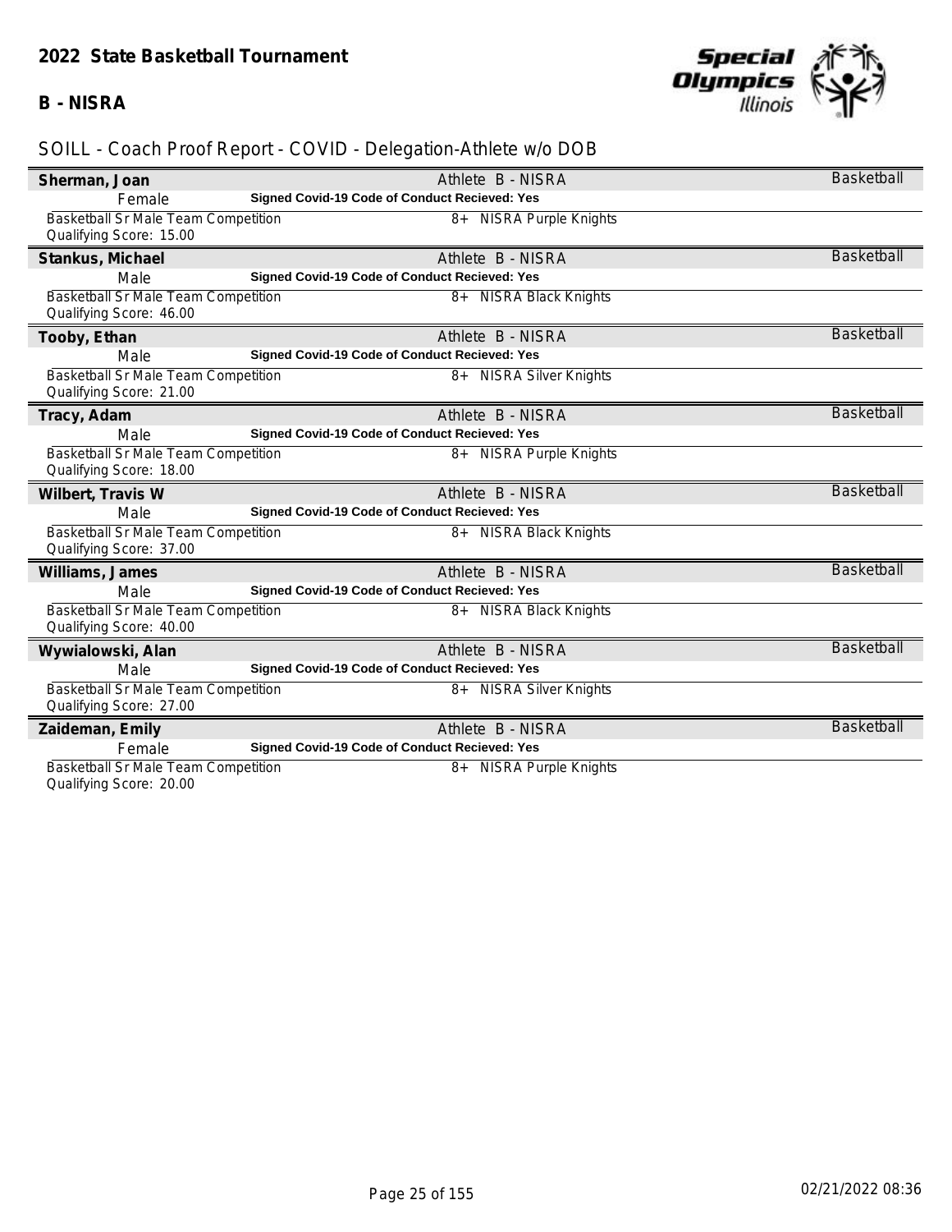# 2022 State Basketball Tournament

## B - NISRA

### SOILL - Coach Proof Report - COVID - Delegation-Athlete w/o DOB

**Sherman, Joan** — Athlete B - NISRA — Basketball
Female — **Signed Covid-19 Code of Conduct Recieved: Yes**
Basketball Sr Male Team Competition — 8+ NISRA Purple Knights
Qualifying Score: 15.00

**Stankus, Michael** — Athlete B - NISRA — Basketball
Male — **Signed Covid-19 Code of Conduct Recieved: Yes**
Basketball Sr Male Team Competition — 8+ NISRA Black Knights
Qualifying Score: 46.00

**Tooby, Ethan** — Athlete B - NISRA — Basketball
Male — **Signed Covid-19 Code of Conduct Recieved: Yes**
Basketball Sr Male Team Competition — 8+ NISRA Silver Knights
Qualifying Score: 21.00

**Tracy, Adam** — Athlete B - NISRA — Basketball
Male — **Signed Covid-19 Code of Conduct Recieved: Yes**
Basketball Sr Male Team Competition — 8+ NISRA Purple Knights
Qualifying Score: 18.00

**Wilbert, Travis W** — Athlete B - NISRA — Basketball
Male — **Signed Covid-19 Code of Conduct Recieved: Yes**
Basketball Sr Male Team Competition — 8+ NISRA Black Knights
Qualifying Score: 37.00

**Williams, James** — Athlete B - NISRA — Basketball
Male — **Signed Covid-19 Code of Conduct Recieved: Yes**
Basketball Sr Male Team Competition — 8+ NISRA Black Knights
Qualifying Score: 40.00

**Wywialowski, Alan** — Athlete B - NISRA — Basketball
Male — **Signed Covid-19 Code of Conduct Recieved: Yes**
Basketball Sr Male Team Competition — 8+ NISRA Silver Knights
Qualifying Score: 27.00

**Zaideman, Emily** — Athlete B - NISRA — Basketball
Female — **Signed Covid-19 Code of Conduct Recieved: Yes**
Basketball Sr Male Team Competition — 8+ NISRA Purple Knights
Qualifying Score: 20.00

02/21/2022 08:36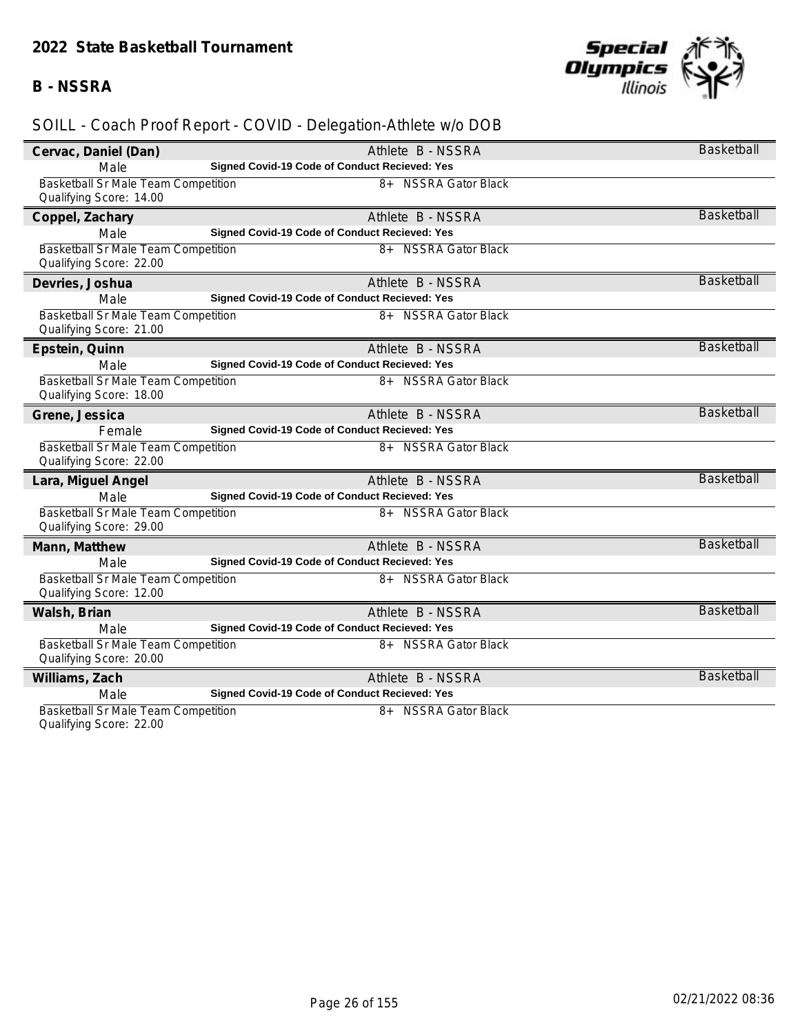## 2022 State Basketball Tournament

### B - NSSRA

SOILL - Coach Proof Report - COVID - Delegation-Athlete w/o DOB

**Cervac, Daniel (Dan)** — Athlete B - NSSRA — Basketball
Male — **Signed Covid-19 Code of Conduct Recieved: Yes**
Basketball Sr Male Team Competition — 8+ NSSRA Gator Black
Qualifying Score: 14.00

**Coppel, Zachary** — Athlete B - NSSRA — Basketball
Male — **Signed Covid-19 Code of Conduct Recieved: Yes**
Basketball Sr Male Team Competition — 8+ NSSRA Gator Black
Qualifying Score: 22.00

**Devries, Joshua** — Athlete B - NSSRA — Basketball
Male — **Signed Covid-19 Code of Conduct Recieved: Yes**
Basketball Sr Male Team Competition — 8+ NSSRA Gator Black
Qualifying Score: 21.00

**Epstein, Quinn** — Athlete B - NSSRA — Basketball
Male — **Signed Covid-19 Code of Conduct Recieved: Yes**
Basketball Sr Male Team Competition — 8+ NSSRA Gator Black
Qualifying Score: 18.00

**Grene, Jessica** — Athlete B - NSSRA — Basketball
Female — **Signed Covid-19 Code of Conduct Recieved: Yes**
Basketball Sr Male Team Competition — 8+ NSSRA Gator Black
Qualifying Score: 22.00

**Lara, Miguel Angel** — Athlete B - NSSRA — Basketball
Male — **Signed Covid-19 Code of Conduct Recieved: Yes**
Basketball Sr Male Team Competition — 8+ NSSRA Gator Black
Qualifying Score: 29.00

**Mann, Matthew** — Athlete B - NSSRA — Basketball
Male — **Signed Covid-19 Code of Conduct Recieved: Yes**
Basketball Sr Male Team Competition — 8+ NSSRA Gator Black
Qualifying Score: 12.00

**Walsh, Brian** — Athlete B - NSSRA — Basketball
Male — **Signed Covid-19 Code of Conduct Recieved: Yes**
Basketball Sr Male Team Competition — 8+ NSSRA Gator Black
Qualifying Score: 20.00

**Williams, Zach** — Athlete B - NSSRA — Basketball
Male — **Signed Covid-19 Code of Conduct Recieved: Yes**
Basketball Sr Male Team Competition — 8+ NSSRA Gator Black
Qualifying Score: 22.00

02/21/2022 08:36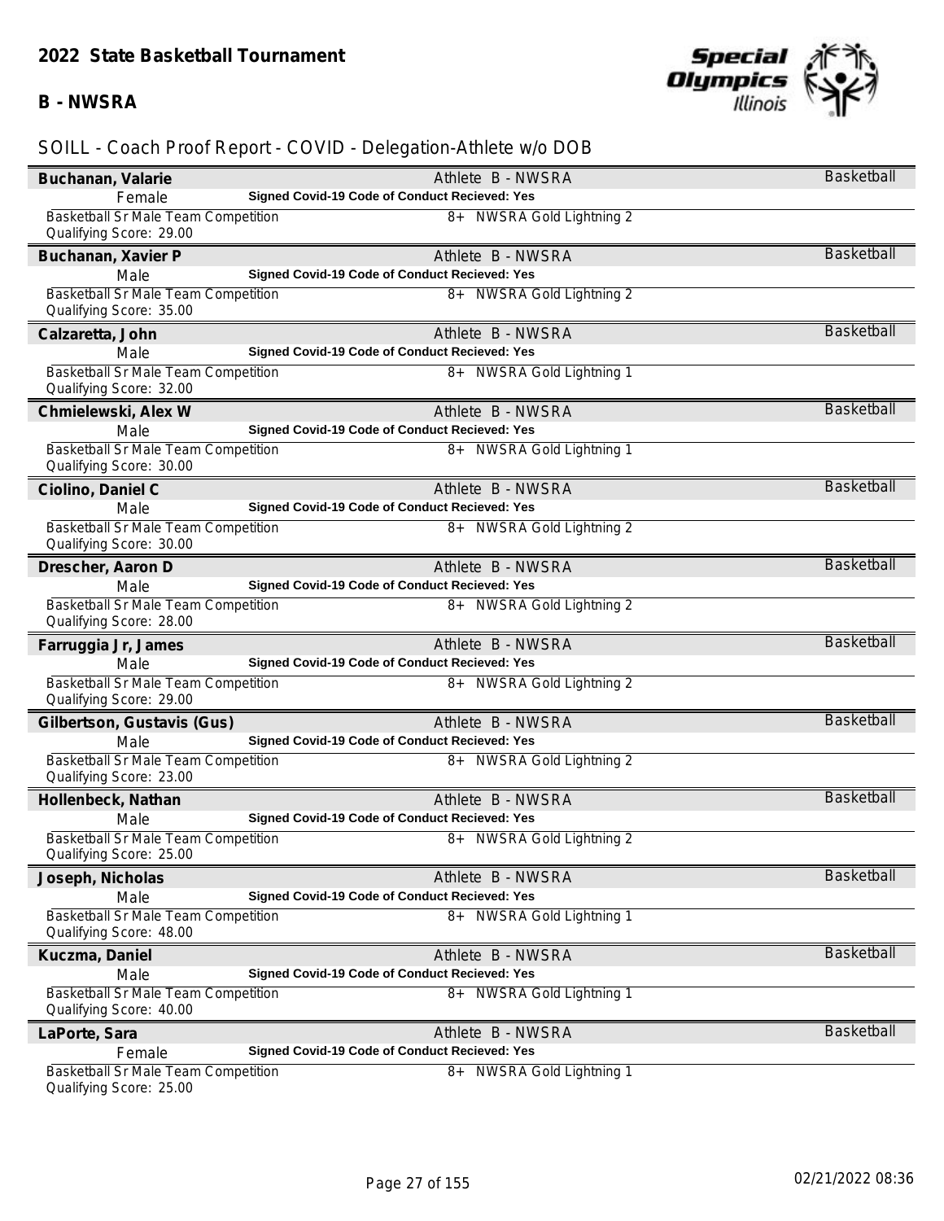## 2022 State Basketball Tournament

### B - NWSRA

SOILL - Coach Proof Report - COVID - Delegation-Athlete w/o DOB

**Buchanan, Valarie** — Athlete B - NWSRA — Basketball
Female — **Signed Covid-19 Code of Conduct Recieved: Yes**
Basketball Sr Male Team Competition — 8+ NWSRA Gold Lightning 2
Qualifying Score: 29.00

**Buchanan, Xavier P** — Athlete B - NWSRA — Basketball
Male — **Signed Covid-19 Code of Conduct Recieved: Yes**
Basketball Sr Male Team Competition — 8+ NWSRA Gold Lightning 2
Qualifying Score: 35.00

**Calzaretta, John** — Athlete B - NWSRA — Basketball
Male — **Signed Covid-19 Code of Conduct Recieved: Yes**
Basketball Sr Male Team Competition — 8+ NWSRA Gold Lightning 1
Qualifying Score: 32.00

**Chmielewski, Alex W** — Athlete B - NWSRA — Basketball
Male — **Signed Covid-19 Code of Conduct Recieved: Yes**
Basketball Sr Male Team Competition — 8+ NWSRA Gold Lightning 1
Qualifying Score: 30.00

**Ciolino, Daniel C** — Athlete B - NWSRA — Basketball
Male — **Signed Covid-19 Code of Conduct Recieved: Yes**
Basketball Sr Male Team Competition — 8+ NWSRA Gold Lightning 2
Qualifying Score: 30.00

**Drescher, Aaron D** — Athlete B - NWSRA — Basketball
Male — **Signed Covid-19 Code of Conduct Recieved: Yes**
Basketball Sr Male Team Competition — 8+ NWSRA Gold Lightning 2
Qualifying Score: 28.00

**Farruggia Jr, James** — Athlete B - NWSRA — Basketball
Male — **Signed Covid-19 Code of Conduct Recieved: Yes**
Basketball Sr Male Team Competition — 8+ NWSRA Gold Lightning 2
Qualifying Score: 29.00

**Gilbertson, Gustavis (Gus)** — Athlete B - NWSRA — Basketball
Male — **Signed Covid-19 Code of Conduct Recieved: Yes**
Basketball Sr Male Team Competition — 8+ NWSRA Gold Lightning 2
Qualifying Score: 23.00

**Hollenbeck, Nathan** — Athlete B - NWSRA — Basketball
Male — **Signed Covid-19 Code of Conduct Recieved: Yes**
Basketball Sr Male Team Competition — 8+ NWSRA Gold Lightning 2
Qualifying Score: 25.00

**Joseph, Nicholas** — Athlete B - NWSRA — Basketball
Male — **Signed Covid-19 Code of Conduct Recieved: Yes**
Basketball Sr Male Team Competition — 8+ NWSRA Gold Lightning 1
Qualifying Score: 48.00

**Kuczma, Daniel** — Athlete B - NWSRA — Basketball
Male — **Signed Covid-19 Code of Conduct Recieved: Yes**
Basketball Sr Male Team Competition — 8+ NWSRA Gold Lightning 1
Qualifying Score: 40.00

**LaPorte, Sara** — Athlete B - NWSRA — Basketball
Female — **Signed Covid-19 Code of Conduct Recieved: Yes**
Basketball Sr Male Team Competition — 8+ NWSRA Gold Lightning 1
Qualifying Score: 25.00

02/21/2022 08:36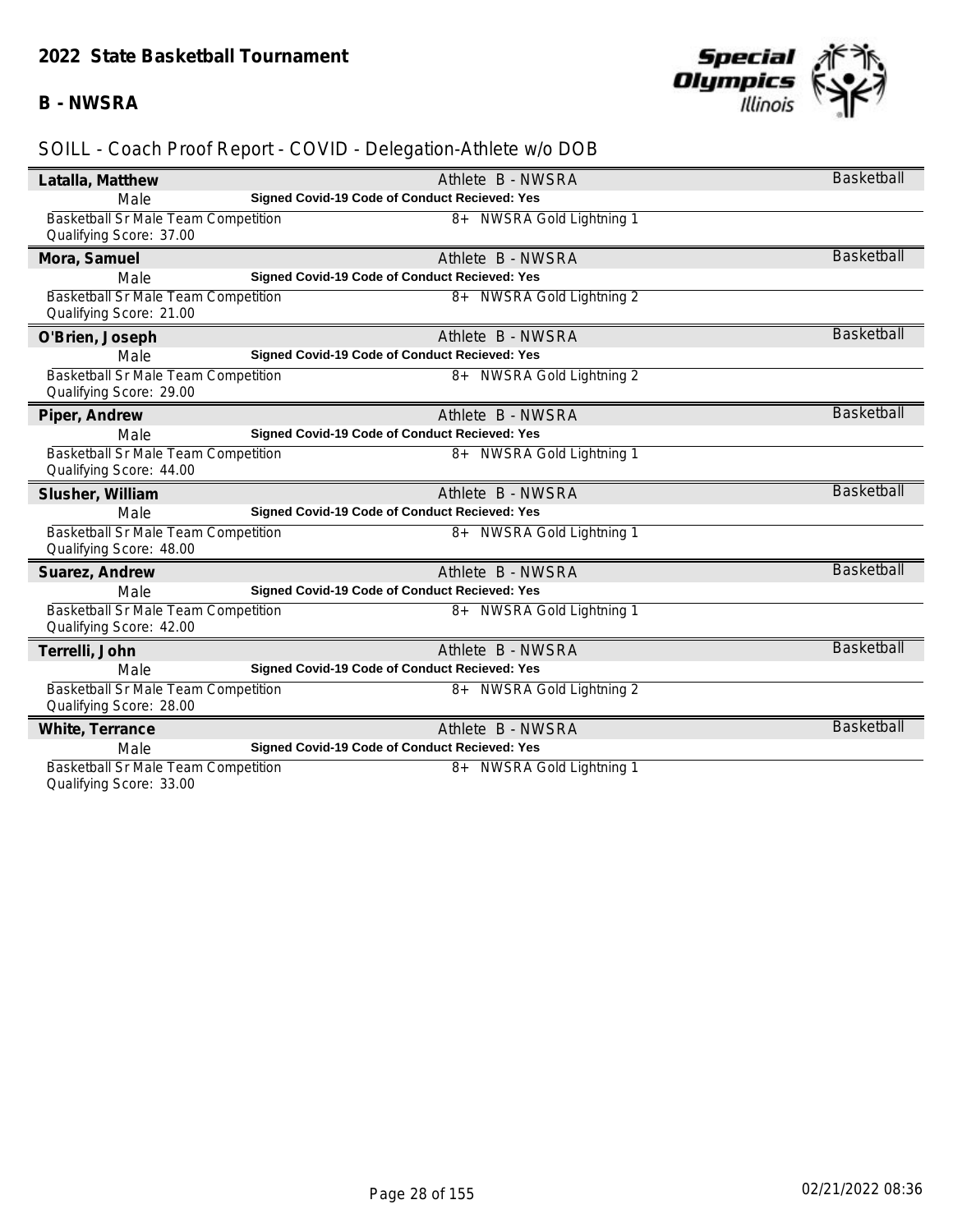## 2022 State Basketball Tournament

### B - NWSRA

SOILL - Coach Proof Report - COVID - Delegation-Athlete w/o DOB

**Latalla, Matthew** — Athlete B - NWSRA — Basketball
Male — **Signed Covid-19 Code of Conduct Recieved: Yes**
Basketball Sr Male Team Competition — 8+ NWSRA Gold Lightning 1
Qualifying Score: 37.00

**Mora, Samuel** — Athlete B - NWSRA — Basketball
Male — **Signed Covid-19 Code of Conduct Recieved: Yes**
Basketball Sr Male Team Competition — 8+ NWSRA Gold Lightning 2
Qualifying Score: 21.00

**O'Brien, Joseph** — Athlete B - NWSRA — Basketball
Male — **Signed Covid-19 Code of Conduct Recieved: Yes**
Basketball Sr Male Team Competition — 8+ NWSRA Gold Lightning 2
Qualifying Score: 29.00

**Piper, Andrew** — Athlete B - NWSRA — Basketball
Male — **Signed Covid-19 Code of Conduct Recieved: Yes**
Basketball Sr Male Team Competition — 8+ NWSRA Gold Lightning 1
Qualifying Score: 44.00

**Slusher, William** — Athlete B - NWSRA — Basketball
Male — **Signed Covid-19 Code of Conduct Recieved: Yes**
Basketball Sr Male Team Competition — 8+ NWSRA Gold Lightning 1
Qualifying Score: 48.00

**Suarez, Andrew** — Athlete B - NWSRA — Basketball
Male — **Signed Covid-19 Code of Conduct Recieved: Yes**
Basketball Sr Male Team Competition — 8+ NWSRA Gold Lightning 1
Qualifying Score: 42.00

**Terrelli, John** — Athlete B - NWSRA — Basketball
Male — **Signed Covid-19 Code of Conduct Recieved: Yes**
Basketball Sr Male Team Competition — 8+ NWSRA Gold Lightning 2
Qualifying Score: 28.00

**White, Terrance** — Athlete B - NWSRA — Basketball
Male — **Signed Covid-19 Code of Conduct Recieved: Yes**
Basketball Sr Male Team Competition — 8+ NWSRA Gold Lightning 1
Qualifying Score: 33.00

02/21/2022 08:36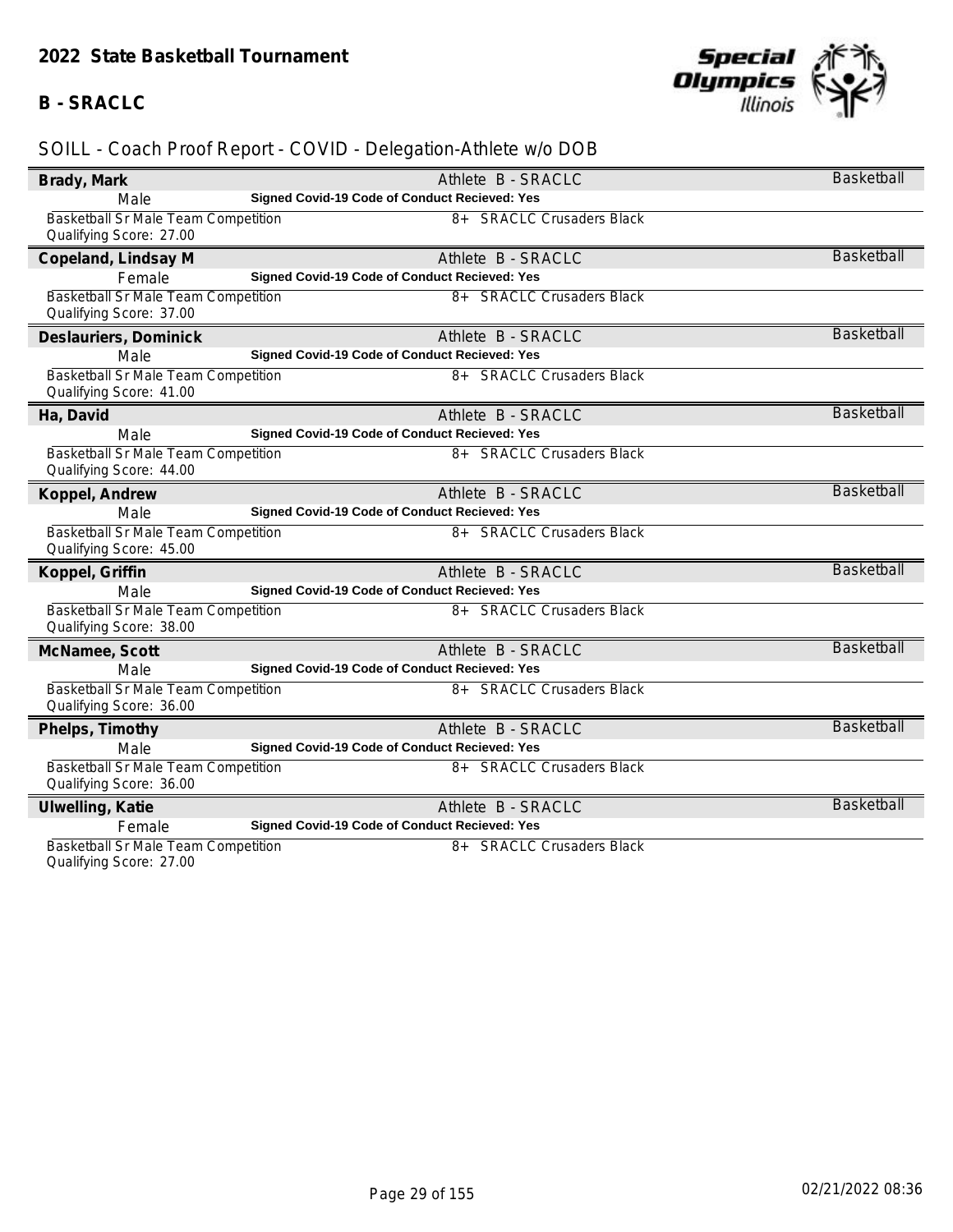## 2022 State Basketball Tournament

### B - SRACLC

SOILL - Coach Proof Report - COVID - Delegation-Athlete w/o DOB

**Brady, Mark** — Athlete B - SRACLC — Basketball
Male — **Signed Covid-19 Code of Conduct Recieved: Yes**
Basketball Sr Male Team Competition — 8+ SRACLC Crusaders Black
Qualifying Score: 27.00

**Copeland, Lindsay M** — Athlete B - SRACLC — Basketball
Female — **Signed Covid-19 Code of Conduct Recieved: Yes**
Basketball Sr Male Team Competition — 8+ SRACLC Crusaders Black
Qualifying Score: 37.00

**Deslauriers, Dominick** — Athlete B - SRACLC — Basketball
Male — **Signed Covid-19 Code of Conduct Recieved: Yes**
Basketball Sr Male Team Competition — 8+ SRACLC Crusaders Black
Qualifying Score: 41.00

**Ha, David** — Athlete B - SRACLC — Basketball
Male — **Signed Covid-19 Code of Conduct Recieved: Yes**
Basketball Sr Male Team Competition — 8+ SRACLC Crusaders Black
Qualifying Score: 44.00

**Koppel, Andrew** — Athlete B - SRACLC — Basketball
Male — **Signed Covid-19 Code of Conduct Recieved: Yes**
Basketball Sr Male Team Competition — 8+ SRACLC Crusaders Black
Qualifying Score: 45.00

**Koppel, Griffin** — Athlete B - SRACLC — Basketball
Male — **Signed Covid-19 Code of Conduct Recieved: Yes**
Basketball Sr Male Team Competition — 8+ SRACLC Crusaders Black
Qualifying Score: 38.00

**McNamee, Scott** — Athlete B - SRACLC — Basketball
Male — **Signed Covid-19 Code of Conduct Recieved: Yes**
Basketball Sr Male Team Competition — 8+ SRACLC Crusaders Black
Qualifying Score: 36.00

**Phelps, Timothy** — Athlete B - SRACLC — Basketball
Male — **Signed Covid-19 Code of Conduct Recieved: Yes**
Basketball Sr Male Team Competition — 8+ SRACLC Crusaders Black
Qualifying Score: 36.00

**Ulwelling, Katie** — Athlete B - SRACLC — Basketball
Female — **Signed Covid-19 Code of Conduct Recieved: Yes**
Basketball Sr Male Team Competition — 8+ SRACLC Crusaders Black
Qualifying Score: 27.00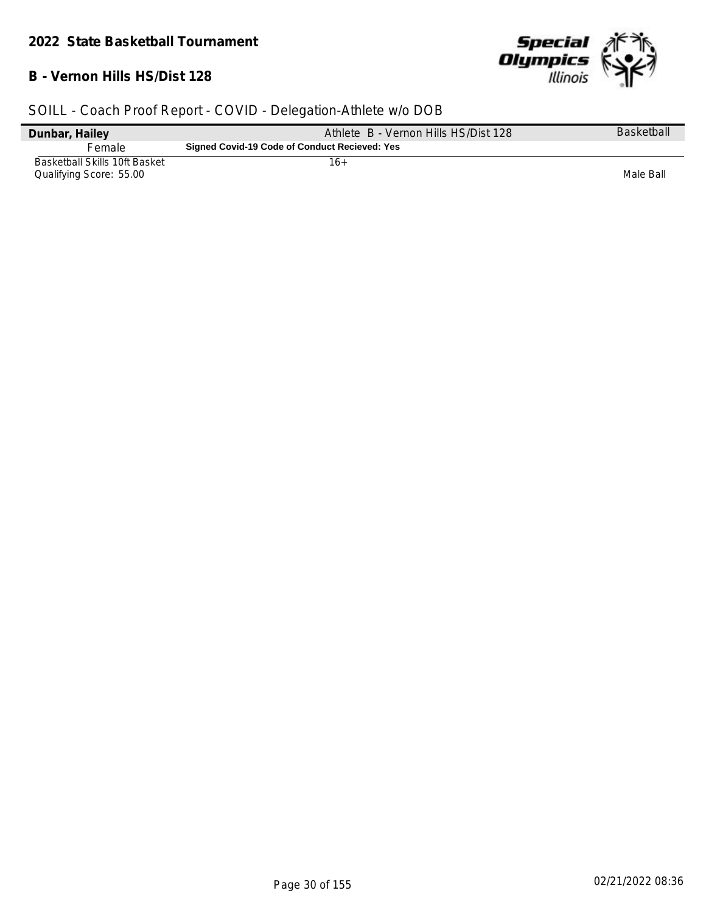## 2022 State Basketball Tournament

### B - Vernon Hills HS/Dist 128

SOILL - Coach Proof Report - COVID - Delegation-Athlete w/o DOB

| **Dunbar, Hailey** | Athlete B - Vernon Hills HS/Dist 128 | Basketball |
|---|---|---|
| Female | **Signed Covid-19 Code of Conduct Recieved: Yes** | |
| Basketball Skills 10ft Basket<br>Qualifying Score: 55.00 | 16+ | Male Ball |

02/21/2022 08:36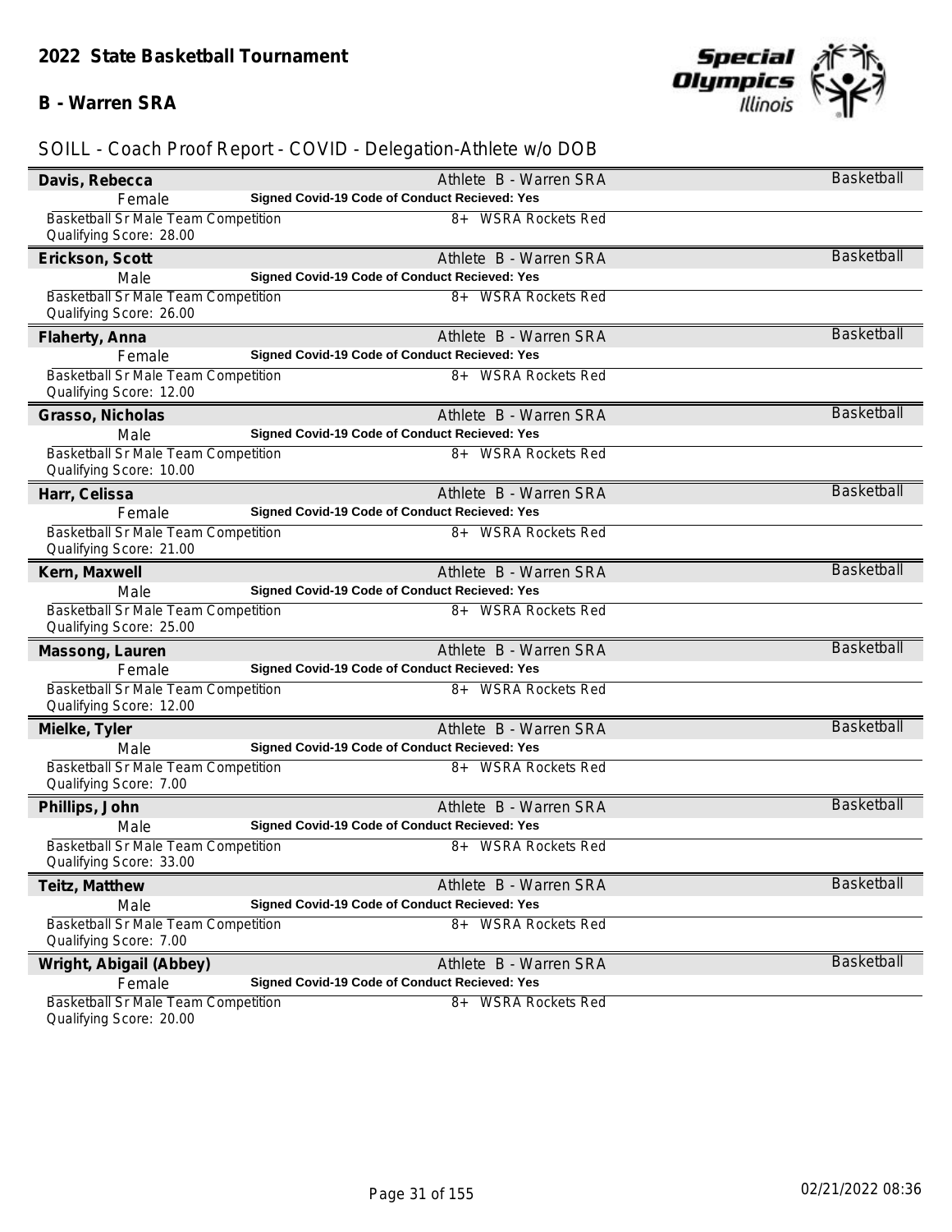## 2022 State Basketball Tournament

### B - Warren SRA

SOILL - Coach Proof Report - COVID - Delegation-Athlete w/o DOB

**Davis, Rebecca** — Athlete B - Warren SRA — Basketball
Female — **Signed Covid-19 Code of Conduct Recieved: Yes**
Basketball Sr Male Team Competition — 8+ WSRA Rockets Red
Qualifying Score: 28.00

**Erickson, Scott** — Athlete B - Warren SRA — Basketball
Male — **Signed Covid-19 Code of Conduct Recieved: Yes**
Basketball Sr Male Team Competition — 8+ WSRA Rockets Red
Qualifying Score: 26.00

**Flaherty, Anna** — Athlete B - Warren SRA — Basketball
Female — **Signed Covid-19 Code of Conduct Recieved: Yes**
Basketball Sr Male Team Competition — 8+ WSRA Rockets Red
Qualifying Score: 12.00

**Grasso, Nicholas** — Athlete B - Warren SRA — Basketball
Male — **Signed Covid-19 Code of Conduct Recieved: Yes**
Basketball Sr Male Team Competition — 8+ WSRA Rockets Red
Qualifying Score: 10.00

**Harr, Celissa** — Athlete B - Warren SRA — Basketball
Female — **Signed Covid-19 Code of Conduct Recieved: Yes**
Basketball Sr Male Team Competition — 8+ WSRA Rockets Red
Qualifying Score: 21.00

**Kern, Maxwell** — Athlete B - Warren SRA — Basketball
Male — **Signed Covid-19 Code of Conduct Recieved: Yes**
Basketball Sr Male Team Competition — 8+ WSRA Rockets Red
Qualifying Score: 25.00

**Massong, Lauren** — Athlete B - Warren SRA — Basketball
Female — **Signed Covid-19 Code of Conduct Recieved: Yes**
Basketball Sr Male Team Competition — 8+ WSRA Rockets Red
Qualifying Score: 12.00

**Mielke, Tyler** — Athlete B - Warren SRA — Basketball
Male — **Signed Covid-19 Code of Conduct Recieved: Yes**
Basketball Sr Male Team Competition — 8+ WSRA Rockets Red
Qualifying Score: 7.00

**Phillips, John** — Athlete B - Warren SRA — Basketball
Male — **Signed Covid-19 Code of Conduct Recieved: Yes**
Basketball Sr Male Team Competition — 8+ WSRA Rockets Red
Qualifying Score: 33.00

**Teitz, Matthew** — Athlete B - Warren SRA — Basketball
Male — **Signed Covid-19 Code of Conduct Recieved: Yes**
Basketball Sr Male Team Competition — 8+ WSRA Rockets Red
Qualifying Score: 7.00

**Wright, Abigail (Abbey)** — Athlete B - Warren SRA — Basketball
Female — **Signed Covid-19 Code of Conduct Recieved: Yes**
Basketball Sr Male Team Competition — 8+ WSRA Rockets Red
Qualifying Score: 20.00

02/21/2022 08:36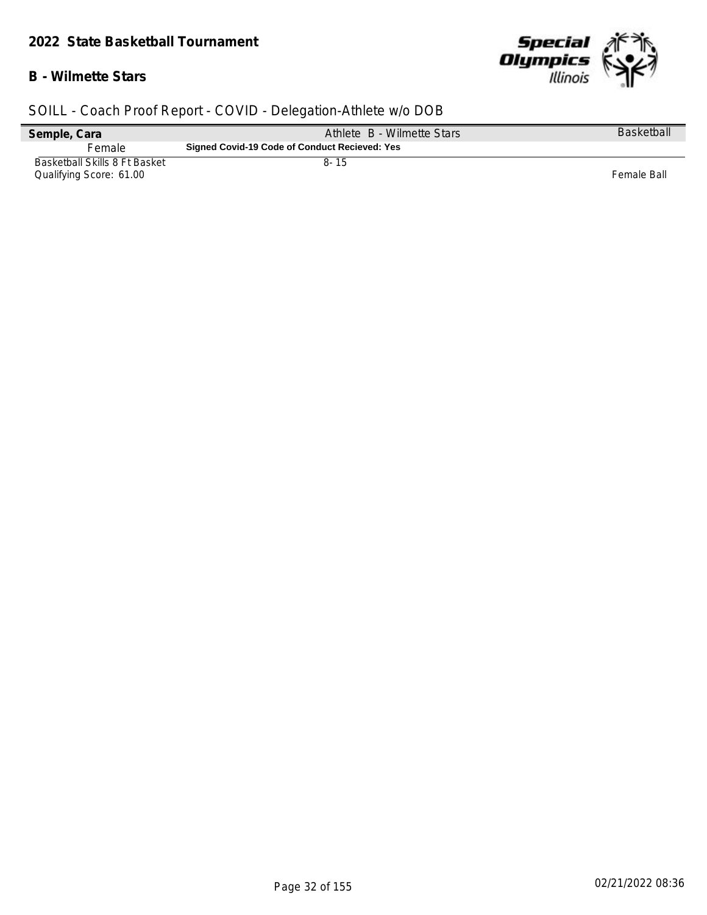## 2022 State Basketball Tournament

### B - Wilmette Stars

SOILL - Coach Proof Report - COVID - Delegation-Athlete w/o DOB

| **Semple, Cara** | Athlete B - Wilmette Stars | Basketball |
|---|---|---|
| Female | **Signed Covid-19 Code of Conduct Recieved: Yes** | |
| Basketball Skills 8 Ft Basket<br>Qualifying Score: 61.00 | 8- 15 | Female Ball |

02/21/2022 08:36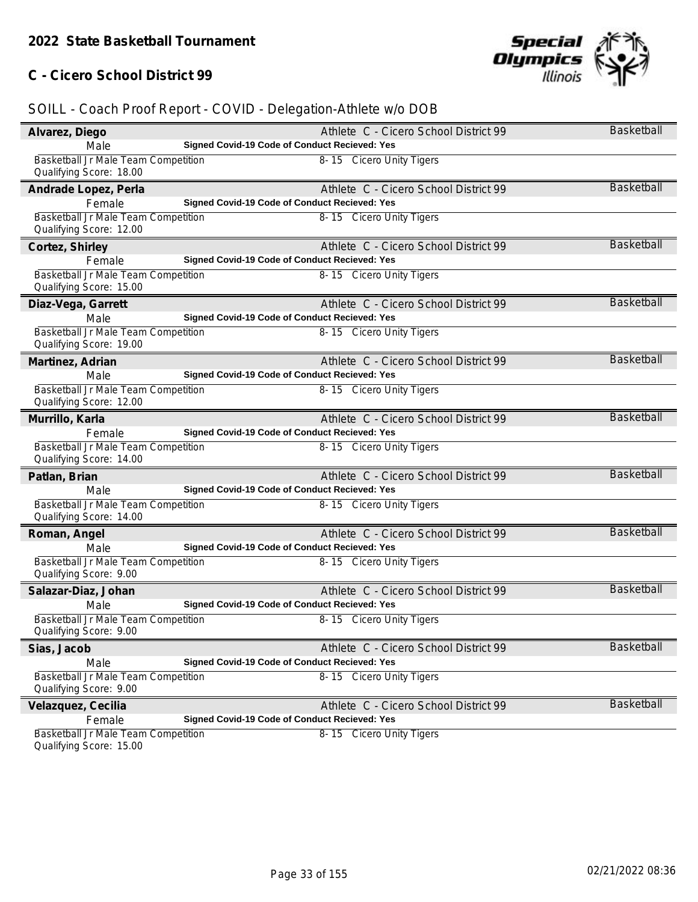## 2022 State Basketball Tournament

### C - Cicero School District 99

SOILL - Coach Proof Report - COVID - Delegation-Athlete w/o DOB

**Alvarez, Diego** — Athlete C - Cicero School District 99 — Basketball
Male — **Signed Covid-19 Code of Conduct Recieved: Yes**
Basketball Jr Male Team Competition — 8- 15 Cicero Unity Tigers
Qualifying Score: 18.00

**Andrade Lopez, Perla** — Athlete C - Cicero School District 99 — Basketball
Female — **Signed Covid-19 Code of Conduct Recieved: Yes**
Basketball Jr Male Team Competition — 8- 15 Cicero Unity Tigers
Qualifying Score: 12.00

**Cortez, Shirley** — Athlete C - Cicero School District 99 — Basketball
Female — **Signed Covid-19 Code of Conduct Recieved: Yes**
Basketball Jr Male Team Competition — 8- 15 Cicero Unity Tigers
Qualifying Score: 15.00

**Diaz-Vega, Garrett** — Athlete C - Cicero School District 99 — Basketball
Male — **Signed Covid-19 Code of Conduct Recieved: Yes**
Basketball Jr Male Team Competition — 8- 15 Cicero Unity Tigers
Qualifying Score: 19.00

**Martinez, Adrian** — Athlete C - Cicero School District 99 — Basketball
Male — **Signed Covid-19 Code of Conduct Recieved: Yes**
Basketball Jr Male Team Competition — 8- 15 Cicero Unity Tigers
Qualifying Score: 12.00

**Murrillo, Karla** — Athlete C - Cicero School District 99 — Basketball
Female — **Signed Covid-19 Code of Conduct Recieved: Yes**
Basketball Jr Male Team Competition — 8- 15 Cicero Unity Tigers
Qualifying Score: 14.00

**Patlan, Brian** — Athlete C - Cicero School District 99 — Basketball
Male — **Signed Covid-19 Code of Conduct Recieved: Yes**
Basketball Jr Male Team Competition — 8- 15 Cicero Unity Tigers
Qualifying Score: 14.00

**Roman, Angel** — Athlete C - Cicero School District 99 — Basketball
Male — **Signed Covid-19 Code of Conduct Recieved: Yes**
Basketball Jr Male Team Competition — 8- 15 Cicero Unity Tigers
Qualifying Score: 9.00

**Salazar-Diaz, Johan** — Athlete C - Cicero School District 99 — Basketball
Male — **Signed Covid-19 Code of Conduct Recieved: Yes**
Basketball Jr Male Team Competition — 8- 15 Cicero Unity Tigers
Qualifying Score: 9.00

**Sias, Jacob** — Athlete C - Cicero School District 99 — Basketball
Male — **Signed Covid-19 Code of Conduct Recieved: Yes**
Basketball Jr Male Team Competition — 8- 15 Cicero Unity Tigers
Qualifying Score: 9.00

**Velazquez, Cecilia** — Athlete C - Cicero School District 99 — Basketball
Female — **Signed Covid-19 Code of Conduct Recieved: Yes**
Basketball Jr Male Team Competition — 8- 15 Cicero Unity Tigers
Qualifying Score: 15.00

02/21/2022 08:36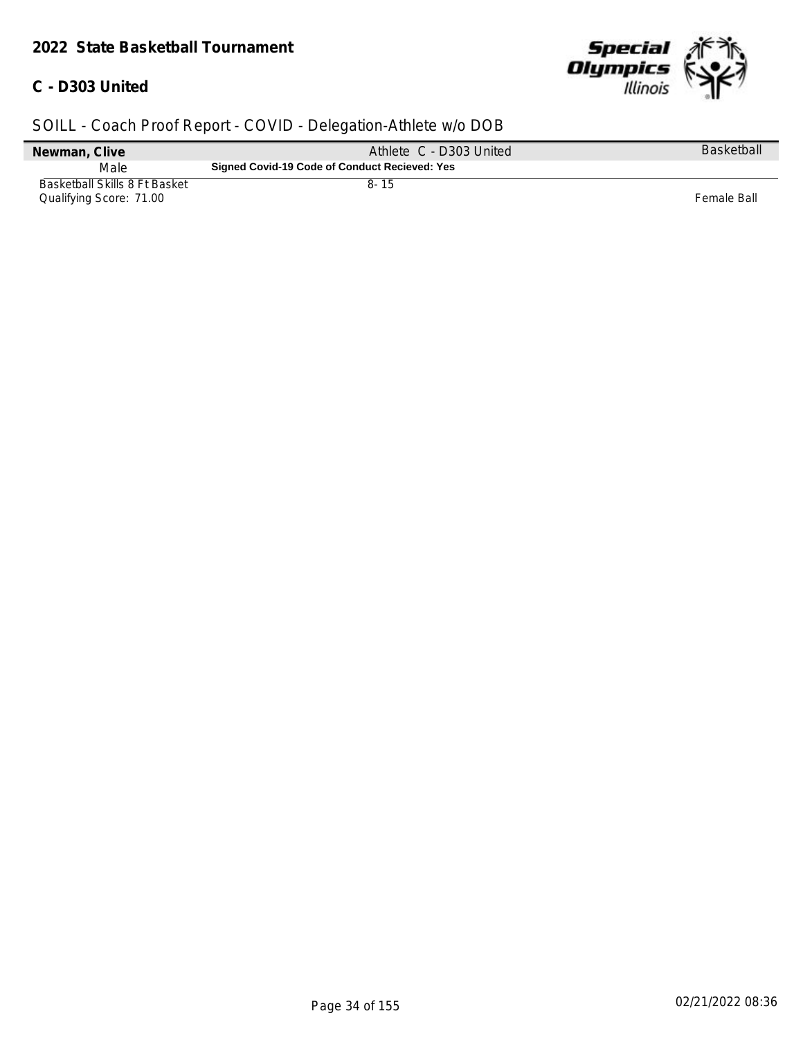**2022 State Basketball Tournament**

**C - D303 United**

SOILL - Coach Proof Report - COVID - Delegation-Athlete w/o DOB

| **Newman, Clive** | Athlete C - D303 United | Basketball |
|---|---|---|
| Male | **Signed Covid-19 Code of Conduct Recieved: Yes** | |
| Basketball Skills 8 Ft Basket | 8- 15 | |
| Qualifying Score: 71.00 | | Female Ball |

02/21/2022 08:36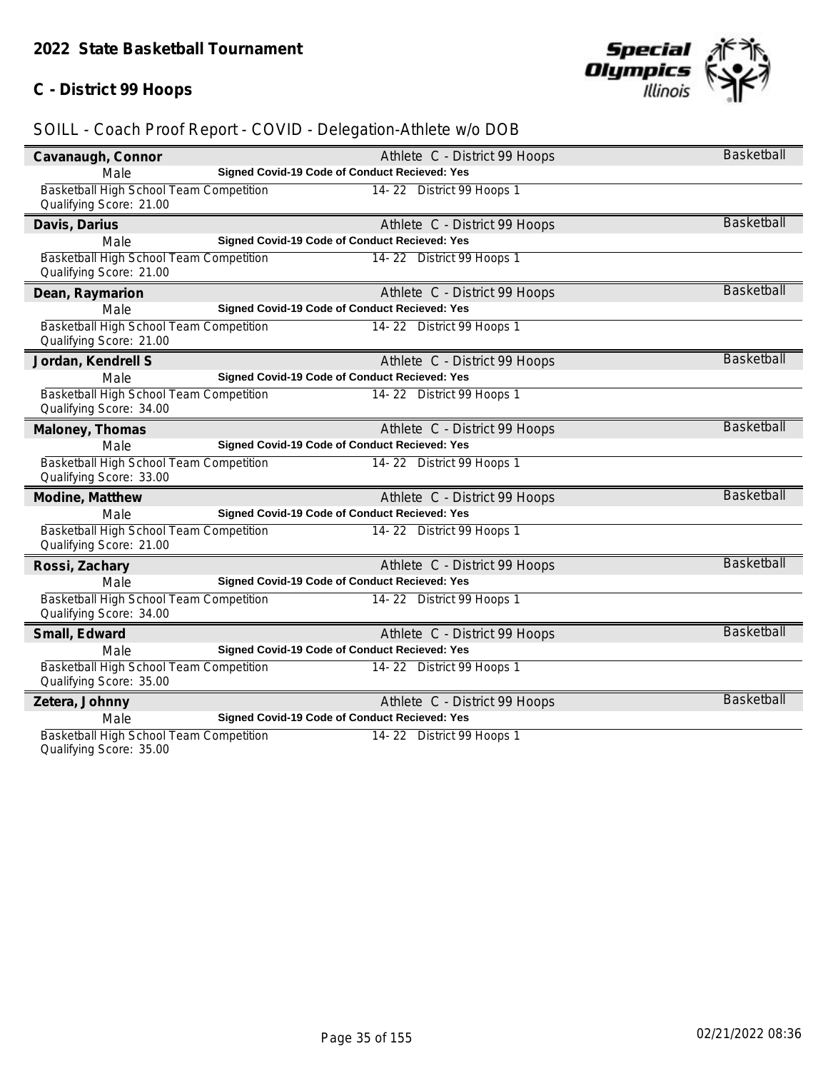## 2022 State Basketball Tournament

### C - District 99 Hoops

SOILL - Coach Proof Report - COVID - Delegation-Athlete w/o DOB

**Cavanaugh, Connor** — Athlete C - District 99 Hoops — Basketball
Male — **Signed Covid-19 Code of Conduct Recieved: Yes**
Basketball High School Team Competition — 14- 22 District 99 Hoops 1
Qualifying Score: 21.00

**Davis, Darius** — Athlete C - District 99 Hoops — Basketball
Male — **Signed Covid-19 Code of Conduct Recieved: Yes**
Basketball High School Team Competition — 14- 22 District 99 Hoops 1
Qualifying Score: 21.00

**Dean, Raymarion** — Athlete C - District 99 Hoops — Basketball
Male — **Signed Covid-19 Code of Conduct Recieved: Yes**
Basketball High School Team Competition — 14- 22 District 99 Hoops 1
Qualifying Score: 21.00

**Jordan, Kendrell S** — Athlete C - District 99 Hoops — Basketball
Male — **Signed Covid-19 Code of Conduct Recieved: Yes**
Basketball High School Team Competition — 14- 22 District 99 Hoops 1
Qualifying Score: 34.00

**Maloney, Thomas** — Athlete C - District 99 Hoops — Basketball
Male — **Signed Covid-19 Code of Conduct Recieved: Yes**
Basketball High School Team Competition — 14- 22 District 99 Hoops 1
Qualifying Score: 33.00

**Modine, Matthew** — Athlete C - District 99 Hoops — Basketball
Male — **Signed Covid-19 Code of Conduct Recieved: Yes**
Basketball High School Team Competition — 14- 22 District 99 Hoops 1
Qualifying Score: 21.00

**Rossi, Zachary** — Athlete C - District 99 Hoops — Basketball
Male — **Signed Covid-19 Code of Conduct Recieved: Yes**
Basketball High School Team Competition — 14- 22 District 99 Hoops 1
Qualifying Score: 34.00

**Small, Edward** — Athlete C - District 99 Hoops — Basketball
Male — **Signed Covid-19 Code of Conduct Recieved: Yes**
Basketball High School Team Competition — 14- 22 District 99 Hoops 1
Qualifying Score: 35.00

**Zetera, Johnny** — Athlete C - District 99 Hoops — Basketball
Male — **Signed Covid-19 Code of Conduct Recieved: Yes**
Basketball High School Team Competition — 14- 22 District 99 Hoops 1
Qualifying Score: 35.00

02/21/2022 08:36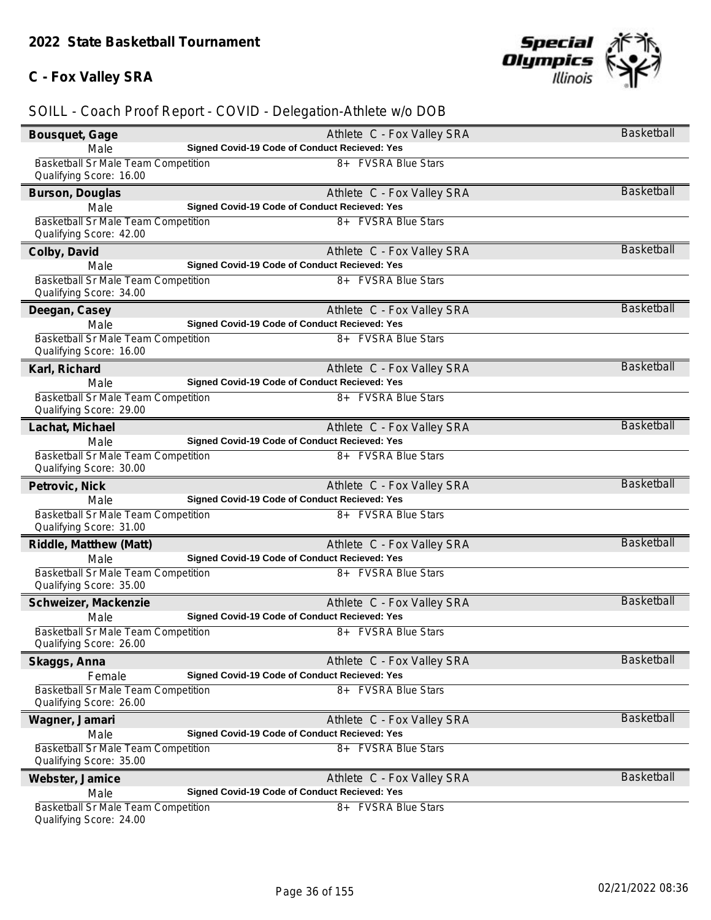## 2022 State Basketball Tournament

### C - Fox Valley SRA

SOILL - Coach Proof Report - COVID - Delegation-Athlete w/o DOB

**Bousquet, Gage** — Athlete C - Fox Valley SRA — Basketball
Male — **Signed Covid-19 Code of Conduct Recieved: Yes**
Basketball Sr Male Team Competition — 8+ FVSRA Blue Stars
Qualifying Score: 16.00

**Burson, Douglas** — Athlete C - Fox Valley SRA — Basketball
Male — **Signed Covid-19 Code of Conduct Recieved: Yes**
Basketball Sr Male Team Competition — 8+ FVSRA Blue Stars
Qualifying Score: 42.00

**Colby, David** — Athlete C - Fox Valley SRA — Basketball
Male — **Signed Covid-19 Code of Conduct Recieved: Yes**
Basketball Sr Male Team Competition — 8+ FVSRA Blue Stars
Qualifying Score: 34.00

**Deegan, Casey** — Athlete C - Fox Valley SRA — Basketball
Male — **Signed Covid-19 Code of Conduct Recieved: Yes**
Basketball Sr Male Team Competition — 8+ FVSRA Blue Stars
Qualifying Score: 16.00

**Karl, Richard** — Athlete C - Fox Valley SRA — Basketball
Male — **Signed Covid-19 Code of Conduct Recieved: Yes**
Basketball Sr Male Team Competition — 8+ FVSRA Blue Stars
Qualifying Score: 29.00

**Lachat, Michael** — Athlete C - Fox Valley SRA — Basketball
Male — **Signed Covid-19 Code of Conduct Recieved: Yes**
Basketball Sr Male Team Competition — 8+ FVSRA Blue Stars
Qualifying Score: 30.00

**Petrovic, Nick** — Athlete C - Fox Valley SRA — Basketball
Male — **Signed Covid-19 Code of Conduct Recieved: Yes**
Basketball Sr Male Team Competition — 8+ FVSRA Blue Stars
Qualifying Score: 31.00

**Riddle, Matthew (Matt)** — Athlete C - Fox Valley SRA — Basketball
Male — **Signed Covid-19 Code of Conduct Recieved: Yes**
Basketball Sr Male Team Competition — 8+ FVSRA Blue Stars
Qualifying Score: 35.00

**Schweizer, Mackenzie** — Athlete C - Fox Valley SRA — Basketball
Male — **Signed Covid-19 Code of Conduct Recieved: Yes**
Basketball Sr Male Team Competition — 8+ FVSRA Blue Stars
Qualifying Score: 26.00

**Skaggs, Anna** — Athlete C - Fox Valley SRA — Basketball
Female — **Signed Covid-19 Code of Conduct Recieved: Yes**
Basketball Sr Male Team Competition — 8+ FVSRA Blue Stars
Qualifying Score: 26.00

**Wagner, Jamari** — Athlete C - Fox Valley SRA — Basketball
Male — **Signed Covid-19 Code of Conduct Recieved: Yes**
Basketball Sr Male Team Competition — 8+ FVSRA Blue Stars
Qualifying Score: 35.00

**Webster, Jamice** — Athlete C - Fox Valley SRA — Basketball
Male — **Signed Covid-19 Code of Conduct Recieved: Yes**
Basketball Sr Male Team Competition — 8+ FVSRA Blue Stars
Qualifying Score: 24.00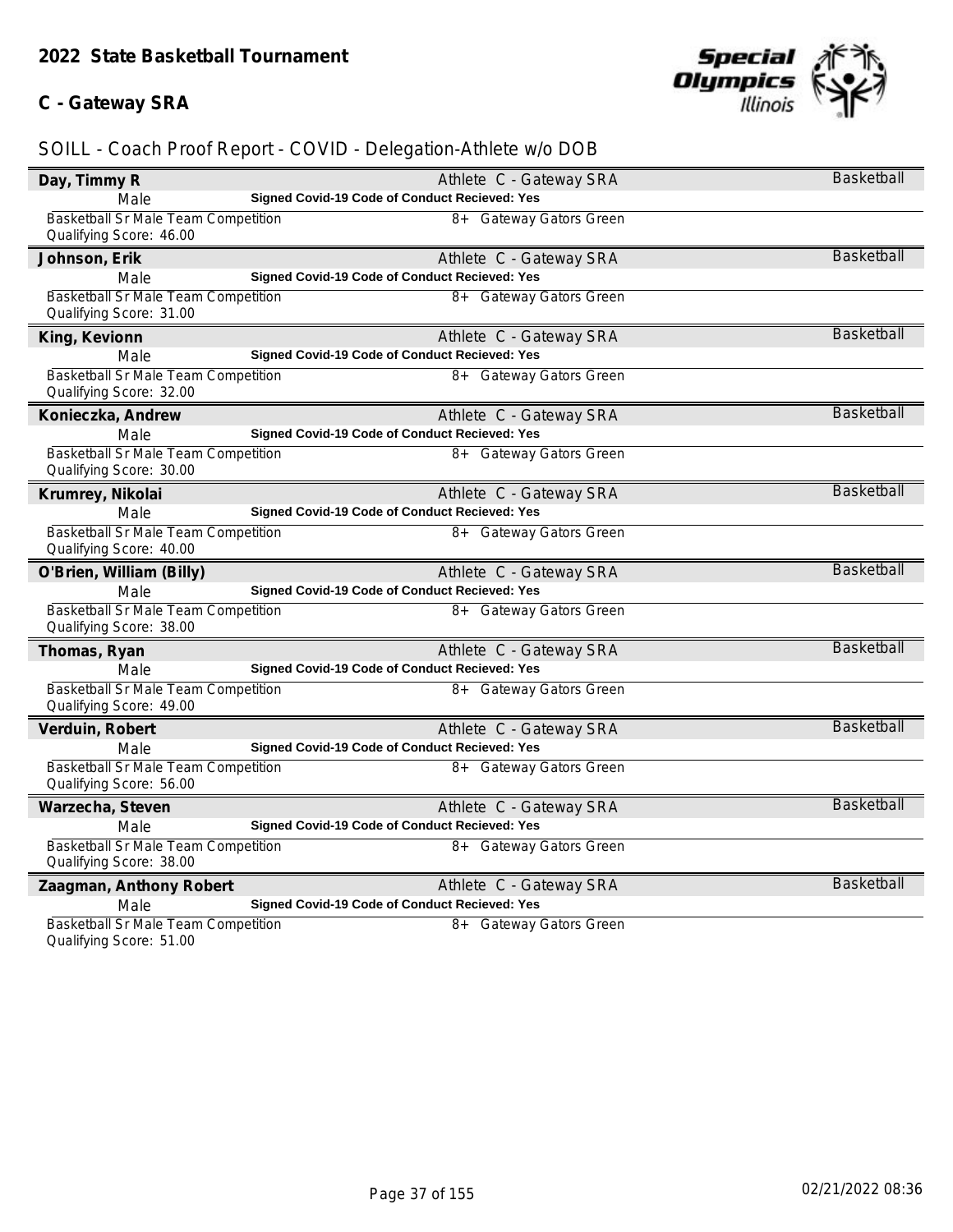## 2022 State Basketball Tournament

### C - Gateway SRA

SOILL - Coach Proof Report - COVID - Delegation-Athlete w/o DOB

**Day, Timmy R** — Athlete C - Gateway SRA — Basketball
Male — **Signed Covid-19 Code of Conduct Recieved: Yes**
Basketball Sr Male Team Competition — 8+ Gateway Gators Green
Qualifying Score: 46.00

**Johnson, Erik** — Athlete C - Gateway SRA — Basketball
Male — **Signed Covid-19 Code of Conduct Recieved: Yes**
Basketball Sr Male Team Competition — 8+ Gateway Gators Green
Qualifying Score: 31.00

**King, Kevionn** — Athlete C - Gateway SRA — Basketball
Male — **Signed Covid-19 Code of Conduct Recieved: Yes**
Basketball Sr Male Team Competition — 8+ Gateway Gators Green
Qualifying Score: 32.00

**Konieczka, Andrew** — Athlete C - Gateway SRA — Basketball
Male — **Signed Covid-19 Code of Conduct Recieved: Yes**
Basketball Sr Male Team Competition — 8+ Gateway Gators Green
Qualifying Score: 30.00

**Krumrey, Nikolai** — Athlete C - Gateway SRA — Basketball
Male — **Signed Covid-19 Code of Conduct Recieved: Yes**
Basketball Sr Male Team Competition — 8+ Gateway Gators Green
Qualifying Score: 40.00

**O'Brien, William (Billy)** — Athlete C - Gateway SRA — Basketball
Male — **Signed Covid-19 Code of Conduct Recieved: Yes**
Basketball Sr Male Team Competition — 8+ Gateway Gators Green
Qualifying Score: 38.00

**Thomas, Ryan** — Athlete C - Gateway SRA — Basketball
Male — **Signed Covid-19 Code of Conduct Recieved: Yes**
Basketball Sr Male Team Competition — 8+ Gateway Gators Green
Qualifying Score: 49.00

**Verduin, Robert** — Athlete C - Gateway SRA — Basketball
Male — **Signed Covid-19 Code of Conduct Recieved: Yes**
Basketball Sr Male Team Competition — 8+ Gateway Gators Green
Qualifying Score: 56.00

**Warzecha, Steven** — Athlete C - Gateway SRA — Basketball
Male — **Signed Covid-19 Code of Conduct Recieved: Yes**
Basketball Sr Male Team Competition — 8+ Gateway Gators Green
Qualifying Score: 38.00

**Zaagman, Anthony Robert** — Athlete C - Gateway SRA — Basketball
Male — **Signed Covid-19 Code of Conduct Recieved: Yes**
Basketball Sr Male Team Competition — 8+ Gateway Gators Green
Qualifying Score: 51.00

02/21/2022 08:36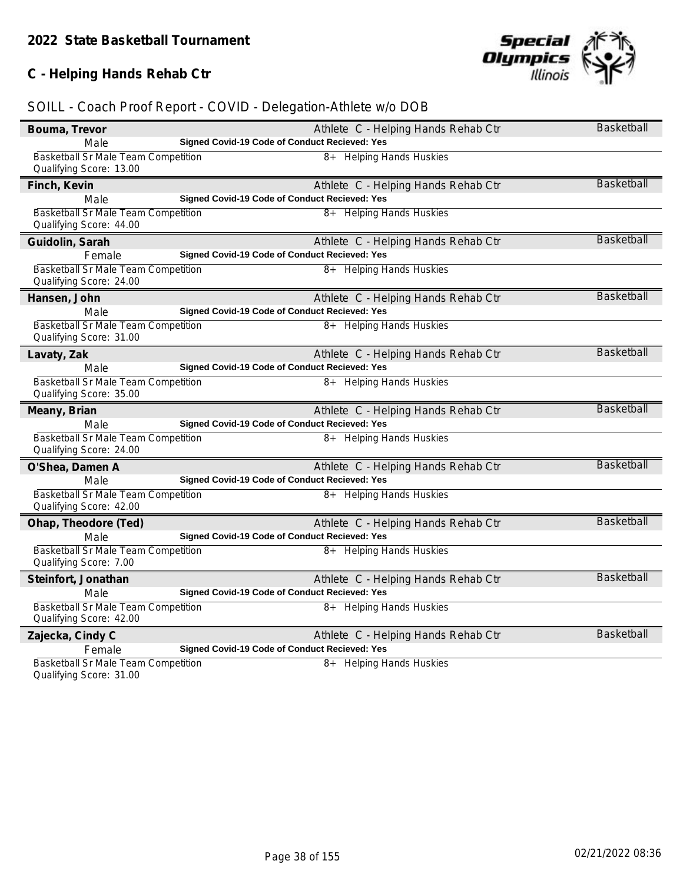## 2022 State Basketball Tournament

## C - Helping Hands Rehab Ctr

SOILL - Coach Proof Report - COVID - Delegation-Athlete w/o DOB

| Name | Gender | Event | Qualifying Score | Delegation | Division / Team | Sport | Signed Covid-19 Code of Conduct Recieved |
|---|---|---|---|---|---|---|---|
| Bouma, Trevor | Male | Basketball Sr Male Team Competition | 13.00 | Athlete C - Helping Hands Rehab Ctr | 8+ Helping Hands Huskies | Basketball | Yes |
| Finch, Kevin | Male | Basketball Sr Male Team Competition | 44.00 | Athlete C - Helping Hands Rehab Ctr | 8+ Helping Hands Huskies | Basketball | Yes |
| Guidolin, Sarah | Female | Basketball Sr Male Team Competition | 24.00 | Athlete C - Helping Hands Rehab Ctr | 8+ Helping Hands Huskies | Basketball | Yes |
| Hansen, John | Male | Basketball Sr Male Team Competition | 31.00 | Athlete C - Helping Hands Rehab Ctr | 8+ Helping Hands Huskies | Basketball | Yes |
| Lavaty, Zak | Male | Basketball Sr Male Team Competition | 35.00 | Athlete C - Helping Hands Rehab Ctr | 8+ Helping Hands Huskies | Basketball | Yes |
| Meany, Brian | Male | Basketball Sr Male Team Competition | 24.00 | Athlete C - Helping Hands Rehab Ctr | 8+ Helping Hands Huskies | Basketball | Yes |
| O'Shea, Damen A | Male | Basketball Sr Male Team Competition | 42.00 | Athlete C - Helping Hands Rehab Ctr | 8+ Helping Hands Huskies | Basketball | Yes |
| Ohap, Theodore (Ted) | Male | Basketball Sr Male Team Competition | 7.00 | Athlete C - Helping Hands Rehab Ctr | 8+ Helping Hands Huskies | Basketball | Yes |
| Steinfort, Jonathan | Male | Basketball Sr Male Team Competition | 42.00 | Athlete C - Helping Hands Rehab Ctr | 8+ Helping Hands Huskies | Basketball | Yes |
| Zajecka, Cindy C | Female | Basketball Sr Male Team Competition | 31.00 | Athlete C - Helping Hands Rehab Ctr | 8+ Helping Hands Huskies | Basketball | Yes |

02/21/2022 08:36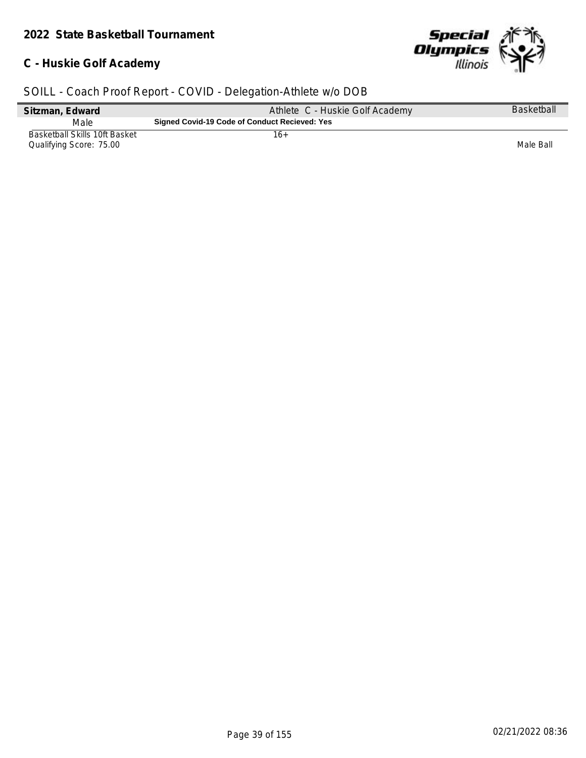**2022 State Basketball Tournament**

**C - Huskie Golf Academy**

SOILL - Coach Proof Report - COVID - Delegation-Athlete w/o DOB

| **Sitzman, Edward** | Athlete C - Huskie Golf Academy | Basketball |
|---|---|---|
| Male | **Signed Covid-19 Code of Conduct Recieved: Yes** | |
| Basketball Skills 10ft Basket<br>Qualifying Score: 75.00 | 16+ | Male Ball |

02/21/2022 08:36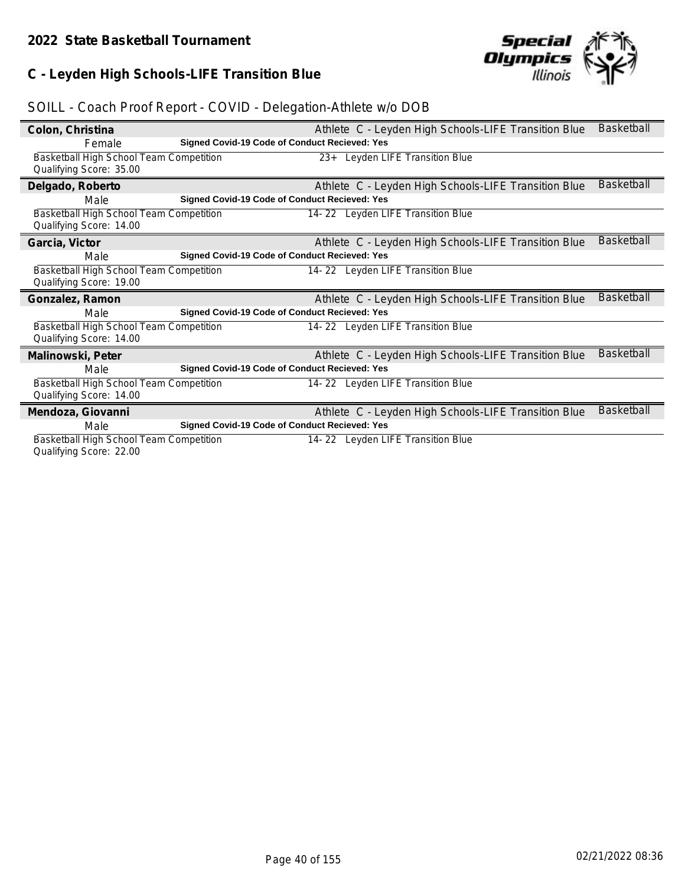## 2022 State Basketball Tournament

## C - Leyden High Schools-LIFE Transition Blue

SOILL - Coach Proof Report - COVID - Delegation-Athlete w/o DOB

**Colon, Christina** — Athlete C - Leyden High Schools-LIFE Transition Blue — Basketball
Female — **Signed Covid-19 Code of Conduct Recieved: Yes**
Basketball High School Team Competition — 23+ Leyden LIFE Transition Blue
Qualifying Score: 35.00

**Delgado, Roberto** — Athlete C - Leyden High Schools-LIFE Transition Blue — Basketball
Male — **Signed Covid-19 Code of Conduct Recieved: Yes**
Basketball High School Team Competition — 14- 22 Leyden LIFE Transition Blue
Qualifying Score: 14.00

**Garcia, Victor** — Athlete C - Leyden High Schools-LIFE Transition Blue — Basketball
Male — **Signed Covid-19 Code of Conduct Recieved: Yes**
Basketball High School Team Competition — 14- 22 Leyden LIFE Transition Blue
Qualifying Score: 19.00

**Gonzalez, Ramon** — Athlete C - Leyden High Schools-LIFE Transition Blue — Basketball
Male — **Signed Covid-19 Code of Conduct Recieved: Yes**
Basketball High School Team Competition — 14- 22 Leyden LIFE Transition Blue
Qualifying Score: 14.00

**Malinowski, Peter** — Athlete C - Leyden High Schools-LIFE Transition Blue — Basketball
Male — **Signed Covid-19 Code of Conduct Recieved: Yes**
Basketball High School Team Competition — 14- 22 Leyden LIFE Transition Blue
Qualifying Score: 14.00

**Mendoza, Giovanni** — Athlete C - Leyden High Schools-LIFE Transition Blue — Basketball
Male — **Signed Covid-19 Code of Conduct Recieved: Yes**
Basketball High School Team Competition — 14- 22 Leyden LIFE Transition Blue
Qualifying Score: 22.00

02/21/2022 08:36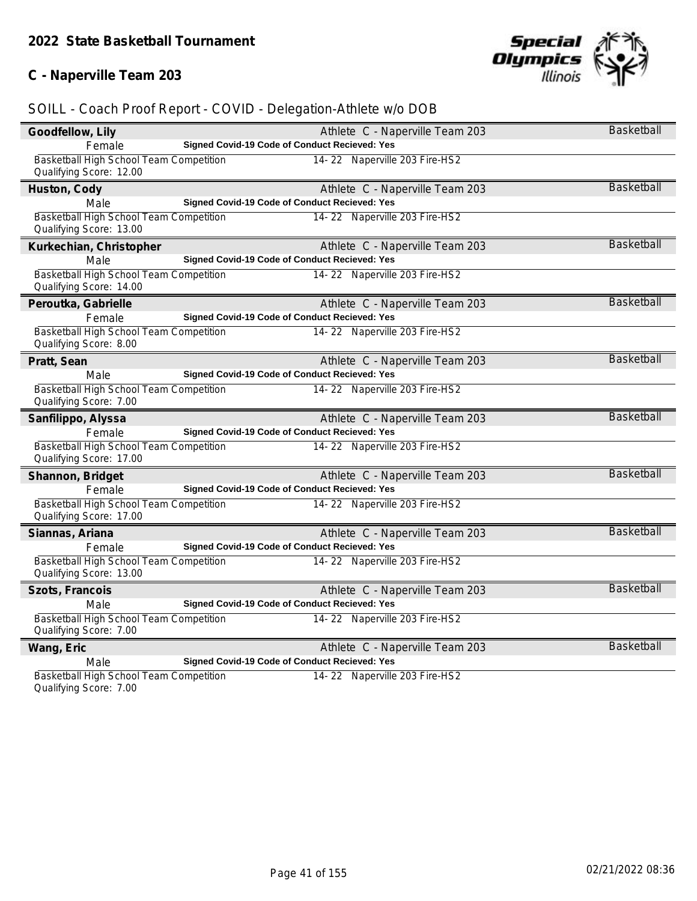## 2022 State Basketball Tournament

### C - Naperville Team 203

SOILL - Coach Proof Report - COVID - Delegation-Athlete w/o DOB

**Goodfellow, Lily** — Athlete C - Naperville Team 203 — Basketball
Female — **Signed Covid-19 Code of Conduct Recieved: Yes**
Basketball High School Team Competition — 14- 22 Naperville 203 Fire-HS2
Qualifying Score: 12.00

**Huston, Cody** — Athlete C - Naperville Team 203 — Basketball
Male — **Signed Covid-19 Code of Conduct Recieved: Yes**
Basketball High School Team Competition — 14- 22 Naperville 203 Fire-HS2
Qualifying Score: 13.00

**Kurkechian, Christopher** — Athlete C - Naperville Team 203 — Basketball
Male — **Signed Covid-19 Code of Conduct Recieved: Yes**
Basketball High School Team Competition — 14- 22 Naperville 203 Fire-HS2
Qualifying Score: 14.00

**Peroutka, Gabrielle** — Athlete C - Naperville Team 203 — Basketball
Female — **Signed Covid-19 Code of Conduct Recieved: Yes**
Basketball High School Team Competition — 14- 22 Naperville 203 Fire-HS2
Qualifying Score: 8.00

**Pratt, Sean** — Athlete C - Naperville Team 203 — Basketball
Male — **Signed Covid-19 Code of Conduct Recieved: Yes**
Basketball High School Team Competition — 14- 22 Naperville 203 Fire-HS2
Qualifying Score: 7.00

**Sanfilippo, Alyssa** — Athlete C - Naperville Team 203 — Basketball
Female — **Signed Covid-19 Code of Conduct Recieved: Yes**
Basketball High School Team Competition — 14- 22 Naperville 203 Fire-HS2
Qualifying Score: 17.00

**Shannon, Bridget** — Athlete C - Naperville Team 203 — Basketball
Female — **Signed Covid-19 Code of Conduct Recieved: Yes**
Basketball High School Team Competition — 14- 22 Naperville 203 Fire-HS2
Qualifying Score: 17.00

**Siannas, Ariana** — Athlete C - Naperville Team 203 — Basketball
Female — **Signed Covid-19 Code of Conduct Recieved: Yes**
Basketball High School Team Competition — 14- 22 Naperville 203 Fire-HS2
Qualifying Score: 13.00

**Szots, Francois** — Athlete C - Naperville Team 203 — Basketball
Male — **Signed Covid-19 Code of Conduct Recieved: Yes**
Basketball High School Team Competition — 14- 22 Naperville 203 Fire-HS2
Qualifying Score: 7.00

**Wang, Eric** — Athlete C - Naperville Team 203 — Basketball
Male — **Signed Covid-19 Code of Conduct Recieved: Yes**
Basketball High School Team Competition — 14- 22 Naperville 203 Fire-HS2
Qualifying Score: 7.00

02/21/2022 08:36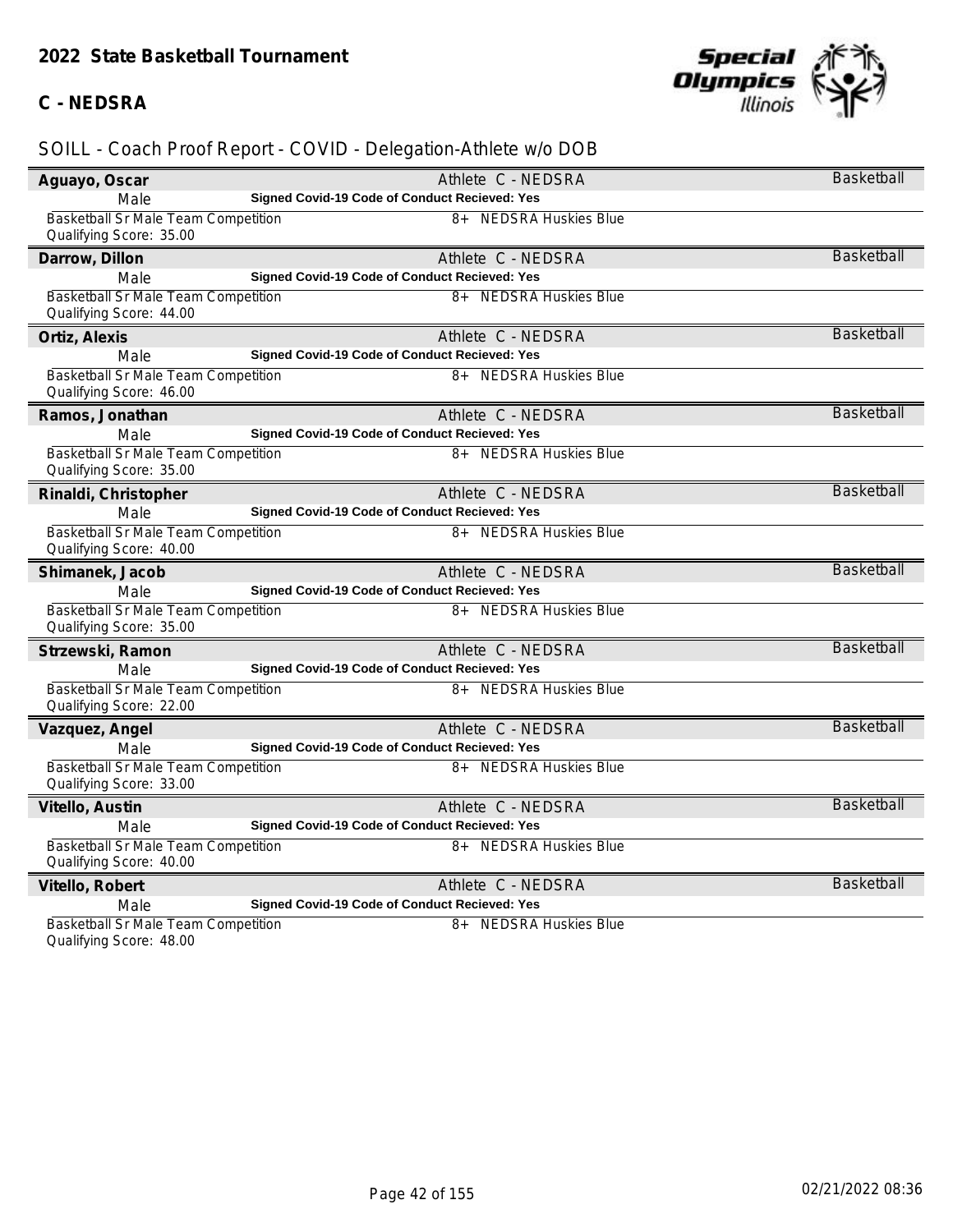## 2022 State Basketball Tournament

### C - NEDSRA

SOILL - Coach Proof Report - COVID - Delegation-Athlete w/o DOB

**Aguayo, Oscar** — Athlete C - NEDSRA — Basketball
Male — **Signed Covid-19 Code of Conduct Recieved: Yes**
Basketball Sr Male Team Competition — 8+ NEDSRA Huskies Blue
Qualifying Score: 35.00

**Darrow, Dillon** — Athlete C - NEDSRA — Basketball
Male — **Signed Covid-19 Code of Conduct Recieved: Yes**
Basketball Sr Male Team Competition — 8+ NEDSRA Huskies Blue
Qualifying Score: 44.00

**Ortiz, Alexis** — Athlete C - NEDSRA — Basketball
Male — **Signed Covid-19 Code of Conduct Recieved: Yes**
Basketball Sr Male Team Competition — 8+ NEDSRA Huskies Blue
Qualifying Score: 46.00

**Ramos, Jonathan** — Athlete C - NEDSRA — Basketball
Male — **Signed Covid-19 Code of Conduct Recieved: Yes**
Basketball Sr Male Team Competition — 8+ NEDSRA Huskies Blue
Qualifying Score: 35.00

**Rinaldi, Christopher** — Athlete C - NEDSRA — Basketball
Male — **Signed Covid-19 Code of Conduct Recieved: Yes**
Basketball Sr Male Team Competition — 8+ NEDSRA Huskies Blue
Qualifying Score: 40.00

**Shimanek, Jacob** — Athlete C - NEDSRA — Basketball
Male — **Signed Covid-19 Code of Conduct Recieved: Yes**
Basketball Sr Male Team Competition — 8+ NEDSRA Huskies Blue
Qualifying Score: 35.00

**Strzewski, Ramon** — Athlete C - NEDSRA — Basketball
Male — **Signed Covid-19 Code of Conduct Recieved: Yes**
Basketball Sr Male Team Competition — 8+ NEDSRA Huskies Blue
Qualifying Score: 22.00

**Vazquez, Angel** — Athlete C - NEDSRA — Basketball
Male — **Signed Covid-19 Code of Conduct Recieved: Yes**
Basketball Sr Male Team Competition — 8+ NEDSRA Huskies Blue
Qualifying Score: 33.00

**Vitello, Austin** — Athlete C - NEDSRA — Basketball
Male — **Signed Covid-19 Code of Conduct Recieved: Yes**
Basketball Sr Male Team Competition — 8+ NEDSRA Huskies Blue
Qualifying Score: 40.00

**Vitello, Robert** — Athlete C - NEDSRA — Basketball
Male — **Signed Covid-19 Code of Conduct Recieved: Yes**
Basketball Sr Male Team Competition — 8+ NEDSRA Huskies Blue
Qualifying Score: 48.00

02/21/2022 08:36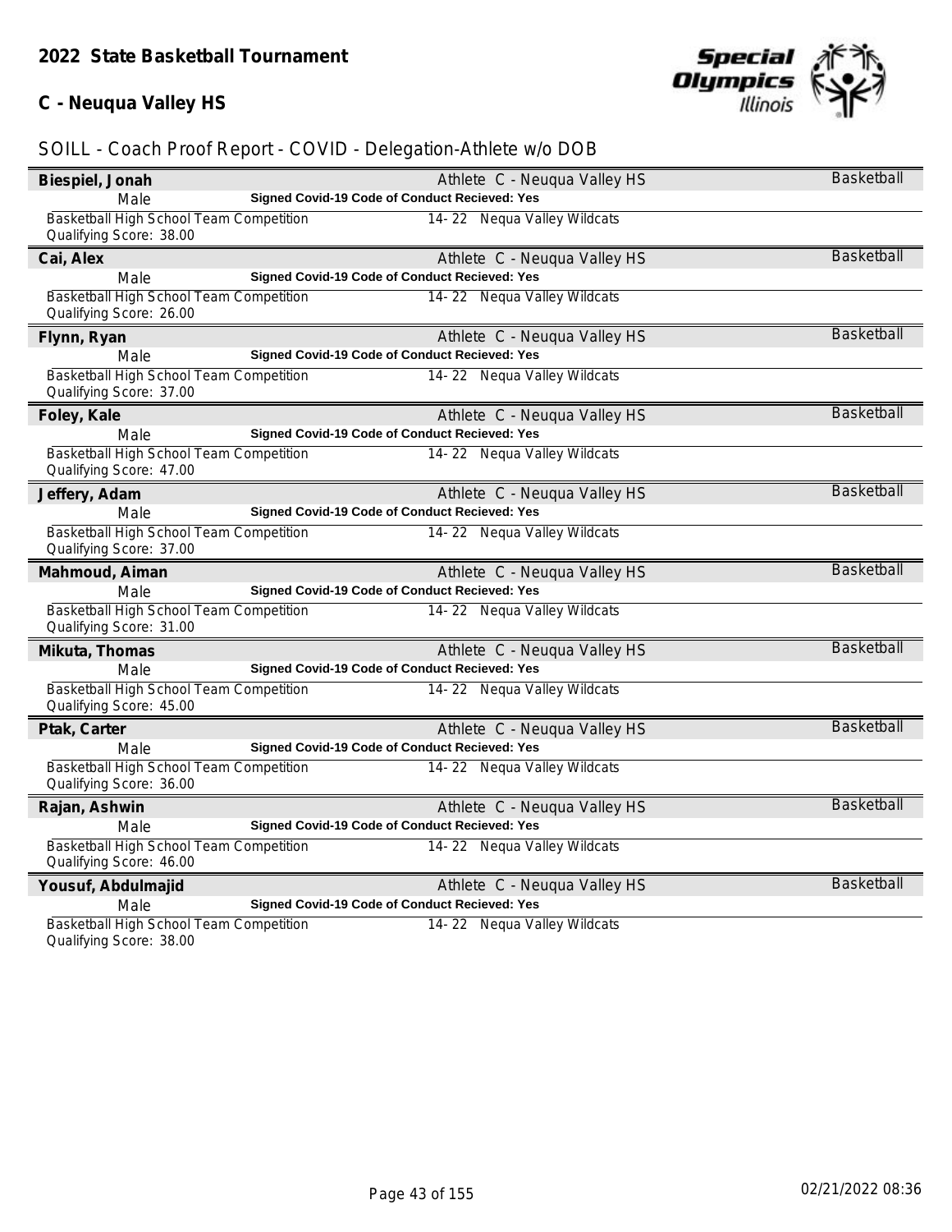## 2022 State Basketball Tournament

## C - Neuqua Valley HS

SOILL - Coach Proof Report - COVID - Delegation-Athlete w/o DOB

**Biespiel, Jonah** — Athlete C - Neuqua Valley HS — Basketball
Male — **Signed Covid-19 Code of Conduct Recieved: Yes**
Basketball High School Team Competition — 14- 22 Nequa Valley Wildcats
Qualifying Score: 38.00

**Cai, Alex** — Athlete C - Neuqua Valley HS — Basketball
Male — **Signed Covid-19 Code of Conduct Recieved: Yes**
Basketball High School Team Competition — 14- 22 Nequa Valley Wildcats
Qualifying Score: 26.00

**Flynn, Ryan** — Athlete C - Neuqua Valley HS — Basketball
Male — **Signed Covid-19 Code of Conduct Recieved: Yes**
Basketball High School Team Competition — 14- 22 Nequa Valley Wildcats
Qualifying Score: 37.00

**Foley, Kale** — Athlete C - Neuqua Valley HS — Basketball
Male — **Signed Covid-19 Code of Conduct Recieved: Yes**
Basketball High School Team Competition — 14- 22 Nequa Valley Wildcats
Qualifying Score: 47.00

**Jeffery, Adam** — Athlete C - Neuqua Valley HS — Basketball
Male — **Signed Covid-19 Code of Conduct Recieved: Yes**
Basketball High School Team Competition — 14- 22 Nequa Valley Wildcats
Qualifying Score: 37.00

**Mahmoud, Aiman** — Athlete C - Neuqua Valley HS — Basketball
Male — **Signed Covid-19 Code of Conduct Recieved: Yes**
Basketball High School Team Competition — 14- 22 Nequa Valley Wildcats
Qualifying Score: 31.00

**Mikuta, Thomas** — Athlete C - Neuqua Valley HS — Basketball
Male — **Signed Covid-19 Code of Conduct Recieved: Yes**
Basketball High School Team Competition — 14- 22 Nequa Valley Wildcats
Qualifying Score: 45.00

**Ptak, Carter** — Athlete C - Neuqua Valley HS — Basketball
Male — **Signed Covid-19 Code of Conduct Recieved: Yes**
Basketball High School Team Competition — 14- 22 Nequa Valley Wildcats
Qualifying Score: 36.00

**Rajan, Ashwin** — Athlete C - Neuqua Valley HS — Basketball
Male — **Signed Covid-19 Code of Conduct Recieved: Yes**
Basketball High School Team Competition — 14- 22 Nequa Valley Wildcats
Qualifying Score: 46.00

**Yousuf, Abdulmajid** — Athlete C - Neuqua Valley HS — Basketball
Male — **Signed Covid-19 Code of Conduct Recieved: Yes**
Basketball High School Team Competition — 14- 22 Nequa Valley Wildcats
Qualifying Score: 38.00

02/21/2022 08:36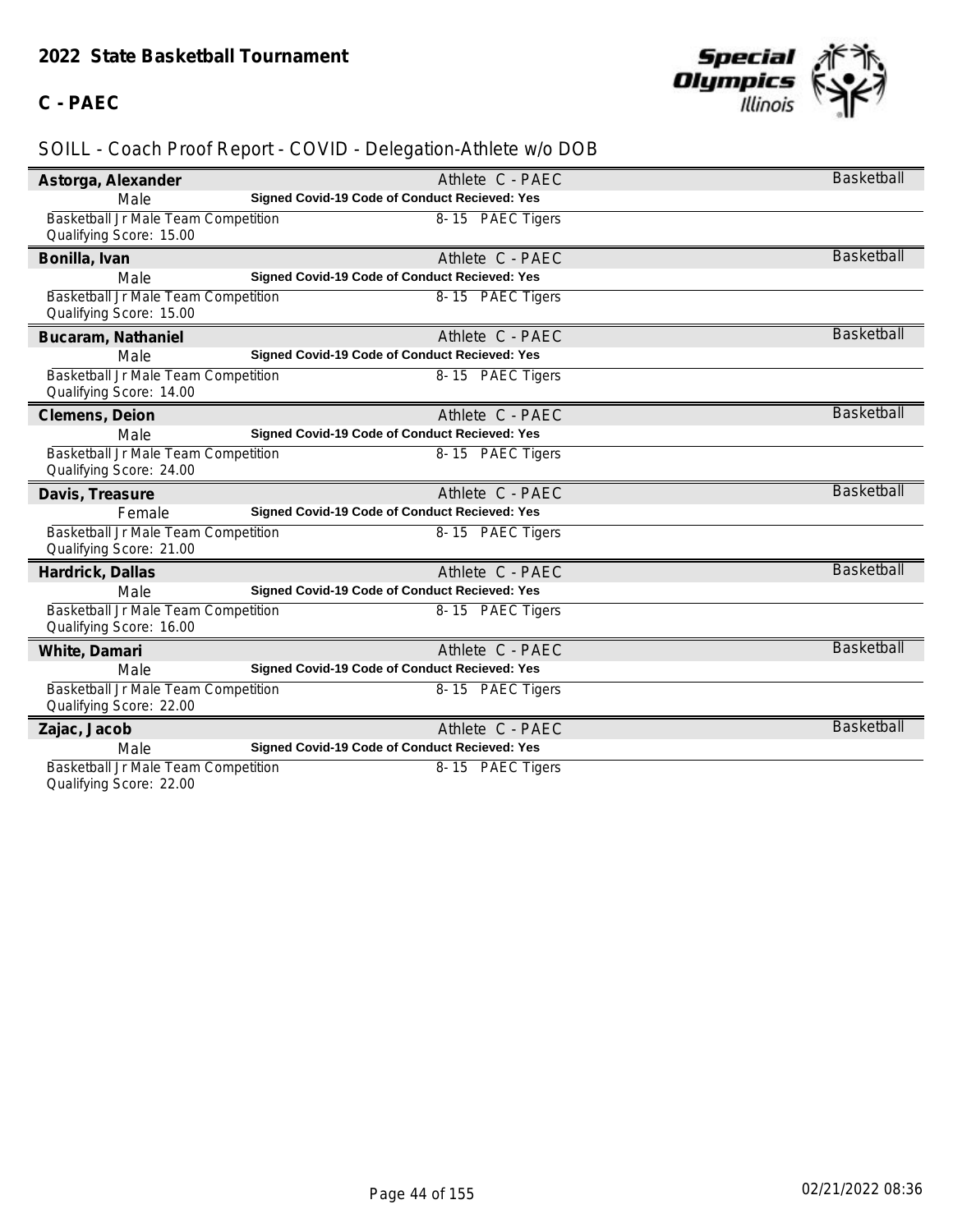## 2022 State Basketball Tournament

### C - PAEC

SOILL - Coach Proof Report - COVID - Delegation-Athlete w/o DOB

**Astorga, Alexander** — Athlete C - PAEC — Basketball
Male — **Signed Covid-19 Code of Conduct Recieved: Yes**
Basketball Jr Male Team Competition — 8- 15 PAEC Tigers
Qualifying Score: 15.00

**Bonilla, Ivan** — Athlete C - PAEC — Basketball
Male — **Signed Covid-19 Code of Conduct Recieved: Yes**
Basketball Jr Male Team Competition — 8- 15 PAEC Tigers
Qualifying Score: 15.00

**Bucaram, Nathaniel** — Athlete C - PAEC — Basketball
Male — **Signed Covid-19 Code of Conduct Recieved: Yes**
Basketball Jr Male Team Competition — 8- 15 PAEC Tigers
Qualifying Score: 14.00

**Clemens, Deion** — Athlete C - PAEC — Basketball
Male — **Signed Covid-19 Code of Conduct Recieved: Yes**
Basketball Jr Male Team Competition — 8- 15 PAEC Tigers
Qualifying Score: 24.00

**Davis, Treasure** — Athlete C - PAEC — Basketball
Female — **Signed Covid-19 Code of Conduct Recieved: Yes**
Basketball Jr Male Team Competition — 8- 15 PAEC Tigers
Qualifying Score: 21.00

**Hardrick, Dallas** — Athlete C - PAEC — Basketball
Male — **Signed Covid-19 Code of Conduct Recieved: Yes**
Basketball Jr Male Team Competition — 8- 15 PAEC Tigers
Qualifying Score: 16.00

**White, Damari** — Athlete C - PAEC — Basketball
Male — **Signed Covid-19 Code of Conduct Recieved: Yes**
Basketball Jr Male Team Competition — 8- 15 PAEC Tigers
Qualifying Score: 22.00

**Zajac, Jacob** — Athlete C - PAEC — Basketball
Male — **Signed Covid-19 Code of Conduct Recieved: Yes**
Basketball Jr Male Team Competition — 8- 15 PAEC Tigers
Qualifying Score: 22.00

02/21/2022 08:36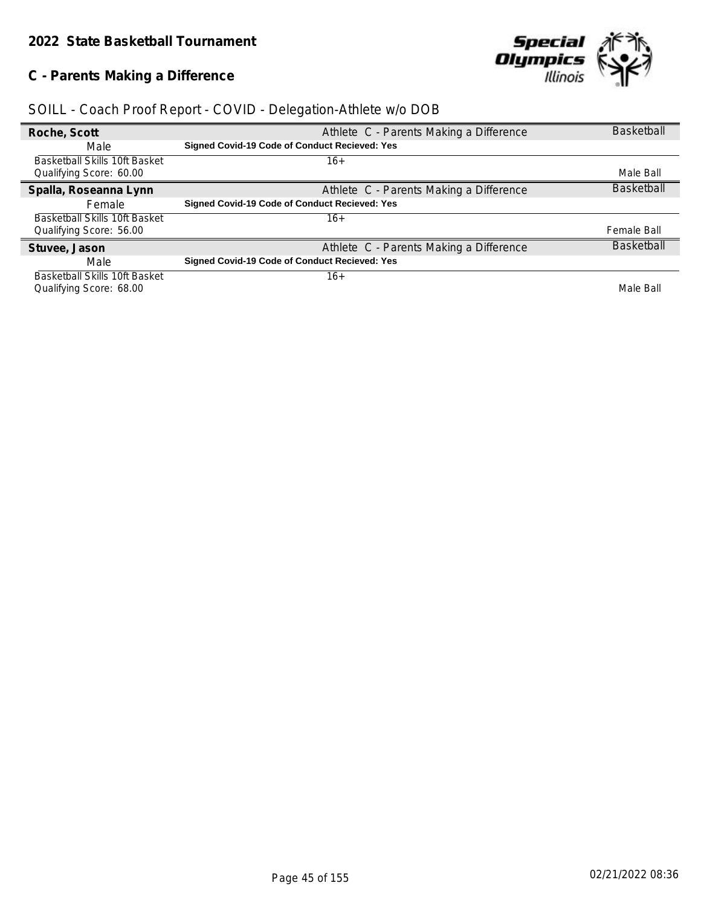## 2022 State Basketball Tournament

## C - Parents Making a Difference

SOILL - Coach Proof Report - COVID - Delegation-Athlete w/o DOB

| | | |
|---|---|---|
| **Roche, Scott** | Athlete C - Parents Making a Difference | Basketball |
| Male | **Signed Covid-19 Code of Conduct Recieved: Yes** | |
| Basketball Skills 10ft Basket | 16+ | |
| Qualifying Score: 60.00 | | Male Ball |
| **Spalla, Roseanna Lynn** | Athlete C - Parents Making a Difference | Basketball |
| Female | **Signed Covid-19 Code of Conduct Recieved: Yes** | |
| Basketball Skills 10ft Basket | 16+ | |
| Qualifying Score: 56.00 | | Female Ball |
| **Stuvee, Jason** | Athlete C - Parents Making a Difference | Basketball |
| Male | **Signed Covid-19 Code of Conduct Recieved: Yes** | |
| Basketball Skills 10ft Basket | 16+ | |
| Qualifying Score: 68.00 | | Male Ball |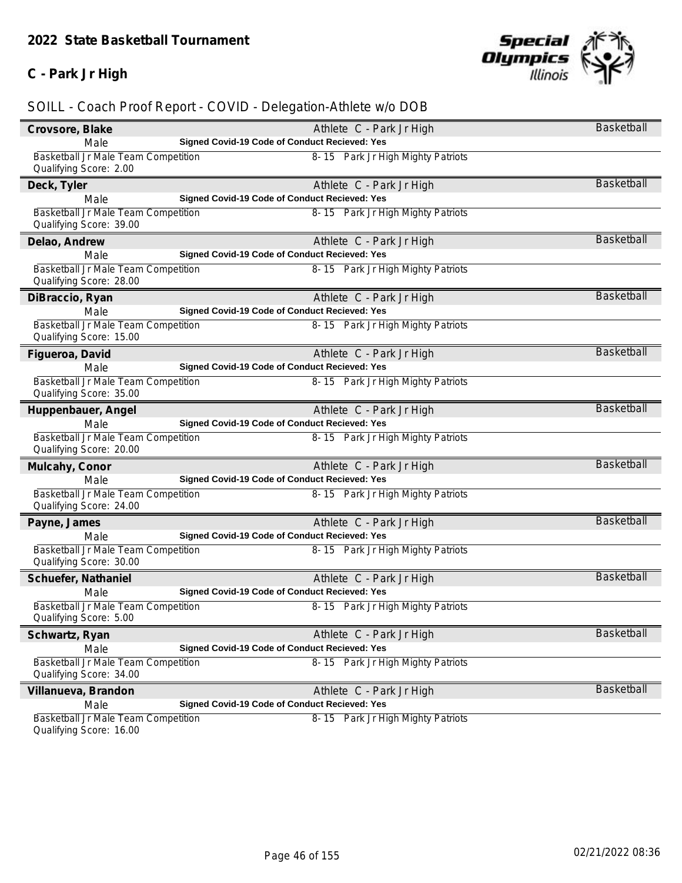## 2022 State Basketball Tournament

## C - Park Jr High

SOILL - Coach Proof Report - COVID - Delegation-Athlete w/o DOB

**Crovsore, Blake** — Athlete C - Park Jr High — Basketball
Male — **Signed Covid-19 Code of Conduct Recieved: Yes**
Basketball Jr Male Team Competition — 8- 15 Park Jr High Mighty Patriots
Qualifying Score: 2.00

**Deck, Tyler** — Athlete C - Park Jr High — Basketball
Male — **Signed Covid-19 Code of Conduct Recieved: Yes**
Basketball Jr Male Team Competition — 8- 15 Park Jr High Mighty Patriots
Qualifying Score: 39.00

**Delao, Andrew** — Athlete C - Park Jr High — Basketball
Male — **Signed Covid-19 Code of Conduct Recieved: Yes**
Basketball Jr Male Team Competition — 8- 15 Park Jr High Mighty Patriots
Qualifying Score: 28.00

**DiBraccio, Ryan** — Athlete C - Park Jr High — Basketball
Male — **Signed Covid-19 Code of Conduct Recieved: Yes**
Basketball Jr Male Team Competition — 8- 15 Park Jr High Mighty Patriots
Qualifying Score: 15.00

**Figueroa, David** — Athlete C - Park Jr High — Basketball
Male — **Signed Covid-19 Code of Conduct Recieved: Yes**
Basketball Jr Male Team Competition — 8- 15 Park Jr High Mighty Patriots
Qualifying Score: 35.00

**Huppenbauer, Angel** — Athlete C - Park Jr High — Basketball
Male — **Signed Covid-19 Code of Conduct Recieved: Yes**
Basketball Jr Male Team Competition — 8- 15 Park Jr High Mighty Patriots
Qualifying Score: 20.00

**Mulcahy, Conor** — Athlete C - Park Jr High — Basketball
Male — **Signed Covid-19 Code of Conduct Recieved: Yes**
Basketball Jr Male Team Competition — 8- 15 Park Jr High Mighty Patriots
Qualifying Score: 24.00

**Payne, James** — Athlete C - Park Jr High — Basketball
Male — **Signed Covid-19 Code of Conduct Recieved: Yes**
Basketball Jr Male Team Competition — 8- 15 Park Jr High Mighty Patriots
Qualifying Score: 30.00

**Schuefer, Nathaniel** — Athlete C - Park Jr High — Basketball
Male — **Signed Covid-19 Code of Conduct Recieved: Yes**
Basketball Jr Male Team Competition — 8- 15 Park Jr High Mighty Patriots
Qualifying Score: 5.00

**Schwartz, Ryan** — Athlete C - Park Jr High — Basketball
Male — **Signed Covid-19 Code of Conduct Recieved: Yes**
Basketball Jr Male Team Competition — 8- 15 Park Jr High Mighty Patriots
Qualifying Score: 34.00

**Villanueva, Brandon** — Athlete C - Park Jr High — Basketball
Male — **Signed Covid-19 Code of Conduct Recieved: Yes**
Basketball Jr Male Team Competition — 8- 15 Park Jr High Mighty Patriots
Qualifying Score: 16.00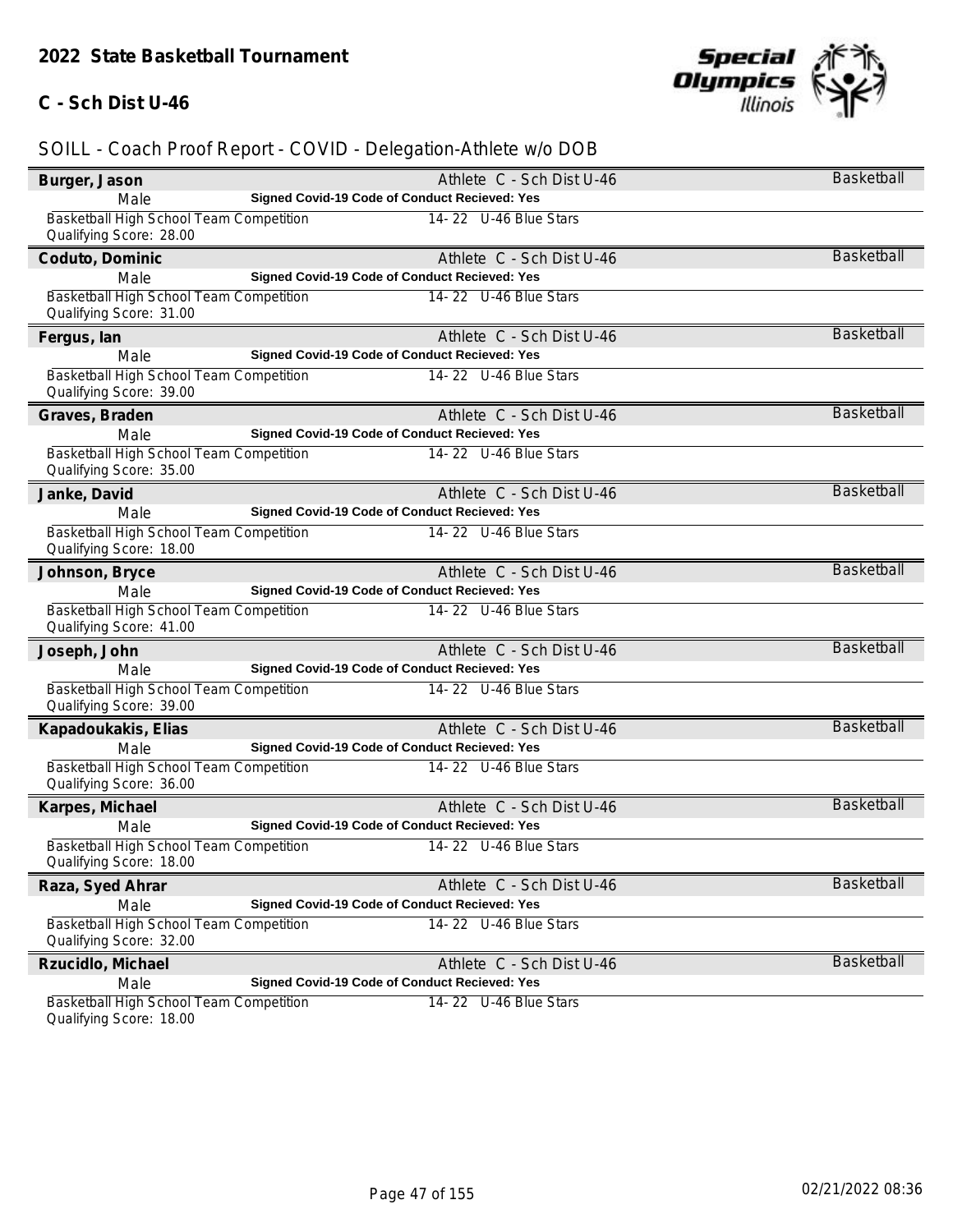## 2022 State Basketball Tournament

### C - Sch Dist U-46

SOILL - Coach Proof Report - COVID - Delegation-Athlete w/o DOB

**Burger, Jason** — Athlete C - Sch Dist U-46 — Basketball
Male — **Signed Covid-19 Code of Conduct Recieved: Yes**
Basketball High School Team Competition — 14- 22 U-46 Blue Stars
Qualifying Score: 28.00

**Coduto, Dominic** — Athlete C - Sch Dist U-46 — Basketball
Male — **Signed Covid-19 Code of Conduct Recieved: Yes**
Basketball High School Team Competition — 14- 22 U-46 Blue Stars
Qualifying Score: 31.00

**Fergus, Ian** — Athlete C - Sch Dist U-46 — Basketball
Male — **Signed Covid-19 Code of Conduct Recieved: Yes**
Basketball High School Team Competition — 14- 22 U-46 Blue Stars
Qualifying Score: 39.00

**Graves, Braden** — Athlete C - Sch Dist U-46 — Basketball
Male — **Signed Covid-19 Code of Conduct Recieved: Yes**
Basketball High School Team Competition — 14- 22 U-46 Blue Stars
Qualifying Score: 35.00

**Janke, David** — Athlete C - Sch Dist U-46 — Basketball
Male — **Signed Covid-19 Code of Conduct Recieved: Yes**
Basketball High School Team Competition — 14- 22 U-46 Blue Stars
Qualifying Score: 18.00

**Johnson, Bryce** — Athlete C - Sch Dist U-46 — Basketball
Male — **Signed Covid-19 Code of Conduct Recieved: Yes**
Basketball High School Team Competition — 14- 22 U-46 Blue Stars
Qualifying Score: 41.00

**Joseph, John** — Athlete C - Sch Dist U-46 — Basketball
Male — **Signed Covid-19 Code of Conduct Recieved: Yes**
Basketball High School Team Competition — 14- 22 U-46 Blue Stars
Qualifying Score: 39.00

**Kapadoukakis, Elias** — Athlete C - Sch Dist U-46 — Basketball
Male — **Signed Covid-19 Code of Conduct Recieved: Yes**
Basketball High School Team Competition — 14- 22 U-46 Blue Stars
Qualifying Score: 36.00

**Karpes, Michael** — Athlete C - Sch Dist U-46 — Basketball
Male — **Signed Covid-19 Code of Conduct Recieved: Yes**
Basketball High School Team Competition — 14- 22 U-46 Blue Stars
Qualifying Score: 18.00

**Raza, Syed Ahrar** — Athlete C - Sch Dist U-46 — Basketball
Male — **Signed Covid-19 Code of Conduct Recieved: Yes**
Basketball High School Team Competition — 14- 22 U-46 Blue Stars
Qualifying Score: 32.00

**Rzucidlo, Michael** — Athlete C - Sch Dist U-46 — Basketball
Male — **Signed Covid-19 Code of Conduct Recieved: Yes**
Basketball High School Team Competition — 14- 22 U-46 Blue Stars
Qualifying Score: 18.00

02/21/2022 08:36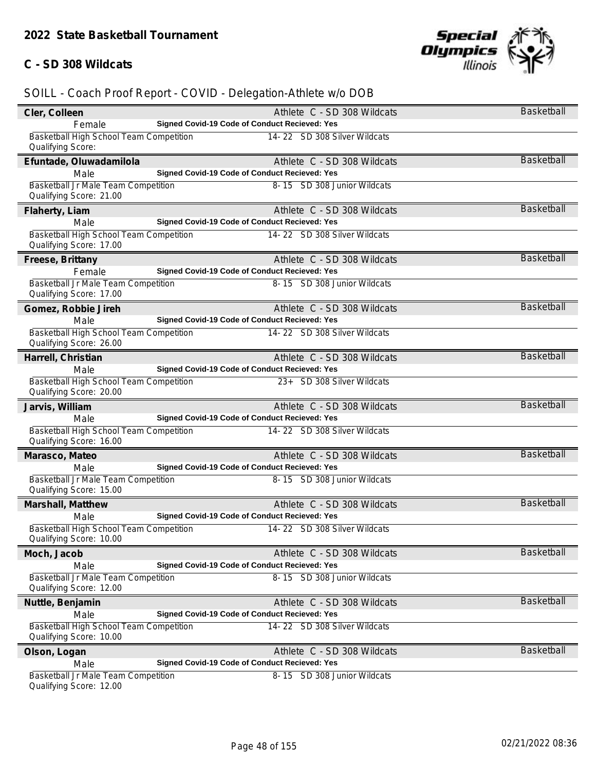## 2022 State Basketball Tournament

### C - SD 308 Wildcats

SOILL - Coach Proof Report - COVID - Delegation-Athlete w/o DOB

**Cler, Colleen** — Athlete C - SD 308 Wildcats — Basketball
Female — **Signed Covid-19 Code of Conduct Recieved: Yes**
Basketball High School Team Competition — 14- 22 SD 308 Silver Wildcats
Qualifying Score:

**Efuntade, Oluwadamilola** — Athlete C - SD 308 Wildcats — Basketball
Male — **Signed Covid-19 Code of Conduct Recieved: Yes**
Basketball Jr Male Team Competition — 8- 15 SD 308 Junior Wildcats
Qualifying Score: 21.00

**Flaherty, Liam** — Athlete C - SD 308 Wildcats — Basketball
Male — **Signed Covid-19 Code of Conduct Recieved: Yes**
Basketball High School Team Competition — 14- 22 SD 308 Silver Wildcats
Qualifying Score: 17.00

**Freese, Brittany** — Athlete C - SD 308 Wildcats — Basketball
Female — **Signed Covid-19 Code of Conduct Recieved: Yes**
Basketball Jr Male Team Competition — 8- 15 SD 308 Junior Wildcats
Qualifying Score: 17.00

**Gomez, Robbie Jireh** — Athlete C - SD 308 Wildcats — Basketball
Male — **Signed Covid-19 Code of Conduct Recieved: Yes**
Basketball High School Team Competition — 14- 22 SD 308 Silver Wildcats
Qualifying Score: 26.00

**Harrell, Christian** — Athlete C - SD 308 Wildcats — Basketball
Male — **Signed Covid-19 Code of Conduct Recieved: Yes**
Basketball High School Team Competition — 23+ SD 308 Silver Wildcats
Qualifying Score: 20.00

**Jarvis, William** — Athlete C - SD 308 Wildcats — Basketball
Male — **Signed Covid-19 Code of Conduct Recieved: Yes**
Basketball High School Team Competition — 14- 22 SD 308 Silver Wildcats
Qualifying Score: 16.00

**Marasco, Mateo** — Athlete C - SD 308 Wildcats — Basketball
Male — **Signed Covid-19 Code of Conduct Recieved: Yes**
Basketball Jr Male Team Competition — 8- 15 SD 308 Junior Wildcats
Qualifying Score: 15.00

**Marshall, Matthew** — Athlete C - SD 308 Wildcats — Basketball
Male — **Signed Covid-19 Code of Conduct Recieved: Yes**
Basketball High School Team Competition — 14- 22 SD 308 Silver Wildcats
Qualifying Score: 10.00

**Moch, Jacob** — Athlete C - SD 308 Wildcats — Basketball
Male — **Signed Covid-19 Code of Conduct Recieved: Yes**
Basketball Jr Male Team Competition — 8- 15 SD 308 Junior Wildcats
Qualifying Score: 12.00

**Nuttle, Benjamin** — Athlete C - SD 308 Wildcats — Basketball
Male — **Signed Covid-19 Code of Conduct Recieved: Yes**
Basketball High School Team Competition — 14- 22 SD 308 Silver Wildcats
Qualifying Score: 10.00

**Olson, Logan** — Athlete C - SD 308 Wildcats — Basketball
Male — **Signed Covid-19 Code of Conduct Recieved: Yes**
Basketball Jr Male Team Competition — 8- 15 SD 308 Junior Wildcats
Qualifying Score: 12.00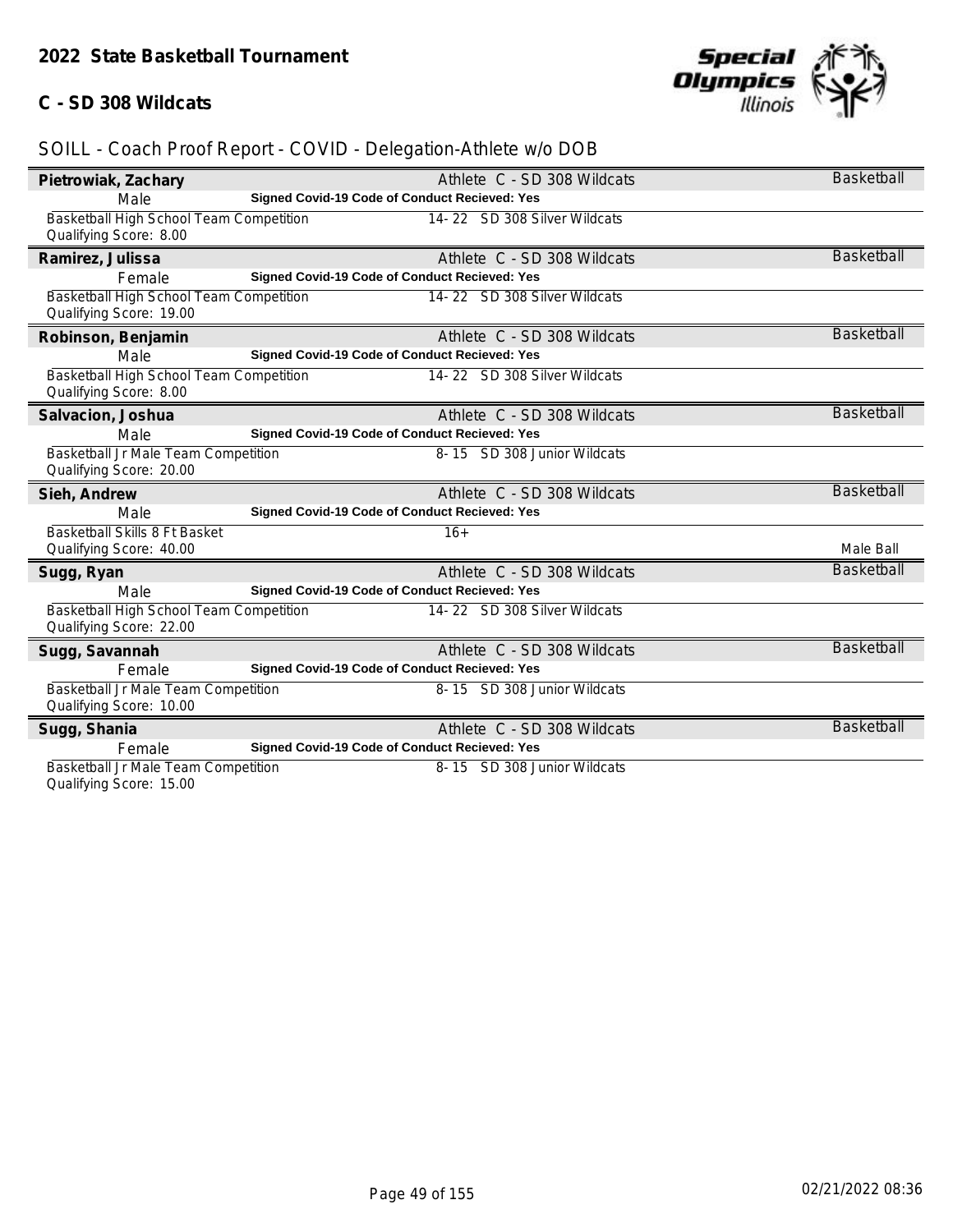## 2022 State Basketball Tournament

### C - SD 308 Wildcats

SOILL - Coach Proof Report - COVID - Delegation-Athlete w/o DOB

**Pietrowiak, Zachary** — Athlete C - SD 308 Wildcats — Basketball
Male — **Signed Covid-19 Code of Conduct Recieved: Yes**
Basketball High School Team Competition — 14- 22 SD 308 Silver Wildcats
Qualifying Score: 8.00

**Ramirez, Julissa** — Athlete C - SD 308 Wildcats — Basketball
Female — **Signed Covid-19 Code of Conduct Recieved: Yes**
Basketball High School Team Competition — 14- 22 SD 308 Silver Wildcats
Qualifying Score: 19.00

**Robinson, Benjamin** — Athlete C - SD 308 Wildcats — Basketball
Male — **Signed Covid-19 Code of Conduct Recieved: Yes**
Basketball High School Team Competition — 14- 22 SD 308 Silver Wildcats
Qualifying Score: 8.00

**Salvacion, Joshua** — Athlete C - SD 308 Wildcats — Basketball
Male — **Signed Covid-19 Code of Conduct Recieved: Yes**
Basketball Jr Male Team Competition — 8- 15 SD 308 Junior Wildcats
Qualifying Score: 20.00

**Sieh, Andrew** — Athlete C - SD 308 Wildcats — Basketball
Male — **Signed Covid-19 Code of Conduct Recieved: Yes**
Basketball Skills 8 Ft Basket — 16+
Qualifying Score: 40.00 — Male Ball

**Sugg, Ryan** — Athlete C - SD 308 Wildcats — Basketball
Male — **Signed Covid-19 Code of Conduct Recieved: Yes**
Basketball High School Team Competition — 14- 22 SD 308 Silver Wildcats
Qualifying Score: 22.00

**Sugg, Savannah** — Athlete C - SD 308 Wildcats — Basketball
Female — **Signed Covid-19 Code of Conduct Recieved: Yes**
Basketball Jr Male Team Competition — 8- 15 SD 308 Junior Wildcats
Qualifying Score: 10.00

**Sugg, Shania** — Athlete C - SD 308 Wildcats — Basketball
Female — **Signed Covid-19 Code of Conduct Recieved: Yes**
Basketball Jr Male Team Competition — 8- 15 SD 308 Junior Wildcats
Qualifying Score: 15.00

02/21/2022 08:36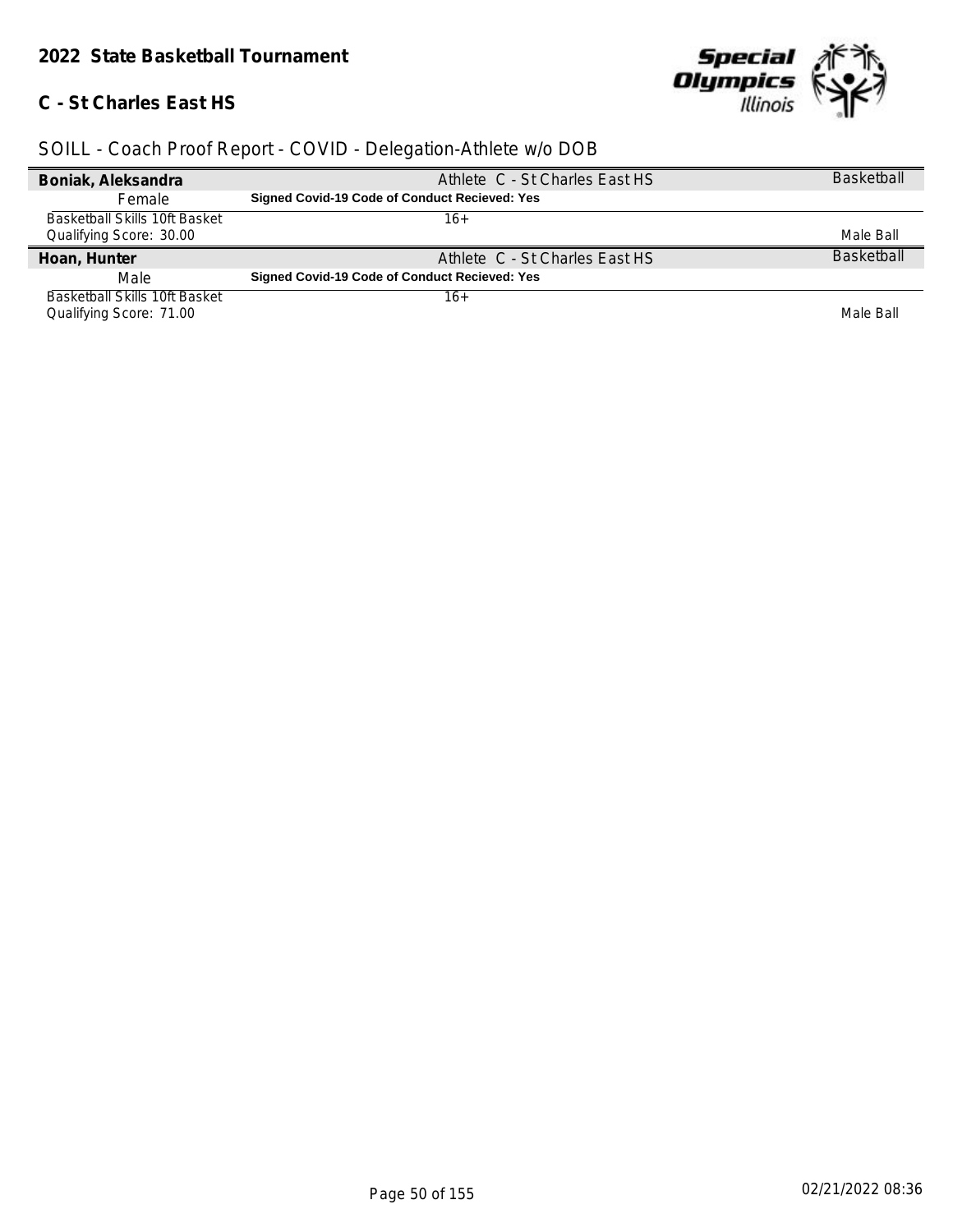## 2022 State Basketball Tournament

### C - St Charles East HS

SOILL - Coach Proof Report - COVID - Delegation-Athlete w/o DOB

| **Boniak, Aleksandra** | Athlete C - St Charles East HS | Basketball |
|---|---|---|
| Female | **Signed Covid-19 Code of Conduct Recieved: Yes** | |
| Basketball Skills 10ft Basket<br>Qualifying Score: 30.00 | 16+ | Male Ball |
| **Hoan, Hunter** | Athlete C - St Charles East HS | Basketball |
| Male | **Signed Covid-19 Code of Conduct Recieved: Yes** | |
| Basketball Skills 10ft Basket<br>Qualifying Score: 71.00 | 16+ | Male Ball |

02/21/2022 08:36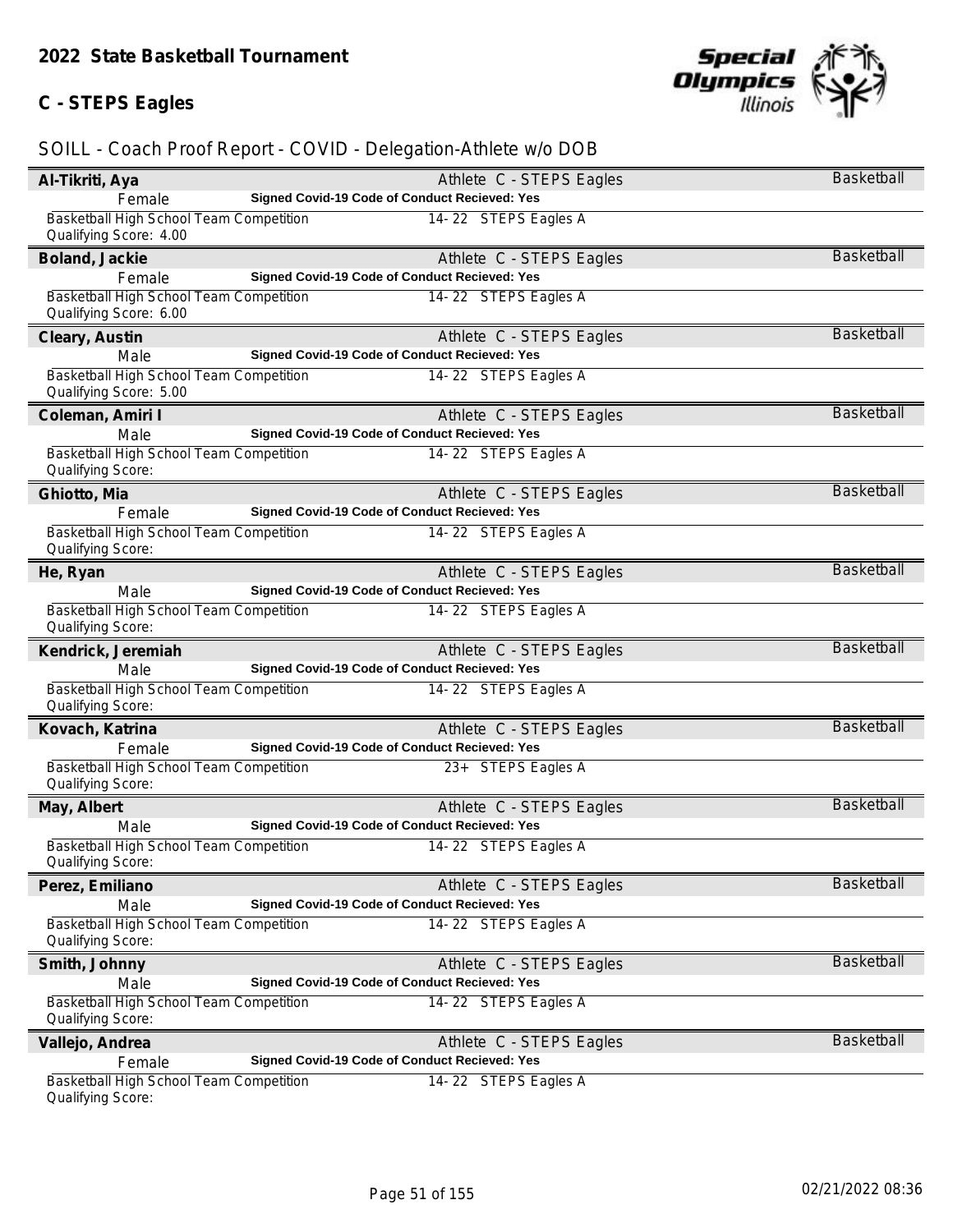## 2022 State Basketball Tournament

## C - STEPS Eagles

SOILL - Coach Proof Report - COVID - Delegation-Athlete w/o DOB

| Name | Details | Sport |
|---|---|---|
| **Al-Tikriti, Aya** | Athlete C - STEPS Eagles | Basketball |
| Female | **Signed Covid-19 Code of Conduct Recieved: Yes** | |
| Basketball High School Team Competition<br>Qualifying Score: 4.00 | 14- 22 STEPS Eagles A | |
| **Boland, Jackie** | Athlete C - STEPS Eagles | Basketball |
| Female | **Signed Covid-19 Code of Conduct Recieved: Yes** | |
| Basketball High School Team Competition<br>Qualifying Score: 6.00 | 14- 22 STEPS Eagles A | |
| **Cleary, Austin** | Athlete C - STEPS Eagles | Basketball |
| Male | **Signed Covid-19 Code of Conduct Recieved: Yes** | |
| Basketball High School Team Competition<br>Qualifying Score: 5.00 | 14- 22 STEPS Eagles A | |
| **Coleman, Amiri I** | Athlete C - STEPS Eagles | Basketball |
| Male | **Signed Covid-19 Code of Conduct Recieved: Yes** | |
| Basketball High School Team Competition<br>Qualifying Score: | 14- 22 STEPS Eagles A | |
| **Ghiotto, Mia** | Athlete C - STEPS Eagles | Basketball |
| Female | **Signed Covid-19 Code of Conduct Recieved: Yes** | |
| Basketball High School Team Competition<br>Qualifying Score: | 14- 22 STEPS Eagles A | |
| **He, Ryan** | Athlete C - STEPS Eagles | Basketball |
| Male | **Signed Covid-19 Code of Conduct Recieved: Yes** | |
| Basketball High School Team Competition<br>Qualifying Score: | 14- 22 STEPS Eagles A | |
| **Kendrick, Jeremiah** | Athlete C - STEPS Eagles | Basketball |
| Male | **Signed Covid-19 Code of Conduct Recieved: Yes** | |
| Basketball High School Team Competition<br>Qualifying Score: | 14- 22 STEPS Eagles A | |
| **Kovach, Katrina** | Athlete C - STEPS Eagles | Basketball |
| Female | **Signed Covid-19 Code of Conduct Recieved: Yes** | |
| Basketball High School Team Competition<br>Qualifying Score: | 23+ STEPS Eagles A | |
| **May, Albert** | Athlete C - STEPS Eagles | Basketball |
| Male | **Signed Covid-19 Code of Conduct Recieved: Yes** | |
| Basketball High School Team Competition<br>Qualifying Score: | 14- 22 STEPS Eagles A | |
| **Perez, Emiliano** | Athlete C - STEPS Eagles | Basketball |
| Male | **Signed Covid-19 Code of Conduct Recieved: Yes** | |
| Basketball High School Team Competition<br>Qualifying Score: | 14- 22 STEPS Eagles A | |
| **Smith, Johnny** | Athlete C - STEPS Eagles | Basketball |
| Male | **Signed Covid-19 Code of Conduct Recieved: Yes** | |
| Basketball High School Team Competition<br>Qualifying Score: | 14- 22 STEPS Eagles A | |
| **Vallejo, Andrea** | Athlete C - STEPS Eagles | Basketball |
| Female | **Signed Covid-19 Code of Conduct Recieved: Yes** | |
| Basketball High School Team Competition<br>Qualifying Score: | 14- 22 STEPS Eagles A | |

02/21/2022 08:36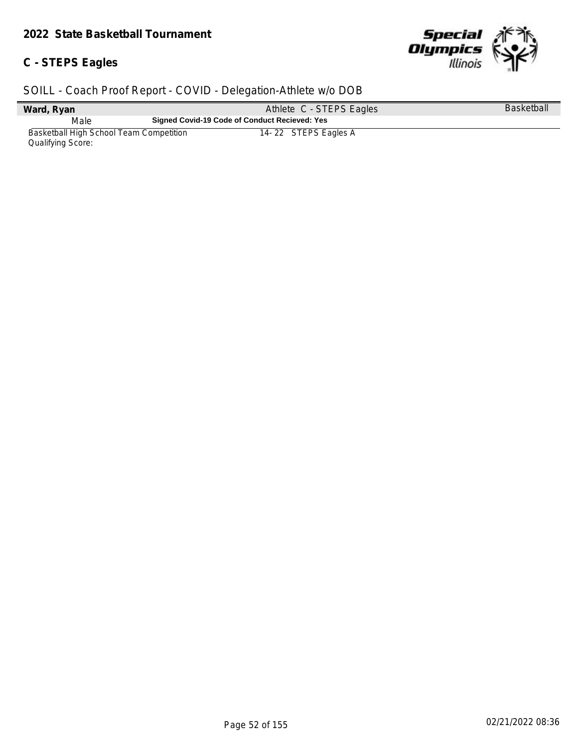**2022 State Basketball Tournament**

**C - STEPS Eagles**

SOILL - Coach Proof Report - COVID - Delegation-Athlete w/o DOB

| **Ward, Ryan** | Athlete C - STEPS Eagles | Basketball |
|---|---|---|
| Male | **Signed Covid-19 Code of Conduct Recieved: Yes** | |
| Basketball High School Team Competition<br>Qualifying Score: | 14- 22 STEPS Eagles A | |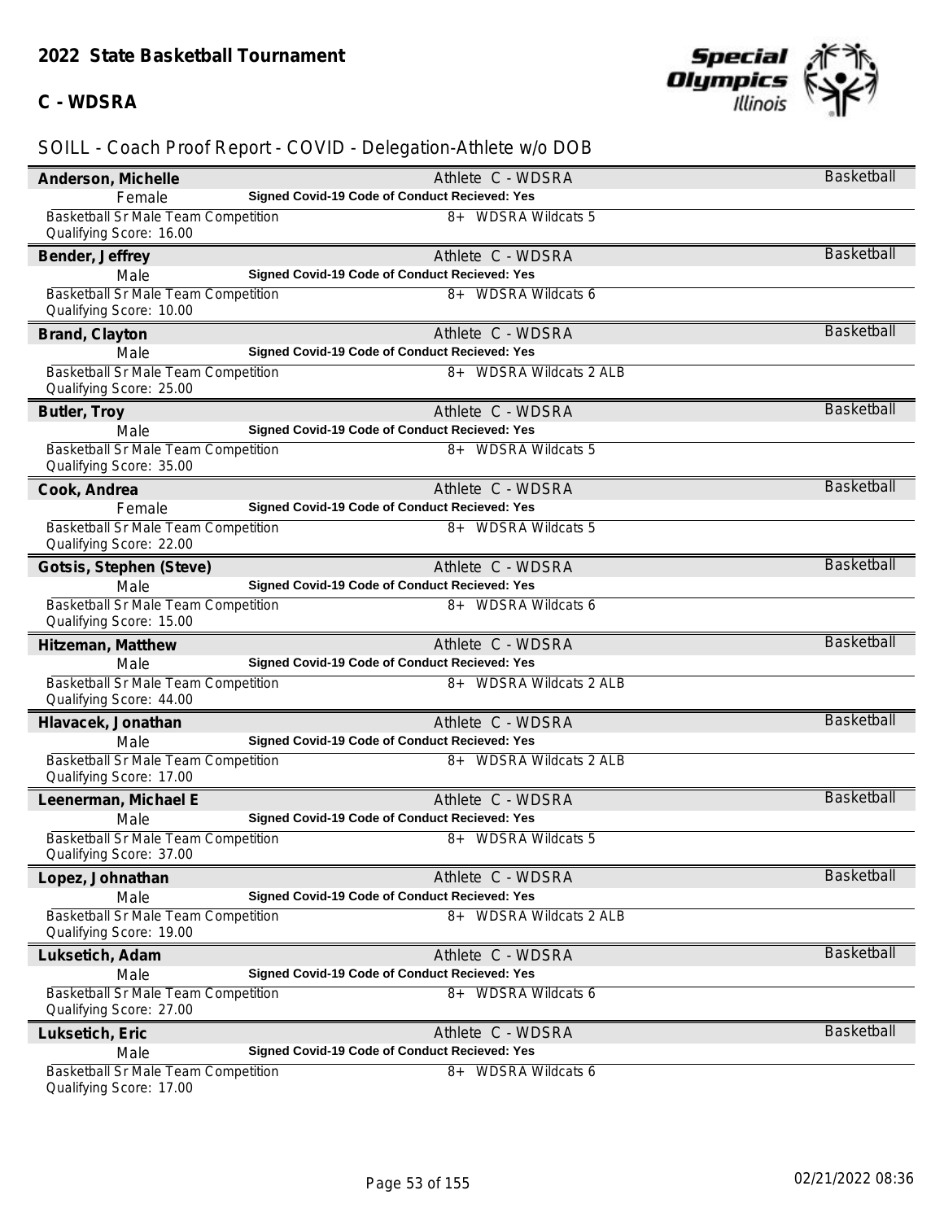**2022 State Basketball Tournament**

**C - WDSRA**

SOILL - Coach Proof Report - COVID - Delegation-Athlete w/o DOB

**Anderson, Michelle** — Athlete C - WDSRA — Basketball
Female — **Signed Covid-19 Code of Conduct Recieved: Yes**
Basketball Sr Male Team Competition — 8+ WDSRA Wildcats 5
Qualifying Score: 16.00

**Bender, Jeffrey** — Athlete C - WDSRA — Basketball
Male — **Signed Covid-19 Code of Conduct Recieved: Yes**
Basketball Sr Male Team Competition — 8+ WDSRA Wildcats 6
Qualifying Score: 10.00

**Brand, Clayton** — Athlete C - WDSRA — Basketball
Male — **Signed Covid-19 Code of Conduct Recieved: Yes**
Basketball Sr Male Team Competition — 8+ WDSRA Wildcats 2 ALB
Qualifying Score: 25.00

**Butler, Troy** — Athlete C - WDSRA — Basketball
Male — **Signed Covid-19 Code of Conduct Recieved: Yes**
Basketball Sr Male Team Competition — 8+ WDSRA Wildcats 5
Qualifying Score: 35.00

**Cook, Andrea** — Athlete C - WDSRA — Basketball
Female — **Signed Covid-19 Code of Conduct Recieved: Yes**
Basketball Sr Male Team Competition — 8+ WDSRA Wildcats 5
Qualifying Score: 22.00

**Gotsis, Stephen (Steve)** — Athlete C - WDSRA — Basketball
Male — **Signed Covid-19 Code of Conduct Recieved: Yes**
Basketball Sr Male Team Competition — 8+ WDSRA Wildcats 6
Qualifying Score: 15.00

**Hitzeman, Matthew** — Athlete C - WDSRA — Basketball
Male — **Signed Covid-19 Code of Conduct Recieved: Yes**
Basketball Sr Male Team Competition — 8+ WDSRA Wildcats 2 ALB
Qualifying Score: 44.00

**Hlavacek, Jonathan** — Athlete C - WDSRA — Basketball
Male — **Signed Covid-19 Code of Conduct Recieved: Yes**
Basketball Sr Male Team Competition — 8+ WDSRA Wildcats 2 ALB
Qualifying Score: 17.00

**Leenerman, Michael E** — Athlete C - WDSRA — Basketball
Male — **Signed Covid-19 Code of Conduct Recieved: Yes**
Basketball Sr Male Team Competition — 8+ WDSRA Wildcats 5
Qualifying Score: 37.00

**Lopez, Johnathan** — Athlete C - WDSRA — Basketball
Male — **Signed Covid-19 Code of Conduct Recieved: Yes**
Basketball Sr Male Team Competition — 8+ WDSRA Wildcats 2 ALB
Qualifying Score: 19.00

**Luksetich, Adam** — Athlete C - WDSRA — Basketball
Male — **Signed Covid-19 Code of Conduct Recieved: Yes**
Basketball Sr Male Team Competition — 8+ WDSRA Wildcats 6
Qualifying Score: 27.00

**Luksetich, Eric** — Athlete C - WDSRA — Basketball
Male — **Signed Covid-19 Code of Conduct Recieved: Yes**
Basketball Sr Male Team Competition — 8+ WDSRA Wildcats 6
Qualifying Score: 17.00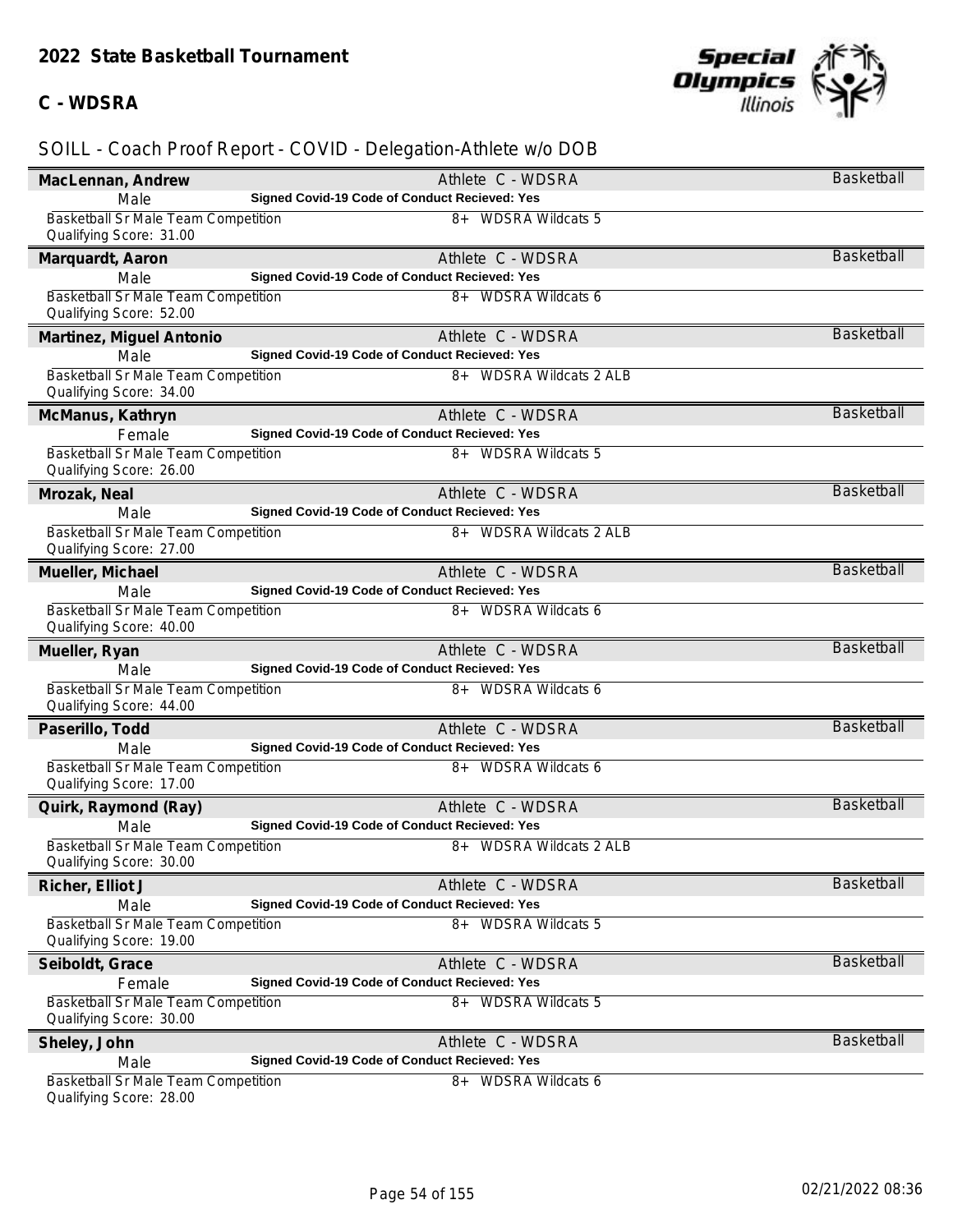## 2022 State Basketball Tournament

### C - WDSRA

SOILL - Coach Proof Report - COVID - Delegation-Athlete w/o DOB

**MacLennan, Andrew** — Athlete C - WDSRA — Basketball
Male — **Signed Covid-19 Code of Conduct Recieved: Yes**
Basketball Sr Male Team Competition — 8+ WDSRA Wildcats 5
Qualifying Score: 31.00

**Marquardt, Aaron** — Athlete C - WDSRA — Basketball
Male — **Signed Covid-19 Code of Conduct Recieved: Yes**
Basketball Sr Male Team Competition — 8+ WDSRA Wildcats 6
Qualifying Score: 52.00

**Martinez, Miguel Antonio** — Athlete C - WDSRA — Basketball
Male — **Signed Covid-19 Code of Conduct Recieved: Yes**
Basketball Sr Male Team Competition — 8+ WDSRA Wildcats 2 ALB
Qualifying Score: 34.00

**McManus, Kathryn** — Athlete C - WDSRA — Basketball
Female — **Signed Covid-19 Code of Conduct Recieved: Yes**
Basketball Sr Male Team Competition — 8+ WDSRA Wildcats 5
Qualifying Score: 26.00

**Mrozak, Neal** — Athlete C - WDSRA — Basketball
Male — **Signed Covid-19 Code of Conduct Recieved: Yes**
Basketball Sr Male Team Competition — 8+ WDSRA Wildcats 2 ALB
Qualifying Score: 27.00

**Mueller, Michael** — Athlete C - WDSRA — Basketball
Male — **Signed Covid-19 Code of Conduct Recieved: Yes**
Basketball Sr Male Team Competition — 8+ WDSRA Wildcats 6
Qualifying Score: 40.00

**Mueller, Ryan** — Athlete C - WDSRA — Basketball
Male — **Signed Covid-19 Code of Conduct Recieved: Yes**
Basketball Sr Male Team Competition — 8+ WDSRA Wildcats 6
Qualifying Score: 44.00

**Paserillo, Todd** — Athlete C - WDSRA — Basketball
Male — **Signed Covid-19 Code of Conduct Recieved: Yes**
Basketball Sr Male Team Competition — 8+ WDSRA Wildcats 6
Qualifying Score: 17.00

**Quirk, Raymond (Ray)** — Athlete C - WDSRA — Basketball
Male — **Signed Covid-19 Code of Conduct Recieved: Yes**
Basketball Sr Male Team Competition — 8+ WDSRA Wildcats 2 ALB
Qualifying Score: 30.00

**Richer, Elliot J** — Athlete C - WDSRA — Basketball
Male — **Signed Covid-19 Code of Conduct Recieved: Yes**
Basketball Sr Male Team Competition — 8+ WDSRA Wildcats 5
Qualifying Score: 19.00

**Seiboldt, Grace** — Athlete C - WDSRA — Basketball
Female — **Signed Covid-19 Code of Conduct Recieved: Yes**
Basketball Sr Male Team Competition — 8+ WDSRA Wildcats 5
Qualifying Score: 30.00

**Sheley, John** — Athlete C - WDSRA — Basketball
Male — **Signed Covid-19 Code of Conduct Recieved: Yes**
Basketball Sr Male Team Competition — 8+ WDSRA Wildcats 6
Qualifying Score: 28.00

02/21/2022 08:36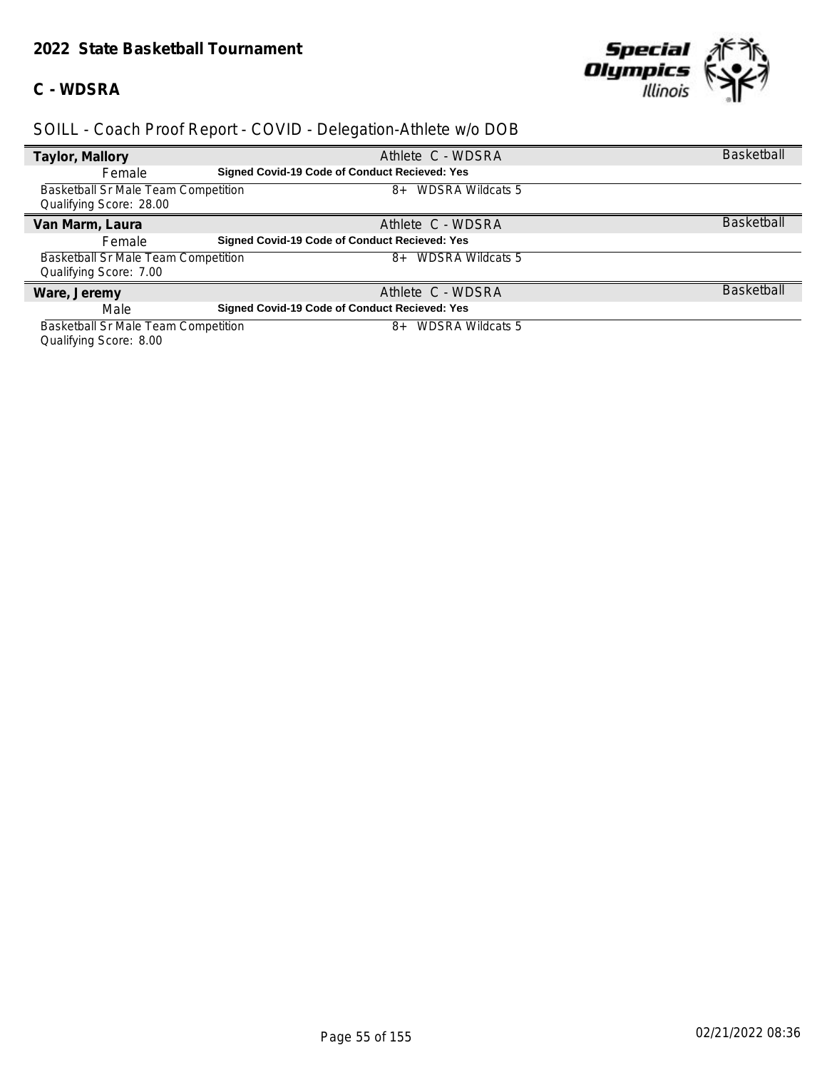## 2022 State Basketball Tournament

### C - WDSRA

SOILL - Coach Proof Report - COVID - Delegation-Athlete w/o DOB

**Taylor, Mallory** — Athlete C - WDSRA — Basketball

Female — **Signed Covid-19 Code of Conduct Recieved: Yes**

Basketball Sr Male Team Competition — 8+ WDSRA Wildcats 5

Qualifying Score: 28.00

**Van Marm, Laura** — Athlete C - WDSRA — Basketball

Female — **Signed Covid-19 Code of Conduct Recieved: Yes**

Basketball Sr Male Team Competition — 8+ WDSRA Wildcats 5

Qualifying Score: 7.00

**Ware, Jeremy** — Athlete C - WDSRA — Basketball

Male — **Signed Covid-19 Code of Conduct Recieved: Yes**

Basketball Sr Male Team Competition — 8+ WDSRA Wildcats 5

Qualifying Score: 8.00

02/21/2022 08:36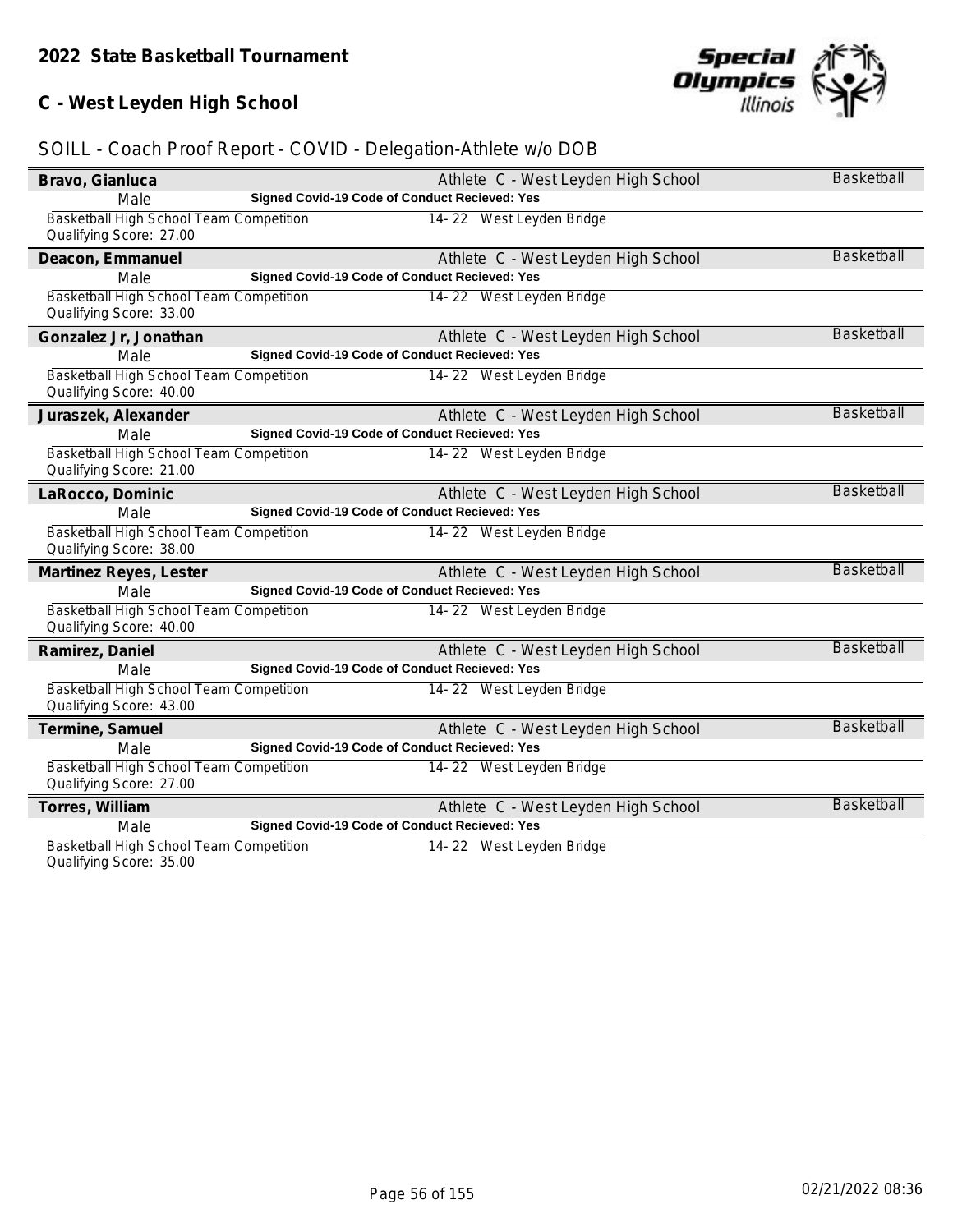## 2022 State Basketball Tournament

## C - West Leyden High School

SOILL - Coach Proof Report - COVID - Delegation-Athlete w/o DOB

**Bravo, Gianluca** — Athlete C - West Leyden High School — Basketball
Male — **Signed Covid-19 Code of Conduct Recieved: Yes**
Basketball High School Team Competition — 14- 22 West Leyden Bridge
Qualifying Score: 27.00

**Deacon, Emmanuel** — Athlete C - West Leyden High School — Basketball
Male — **Signed Covid-19 Code of Conduct Recieved: Yes**
Basketball High School Team Competition — 14- 22 West Leyden Bridge
Qualifying Score: 33.00

**Gonzalez Jr, Jonathan** — Athlete C - West Leyden High School — Basketball
Male — **Signed Covid-19 Code of Conduct Recieved: Yes**
Basketball High School Team Competition — 14- 22 West Leyden Bridge
Qualifying Score: 40.00

**Juraszek, Alexander** — Athlete C - West Leyden High School — Basketball
Male — **Signed Covid-19 Code of Conduct Recieved: Yes**
Basketball High School Team Competition — 14- 22 West Leyden Bridge
Qualifying Score: 21.00

**LaRocco, Dominic** — Athlete C - West Leyden High School — Basketball
Male — **Signed Covid-19 Code of Conduct Recieved: Yes**
Basketball High School Team Competition — 14- 22 West Leyden Bridge
Qualifying Score: 38.00

**Martinez Reyes, Lester** — Athlete C - West Leyden High School — Basketball
Male — **Signed Covid-19 Code of Conduct Recieved: Yes**
Basketball High School Team Competition — 14- 22 West Leyden Bridge
Qualifying Score: 40.00

**Ramirez, Daniel** — Athlete C - West Leyden High School — Basketball
Male — **Signed Covid-19 Code of Conduct Recieved: Yes**
Basketball High School Team Competition — 14- 22 West Leyden Bridge
Qualifying Score: 43.00

**Termine, Samuel** — Athlete C - West Leyden High School — Basketball
Male — **Signed Covid-19 Code of Conduct Recieved: Yes**
Basketball High School Team Competition — 14- 22 West Leyden Bridge
Qualifying Score: 27.00

**Torres, William** — Athlete C - West Leyden High School — Basketball
Male — **Signed Covid-19 Code of Conduct Recieved: Yes**
Basketball High School Team Competition — 14- 22 West Leyden Bridge
Qualifying Score: 35.00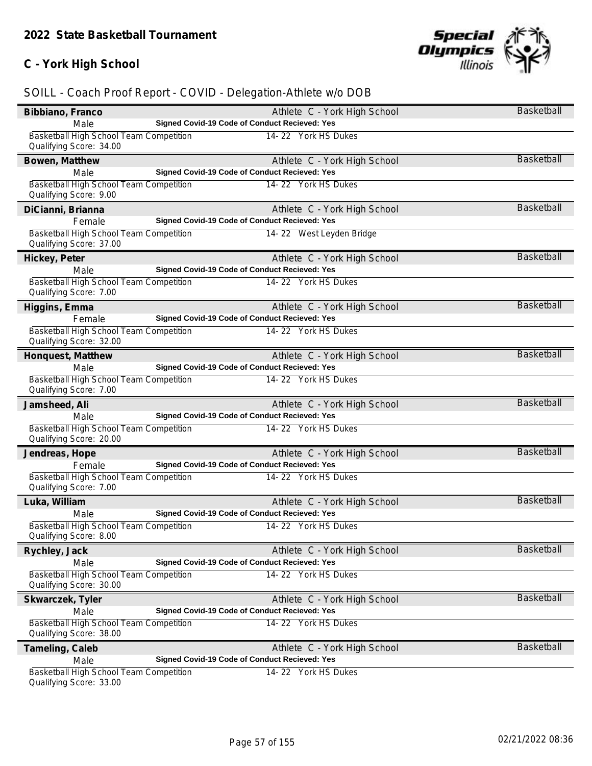## 2022 State Basketball Tournament

### C - York High School

SOILL - Coach Proof Report - COVID - Delegation-Athlete w/o DOB

**Bibbiano, Franco** — Athlete C - York High School — Basketball
Male — **Signed Covid-19 Code of Conduct Recieved: Yes**
Basketball High School Team Competition — 14- 22 York HS Dukes
Qualifying Score: 34.00

**Bowen, Matthew** — Athlete C - York High School — Basketball
Male — **Signed Covid-19 Code of Conduct Recieved: Yes**
Basketball High School Team Competition — 14- 22 York HS Dukes
Qualifying Score: 9.00

**DiCianni, Brianna** — Athlete C - York High School — Basketball
Female — **Signed Covid-19 Code of Conduct Recieved: Yes**
Basketball High School Team Competition — 14- 22 West Leyden Bridge
Qualifying Score: 37.00

**Hickey, Peter** — Athlete C - York High School — Basketball
Male — **Signed Covid-19 Code of Conduct Recieved: Yes**
Basketball High School Team Competition — 14- 22 York HS Dukes
Qualifying Score: 7.00

**Higgins, Emma** — Athlete C - York High School — Basketball
Female — **Signed Covid-19 Code of Conduct Recieved: Yes**
Basketball High School Team Competition — 14- 22 York HS Dukes
Qualifying Score: 32.00

**Honquest, Matthew** — Athlete C - York High School — Basketball
Male — **Signed Covid-19 Code of Conduct Recieved: Yes**
Basketball High School Team Competition — 14- 22 York HS Dukes
Qualifying Score: 7.00

**Jamsheed, Ali** — Athlete C - York High School — Basketball
Male — **Signed Covid-19 Code of Conduct Recieved: Yes**
Basketball High School Team Competition — 14- 22 York HS Dukes
Qualifying Score: 20.00

**Jendreas, Hope** — Athlete C - York High School — Basketball
Female — **Signed Covid-19 Code of Conduct Recieved: Yes**
Basketball High School Team Competition — 14- 22 York HS Dukes
Qualifying Score: 7.00

**Luka, William** — Athlete C - York High School — Basketball
Male — **Signed Covid-19 Code of Conduct Recieved: Yes**
Basketball High School Team Competition — 14- 22 York HS Dukes
Qualifying Score: 8.00

**Rychley, Jack** — Athlete C - York High School — Basketball
Male — **Signed Covid-19 Code of Conduct Recieved: Yes**
Basketball High School Team Competition — 14- 22 York HS Dukes
Qualifying Score: 30.00

**Skwarczek, Tyler** — Athlete C - York High School — Basketball
Male — **Signed Covid-19 Code of Conduct Recieved: Yes**
Basketball High School Team Competition — 14- 22 York HS Dukes
Qualifying Score: 38.00

**Tameling, Caleb** — Athlete C - York High School — Basketball
Male — **Signed Covid-19 Code of Conduct Recieved: Yes**
Basketball High School Team Competition — 14- 22 York HS Dukes
Qualifying Score: 33.00

02/21/2022 08:36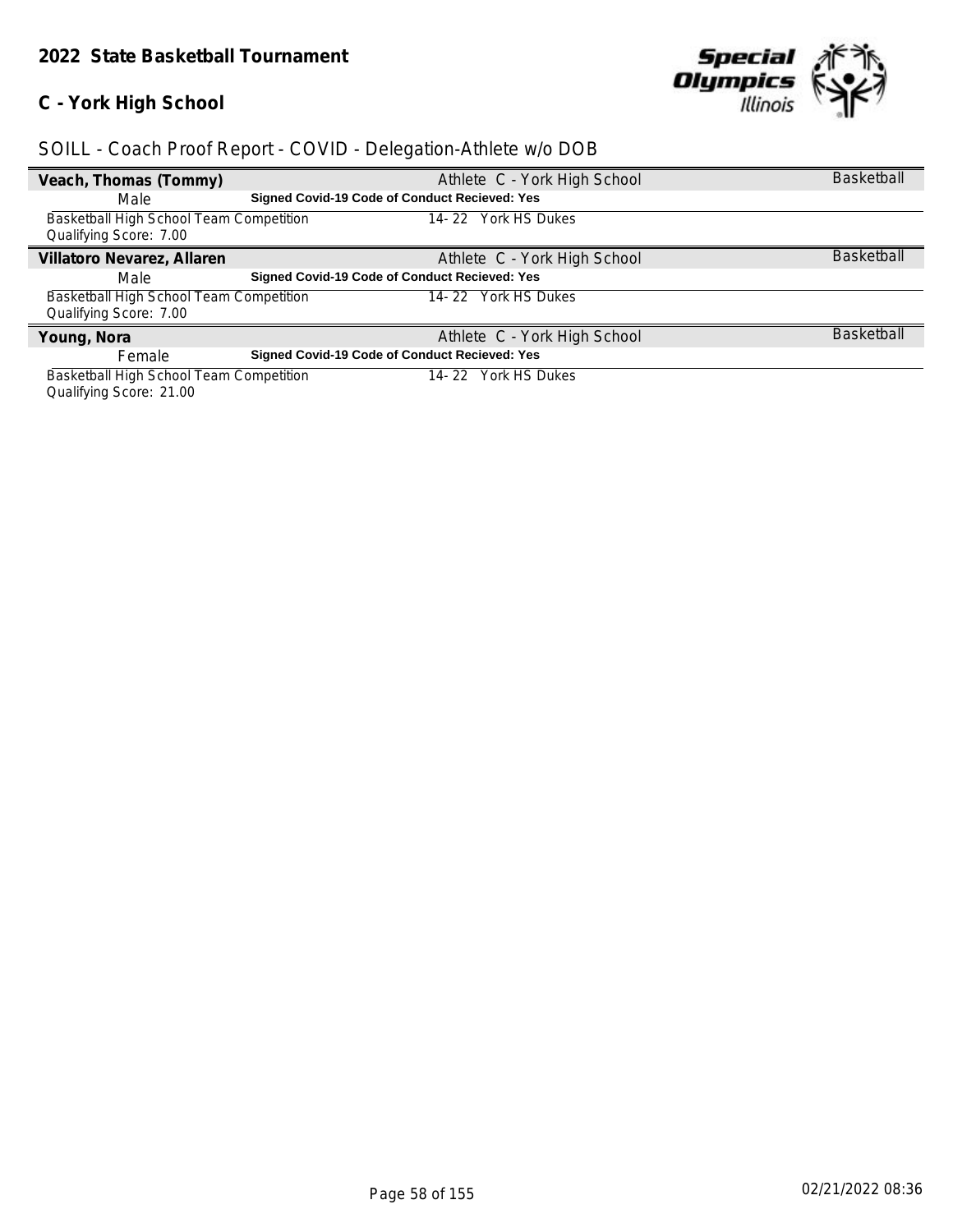## 2022 State Basketball Tournament

## C - York High School

### SOILL - Coach Proof Report - COVID - Delegation-Athlete w/o DOB

| **Veach, Thomas (Tommy)** | Athlete C - York High School | Basketball |
|---|---|---|
| Male | **Signed Covid-19 Code of Conduct Recieved: Yes** | |
| Basketball High School Team Competition<br>Qualifying Score: 7.00 | 14- 22 York HS Dukes | |
| **Villatoro Nevarez, Allaren** | Athlete C - York High School | Basketball |
| Male | **Signed Covid-19 Code of Conduct Recieved: Yes** | |
| Basketball High School Team Competition<br>Qualifying Score: 7.00 | 14- 22 York HS Dukes | |
| **Young, Nora** | Athlete C - York High School | Basketball |
| Female | **Signed Covid-19 Code of Conduct Recieved: Yes** | |
| Basketball High School Team Competition<br>Qualifying Score: 21.00 | 14- 22 York HS Dukes | |

02/21/2022 08:36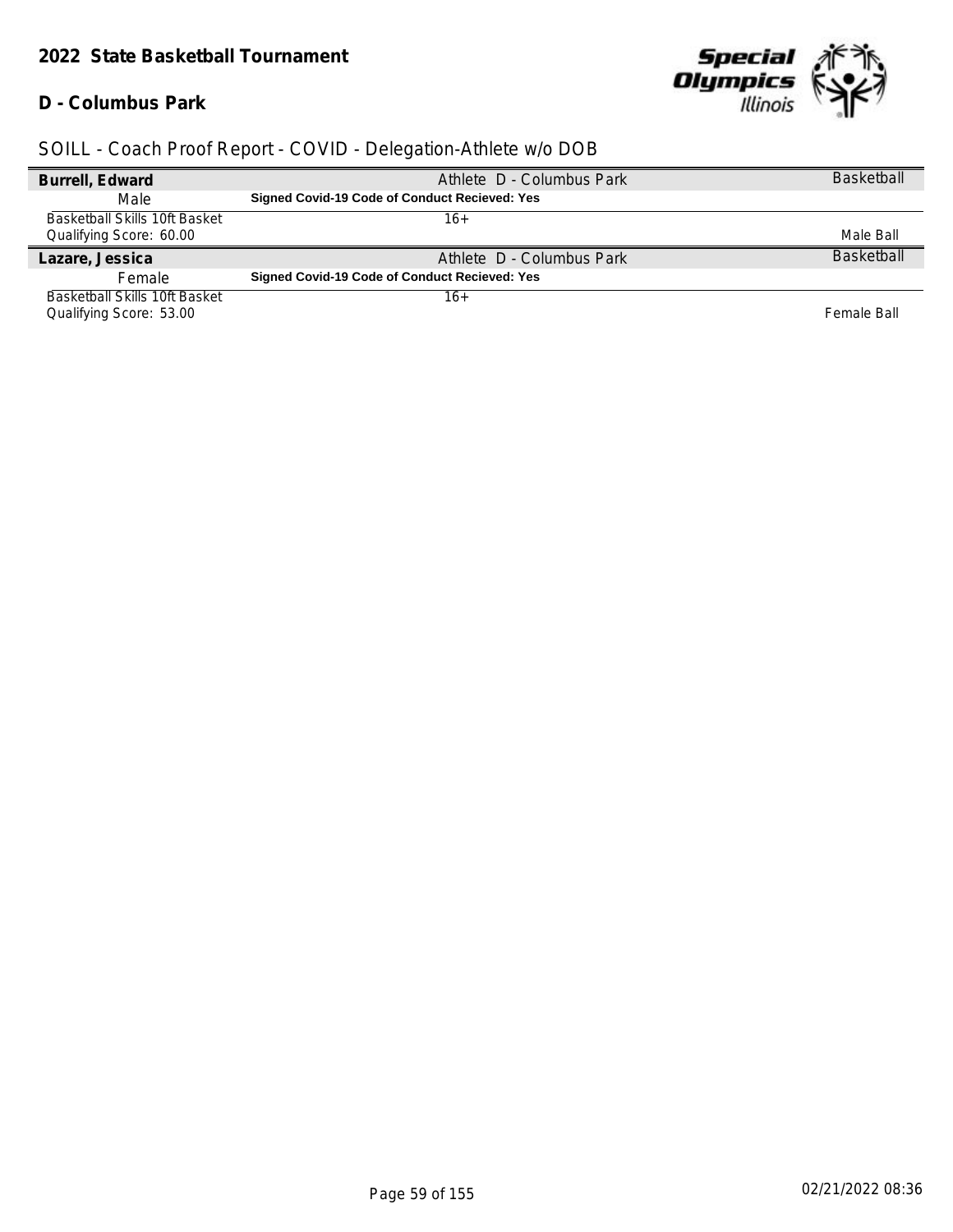**2022 State Basketball Tournament**

**D - Columbus Park**

SOILL - Coach Proof Report - COVID - Delegation-Athlete w/o DOB

| **Burrell, Edward** | Athlete D - Columbus Park | Basketball |
|---|---|---|
| Male | **Signed Covid-19 Code of Conduct Recieved: Yes** | |
| Basketball Skills 10ft Basket<br>Qualifying Score: 60.00 | 16+ | Male Ball |
| **Lazare, Jessica** | Athlete D - Columbus Park | Basketball |
| Female | **Signed Covid-19 Code of Conduct Recieved: Yes** | |
| Basketball Skills 10ft Basket<br>Qualifying Score: 53.00 | 16+ | Female Ball |

02/21/2022 08:36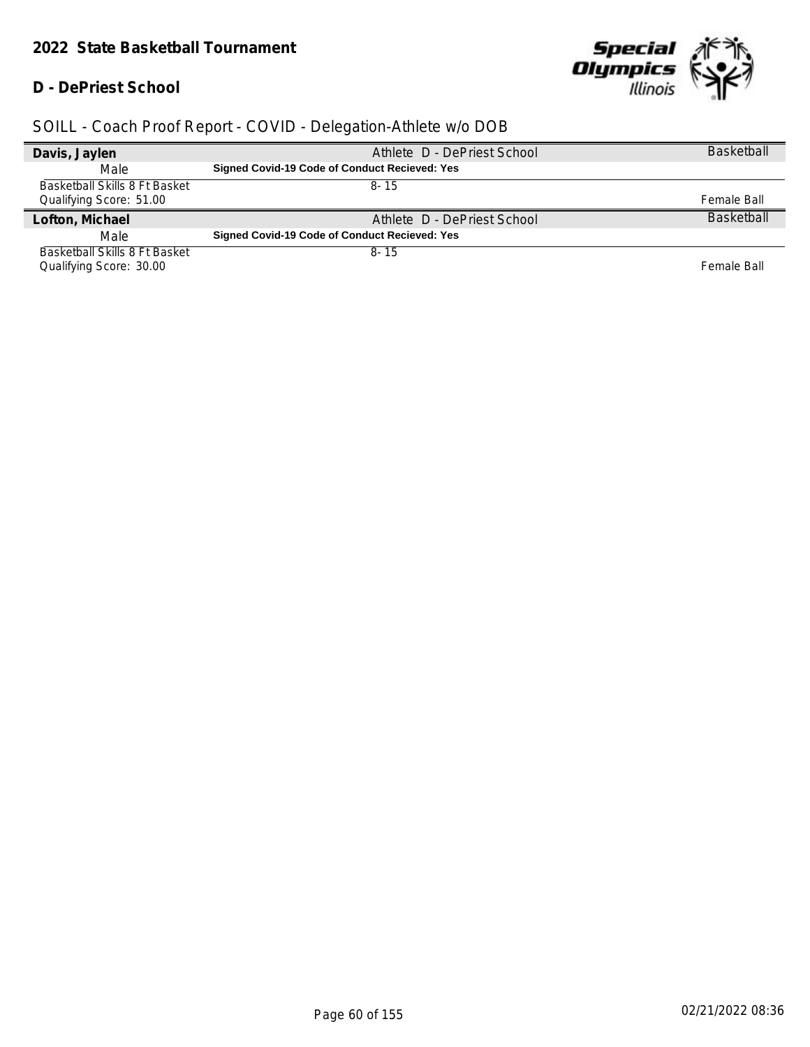# 2022 State Basketball Tournament

## D - DePriest School

SOILL - Coach Proof Report - COVID - Delegation-Athlete w/o DOB

| **Davis, Jaylen** | Athlete D - DePriest School | Basketball |
|---|---|---|
| Male | **Signed Covid-19 Code of Conduct Recieved: Yes** | |
| Basketball Skills 8 Ft Basket | 8- 15 | |
| Qualifying Score: 51.00 | | Female Ball |
| **Lofton, Michael** | Athlete D - DePriest School | Basketball |
| Male | **Signed Covid-19 Code of Conduct Recieved: Yes** | |
| Basketball Skills 8 Ft Basket | 8- 15 | |
| Qualifying Score: 30.00 | | Female Ball |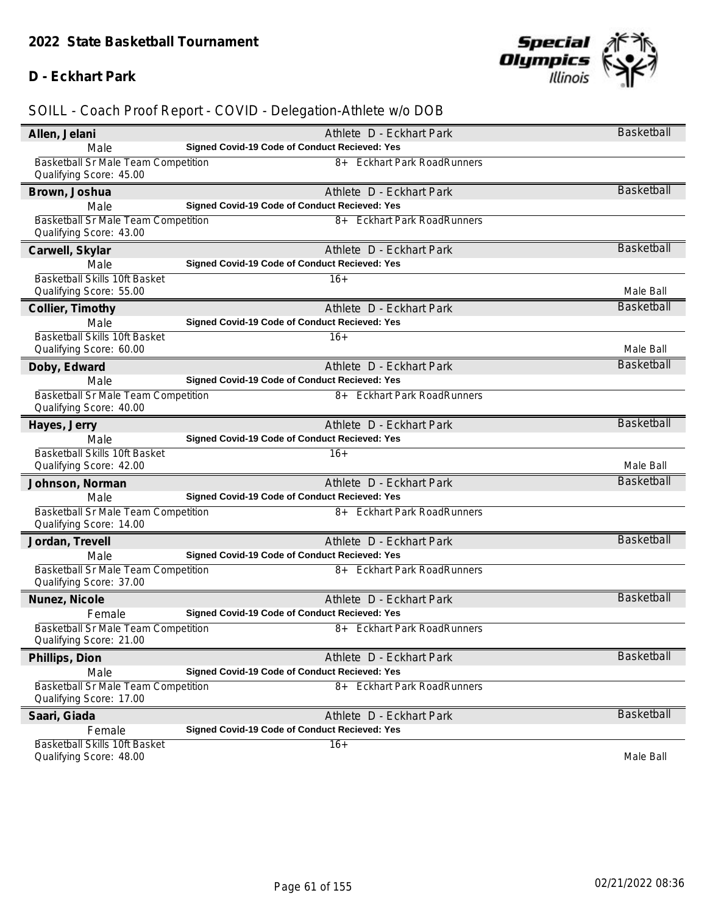## 2022 State Basketball Tournament

### D - Eckhart Park

SOILL - Coach Proof Report - COVID - Delegation-Athlete w/o DOB

| Name | Gender | Event | Qualifying Score | Division / Team | Notes | Sport |
|---|---|---|---|---|---|---|
| Allen, Jelani | Male | Basketball Sr Male Team Competition | 45.00 | 8+ Eckhart Park RoadRunners | | Basketball |
| Brown, Joshua | Male | Basketball Sr Male Team Competition | 43.00 | 8+ Eckhart Park RoadRunners | | Basketball |
| Carwell, Skylar | Male | Basketball Skills 10ft Basket | 55.00 | 16+ | Male Ball | Basketball |
| Collier, Timothy | Male | Basketball Skills 10ft Basket | 60.00 | 16+ | Male Ball | Basketball |
| Doby, Edward | Male | Basketball Sr Male Team Competition | 40.00 | 8+ Eckhart Park RoadRunners | | Basketball |
| Hayes, Jerry | Male | Basketball Skills 10ft Basket | 42.00 | 16+ | Male Ball | Basketball |
| Johnson, Norman | Male | Basketball Sr Male Team Competition | 14.00 | 8+ Eckhart Park RoadRunners | | Basketball |
| Jordan, Trevell | Male | Basketball Sr Male Team Competition | 37.00 | 8+ Eckhart Park RoadRunners | | Basketball |
| Nunez, Nicole | Female | Basketball Sr Male Team Competition | 21.00 | 8+ Eckhart Park RoadRunners | | Basketball |
| Phillips, Dion | Male | Basketball Sr Male Team Competition | 17.00 | 8+ Eckhart Park RoadRunners | | Basketball |
| Saari, Giada | Female | Basketball Skills 10ft Basket | 48.00 | 16+ | Male Ball | Basketball |

All athletes: Athlete D - Eckhart Park — Signed Covid-19 Code of Conduct Recieved: Yes

02/21/2022 08:36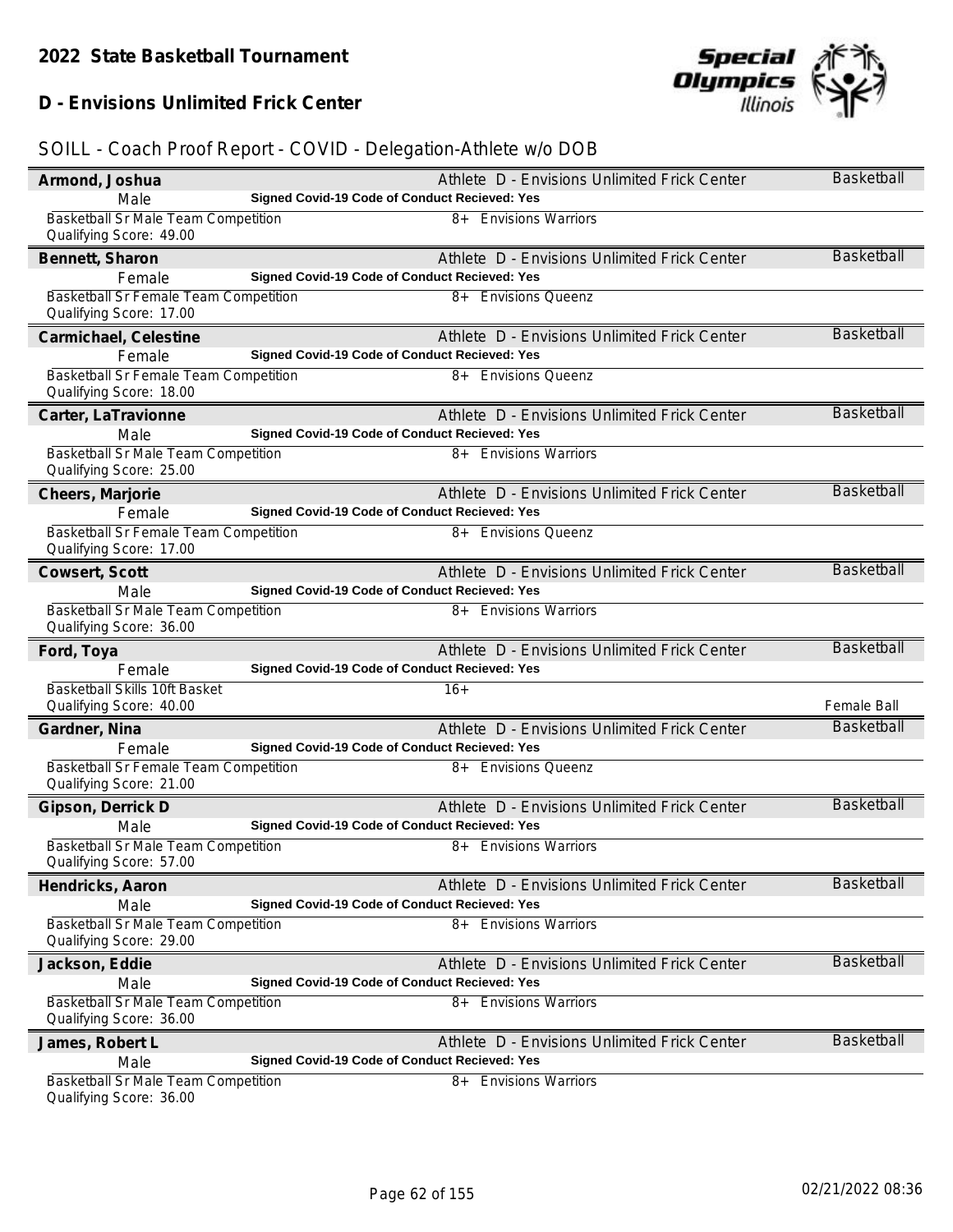# 2022 State Basketball Tournament

## D - Envisions Unlimited Frick Center

### SOILL - Coach Proof Report - COVID - Delegation-Athlete w/o DOB

**Armond, Joshua** — Athlete D - Envisions Unlimited Frick Center — Basketball
Male — **Signed Covid-19 Code of Conduct Recieved: Yes**
Basketball Sr Male Team Competition — 8+ Envisions Warriors
Qualifying Score: 49.00

**Bennett, Sharon** — Athlete D - Envisions Unlimited Frick Center — Basketball
Female — **Signed Covid-19 Code of Conduct Recieved: Yes**
Basketball Sr Female Team Competition — 8+ Envisions Queenz
Qualifying Score: 17.00

**Carmichael, Celestine** — Athlete D - Envisions Unlimited Frick Center — Basketball
Female — **Signed Covid-19 Code of Conduct Recieved: Yes**
Basketball Sr Female Team Competition — 8+ Envisions Queenz
Qualifying Score: 18.00

**Carter, LaTravionne** — Athlete D - Envisions Unlimited Frick Center — Basketball
Male — **Signed Covid-19 Code of Conduct Recieved: Yes**
Basketball Sr Male Team Competition — 8+ Envisions Warriors
Qualifying Score: 25.00

**Cheers, Marjorie** — Athlete D - Envisions Unlimited Frick Center — Basketball
Female — **Signed Covid-19 Code of Conduct Recieved: Yes**
Basketball Sr Female Team Competition — 8+ Envisions Queenz
Qualifying Score: 17.00

**Cowsert, Scott** — Athlete D - Envisions Unlimited Frick Center — Basketball
Male — **Signed Covid-19 Code of Conduct Recieved: Yes**
Basketball Sr Male Team Competition — 8+ Envisions Warriors
Qualifying Score: 36.00

**Ford, Toya** — Athlete D - Envisions Unlimited Frick Center — Basketball
Female — **Signed Covid-19 Code of Conduct Recieved: Yes**
Basketball Skills 10ft Basket — 16+
Qualifying Score: 40.00 — Female Ball

**Gardner, Nina** — Athlete D - Envisions Unlimited Frick Center — Basketball
Female — **Signed Covid-19 Code of Conduct Recieved: Yes**
Basketball Sr Female Team Competition — 8+ Envisions Queenz
Qualifying Score: 21.00

**Gipson, Derrick D** — Athlete D - Envisions Unlimited Frick Center — Basketball
Male — **Signed Covid-19 Code of Conduct Recieved: Yes**
Basketball Sr Male Team Competition — 8+ Envisions Warriors
Qualifying Score: 57.00

**Hendricks, Aaron** — Athlete D - Envisions Unlimited Frick Center — Basketball
Male — **Signed Covid-19 Code of Conduct Recieved: Yes**
Basketball Sr Male Team Competition — 8+ Envisions Warriors
Qualifying Score: 29.00

**Jackson, Eddie** — Athlete D - Envisions Unlimited Frick Center — Basketball
Male — **Signed Covid-19 Code of Conduct Recieved: Yes**
Basketball Sr Male Team Competition — 8+ Envisions Warriors
Qualifying Score: 36.00

**James, Robert L** — Athlete D - Envisions Unlimited Frick Center — Basketball
Male — **Signed Covid-19 Code of Conduct Recieved: Yes**
Basketball Sr Male Team Competition — 8+ Envisions Warriors
Qualifying Score: 36.00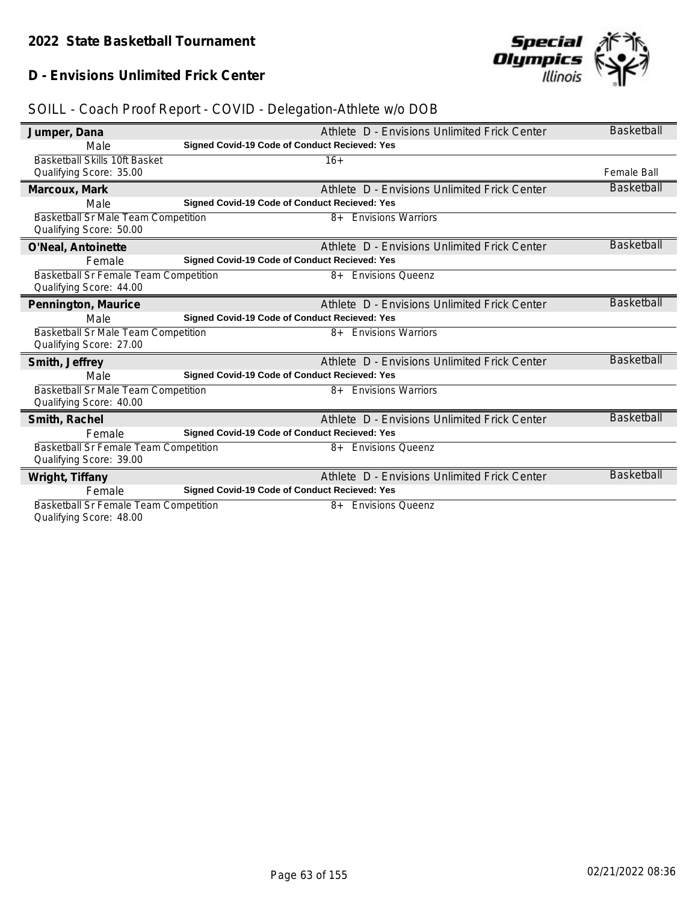# 2022 State Basketball Tournament

## D - Envisions Unlimited Frick Center

### SOILL - Coach Proof Report - COVID - Delegation-Athlete w/o DOB

**Jumper, Dana** — Athlete D - Envisions Unlimited Frick Center — Basketball

Male — **Signed Covid-19 Code of Conduct Recieved: Yes**

Basketball Skills 10ft Basket — 16+ — Female Ball
Qualifying Score: 35.00

---

**Marcoux, Mark** — Athlete D - Envisions Unlimited Frick Center — Basketball

Male — **Signed Covid-19 Code of Conduct Recieved: Yes**

Basketball Sr Male Team Competition — 8+ Envisions Warriors
Qualifying Score: 50.00

---

**O'Neal, Antoinette** — Athlete D - Envisions Unlimited Frick Center — Basketball

Female — **Signed Covid-19 Code of Conduct Recieved: Yes**

Basketball Sr Female Team Competition — 8+ Envisions Queenz
Qualifying Score: 44.00

---

**Pennington, Maurice** — Athlete D - Envisions Unlimited Frick Center — Basketball

Male — **Signed Covid-19 Code of Conduct Recieved: Yes**

Basketball Sr Male Team Competition — 8+ Envisions Warriors
Qualifying Score: 27.00

---

**Smith, Jeffrey** — Athlete D - Envisions Unlimited Frick Center — Basketball

Male — **Signed Covid-19 Code of Conduct Recieved: Yes**

Basketball Sr Male Team Competition — 8+ Envisions Warriors
Qualifying Score: 40.00

---

**Smith, Rachel** — Athlete D - Envisions Unlimited Frick Center — Basketball

Female — **Signed Covid-19 Code of Conduct Recieved: Yes**

Basketball Sr Female Team Competition — 8+ Envisions Queenz
Qualifying Score: 39.00

---

**Wright, Tiffany** — Athlete D - Envisions Unlimited Frick Center — Basketball

Female — **Signed Covid-19 Code of Conduct Recieved: Yes**

Basketball Sr Female Team Competition — 8+ Envisions Queenz
Qualifying Score: 48.00

02/21/2022 08:36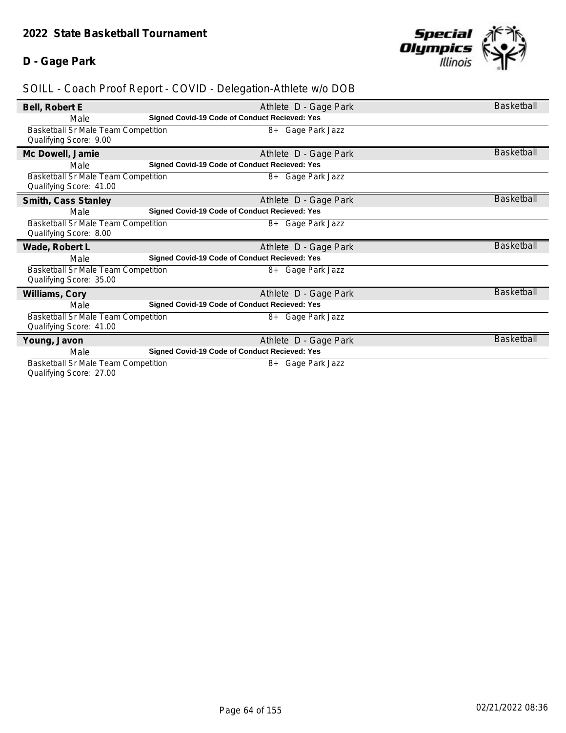## 2022 State Basketball Tournament

## D - Gage Park

SOILL - Coach Proof Report - COVID - Delegation-Athlete w/o DOB

**Bell, Robert E** — Athlete D - Gage Park — Basketball
Male — **Signed Covid-19 Code of Conduct Recieved: Yes**
Basketball Sr Male Team Competition — 8+ Gage Park Jazz
Qualifying Score: 9.00

**Mc Dowell, Jamie** — Athlete D - Gage Park — Basketball
Male — **Signed Covid-19 Code of Conduct Recieved: Yes**
Basketball Sr Male Team Competition — 8+ Gage Park Jazz
Qualifying Score: 41.00

**Smith, Cass Stanley** — Athlete D - Gage Park — Basketball
Male — **Signed Covid-19 Code of Conduct Recieved: Yes**
Basketball Sr Male Team Competition — 8+ Gage Park Jazz
Qualifying Score: 8.00

**Wade, Robert L** — Athlete D - Gage Park — Basketball
Male — **Signed Covid-19 Code of Conduct Recieved: Yes**
Basketball Sr Male Team Competition — 8+ Gage Park Jazz
Qualifying Score: 35.00

**Williams, Cory** — Athlete D - Gage Park — Basketball
Male — **Signed Covid-19 Code of Conduct Recieved: Yes**
Basketball Sr Male Team Competition — 8+ Gage Park Jazz
Qualifying Score: 41.00

**Young, Javon** — Athlete D - Gage Park — Basketball
Male — **Signed Covid-19 Code of Conduct Recieved: Yes**
Basketball Sr Male Team Competition — 8+ Gage Park Jazz
Qualifying Score: 27.00

02/21/2022 08:36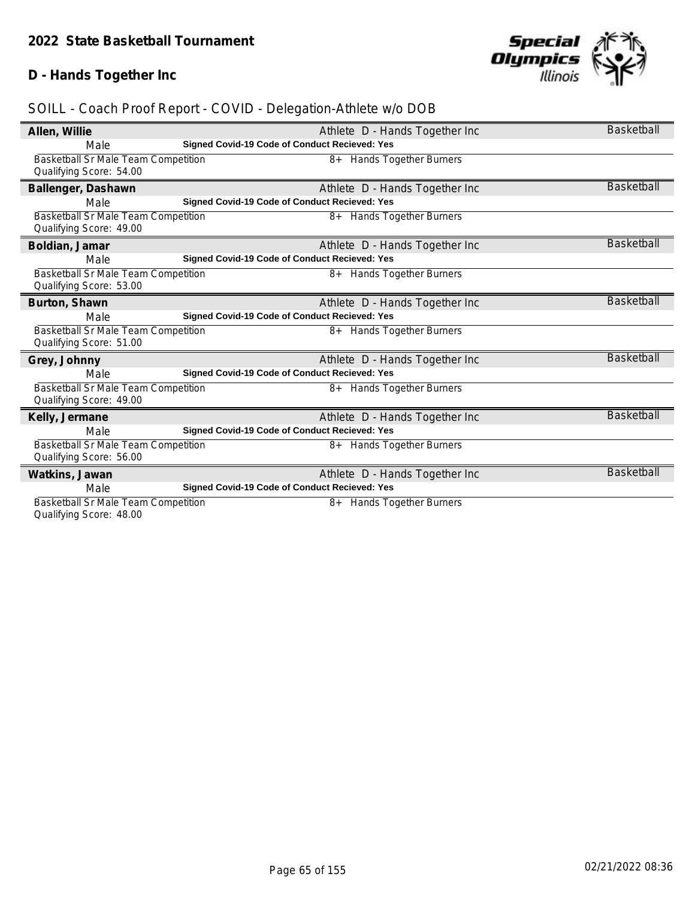## 2022 State Basketball Tournament

## D - Hands Together Inc

SOILL - Coach Proof Report - COVID - Delegation-Athlete w/o DOB

**Allen, Willie** — Athlete D - Hands Together Inc — Basketball
Male — **Signed Covid-19 Code of Conduct Recieved: Yes**
Basketball Sr Male Team Competition — 8+ Hands Together Burners
Qualifying Score: 54.00

**Ballenger, Dashawn** — Athlete D - Hands Together Inc — Basketball
Male — **Signed Covid-19 Code of Conduct Recieved: Yes**
Basketball Sr Male Team Competition — 8+ Hands Together Burners
Qualifying Score: 49.00

**Boldian, Jamar** — Athlete D - Hands Together Inc — Basketball
Male — **Signed Covid-19 Code of Conduct Recieved: Yes**
Basketball Sr Male Team Competition — 8+ Hands Together Burners
Qualifying Score: 53.00

**Burton, Shawn** — Athlete D - Hands Together Inc — Basketball
Male — **Signed Covid-19 Code of Conduct Recieved: Yes**
Basketball Sr Male Team Competition — 8+ Hands Together Burners
Qualifying Score: 51.00

**Grey, Johnny** — Athlete D - Hands Together Inc — Basketball
Male — **Signed Covid-19 Code of Conduct Recieved: Yes**
Basketball Sr Male Team Competition — 8+ Hands Together Burners
Qualifying Score: 49.00

**Kelly, Jermane** — Athlete D - Hands Together Inc — Basketball
Male — **Signed Covid-19 Code of Conduct Recieved: Yes**
Basketball Sr Male Team Competition — 8+ Hands Together Burners
Qualifying Score: 56.00

**Watkins, Jawan** — Athlete D - Hands Together Inc — Basketball
Male — **Signed Covid-19 Code of Conduct Recieved: Yes**
Basketball Sr Male Team Competition — 8+ Hands Together Burners
Qualifying Score: 48.00

02/21/2022 08:36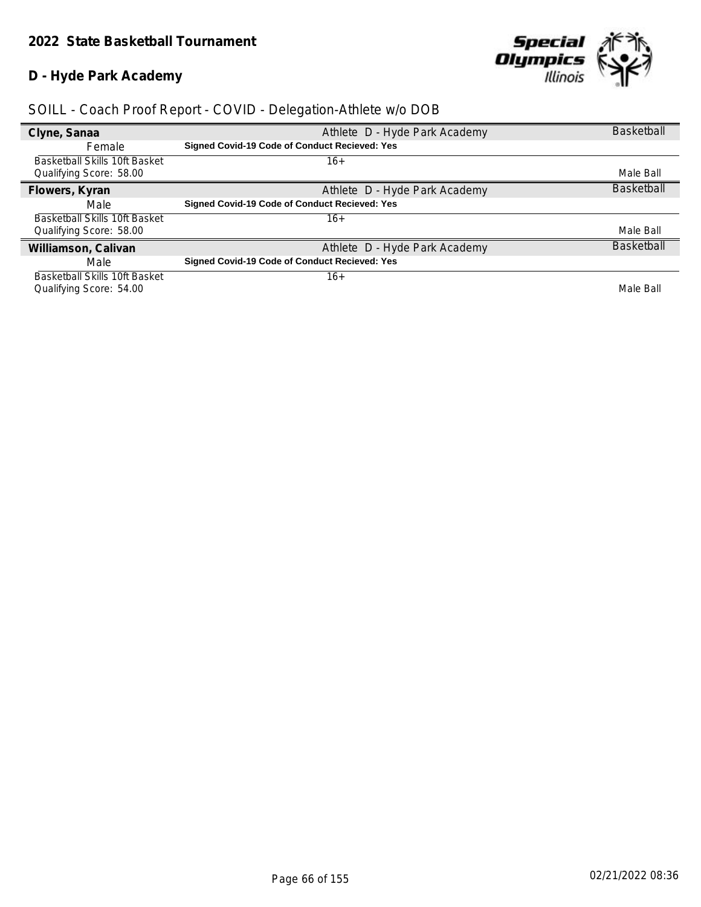## 2022 State Basketball Tournament

## D - Hyde Park Academy

SOILL - Coach Proof Report - COVID - Delegation-Athlete w/o DOB

| Clyne, Sanaa | Athlete D - Hyde Park Academy | Basketball |
|---|---|---|
| Female | **Signed Covid-19 Code of Conduct Recieved: Yes** | |
| Basketball Skills 10ft Basket | 16+ | |
| Qualifying Score: 58.00 | | Male Ball |
| **Flowers, Kyran** | Athlete D - Hyde Park Academy | Basketball |
| Male | **Signed Covid-19 Code of Conduct Recieved: Yes** | |
| Basketball Skills 10ft Basket | 16+ | |
| Qualifying Score: 58.00 | | Male Ball |
| **Williamson, Calivan** | Athlete D - Hyde Park Academy | Basketball |
| Male | **Signed Covid-19 Code of Conduct Recieved: Yes** | |
| Basketball Skills 10ft Basket | 16+ | |
| Qualifying Score: 54.00 | | Male Ball |

02/21/2022 08:36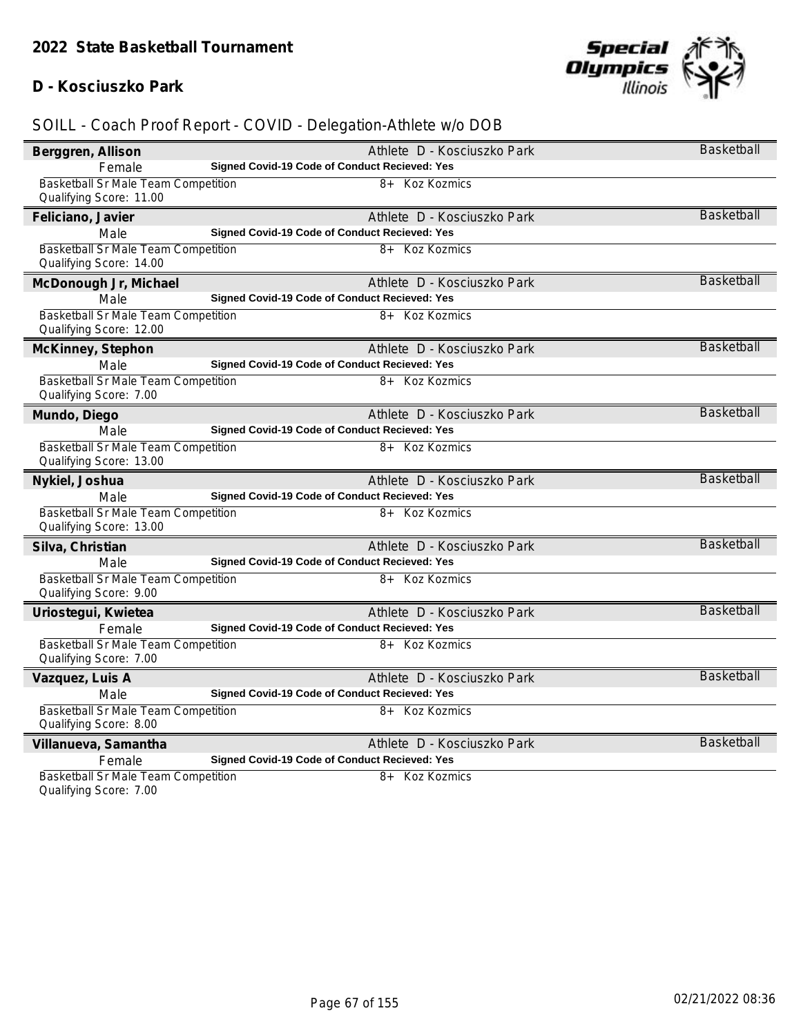## 2022 State Basketball Tournament

## D - Kosciuszko Park

SOILL - Coach Proof Report - COVID - Delegation-Athlete w/o DOB

**Berggren, Allison** — Athlete D - Kosciuszko Park — Basketball
Female — **Signed Covid-19 Code of Conduct Recieved: Yes**
Basketball Sr Male Team Competition — 8+ Koz Kozmics
Qualifying Score: 11.00

**Feliciano, Javier** — Athlete D - Kosciuszko Park — Basketball
Male — **Signed Covid-19 Code of Conduct Recieved: Yes**
Basketball Sr Male Team Competition — 8+ Koz Kozmics
Qualifying Score: 14.00

**McDonough Jr, Michael** — Athlete D - Kosciuszko Park — Basketball
Male — **Signed Covid-19 Code of Conduct Recieved: Yes**
Basketball Sr Male Team Competition — 8+ Koz Kozmics
Qualifying Score: 12.00

**McKinney, Stephon** — Athlete D - Kosciuszko Park — Basketball
Male — **Signed Covid-19 Code of Conduct Recieved: Yes**
Basketball Sr Male Team Competition — 8+ Koz Kozmics
Qualifying Score: 7.00

**Mundo, Diego** — Athlete D - Kosciuszko Park — Basketball
Male — **Signed Covid-19 Code of Conduct Recieved: Yes**
Basketball Sr Male Team Competition — 8+ Koz Kozmics
Qualifying Score: 13.00

**Nykiel, Joshua** — Athlete D - Kosciuszko Park — Basketball
Male — **Signed Covid-19 Code of Conduct Recieved: Yes**
Basketball Sr Male Team Competition — 8+ Koz Kozmics
Qualifying Score: 13.00

**Silva, Christian** — Athlete D - Kosciuszko Park — Basketball
Male — **Signed Covid-19 Code of Conduct Recieved: Yes**
Basketball Sr Male Team Competition — 8+ Koz Kozmics
Qualifying Score: 9.00

**Uriostegui, Kwietea** — Athlete D - Kosciuszko Park — Basketball
Female — **Signed Covid-19 Code of Conduct Recieved: Yes**
Basketball Sr Male Team Competition — 8+ Koz Kozmics
Qualifying Score: 7.00

**Vazquez, Luis A** — Athlete D - Kosciuszko Park — Basketball
Male — **Signed Covid-19 Code of Conduct Recieved: Yes**
Basketball Sr Male Team Competition — 8+ Koz Kozmics
Qualifying Score: 8.00

**Villanueva, Samantha** — Athlete D - Kosciuszko Park — Basketball
Female — **Signed Covid-19 Code of Conduct Recieved: Yes**
Basketball Sr Male Team Competition — 8+ Koz Kozmics
Qualifying Score: 7.00

02/21/2022 08:36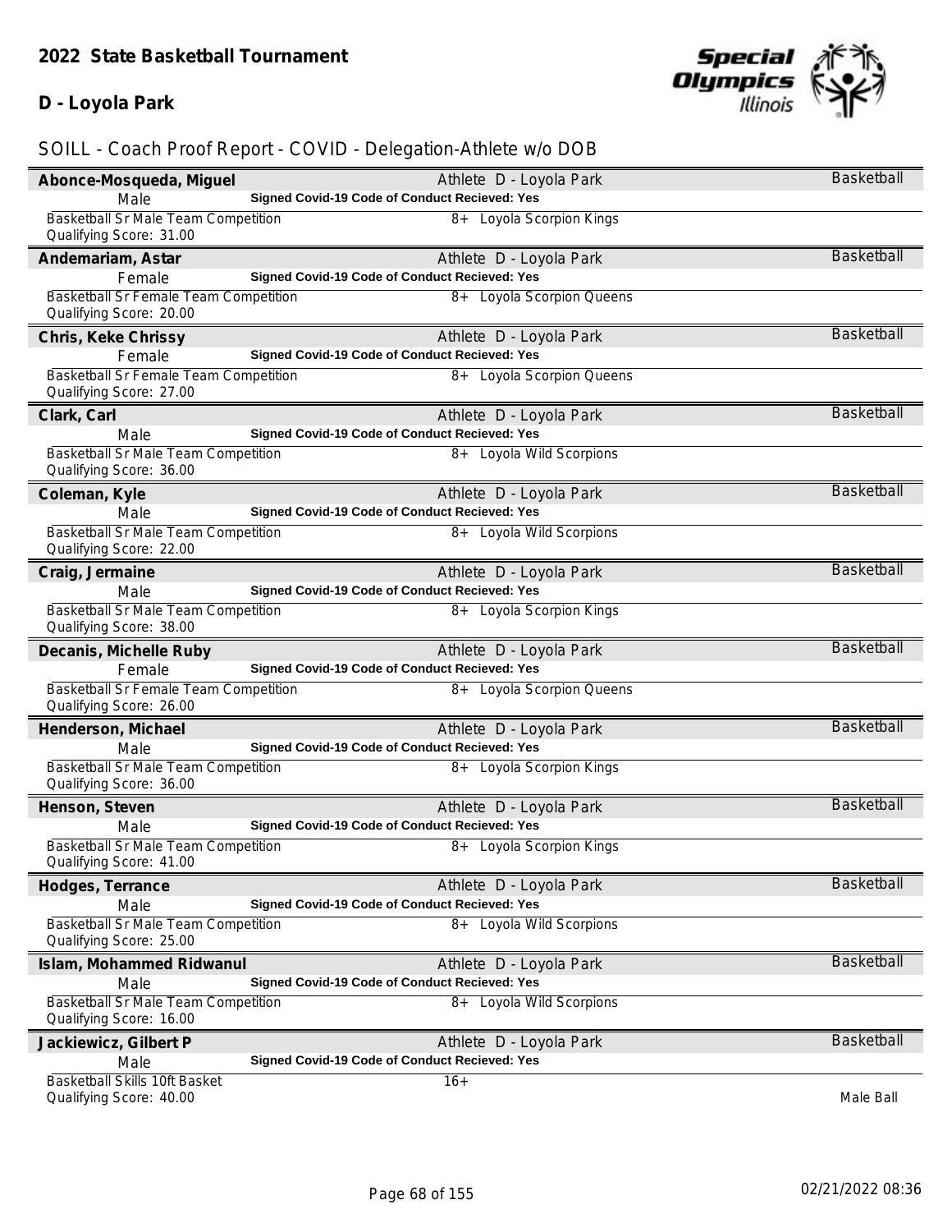## 2022 State Basketball Tournament

## D - Loyola Park

SOILL - Coach Proof Report - COVID - Delegation-Athlete w/o DOB

**Abonce-Mosqueda, Miguel** — Athlete D - Loyola Park — Basketball
Male — **Signed Covid-19 Code of Conduct Recieved: Yes**
Basketball Sr Male Team Competition — 8+ Loyola Scorpion Kings
Qualifying Score: 31.00

**Andemariam, Astar** — Athlete D - Loyola Park — Basketball
Female — **Signed Covid-19 Code of Conduct Recieved: Yes**
Basketball Sr Female Team Competition — 8+ Loyola Scorpion Queens
Qualifying Score: 20.00

**Chris, Keke Chrissy** — Athlete D - Loyola Park — Basketball
Female — **Signed Covid-19 Code of Conduct Recieved: Yes**
Basketball Sr Female Team Competition — 8+ Loyola Scorpion Queens
Qualifying Score: 27.00

**Clark, Carl** — Athlete D - Loyola Park — Basketball
Male — **Signed Covid-19 Code of Conduct Recieved: Yes**
Basketball Sr Male Team Competition — 8+ Loyola Wild Scorpions
Qualifying Score: 36.00

**Coleman, Kyle** — Athlete D - Loyola Park — Basketball
Male — **Signed Covid-19 Code of Conduct Recieved: Yes**
Basketball Sr Male Team Competition — 8+ Loyola Wild Scorpions
Qualifying Score: 22.00

**Craig, Jermaine** — Athlete D - Loyola Park — Basketball
Male — **Signed Covid-19 Code of Conduct Recieved: Yes**
Basketball Sr Male Team Competition — 8+ Loyola Scorpion Kings
Qualifying Score: 38.00

**Decanis, Michelle Ruby** — Athlete D - Loyola Park — Basketball
Female — **Signed Covid-19 Code of Conduct Recieved: Yes**
Basketball Sr Female Team Competition — 8+ Loyola Scorpion Queens
Qualifying Score: 26.00

**Henderson, Michael** — Athlete D - Loyola Park — Basketball
Male — **Signed Covid-19 Code of Conduct Recieved: Yes**
Basketball Sr Male Team Competition — 8+ Loyola Scorpion Kings
Qualifying Score: 36.00

**Henson, Steven** — Athlete D - Loyola Park — Basketball
Male — **Signed Covid-19 Code of Conduct Recieved: Yes**
Basketball Sr Male Team Competition — 8+ Loyola Scorpion Kings
Qualifying Score: 41.00

**Hodges, Terrance** — Athlete D - Loyola Park — Basketball
Male — **Signed Covid-19 Code of Conduct Recieved: Yes**
Basketball Sr Male Team Competition — 8+ Loyola Wild Scorpions
Qualifying Score: 25.00

**Islam, Mohammed Ridwanul** — Athlete D - Loyola Park — Basketball
Male — **Signed Covid-19 Code of Conduct Recieved: Yes**
Basketball Sr Male Team Competition — 8+ Loyola Wild Scorpions
Qualifying Score: 16.00

**Jackiewicz, Gilbert P** — Athlete D - Loyola Park — Basketball
Male — **Signed Covid-19 Code of Conduct Recieved: Yes**
Basketball Skills 10ft Basket — 16+
Qualifying Score: 40.00 — Male Ball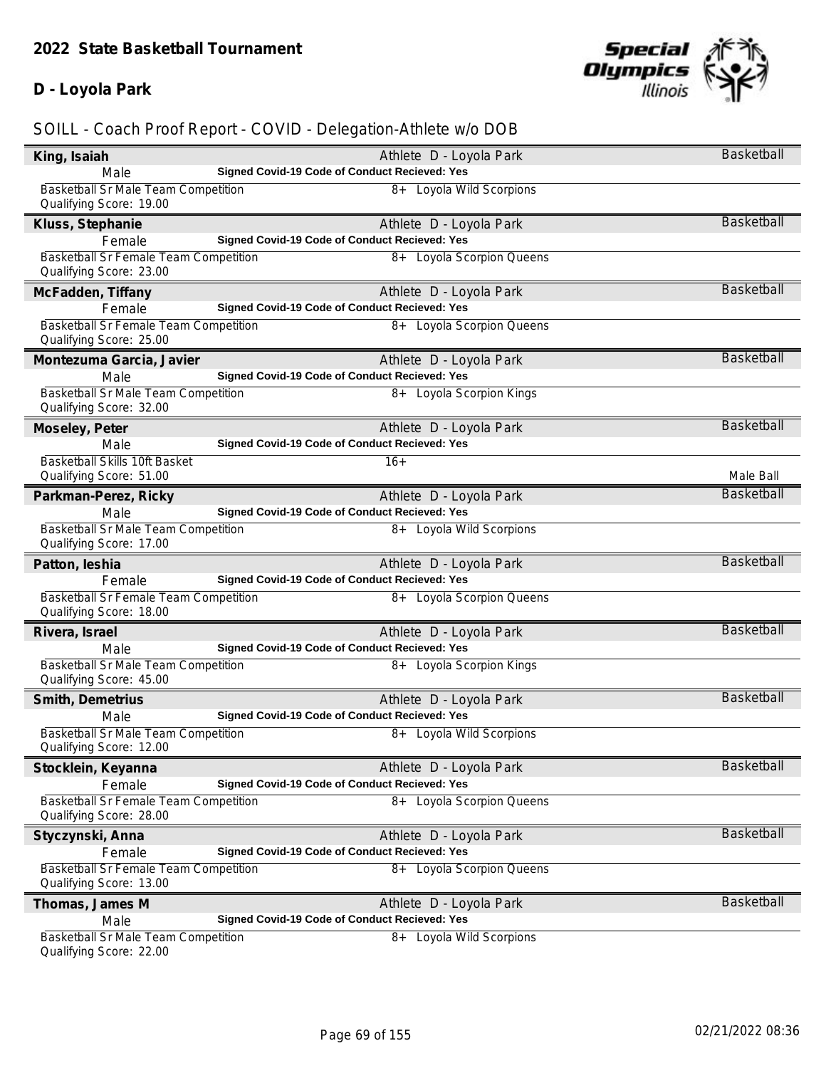# 2022 State Basketball Tournament

## D - Loyola Park

### SOILL - Coach Proof Report - COVID - Delegation-Athlete w/o DOB

**King, Isaiah** — Athlete D - Loyola Park — Basketball
Male — **Signed Covid-19 Code of Conduct Recieved: Yes**
Basketball Sr Male Team Competition — 8+ Loyola Wild Scorpions
Qualifying Score: 19.00

**Kluss, Stephanie** — Athlete D - Loyola Park — Basketball
Female — **Signed Covid-19 Code of Conduct Recieved: Yes**
Basketball Sr Female Team Competition — 8+ Loyola Scorpion Queens
Qualifying Score: 23.00

**McFadden, Tiffany** — Athlete D - Loyola Park — Basketball
Female — **Signed Covid-19 Code of Conduct Recieved: Yes**
Basketball Sr Female Team Competition — 8+ Loyola Scorpion Queens
Qualifying Score: 25.00

**Montezuma Garcia, Javier** — Athlete D - Loyola Park — Basketball
Male — **Signed Covid-19 Code of Conduct Recieved: Yes**
Basketball Sr Male Team Competition — 8+ Loyola Scorpion Kings
Qualifying Score: 32.00

**Moseley, Peter** — Athlete D - Loyola Park — Basketball
Male — **Signed Covid-19 Code of Conduct Recieved: Yes**
Basketball Skills 10ft Basket — 16+
Qualifying Score: 51.00 — Male Ball

**Parkman-Perez, Ricky** — Athlete D - Loyola Park — Basketball
Male — **Signed Covid-19 Code of Conduct Recieved: Yes**
Basketball Sr Male Team Competition — 8+ Loyola Wild Scorpions
Qualifying Score: 17.00

**Patton, Ieshia** — Athlete D - Loyola Park — Basketball
Female — **Signed Covid-19 Code of Conduct Recieved: Yes**
Basketball Sr Female Team Competition — 8+ Loyola Scorpion Queens
Qualifying Score: 18.00

**Rivera, Israel** — Athlete D - Loyola Park — Basketball
Male — **Signed Covid-19 Code of Conduct Recieved: Yes**
Basketball Sr Male Team Competition — 8+ Loyola Scorpion Kings
Qualifying Score: 45.00

**Smith, Demetrius** — Athlete D - Loyola Park — Basketball
Male — **Signed Covid-19 Code of Conduct Recieved: Yes**
Basketball Sr Male Team Competition — 8+ Loyola Wild Scorpions
Qualifying Score: 12.00

**Stocklein, Keyanna** — Athlete D - Loyola Park — Basketball
Female — **Signed Covid-19 Code of Conduct Recieved: Yes**
Basketball Sr Female Team Competition — 8+ Loyola Scorpion Queens
Qualifying Score: 28.00

**Styczynski, Anna** — Athlete D - Loyola Park — Basketball
Female — **Signed Covid-19 Code of Conduct Recieved: Yes**
Basketball Sr Female Team Competition — 8+ Loyola Scorpion Queens
Qualifying Score: 13.00

**Thomas, James M** — Athlete D - Loyola Park — Basketball
Male — **Signed Covid-19 Code of Conduct Recieved: Yes**
Basketball Sr Male Team Competition — 8+ Loyola Wild Scorpions
Qualifying Score: 22.00

02/21/2022 08:36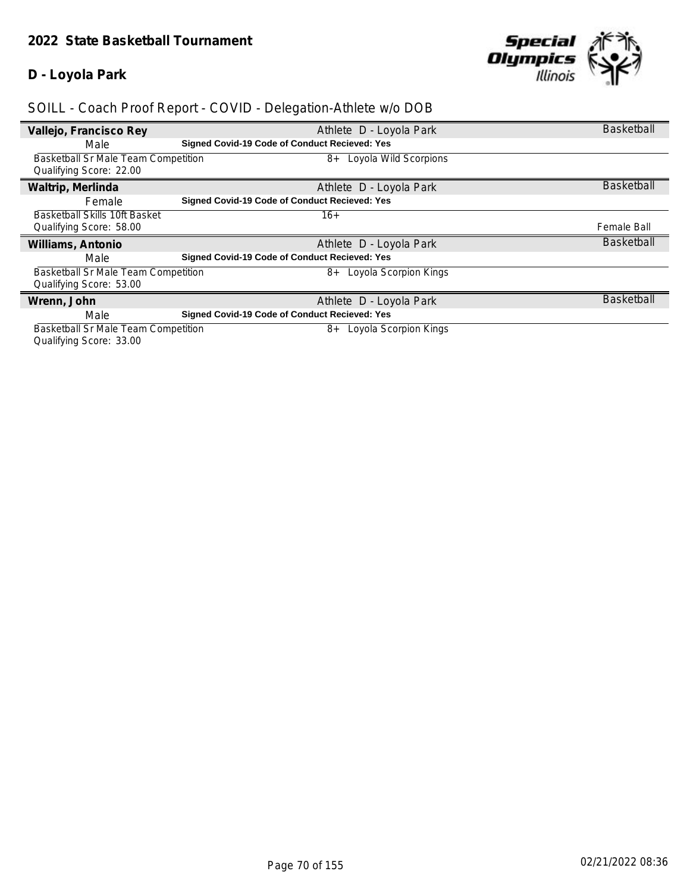## 2022 State Basketball Tournament

### D - Loyola Park

SOILL - Coach Proof Report - COVID - Delegation-Athlete w/o DOB

**Vallejo, Francisco Rey** — Athlete D - Loyola Park — Basketball

Male — **Signed Covid-19 Code of Conduct Recieved: Yes**

Basketball Sr Male Team Competition — 8+ Loyola Wild Scorpions
Qualifying Score: 22.00

**Waltrip, Merlinda** — Athlete D - Loyola Park — Basketball

Female — **Signed Covid-19 Code of Conduct Recieved: Yes**

Basketball Skills 10ft Basket — 16+
Qualifying Score: 58.00 — Female Ball

**Williams, Antonio** — Athlete D - Loyola Park — Basketball

Male — **Signed Covid-19 Code of Conduct Recieved: Yes**

Basketball Sr Male Team Competition — 8+ Loyola Scorpion Kings
Qualifying Score: 53.00

**Wrenn, John** — Athlete D - Loyola Park — Basketball

Male — **Signed Covid-19 Code of Conduct Recieved: Yes**

Basketball Sr Male Team Competition — 8+ Loyola Scorpion Kings
Qualifying Score: 33.00

02/21/2022 08:36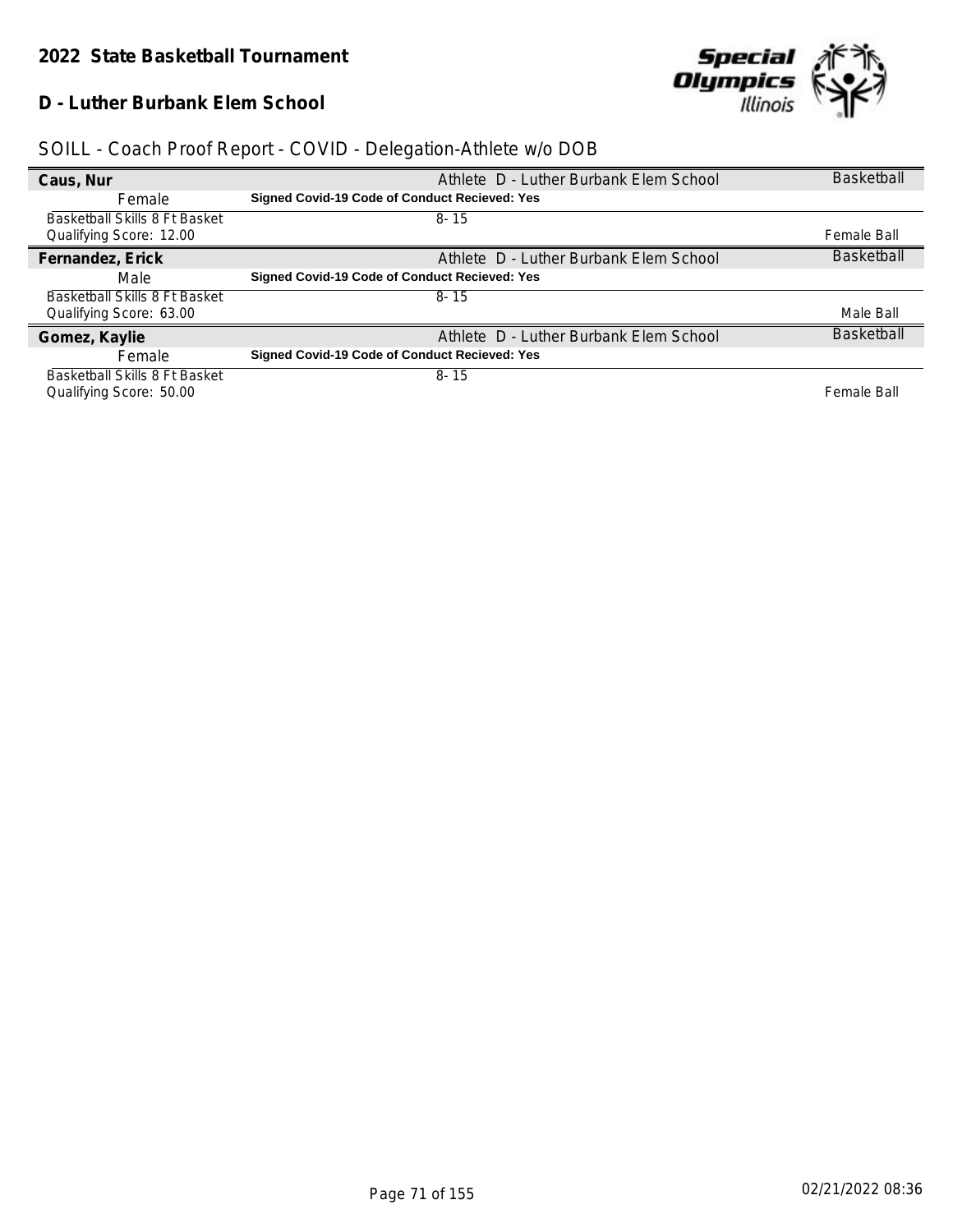## 2022 State Basketball Tournament

### D - Luther Burbank Elem School

SOILL - Coach Proof Report - COVID - Delegation-Athlete w/o DOB

| **Caus, Nur** | Athlete D - Luther Burbank Elem School | Basketball |
|---|---|---|
| Female | **Signed Covid-19 Code of Conduct Recieved: Yes** | |
| Basketball Skills 8 Ft Basket | 8- 15 | |
| Qualifying Score: 12.00 | | Female Ball |
| **Fernandez, Erick** | Athlete D - Luther Burbank Elem School | Basketball |
| Male | **Signed Covid-19 Code of Conduct Recieved: Yes** | |
| Basketball Skills 8 Ft Basket | 8- 15 | |
| Qualifying Score: 63.00 | | Male Ball |
| **Gomez, Kaylie** | Athlete D - Luther Burbank Elem School | Basketball |
| Female | **Signed Covid-19 Code of Conduct Recieved: Yes** | |
| Basketball Skills 8 Ft Basket | 8- 15 | |
| Qualifying Score: 50.00 | | Female Ball |

02/21/2022 08:36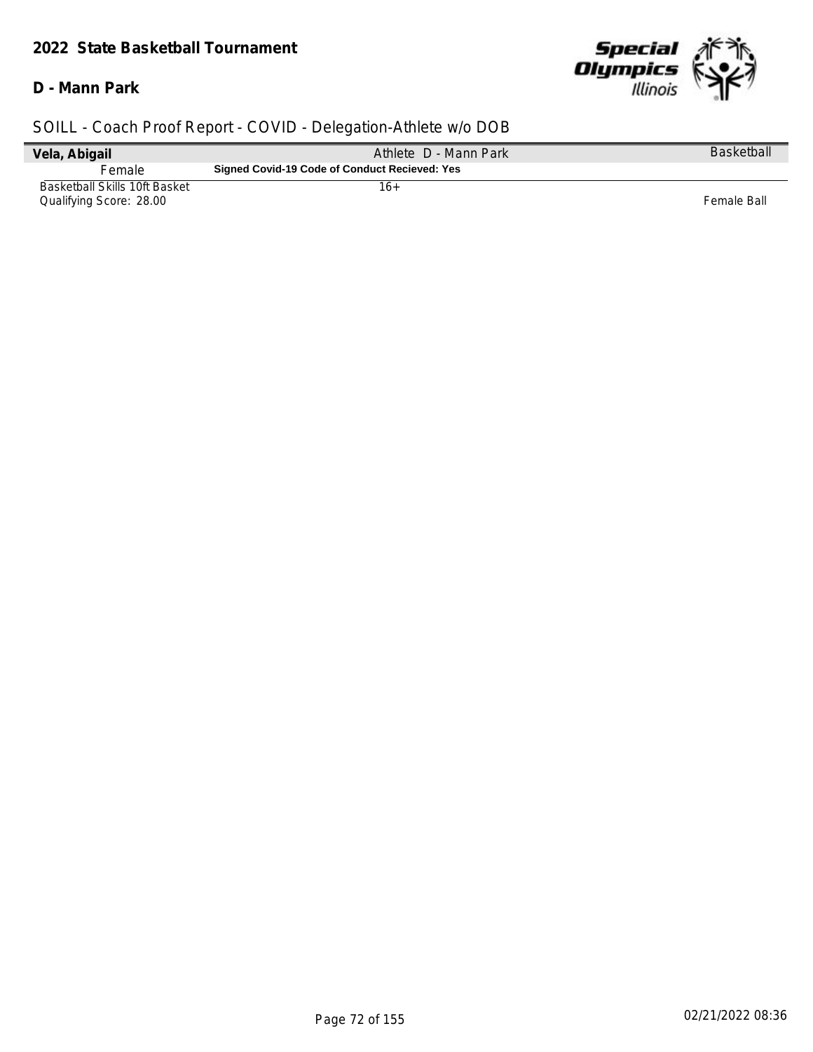**2022 State Basketball Tournament**

**D - Mann Park**

SOILL - Coach Proof Report - COVID - Delegation-Athlete w/o DOB

| **Vela, Abigail** | Athlete D - Mann Park | Basketball |
|---|---|---|
| Female | **Signed Covid-19 Code of Conduct Recieved: Yes** | |
| Basketball Skills 10ft Basket | 16+ | |
| Qualifying Score: 28.00 | | Female Ball |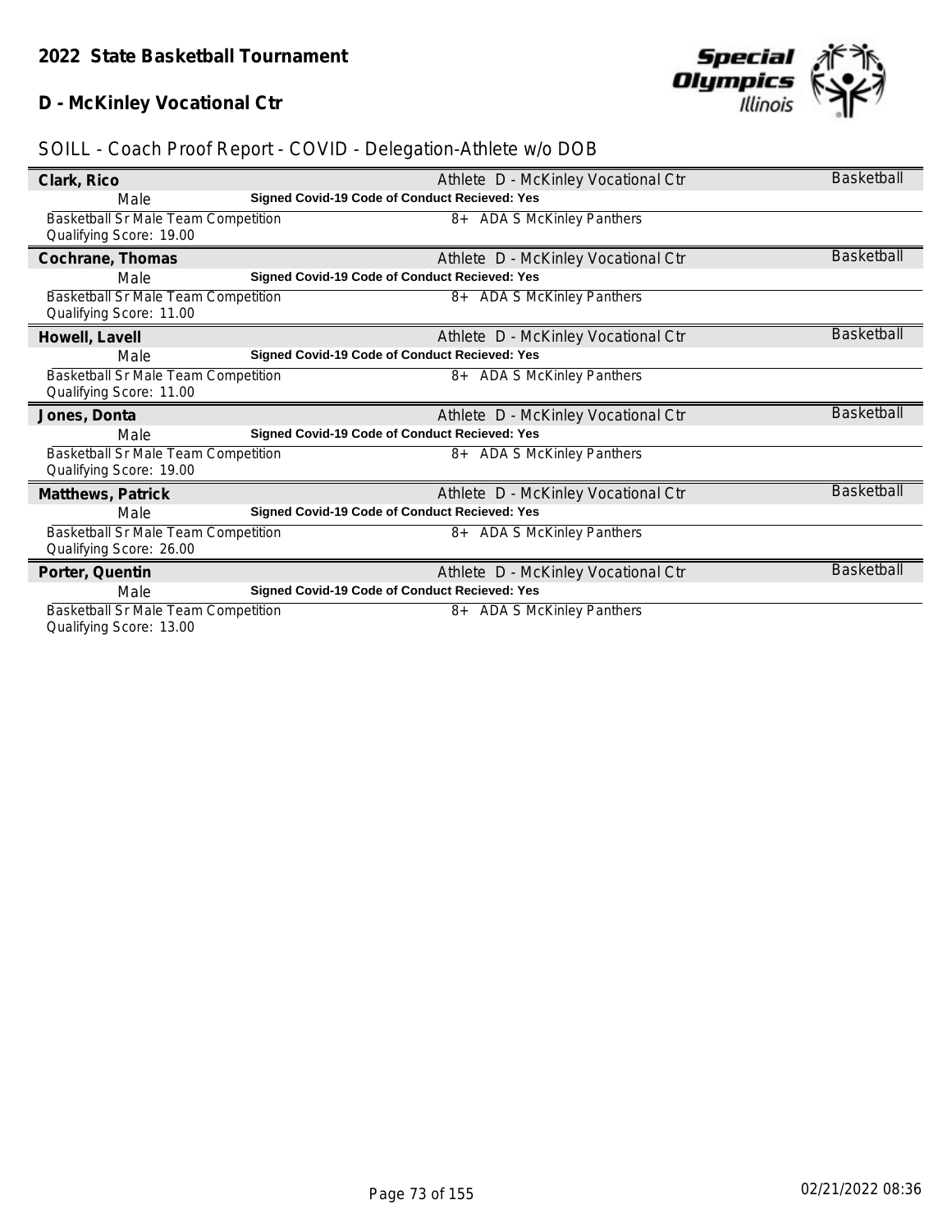## 2022 State Basketball Tournament

## D - McKinley Vocational Ctr

SOILL - Coach Proof Report - COVID - Delegation-Athlete w/o DOB

**Clark, Rico** — Athlete D - McKinley Vocational Ctr — Basketball
Male — **Signed Covid-19 Code of Conduct Recieved: Yes**
Basketball Sr Male Team Competition — 8+ ADA S McKinley Panthers
Qualifying Score: 19.00

**Cochrane, Thomas** — Athlete D - McKinley Vocational Ctr — Basketball
Male — **Signed Covid-19 Code of Conduct Recieved: Yes**
Basketball Sr Male Team Competition — 8+ ADA S McKinley Panthers
Qualifying Score: 11.00

**Howell, Lavell** — Athlete D - McKinley Vocational Ctr — Basketball
Male — **Signed Covid-19 Code of Conduct Recieved: Yes**
Basketball Sr Male Team Competition — 8+ ADA S McKinley Panthers
Qualifying Score: 11.00

**Jones, Donta** — Athlete D - McKinley Vocational Ctr — Basketball
Male — **Signed Covid-19 Code of Conduct Recieved: Yes**
Basketball Sr Male Team Competition — 8+ ADA S McKinley Panthers
Qualifying Score: 19.00

**Matthews, Patrick** — Athlete D - McKinley Vocational Ctr — Basketball
Male — **Signed Covid-19 Code of Conduct Recieved: Yes**
Basketball Sr Male Team Competition — 8+ ADA S McKinley Panthers
Qualifying Score: 26.00

**Porter, Quentin** — Athlete D - McKinley Vocational Ctr — Basketball
Male — **Signed Covid-19 Code of Conduct Recieved: Yes**
Basketball Sr Male Team Competition — 8+ ADA S McKinley Panthers
Qualifying Score: 13.00

02/21/2022 08:36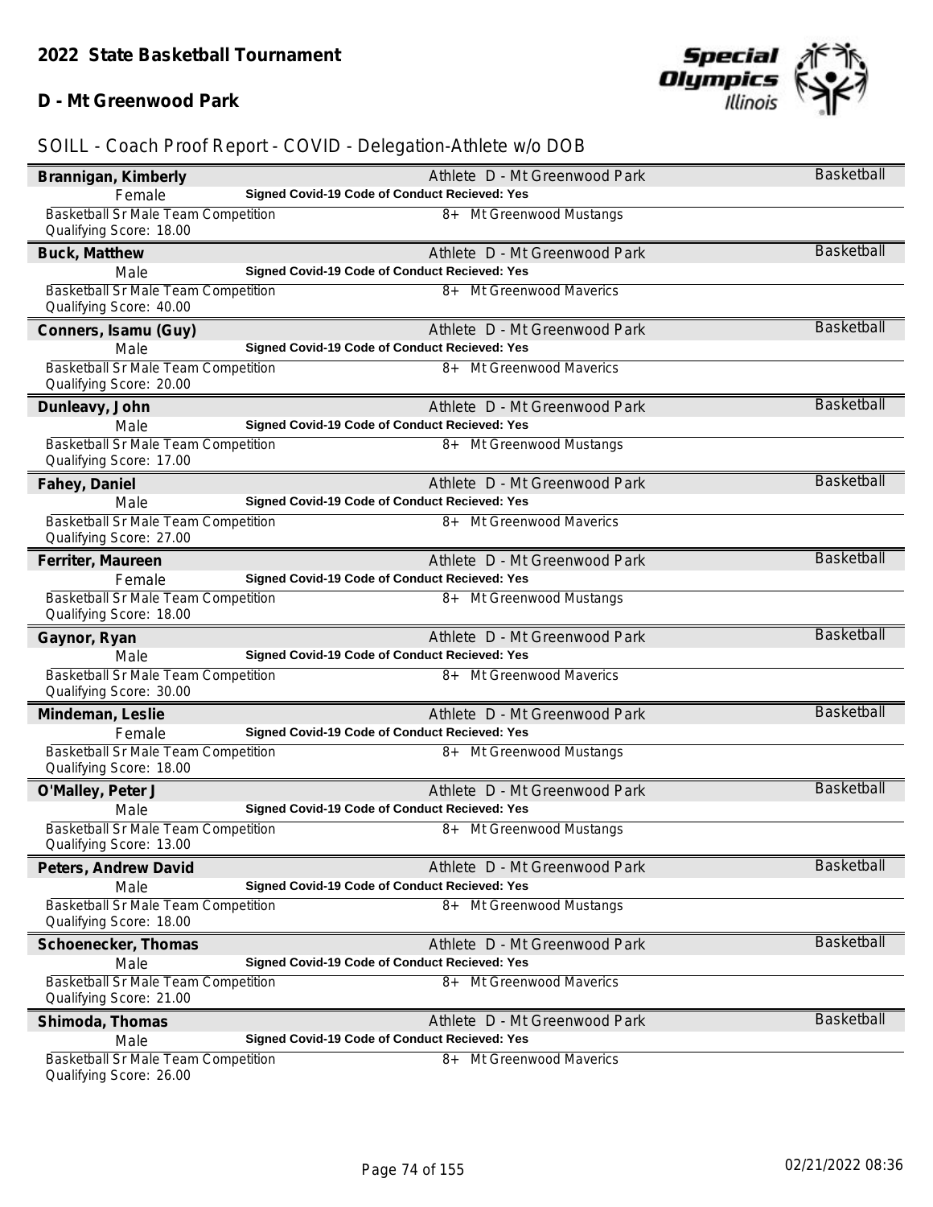## 2022 State Basketball Tournament

### D - Mt Greenwood Park

SOILL - Coach Proof Report - COVID - Delegation-Athlete w/o DOB

**Brannigan, Kimberly** — Athlete D - Mt Greenwood Park — Basketball
Female — **Signed Covid-19 Code of Conduct Recieved: Yes**
Basketball Sr Male Team Competition — 8+ Mt Greenwood Mustangs
Qualifying Score: 18.00

**Buck, Matthew** — Athlete D - Mt Greenwood Park — Basketball
Male — **Signed Covid-19 Code of Conduct Recieved: Yes**
Basketball Sr Male Team Competition — 8+ Mt Greenwood Maverics
Qualifying Score: 40.00

**Conners, Isamu (Guy)** — Athlete D - Mt Greenwood Park — Basketball
Male — **Signed Covid-19 Code of Conduct Recieved: Yes**
Basketball Sr Male Team Competition — 8+ Mt Greenwood Maverics
Qualifying Score: 20.00

**Dunleavy, John** — Athlete D - Mt Greenwood Park — Basketball
Male — **Signed Covid-19 Code of Conduct Recieved: Yes**
Basketball Sr Male Team Competition — 8+ Mt Greenwood Mustangs
Qualifying Score: 17.00

**Fahey, Daniel** — Athlete D - Mt Greenwood Park — Basketball
Male — **Signed Covid-19 Code of Conduct Recieved: Yes**
Basketball Sr Male Team Competition — 8+ Mt Greenwood Maverics
Qualifying Score: 27.00

**Ferriter, Maureen** — Athlete D - Mt Greenwood Park — Basketball
Female — **Signed Covid-19 Code of Conduct Recieved: Yes**
Basketball Sr Male Team Competition — 8+ Mt Greenwood Mustangs
Qualifying Score: 18.00

**Gaynor, Ryan** — Athlete D - Mt Greenwood Park — Basketball
Male — **Signed Covid-19 Code of Conduct Recieved: Yes**
Basketball Sr Male Team Competition — 8+ Mt Greenwood Maverics
Qualifying Score: 30.00

**Mindeman, Leslie** — Athlete D - Mt Greenwood Park — Basketball
Female — **Signed Covid-19 Code of Conduct Recieved: Yes**
Basketball Sr Male Team Competition — 8+ Mt Greenwood Mustangs
Qualifying Score: 18.00

**O'Malley, Peter J** — Athlete D - Mt Greenwood Park — Basketball
Male — **Signed Covid-19 Code of Conduct Recieved: Yes**
Basketball Sr Male Team Competition — 8+ Mt Greenwood Mustangs
Qualifying Score: 13.00

**Peters, Andrew David** — Athlete D - Mt Greenwood Park — Basketball
Male — **Signed Covid-19 Code of Conduct Recieved: Yes**
Basketball Sr Male Team Competition — 8+ Mt Greenwood Mustangs
Qualifying Score: 18.00

**Schoenecker, Thomas** — Athlete D - Mt Greenwood Park — Basketball
Male — **Signed Covid-19 Code of Conduct Recieved: Yes**
Basketball Sr Male Team Competition — 8+ Mt Greenwood Maverics
Qualifying Score: 21.00

**Shimoda, Thomas** — Athlete D - Mt Greenwood Park — Basketball
Male — **Signed Covid-19 Code of Conduct Recieved: Yes**
Basketball Sr Male Team Competition — 8+ Mt Greenwood Maverics
Qualifying Score: 26.00

02/21/2022 08:36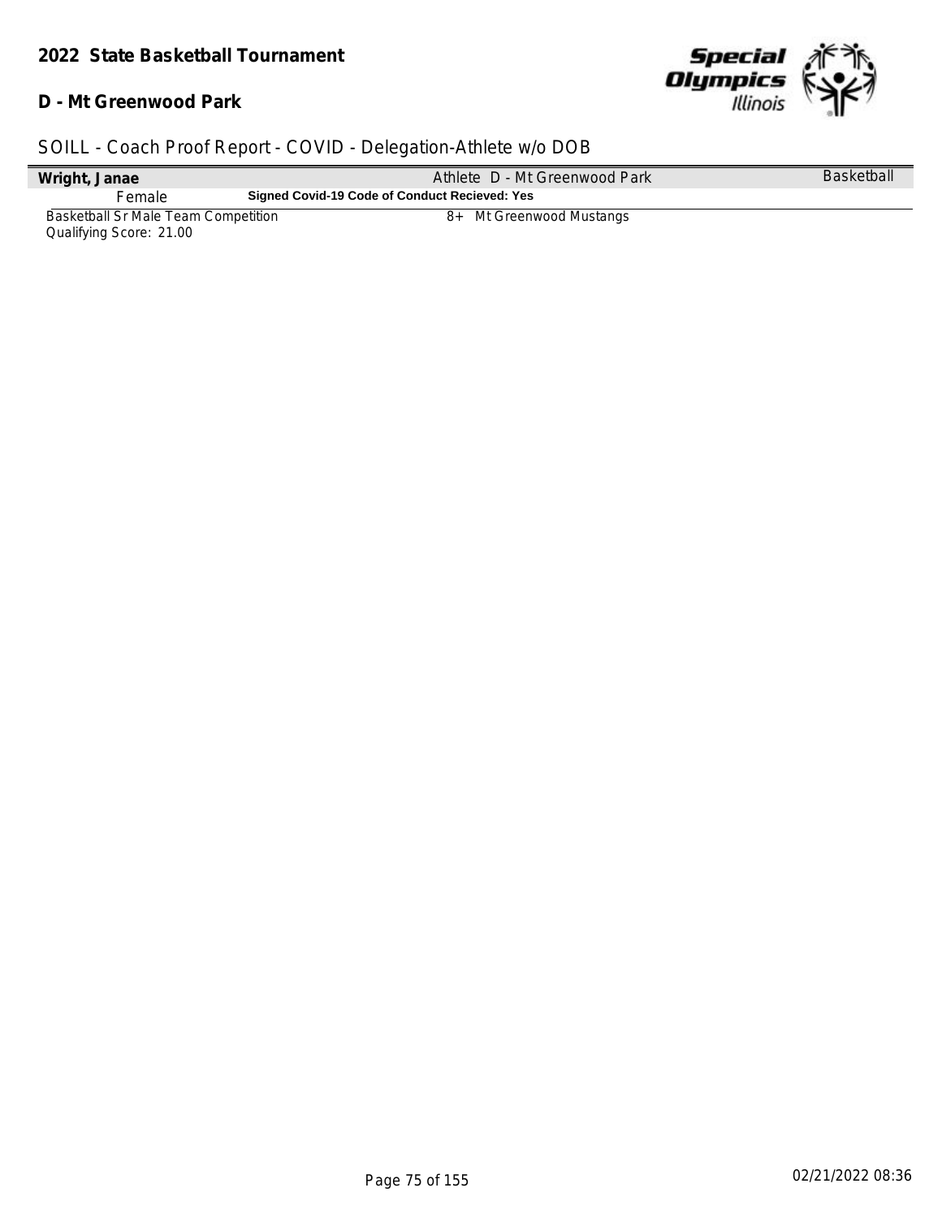## 2022 State Basketball Tournament

### D - Mt Greenwood Park

SOILL - Coach Proof Report - COVID - Delegation-Athlete w/o DOB

| **Wright, Janae** | Athlete D - Mt Greenwood Park | Basketball |
|---|---|---|
| Female | **Signed Covid-19 Code of Conduct Recieved: Yes** | |
| Basketball Sr Male Team Competition<br>Qualifying Score: 21.00 | 8+ Mt Greenwood Mustangs | |

02/21/2022 08:36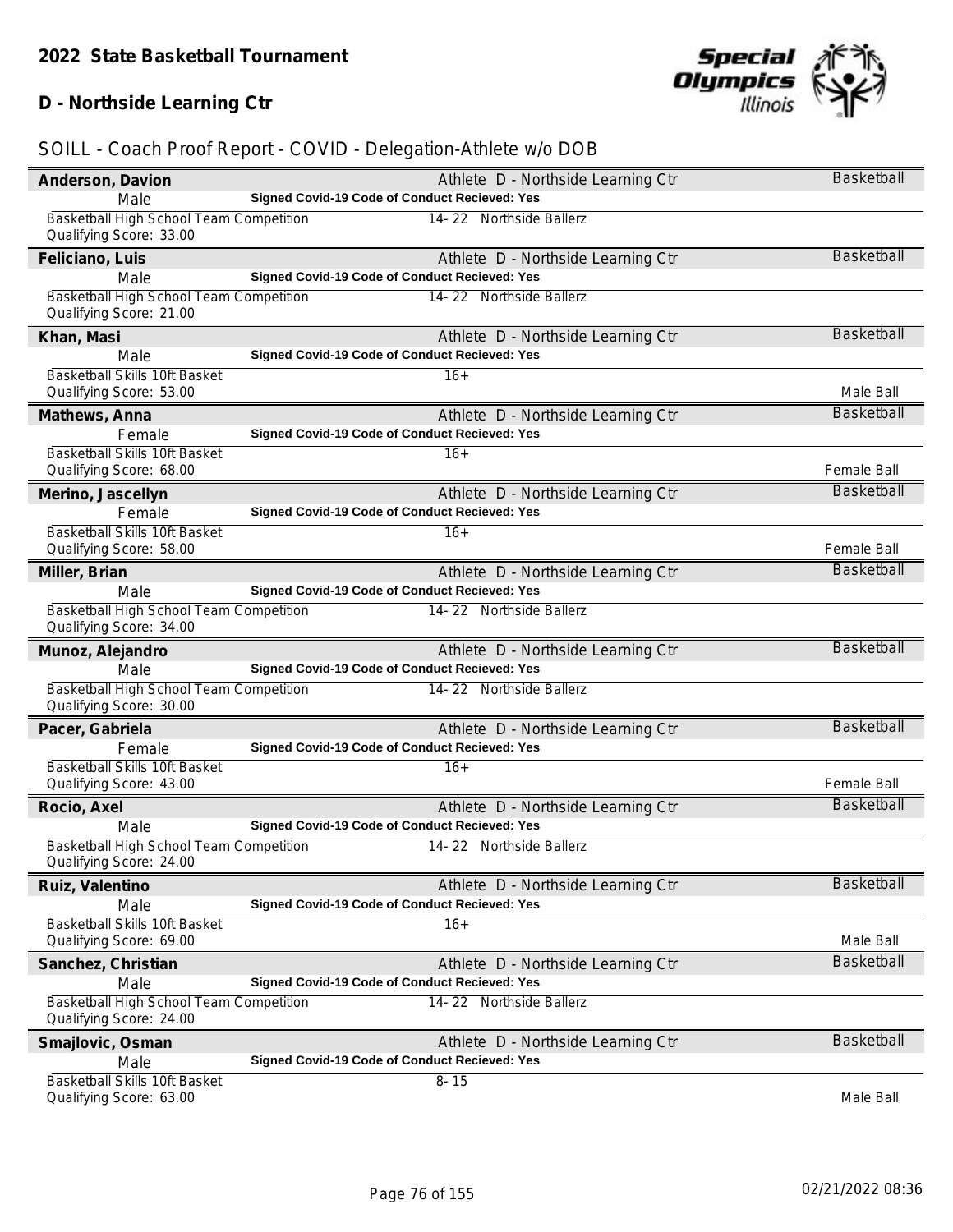# 2022 State Basketball Tournament

## D - Northside Learning Ctr

### SOILL - Coach Proof Report - COVID - Delegation-Athlete w/o DOB

**Anderson, Davion** — Athlete D - Northside Learning Ctr — Basketball
Male — **Signed Covid-19 Code of Conduct Recieved: Yes**
Basketball High School Team Competition — 14- 22 Northside Ballerz
Qualifying Score: 33.00

**Feliciano, Luis** — Athlete D - Northside Learning Ctr — Basketball
Male — **Signed Covid-19 Code of Conduct Recieved: Yes**
Basketball High School Team Competition — 14- 22 Northside Ballerz
Qualifying Score: 21.00

**Khan, Masi** — Athlete D - Northside Learning Ctr — Basketball
Male — **Signed Covid-19 Code of Conduct Recieved: Yes**
Basketball Skills 10ft Basket — 16+
Qualifying Score: 53.00 — Male Ball

**Mathews, Anna** — Athlete D - Northside Learning Ctr — Basketball
Female — **Signed Covid-19 Code of Conduct Recieved: Yes**
Basketball Skills 10ft Basket — 16+
Qualifying Score: 68.00 — Female Ball

**Merino, Jascellyn** — Athlete D - Northside Learning Ctr — Basketball
Female — **Signed Covid-19 Code of Conduct Recieved: Yes**
Basketball Skills 10ft Basket — 16+
Qualifying Score: 58.00 — Female Ball

**Miller, Brian** — Athlete D - Northside Learning Ctr — Basketball
Male — **Signed Covid-19 Code of Conduct Recieved: Yes**
Basketball High School Team Competition — 14- 22 Northside Ballerz
Qualifying Score: 34.00

**Munoz, Alejandro** — Athlete D - Northside Learning Ctr — Basketball
Male — **Signed Covid-19 Code of Conduct Recieved: Yes**
Basketball High School Team Competition — 14- 22 Northside Ballerz
Qualifying Score: 30.00

**Pacer, Gabriela** — Athlete D - Northside Learning Ctr — Basketball
Female — **Signed Covid-19 Code of Conduct Recieved: Yes**
Basketball Skills 10ft Basket — 16+
Qualifying Score: 43.00 — Female Ball

**Rocio, Axel** — Athlete D - Northside Learning Ctr — Basketball
Male — **Signed Covid-19 Code of Conduct Recieved: Yes**
Basketball High School Team Competition — 14- 22 Northside Ballerz
Qualifying Score: 24.00

**Ruiz, Valentino** — Athlete D - Northside Learning Ctr — Basketball
Male — **Signed Covid-19 Code of Conduct Recieved: Yes**
Basketball Skills 10ft Basket — 16+
Qualifying Score: 69.00 — Male Ball

**Sanchez, Christian** — Athlete D - Northside Learning Ctr — Basketball
Male — **Signed Covid-19 Code of Conduct Recieved: Yes**
Basketball High School Team Competition — 14- 22 Northside Ballerz
Qualifying Score: 24.00

**Smajlovic, Osman** — Athlete D - Northside Learning Ctr — Basketball
Male — **Signed Covid-19 Code of Conduct Recieved: Yes**
Basketball Skills 10ft Basket — 8- 15
Qualifying Score: 63.00 — Male Ball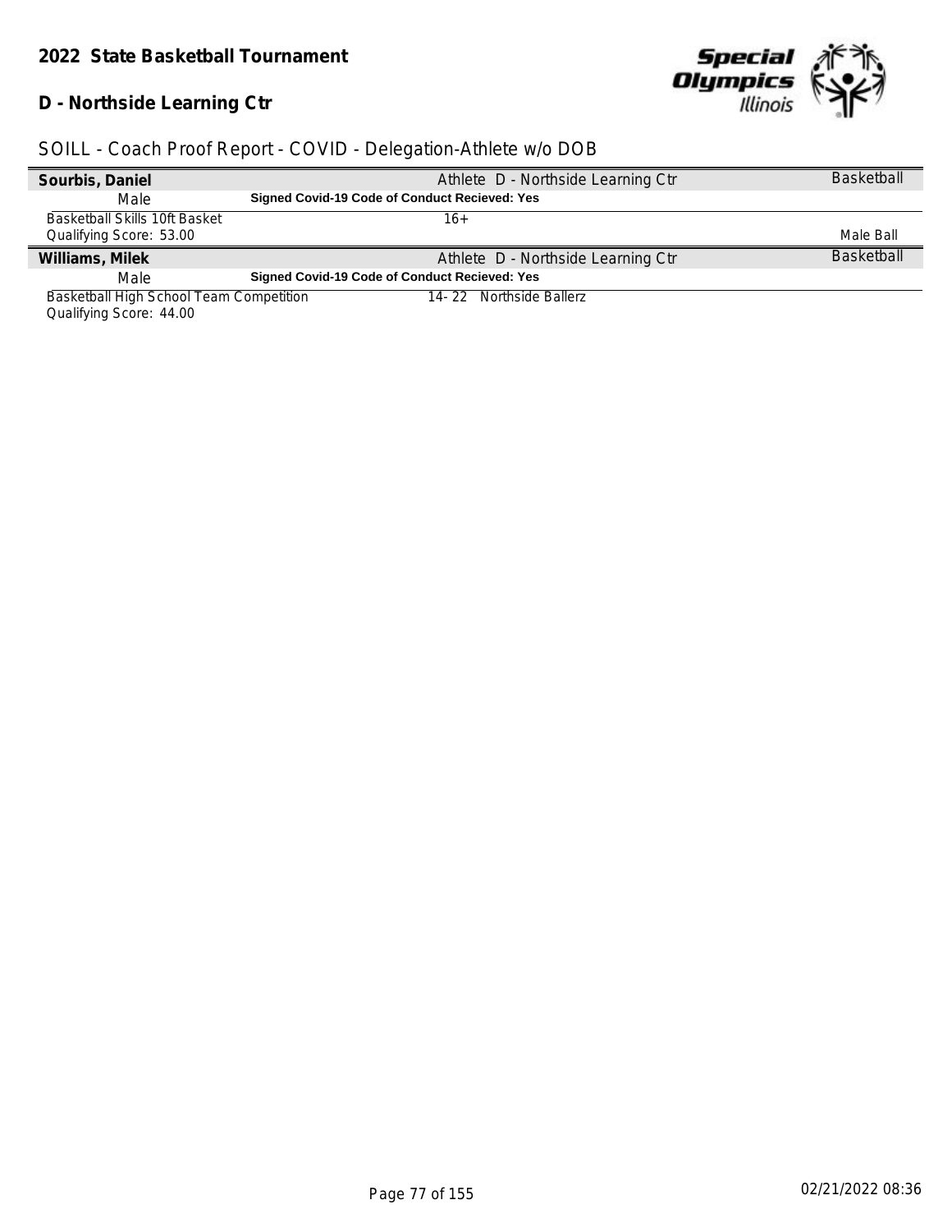## 2022 State Basketball Tournament

## D - Northside Learning Ctr

SOILL - Coach Proof Report - COVID - Delegation-Athlete w/o DOB

| **Sourbis, Daniel** | Athlete D - Northside Learning Ctr | Basketball |
|---|---|---|
| Male | **Signed Covid-19 Code of Conduct Recieved: Yes** | |
| Basketball Skills 10ft Basket<br>Qualifying Score: 53.00 | 16+ | Male Ball |

| **Williams, Milek** | Athlete D - Northside Learning Ctr | Basketball |
|---|---|---|
| Male | **Signed Covid-19 Code of Conduct Recieved: Yes** | |
| Basketball High School Team Competition<br>Qualifying Score: 44.00 | 14- 22 Northside Ballerz | |

02/21/2022 08:36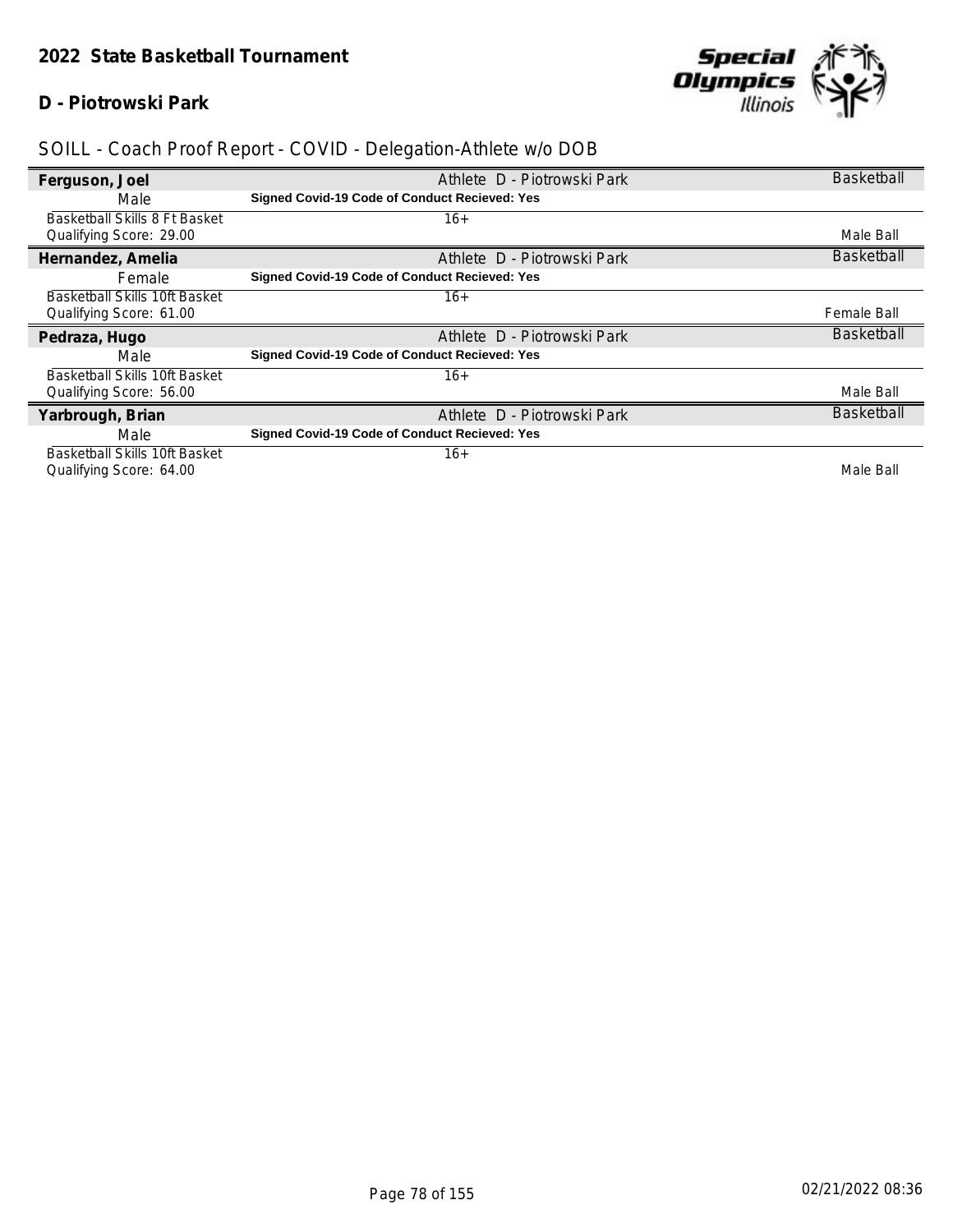## 2022 State Basketball Tournament

### D - Piotrowski Park

SOILL - Coach Proof Report - COVID - Delegation-Athlete w/o DOB

| | | |
|---|---|---|
| **Ferguson, Joel** | Athlete D - Piotrowski Park | Basketball |
| Male | **Signed Covid-19 Code of Conduct Recieved: Yes** | |
| Basketball Skills 8 Ft Basket | 16+ | |
| Qualifying Score: 29.00 | | Male Ball |
| **Hernandez, Amelia** | Athlete D - Piotrowski Park | Basketball |
| Female | **Signed Covid-19 Code of Conduct Recieved: Yes** | |
| Basketball Skills 10ft Basket | 16+ | |
| Qualifying Score: 61.00 | | Female Ball |
| **Pedraza, Hugo** | Athlete D - Piotrowski Park | Basketball |
| Male | **Signed Covid-19 Code of Conduct Recieved: Yes** | |
| Basketball Skills 10ft Basket | 16+ | |
| Qualifying Score: 56.00 | | Male Ball |
| **Yarbrough, Brian** | Athlete D - Piotrowski Park | Basketball |
| Male | **Signed Covid-19 Code of Conduct Recieved: Yes** | |
| Basketball Skills 10ft Basket | 16+ | |
| Qualifying Score: 64.00 | | Male Ball |

02/21/2022 08:36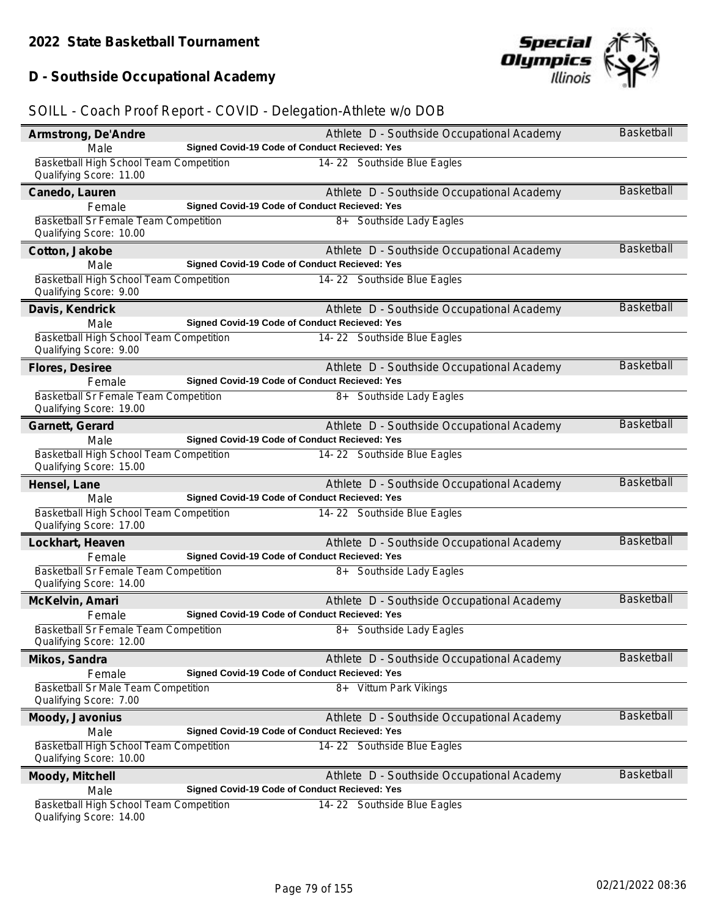## 2022 State Basketball Tournament

## D - Southside Occupational Academy

### SOILL - Coach Proof Report - COVID - Delegation-Athlete w/o DOB

| Name | Gender | Signed Covid-19 Code of Conduct Recieved | Delegation | Competition | Division / Team | Qualifying Score | Sport |
|---|---|---|---|---|---|---|---|
| Armstrong, De'Andre | Male | Yes | Athlete D - Southside Occupational Academy | Basketball High School Team Competition | 14- 22 Southside Blue Eagles | 11.00 | Basketball |
| Canedo, Lauren | Female | Yes | Athlete D - Southside Occupational Academy | Basketball Sr Female Team Competition | 8+ Southside Lady Eagles | 10.00 | Basketball |
| Cotton, Jakobe | Male | Yes | Athlete D - Southside Occupational Academy | Basketball High School Team Competition | 14- 22 Southside Blue Eagles | 9.00 | Basketball |
| Davis, Kendrick | Male | Yes | Athlete D - Southside Occupational Academy | Basketball High School Team Competition | 14- 22 Southside Blue Eagles | 9.00 | Basketball |
| Flores, Desiree | Female | Yes | Athlete D - Southside Occupational Academy | Basketball Sr Female Team Competition | 8+ Southside Lady Eagles | 19.00 | Basketball |
| Garnett, Gerard | Male | Yes | Athlete D - Southside Occupational Academy | Basketball High School Team Competition | 14- 22 Southside Blue Eagles | 15.00 | Basketball |
| Hensel, Lane | Male | Yes | Athlete D - Southside Occupational Academy | Basketball High School Team Competition | 14- 22 Southside Blue Eagles | 17.00 | Basketball |
| Lockhart, Heaven | Female | Yes | Athlete D - Southside Occupational Academy | Basketball Sr Female Team Competition | 8+ Southside Lady Eagles | 14.00 | Basketball |
| McKelvin, Amari | Female | Yes | Athlete D - Southside Occupational Academy | Basketball Sr Female Team Competition | 8+ Southside Lady Eagles | 12.00 | Basketball |
| Mikos, Sandra | Female | Yes | Athlete D - Southside Occupational Academy | Basketball Sr Male Team Competition | 8+ Vittum Park Vikings | 7.00 | Basketball |
| Moody, Javonius | Male | Yes | Athlete D - Southside Occupational Academy | Basketball High School Team Competition | 14- 22 Southside Blue Eagles | 10.00 | Basketball |
| Moody, Mitchell | Male | Yes | Athlete D - Southside Occupational Academy | Basketball High School Team Competition | 14- 22 Southside Blue Eagles | 14.00 | Basketball |

02/21/2022 08:36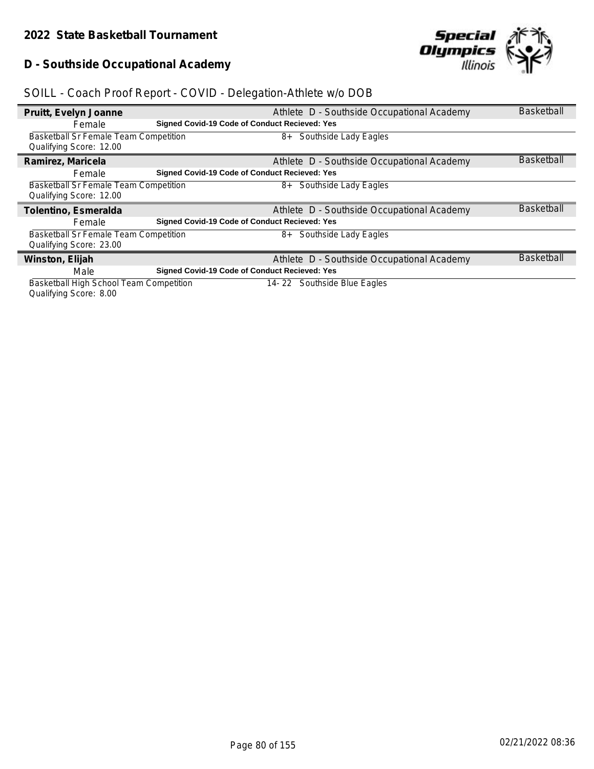**2022 State Basketball Tournament**

**D - Southside Occupational Academy**

SOILL - Coach Proof Report - COVID - Delegation-Athlete w/o DOB

**Pruitt, Evelyn Joanne** — Athlete D - Southside Occupational Academy — Basketball

Female — **Signed Covid-19 Code of Conduct Recieved: Yes**

Basketball Sr Female Team Competition — 8+ Southside Lady Eagles
Qualifying Score: 12.00

**Ramirez, Maricela** — Athlete D - Southside Occupational Academy — Basketball

Female — **Signed Covid-19 Code of Conduct Recieved: Yes**

Basketball Sr Female Team Competition — 8+ Southside Lady Eagles
Qualifying Score: 12.00

**Tolentino, Esmeralda** — Athlete D - Southside Occupational Academy — Basketball

Female — **Signed Covid-19 Code of Conduct Recieved: Yes**

Basketball Sr Female Team Competition — 8+ Southside Lady Eagles
Qualifying Score: 23.00

**Winston, Elijah** — Athlete D - Southside Occupational Academy — Basketball

Male — **Signed Covid-19 Code of Conduct Recieved: Yes**

Basketball High School Team Competition — 14- 22 Southside Blue Eagles
Qualifying Score: 8.00

02/21/2022 08:36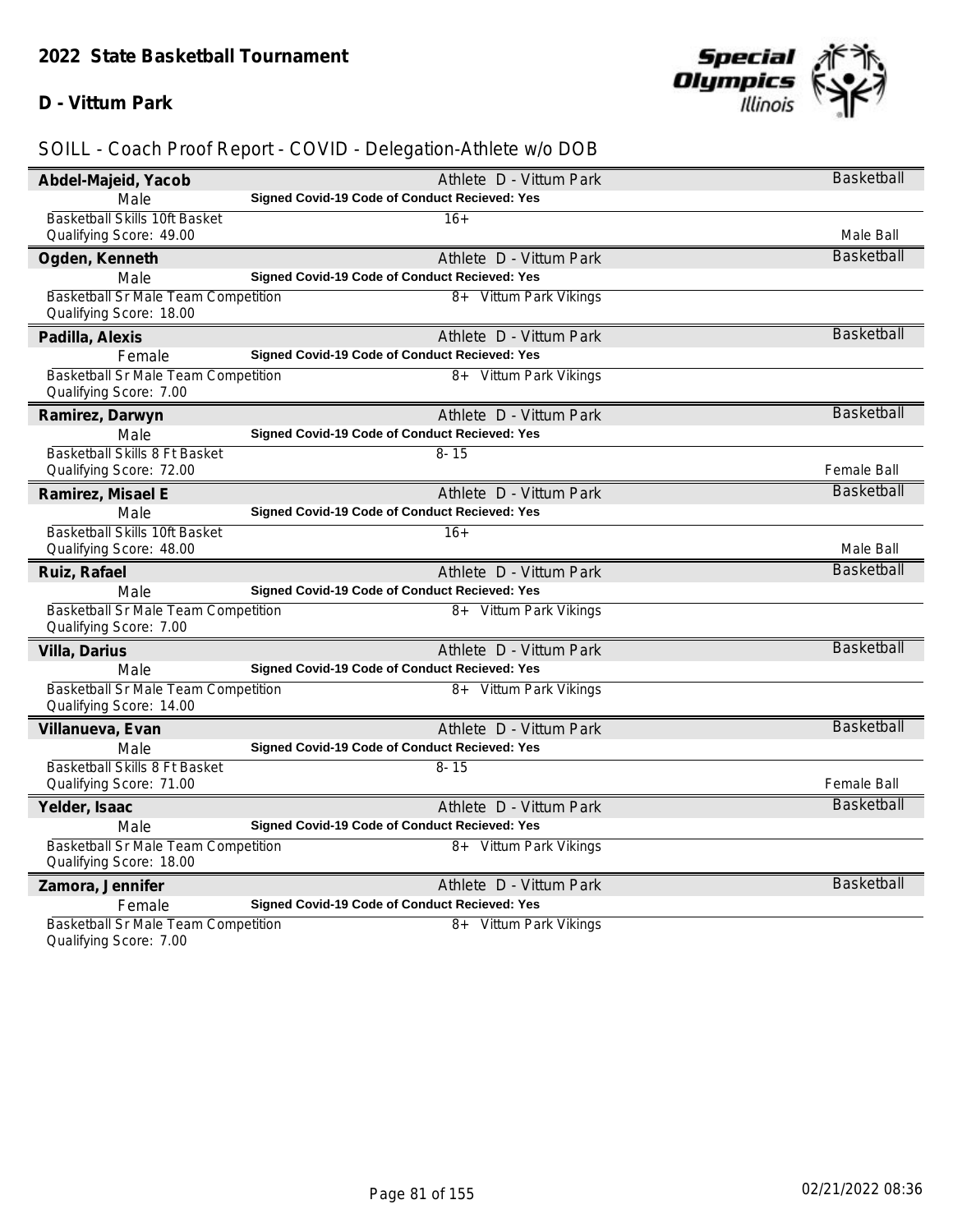## 2022 State Basketball Tournament

**D - Vittum Park**

SOILL - Coach Proof Report - COVID - Delegation-Athlete w/o DOB

| Name | Details | Sport |
|---|---|---|
| **Abdel-Majeid, Yacob** | Athlete D - Vittum Park | Basketball |
| Male | **Signed Covid-19 Code of Conduct Recieved: Yes** | |
| Basketball Skills 10ft Basket<br>Qualifying Score: 49.00 | 16+ | Male Ball |
| **Ogden, Kenneth** | Athlete D - Vittum Park | Basketball |
| Male | **Signed Covid-19 Code of Conduct Recieved: Yes** | |
| Basketball Sr Male Team Competition<br>Qualifying Score: 18.00 | 8+ Vittum Park Vikings | |
| **Padilla, Alexis** | Athlete D - Vittum Park | Basketball |
| Female | **Signed Covid-19 Code of Conduct Recieved: Yes** | |
| Basketball Sr Male Team Competition<br>Qualifying Score: 7.00 | 8+ Vittum Park Vikings | |
| **Ramirez, Darwyn** | Athlete D - Vittum Park | Basketball |
| Male | **Signed Covid-19 Code of Conduct Recieved: Yes** | |
| Basketball Skills 8 Ft Basket<br>Qualifying Score: 72.00 | 8- 15 | Female Ball |
| **Ramirez, Misael E** | Athlete D - Vittum Park | Basketball |
| Male | **Signed Covid-19 Code of Conduct Recieved: Yes** | |
| Basketball Skills 10ft Basket<br>Qualifying Score: 48.00 | 16+ | Male Ball |
| **Ruiz, Rafael** | Athlete D - Vittum Park | Basketball |
| Male | **Signed Covid-19 Code of Conduct Recieved: Yes** | |
| Basketball Sr Male Team Competition<br>Qualifying Score: 7.00 | 8+ Vittum Park Vikings | |
| **Villa, Darius** | Athlete D - Vittum Park | Basketball |
| Male | **Signed Covid-19 Code of Conduct Recieved: Yes** | |
| Basketball Sr Male Team Competition<br>Qualifying Score: 14.00 | 8+ Vittum Park Vikings | |
| **Villanueva, Evan** | Athlete D - Vittum Park | Basketball |
| Male | **Signed Covid-19 Code of Conduct Recieved: Yes** | |
| Basketball Skills 8 Ft Basket<br>Qualifying Score: 71.00 | 8- 15 | Female Ball |
| **Yelder, Isaac** | Athlete D - Vittum Park | Basketball |
| Male | **Signed Covid-19 Code of Conduct Recieved: Yes** | |
| Basketball Sr Male Team Competition<br>Qualifying Score: 18.00 | 8+ Vittum Park Vikings | |
| **Zamora, Jennifer** | Athlete D - Vittum Park | Basketball |
| Female | **Signed Covid-19 Code of Conduct Recieved: Yes** | |
| Basketball Sr Male Team Competition<br>Qualifying Score: 7.00 | 8+ Vittum Park Vikings | |

02/21/2022 08:36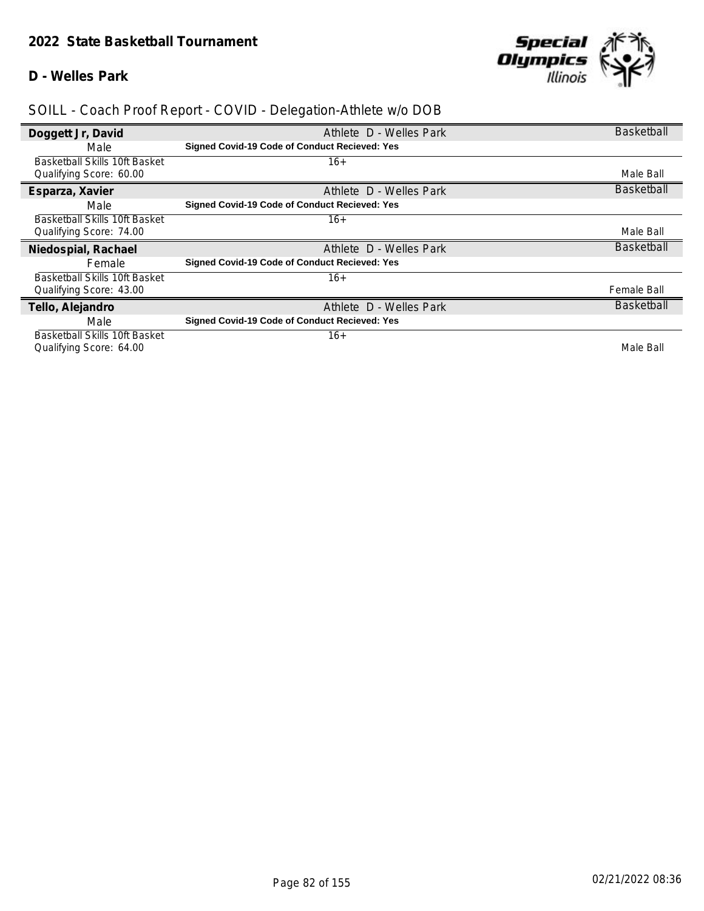## 2022 State Basketball Tournament

### D - Welles Park

SOILL - Coach Proof Report - COVID - Delegation-Athlete w/o DOB

| | | |
|---|---|---|
| **Doggett Jr, David** | Athlete D - Welles Park | Basketball |
| Male | **Signed Covid-19 Code of Conduct Recieved: Yes** | |
| Basketball Skills 10ft Basket | 16+ | |
| Qualifying Score: 60.00 | | Male Ball |
| **Esparza, Xavier** | Athlete D - Welles Park | Basketball |
| Male | **Signed Covid-19 Code of Conduct Recieved: Yes** | |
| Basketball Skills 10ft Basket | 16+ | |
| Qualifying Score: 74.00 | | Male Ball |
| **Niedospial, Rachael** | Athlete D - Welles Park | Basketball |
| Female | **Signed Covid-19 Code of Conduct Recieved: Yes** | |
| Basketball Skills 10ft Basket | 16+ | |
| Qualifying Score: 43.00 | | Female Ball |
| **Tello, Alejandro** | Athlete D - Welles Park | Basketball |
| Male | **Signed Covid-19 Code of Conduct Recieved: Yes** | |
| Basketball Skills 10ft Basket | 16+ | |
| Qualifying Score: 64.00 | | Male Ball |

02/21/2022 08:36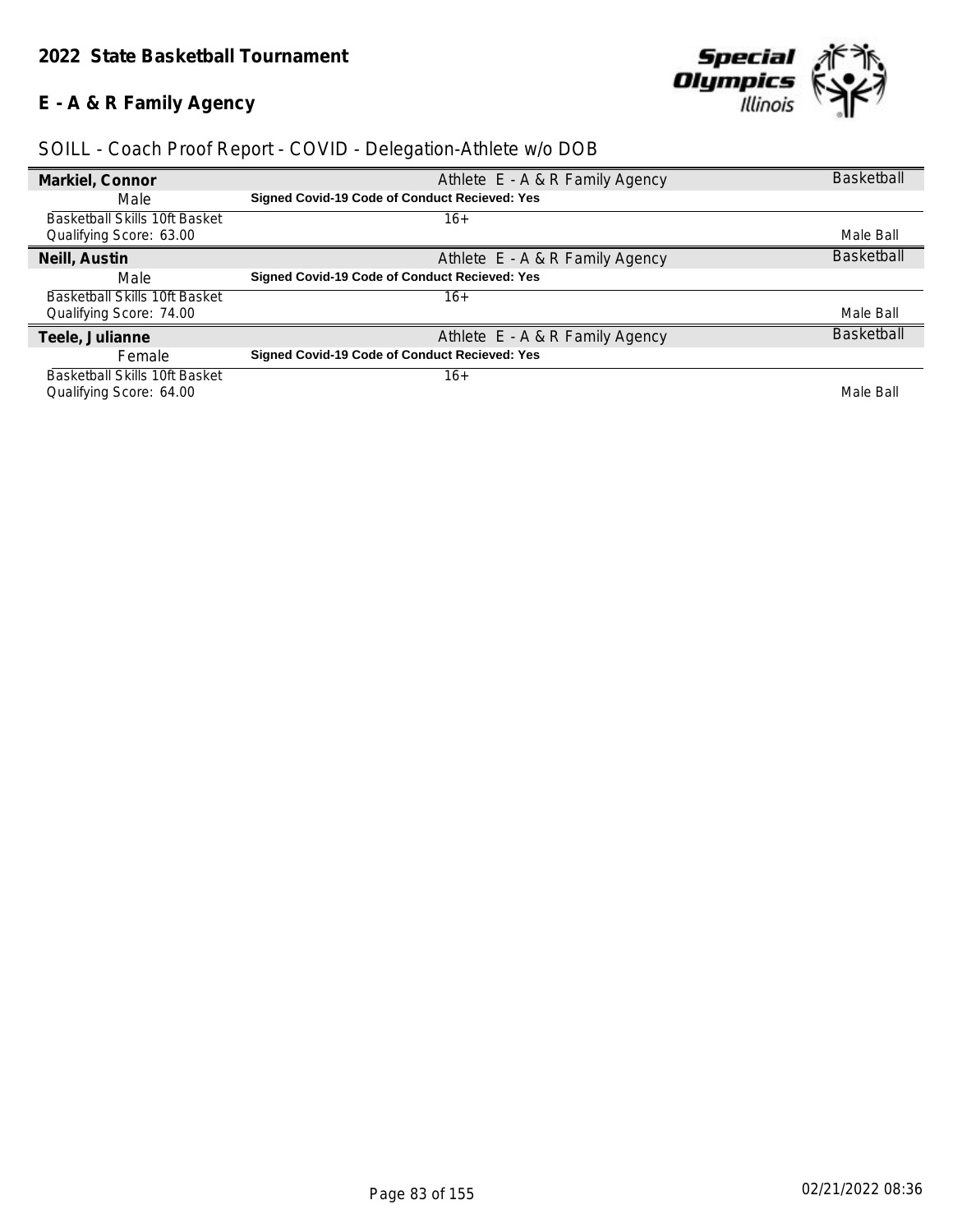## 2022 State Basketball Tournament

## E - A & R Family Agency

SOILL - Coach Proof Report - COVID - Delegation-Athlete w/o DOB

| Markiel, Connor | Athlete E - A & R Family Agency | Basketball |
|---|---|---|
| Male | **Signed Covid-19 Code of Conduct Recieved: Yes** | |
| Basketball Skills 10ft Basket<br>Qualifying Score: 63.00 | 16+ | Male Ball |
| **Neill, Austin** | Athlete E - A & R Family Agency | Basketball |
| Male | **Signed Covid-19 Code of Conduct Recieved: Yes** | |
| Basketball Skills 10ft Basket<br>Qualifying Score: 74.00 | 16+ | Male Ball |
| **Teele, Julianne** | Athlete E - A & R Family Agency | Basketball |
| Female | **Signed Covid-19 Code of Conduct Recieved: Yes** | |
| Basketball Skills 10ft Basket<br>Qualifying Score: 64.00 | 16+ | Male Ball |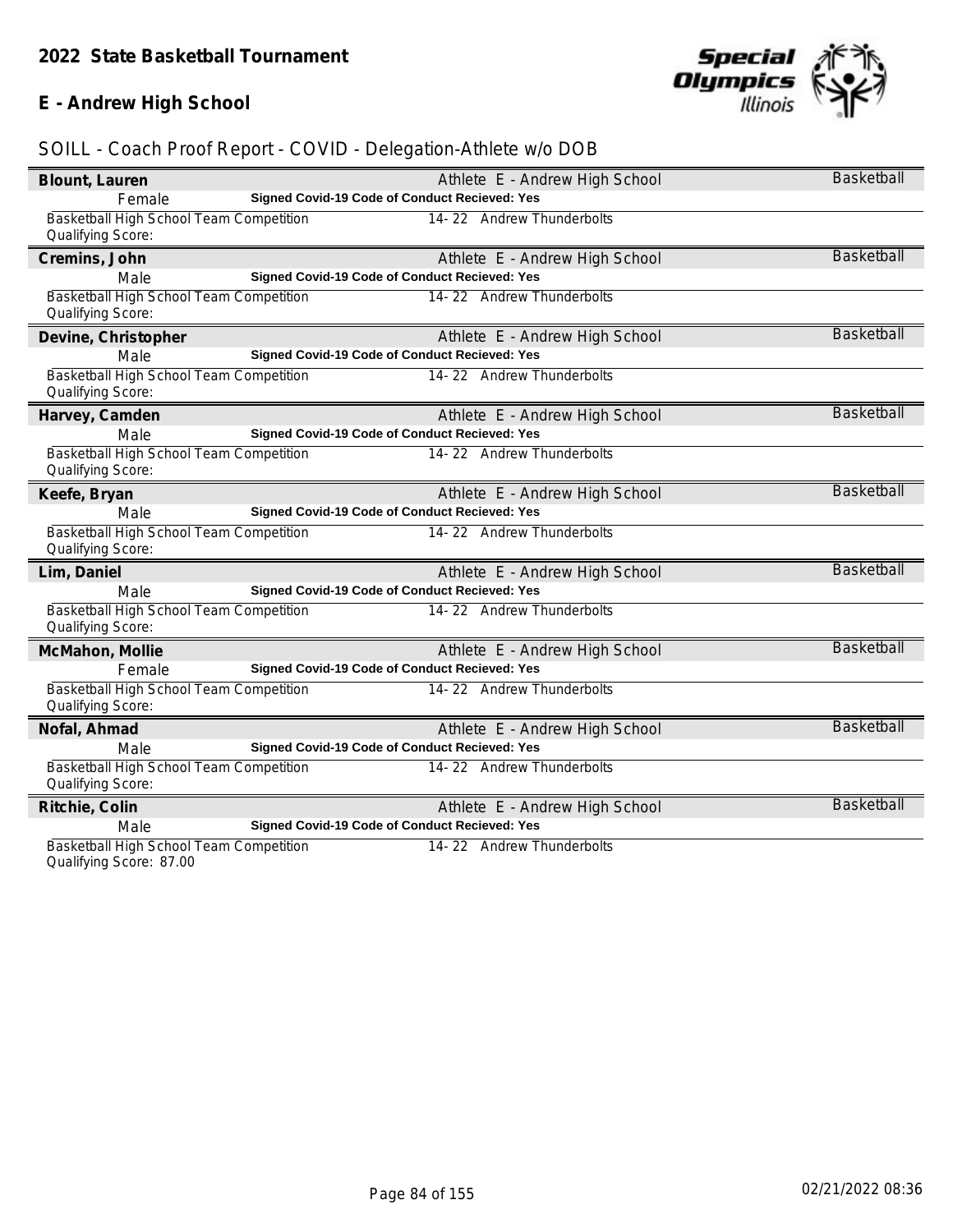## 2022 State Basketball Tournament

## E - Andrew High School

SOILL - Coach Proof Report - COVID - Delegation-Athlete w/o DOB

**Blount, Lauren** — Athlete E - Andrew High School — Basketball
Female — **Signed Covid-19 Code of Conduct Recieved: Yes**
Basketball High School Team Competition — 14- 22 Andrew Thunderbolts
Qualifying Score:

**Cremins, John** — Athlete E - Andrew High School — Basketball
Male — **Signed Covid-19 Code of Conduct Recieved: Yes**
Basketball High School Team Competition — 14- 22 Andrew Thunderbolts
Qualifying Score:

**Devine, Christopher** — Athlete E - Andrew High School — Basketball
Male — **Signed Covid-19 Code of Conduct Recieved: Yes**
Basketball High School Team Competition — 14- 22 Andrew Thunderbolts
Qualifying Score:

**Harvey, Camden** — Athlete E - Andrew High School — Basketball
Male — **Signed Covid-19 Code of Conduct Recieved: Yes**
Basketball High School Team Competition — 14- 22 Andrew Thunderbolts
Qualifying Score:

**Keefe, Bryan** — Athlete E - Andrew High School — Basketball
Male — **Signed Covid-19 Code of Conduct Recieved: Yes**
Basketball High School Team Competition — 14- 22 Andrew Thunderbolts
Qualifying Score:

**Lim, Daniel** — Athlete E - Andrew High School — Basketball
Male — **Signed Covid-19 Code of Conduct Recieved: Yes**
Basketball High School Team Competition — 14- 22 Andrew Thunderbolts
Qualifying Score:

**McMahon, Mollie** — Athlete E - Andrew High School — Basketball
Female — **Signed Covid-19 Code of Conduct Recieved: Yes**
Basketball High School Team Competition — 14- 22 Andrew Thunderbolts
Qualifying Score:

**Nofal, Ahmad** — Athlete E - Andrew High School — Basketball
Male — **Signed Covid-19 Code of Conduct Recieved: Yes**
Basketball High School Team Competition — 14- 22 Andrew Thunderbolts
Qualifying Score:

**Ritchie, Colin** — Athlete E - Andrew High School — Basketball
Male — **Signed Covid-19 Code of Conduct Recieved: Yes**
Basketball High School Team Competition — 14- 22 Andrew Thunderbolts
Qualifying Score: 87.00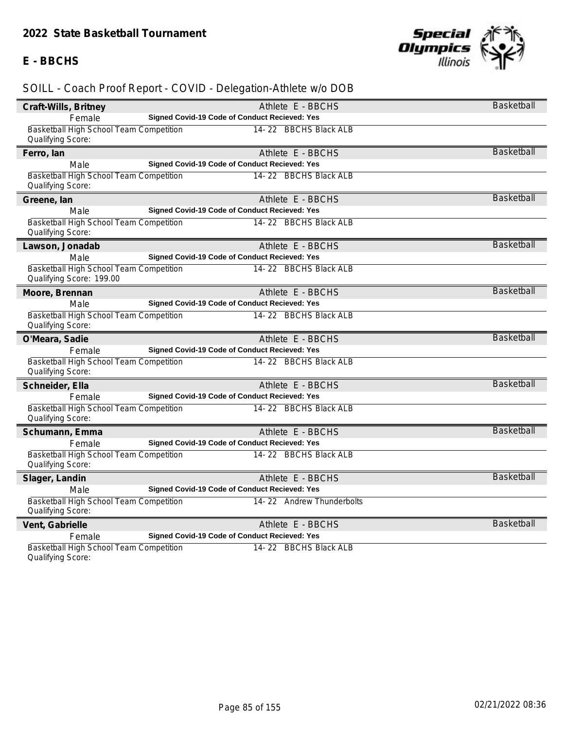## 2022 State Basketball Tournament

### E - BBCHS

SOILL - Coach Proof Report - COVID - Delegation-Athlete w/o DOB

**Craft-Wills, Britney** | Athlete E - BBCHS | Basketball
Female | **Signed Covid-19 Code of Conduct Recieved: Yes**
Basketball High School Team Competition | 14- 22 BBCHS Black ALB
Qualifying Score:

**Ferro, Ian** | Athlete E - BBCHS | Basketball
Male | **Signed Covid-19 Code of Conduct Recieved: Yes**
Basketball High School Team Competition | 14- 22 BBCHS Black ALB
Qualifying Score:

**Greene, Ian** | Athlete E - BBCHS | Basketball
Male | **Signed Covid-19 Code of Conduct Recieved: Yes**
Basketball High School Team Competition | 14- 22 BBCHS Black ALB
Qualifying Score:

**Lawson, Jonadab** | Athlete E - BBCHS | Basketball
Male | **Signed Covid-19 Code of Conduct Recieved: Yes**
Basketball High School Team Competition | 14- 22 BBCHS Black ALB
Qualifying Score: 199.00

**Moore, Brennan** | Athlete E - BBCHS | Basketball
Male | **Signed Covid-19 Code of Conduct Recieved: Yes**
Basketball High School Team Competition | 14- 22 BBCHS Black ALB
Qualifying Score:

**O'Meara, Sadie** | Athlete E - BBCHS | Basketball
Female | **Signed Covid-19 Code of Conduct Recieved: Yes**
Basketball High School Team Competition | 14- 22 BBCHS Black ALB
Qualifying Score:

**Schneider, Ella** | Athlete E - BBCHS | Basketball
Female | **Signed Covid-19 Code of Conduct Recieved: Yes**
Basketball High School Team Competition | 14- 22 BBCHS Black ALB
Qualifying Score:

**Schumann, Emma** | Athlete E - BBCHS | Basketball
Female | **Signed Covid-19 Code of Conduct Recieved: Yes**
Basketball High School Team Competition | 14- 22 BBCHS Black ALB
Qualifying Score:

**Slager, Landin** | Athlete E - BBCHS | Basketball
Male | **Signed Covid-19 Code of Conduct Recieved: Yes**
Basketball High School Team Competition | 14- 22 Andrew Thunderbolts
Qualifying Score:

**Vent, Gabrielle** | Athlete E - BBCHS | Basketball
Female | **Signed Covid-19 Code of Conduct Recieved: Yes**
Basketball High School Team Competition | 14- 22 BBCHS Black ALB
Qualifying Score: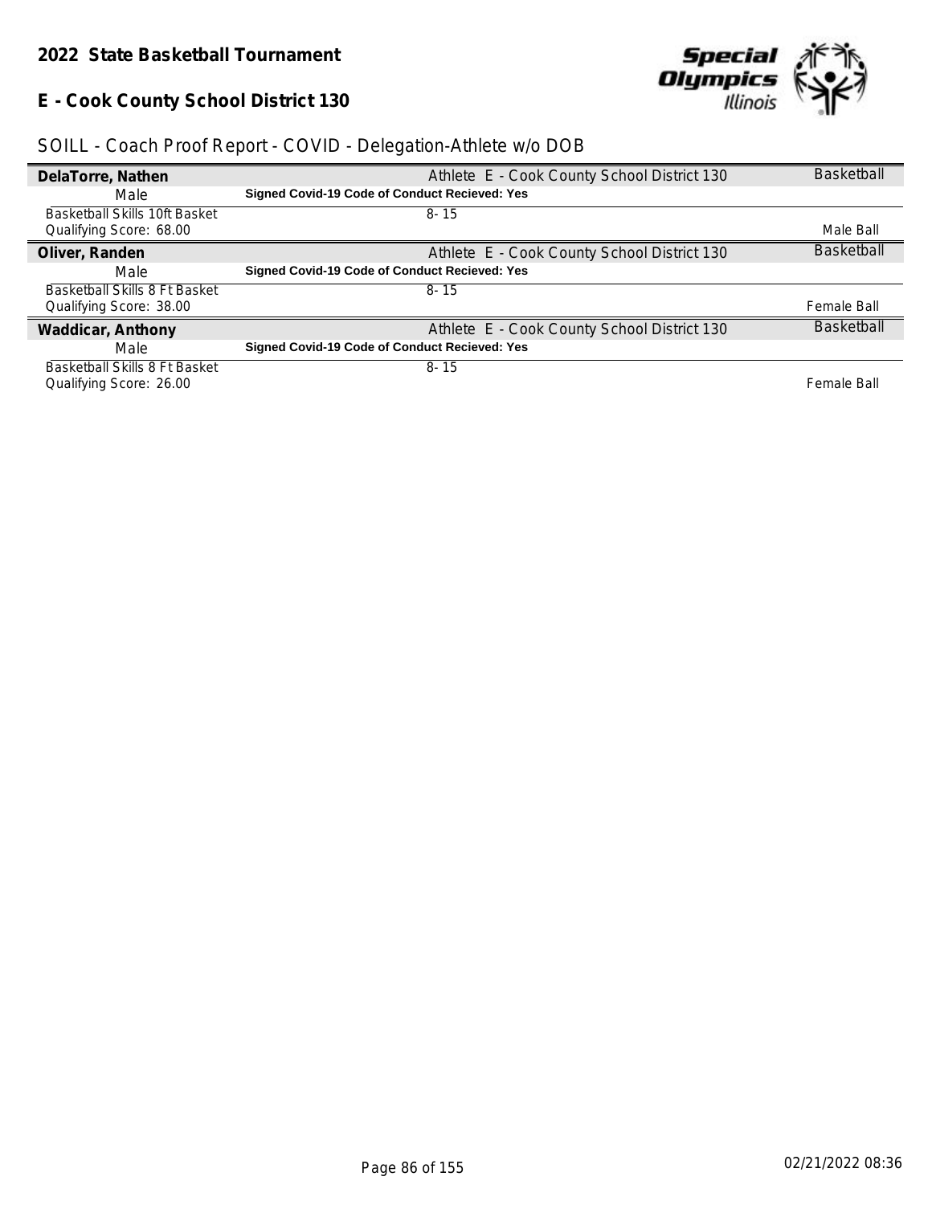## 2022 State Basketball Tournament

## E - Cook County School District 130

### SOILL - Coach Proof Report - COVID - Delegation-Athlete w/o DOB

| | | |
|---|---|---|
| **DelaTorre, Nathen** | Athlete E - Cook County School District 130 | Basketball |
| Male | **Signed Covid-19 Code of Conduct Recieved: Yes** | |
| Basketball Skills 10ft Basket | 8- 15 | |
| Qualifying Score: 68.00 | | Male Ball |
| **Oliver, Randen** | Athlete E - Cook County School District 130 | Basketball |
| Male | **Signed Covid-19 Code of Conduct Recieved: Yes** | |
| Basketball Skills 8 Ft Basket | 8- 15 | |
| Qualifying Score: 38.00 | | Female Ball |
| **Waddicar, Anthony** | Athlete E - Cook County School District 130 | Basketball |
| Male | **Signed Covid-19 Code of Conduct Recieved: Yes** | |
| Basketball Skills 8 Ft Basket | 8- 15 | |
| Qualifying Score: 26.00 | | Female Ball |

02/21/2022 08:36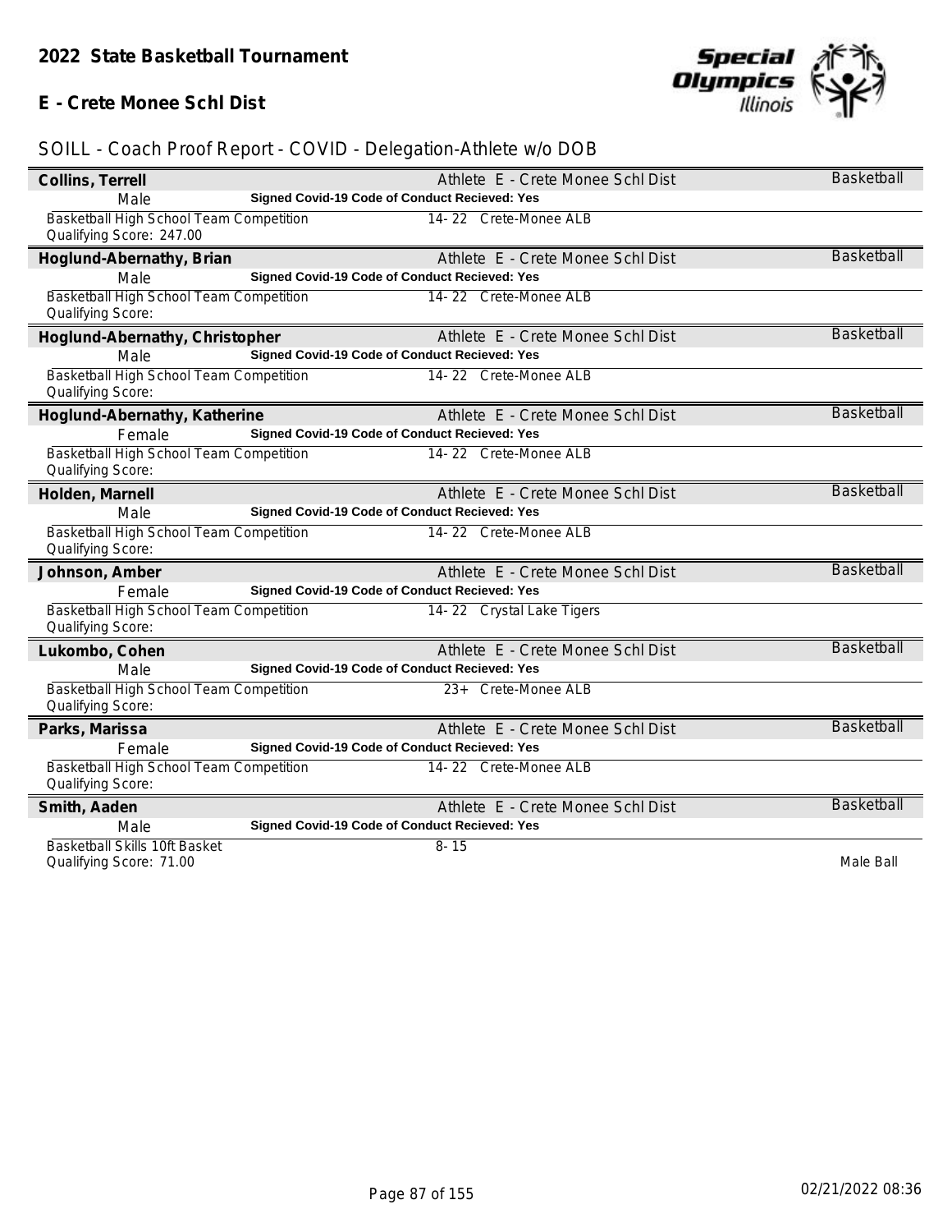## 2022 State Basketball Tournament

### E - Crete Monee Schl Dist

SOILL - Coach Proof Report - COVID - Delegation-Athlete w/o DOB

| Name | | Delegation | Sport |
|---|---|---|---|
| **Collins, Terrell** | | Athlete E - Crete Monee Schl Dist | Basketball |
| Male | **Signed Covid-19 Code of Conduct Recieved: Yes** | | |
| Basketball High School Team Competition<br>Qualifying Score: 247.00 | 14- 22 Crete-Monee ALB | | |
| **Hoglund-Abernathy, Brian** | | Athlete E - Crete Monee Schl Dist | Basketball |
| Male | **Signed Covid-19 Code of Conduct Recieved: Yes** | | |
| Basketball High School Team Competition<br>Qualifying Score: | 14- 22 Crete-Monee ALB | | |
| **Hoglund-Abernathy, Christopher** | | Athlete E - Crete Monee Schl Dist | Basketball |
| Male | **Signed Covid-19 Code of Conduct Recieved: Yes** | | |
| Basketball High School Team Competition<br>Qualifying Score: | 14- 22 Crete-Monee ALB | | |
| **Hoglund-Abernathy, Katherine** | | Athlete E - Crete Monee Schl Dist | Basketball |
| Female | **Signed Covid-19 Code of Conduct Recieved: Yes** | | |
| Basketball High School Team Competition<br>Qualifying Score: | 14- 22 Crete-Monee ALB | | |
| **Holden, Marnell** | | Athlete E - Crete Monee Schl Dist | Basketball |
| Male | **Signed Covid-19 Code of Conduct Recieved: Yes** | | |
| Basketball High School Team Competition<br>Qualifying Score: | 14- 22 Crete-Monee ALB | | |
| **Johnson, Amber** | | Athlete E - Crete Monee Schl Dist | Basketball |
| Female | **Signed Covid-19 Code of Conduct Recieved: Yes** | | |
| Basketball High School Team Competition<br>Qualifying Score: | 14- 22 Crystal Lake Tigers | | |
| **Lukombo, Cohen** | | Athlete E - Crete Monee Schl Dist | Basketball |
| Male | **Signed Covid-19 Code of Conduct Recieved: Yes** | | |
| Basketball High School Team Competition<br>Qualifying Score: | 23+ Crete-Monee ALB | | |
| **Parks, Marissa** | | Athlete E - Crete Monee Schl Dist | Basketball |
| Female | **Signed Covid-19 Code of Conduct Recieved: Yes** | | |
| Basketball High School Team Competition<br>Qualifying Score: | 14- 22 Crete-Monee ALB | | |
| **Smith, Aaden** | | Athlete E - Crete Monee Schl Dist | Basketball |
| Male | **Signed Covid-19 Code of Conduct Recieved: Yes** | | |
| Basketball Skills 10ft Basket<br>Qualifying Score: 71.00 | 8- 15 | | Male Ball |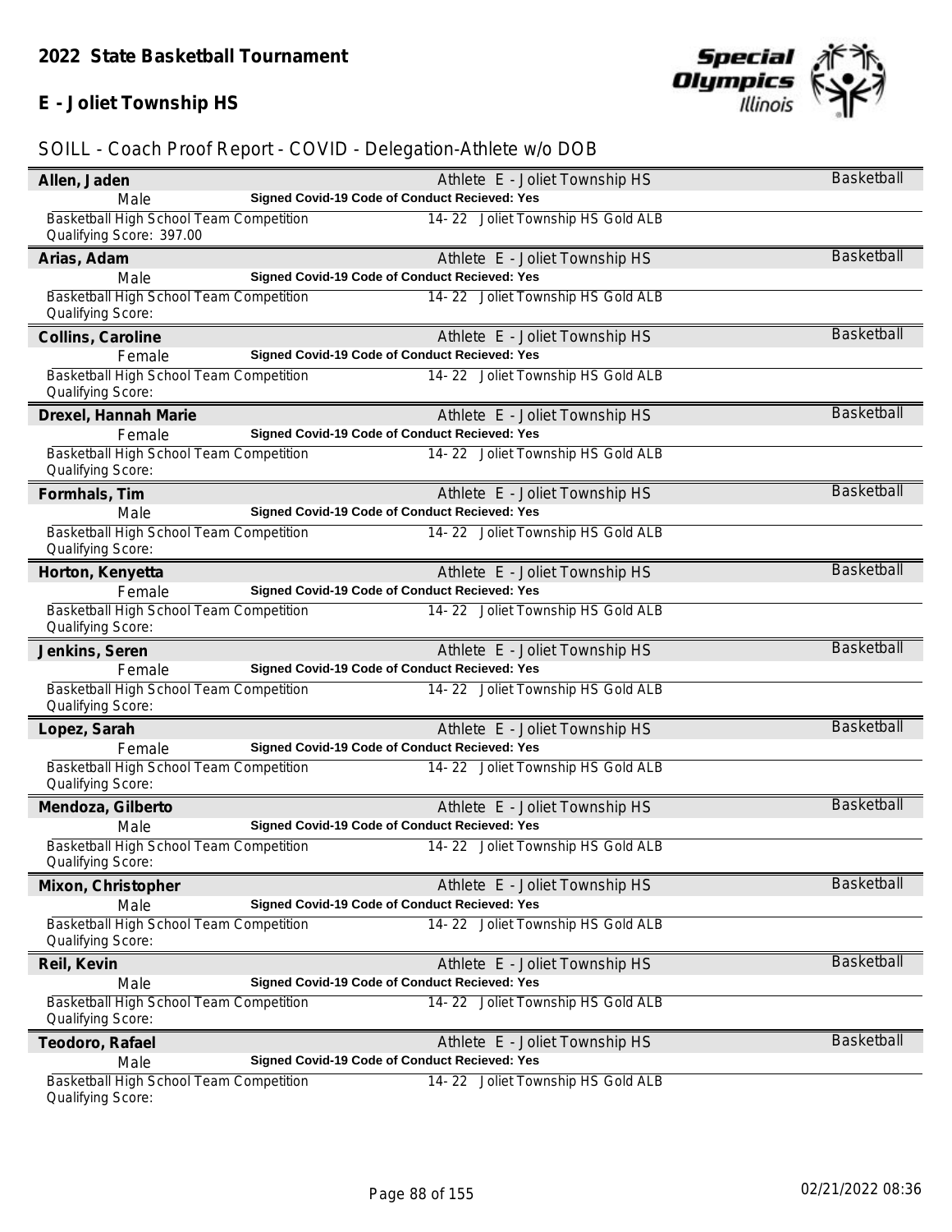## 2022 State Basketball Tournament

## E - Joliet Township HS

SOILL - Coach Proof Report - COVID - Delegation-Athlete w/o DOB

**Allen, Jaden** — Athlete E - Joliet Township HS — Basketball
Male — **Signed Covid-19 Code of Conduct Recieved: Yes**
Basketball High School Team Competition — 14- 22 Joliet Township HS Gold ALB
Qualifying Score: 397.00

**Arias, Adam** — Athlete E - Joliet Township HS — Basketball
Male — **Signed Covid-19 Code of Conduct Recieved: Yes**
Basketball High School Team Competition — 14- 22 Joliet Township HS Gold ALB
Qualifying Score:

**Collins, Caroline** — Athlete E - Joliet Township HS — Basketball
Female — **Signed Covid-19 Code of Conduct Recieved: Yes**
Basketball High School Team Competition — 14- 22 Joliet Township HS Gold ALB
Qualifying Score:

**Drexel, Hannah Marie** — Athlete E - Joliet Township HS — Basketball
Female — **Signed Covid-19 Code of Conduct Recieved: Yes**
Basketball High School Team Competition — 14- 22 Joliet Township HS Gold ALB
Qualifying Score:

**Formhals, Tim** — Athlete E - Joliet Township HS — Basketball
Male — **Signed Covid-19 Code of Conduct Recieved: Yes**
Basketball High School Team Competition — 14- 22 Joliet Township HS Gold ALB
Qualifying Score:

**Horton, Kenyetta** — Athlete E - Joliet Township HS — Basketball
Female — **Signed Covid-19 Code of Conduct Recieved: Yes**
Basketball High School Team Competition — 14- 22 Joliet Township HS Gold ALB
Qualifying Score:

**Jenkins, Seren** — Athlete E - Joliet Township HS — Basketball
Female — **Signed Covid-19 Code of Conduct Recieved: Yes**
Basketball High School Team Competition — 14- 22 Joliet Township HS Gold ALB
Qualifying Score:

**Lopez, Sarah** — Athlete E - Joliet Township HS — Basketball
Female — **Signed Covid-19 Code of Conduct Recieved: Yes**
Basketball High School Team Competition — 14- 22 Joliet Township HS Gold ALB
Qualifying Score:

**Mendoza, Gilberto** — Athlete E - Joliet Township HS — Basketball
Male — **Signed Covid-19 Code of Conduct Recieved: Yes**
Basketball High School Team Competition — 14- 22 Joliet Township HS Gold ALB
Qualifying Score:

**Mixon, Christopher** — Athlete E - Joliet Township HS — Basketball
Male — **Signed Covid-19 Code of Conduct Recieved: Yes**
Basketball High School Team Competition — 14- 22 Joliet Township HS Gold ALB
Qualifying Score:

**Reil, Kevin** — Athlete E - Joliet Township HS — Basketball
Male — **Signed Covid-19 Code of Conduct Recieved: Yes**
Basketball High School Team Competition — 14- 22 Joliet Township HS Gold ALB
Qualifying Score:

**Teodoro, Rafael** — Athlete E - Joliet Township HS — Basketball
Male — **Signed Covid-19 Code of Conduct Recieved: Yes**
Basketball High School Team Competition — 14- 22 Joliet Township HS Gold ALB
Qualifying Score: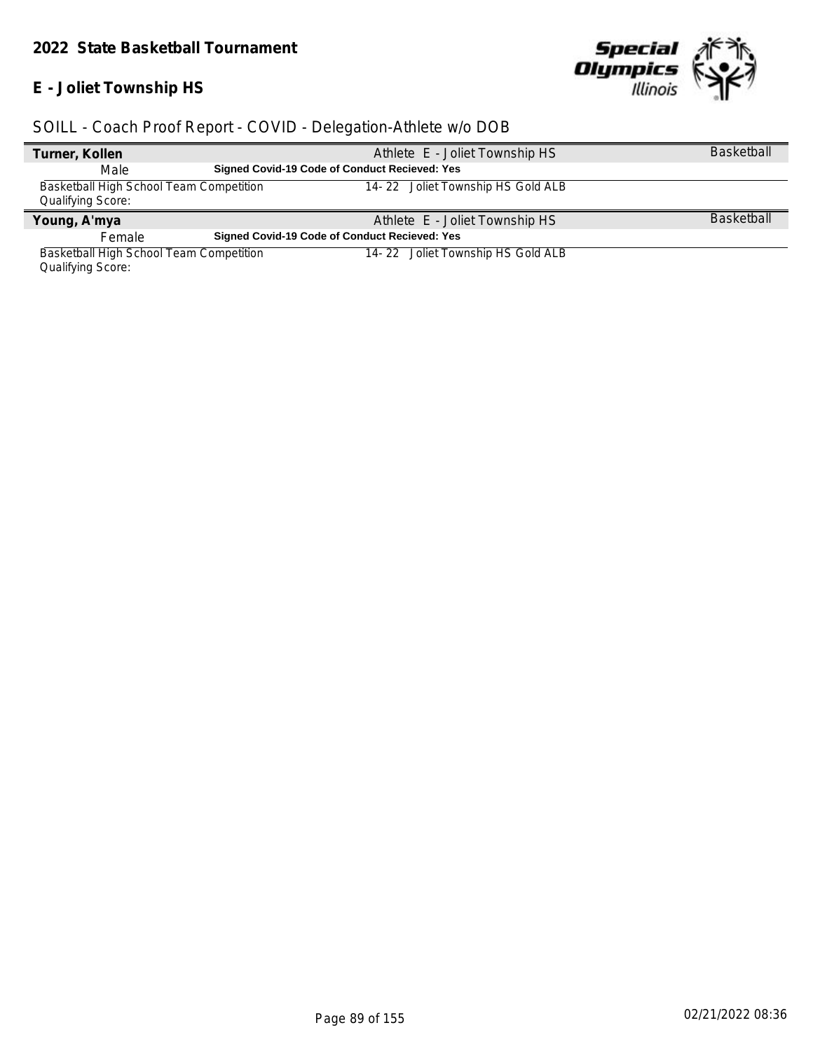## 2022 State Basketball Tournament

## E - Joliet Township HS

SOILL - Coach Proof Report - COVID - Delegation-Athlete w/o DOB

**Turner, Kollen** — Athlete E - Joliet Township HS — Basketball

Male — **Signed Covid-19 Code of Conduct Recieved: Yes**

Basketball High School Team Competition — 14- 22 Joliet Township HS Gold ALB

Qualifying Score:

**Young, A'mya** — Athlete E - Joliet Township HS — Basketball

Female — **Signed Covid-19 Code of Conduct Recieved: Yes**

Basketball High School Team Competition — 14- 22 Joliet Township HS Gold ALB

Qualifying Score:

02/21/2022 08:36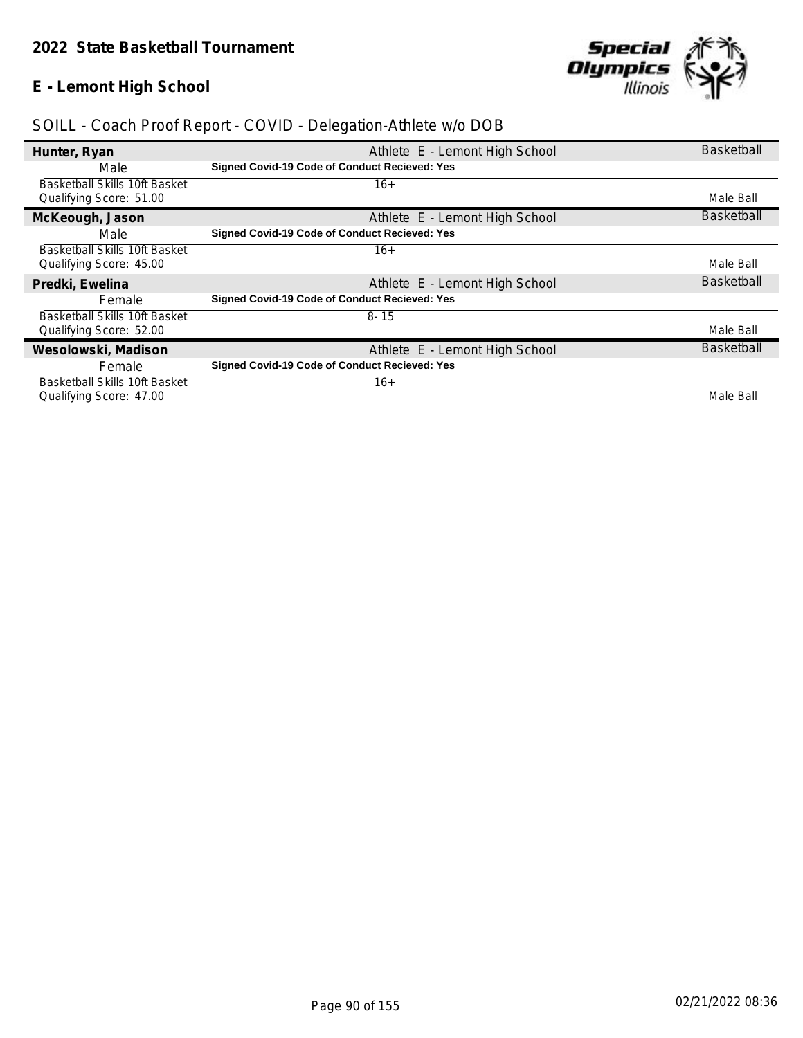# 2022 State Basketball Tournament

## E - Lemont High School

SOILL - Coach Proof Report - COVID - Delegation-Athlete w/o DOB

| Name | Details | Sport |
|---|---|---|
| **Hunter, Ryan** | Athlete E - Lemont High School | Basketball |
| Male | **Signed Covid-19 Code of Conduct Recieved: Yes** | |
| Basketball Skills 10ft Basket<br>Qualifying Score: 51.00 | 16+ | Male Ball |
| **McKeough, Jason** | Athlete E - Lemont High School | Basketball |
| Male | **Signed Covid-19 Code of Conduct Recieved: Yes** | |
| Basketball Skills 10ft Basket<br>Qualifying Score: 45.00 | 16+ | Male Ball |
| **Predki, Ewelina** | Athlete E - Lemont High School | Basketball |
| Female | **Signed Covid-19 Code of Conduct Recieved: Yes** | |
| Basketball Skills 10ft Basket<br>Qualifying Score: 52.00 | 8- 15 | Male Ball |
| **Wesolowski, Madison** | Athlete E - Lemont High School | Basketball |
| Female | **Signed Covid-19 Code of Conduct Recieved: Yes** | |
| Basketball Skills 10ft Basket<br>Qualifying Score: 47.00 | 16+ | Male Ball |

02/21/2022 08:36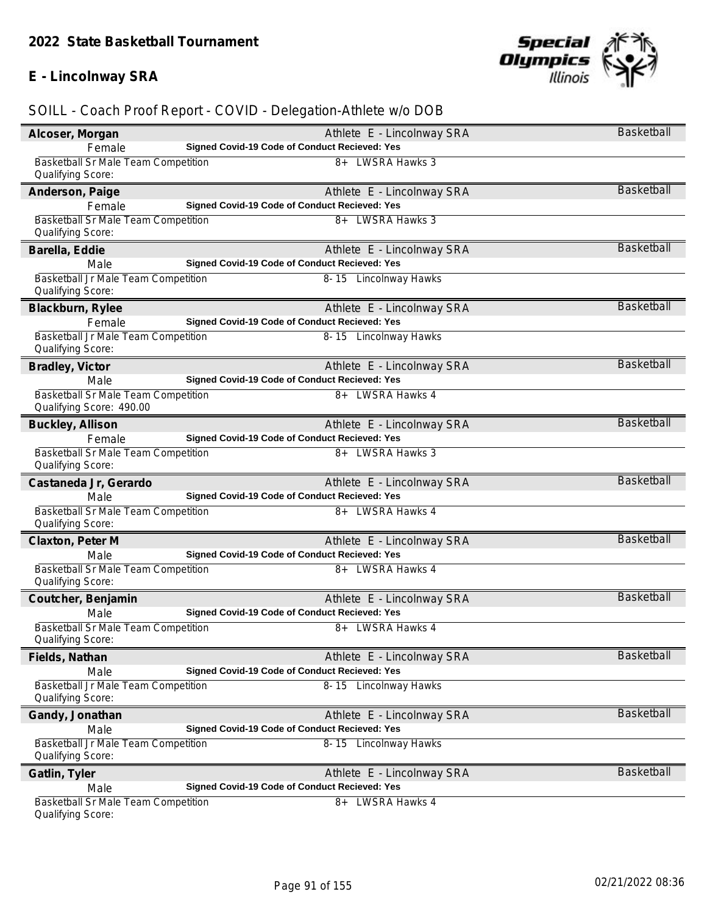## 2022 State Basketball Tournament

### E - Lincolnway SRA

SOILL - Coach Proof Report - COVID - Delegation-Athlete w/o DOB

**Alcoser, Morgan** — Athlete E - Lincolnway SRA — Basketball
Female — **Signed Covid-19 Code of Conduct Recieved: Yes**
Basketball Sr Male Team Competition — 8+ LWSRA Hawks 3
Qualifying Score:

**Anderson, Paige** — Athlete E - Lincolnway SRA — Basketball
Female — **Signed Covid-19 Code of Conduct Recieved: Yes**
Basketball Sr Male Team Competition — 8+ LWSRA Hawks 3
Qualifying Score:

**Barella, Eddie** — Athlete E - Lincolnway SRA — Basketball
Male — **Signed Covid-19 Code of Conduct Recieved: Yes**
Basketball Jr Male Team Competition — 8- 15 Lincolnway Hawks
Qualifying Score:

**Blackburn, Rylee** — Athlete E - Lincolnway SRA — Basketball
Female — **Signed Covid-19 Code of Conduct Recieved: Yes**
Basketball Jr Male Team Competition — 8- 15 Lincolnway Hawks
Qualifying Score:

**Bradley, Victor** — Athlete E - Lincolnway SRA — Basketball
Male — **Signed Covid-19 Code of Conduct Recieved: Yes**
Basketball Sr Male Team Competition — 8+ LWSRA Hawks 4
Qualifying Score: 490.00

**Buckley, Allison** — Athlete E - Lincolnway SRA — Basketball
Female — **Signed Covid-19 Code of Conduct Recieved: Yes**
Basketball Sr Male Team Competition — 8+ LWSRA Hawks 3
Qualifying Score:

**Castaneda Jr, Gerardo** — Athlete E - Lincolnway SRA — Basketball
Male — **Signed Covid-19 Code of Conduct Recieved: Yes**
Basketball Sr Male Team Competition — 8+ LWSRA Hawks 4
Qualifying Score:

**Claxton, Peter M** — Athlete E - Lincolnway SRA — Basketball
Male — **Signed Covid-19 Code of Conduct Recieved: Yes**
Basketball Sr Male Team Competition — 8+ LWSRA Hawks 4
Qualifying Score:

**Coutcher, Benjamin** — Athlete E - Lincolnway SRA — Basketball
Male — **Signed Covid-19 Code of Conduct Recieved: Yes**
Basketball Sr Male Team Competition — 8+ LWSRA Hawks 4
Qualifying Score:

**Fields, Nathan** — Athlete E - Lincolnway SRA — Basketball
Male — **Signed Covid-19 Code of Conduct Recieved: Yes**
Basketball Jr Male Team Competition — 8- 15 Lincolnway Hawks
Qualifying Score:

**Gandy, Jonathan** — Athlete E - Lincolnway SRA — Basketball
Male — **Signed Covid-19 Code of Conduct Recieved: Yes**
Basketball Jr Male Team Competition — 8- 15 Lincolnway Hawks
Qualifying Score:

**Gatlin, Tyler** — Athlete E - Lincolnway SRA — Basketball
Male — **Signed Covid-19 Code of Conduct Recieved: Yes**
Basketball Sr Male Team Competition — 8+ LWSRA Hawks 4
Qualifying Score:

02/21/2022 08:36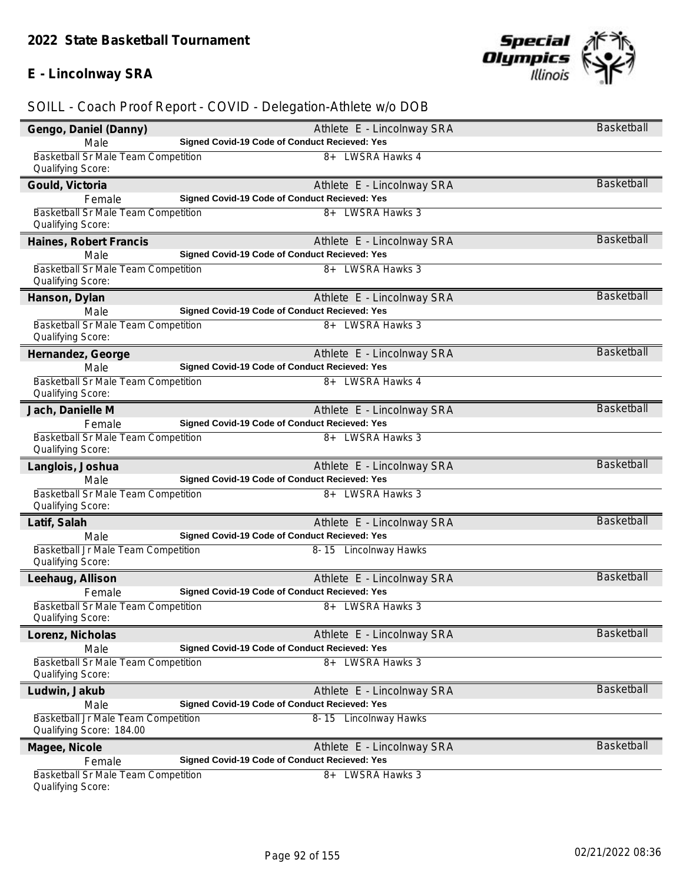## 2022 State Basketball Tournament

## E - Lincolnway SRA

### SOILL - Coach Proof Report - COVID - Delegation-Athlete w/o DOB

**Gengo, Daniel (Danny)** — Athlete E - Lincolnway SRA — Basketball
Male — **Signed Covid-19 Code of Conduct Recieved: Yes**
Basketball Sr Male Team Competition — 8+ LWSRA Hawks 4
Qualifying Score:

**Gould, Victoria** — Athlete E - Lincolnway SRA — Basketball
Female — **Signed Covid-19 Code of Conduct Recieved: Yes**
Basketball Sr Male Team Competition — 8+ LWSRA Hawks 3
Qualifying Score:

**Haines, Robert Francis** — Athlete E - Lincolnway SRA — Basketball
Male — **Signed Covid-19 Code of Conduct Recieved: Yes**
Basketball Sr Male Team Competition — 8+ LWSRA Hawks 3
Qualifying Score:

**Hanson, Dylan** — Athlete E - Lincolnway SRA — Basketball
Male — **Signed Covid-19 Code of Conduct Recieved: Yes**
Basketball Sr Male Team Competition — 8+ LWSRA Hawks 3
Qualifying Score:

**Hernandez, George** — Athlete E - Lincolnway SRA — Basketball
Male — **Signed Covid-19 Code of Conduct Recieved: Yes**
Basketball Sr Male Team Competition — 8+ LWSRA Hawks 4
Qualifying Score:

**Jach, Danielle M** — Athlete E - Lincolnway SRA — Basketball
Female — **Signed Covid-19 Code of Conduct Recieved: Yes**
Basketball Sr Male Team Competition — 8+ LWSRA Hawks 3
Qualifying Score:

**Langlois, Joshua** — Athlete E - Lincolnway SRA — Basketball
Male — **Signed Covid-19 Code of Conduct Recieved: Yes**
Basketball Sr Male Team Competition — 8+ LWSRA Hawks 3
Qualifying Score:

**Latif, Salah** — Athlete E - Lincolnway SRA — Basketball
Male — **Signed Covid-19 Code of Conduct Recieved: Yes**
Basketball Jr Male Team Competition — 8- 15 Lincolnway Hawks
Qualifying Score:

**Leehaug, Allison** — Athlete E - Lincolnway SRA — Basketball
Female — **Signed Covid-19 Code of Conduct Recieved: Yes**
Basketball Sr Male Team Competition — 8+ LWSRA Hawks 3
Qualifying Score:

**Lorenz, Nicholas** — Athlete E - Lincolnway SRA — Basketball
Male — **Signed Covid-19 Code of Conduct Recieved: Yes**
Basketball Sr Male Team Competition — 8+ LWSRA Hawks 3
Qualifying Score:

**Ludwin, Jakub** — Athlete E - Lincolnway SRA — Basketball
Male — **Signed Covid-19 Code of Conduct Recieved: Yes**
Basketball Jr Male Team Competition — 8- 15 Lincolnway Hawks
Qualifying Score: 184.00

**Magee, Nicole** — Athlete E - Lincolnway SRA — Basketball
Female — **Signed Covid-19 Code of Conduct Recieved: Yes**
Basketball Sr Male Team Competition — 8+ LWSRA Hawks 3
Qualifying Score:

02/21/2022 08:36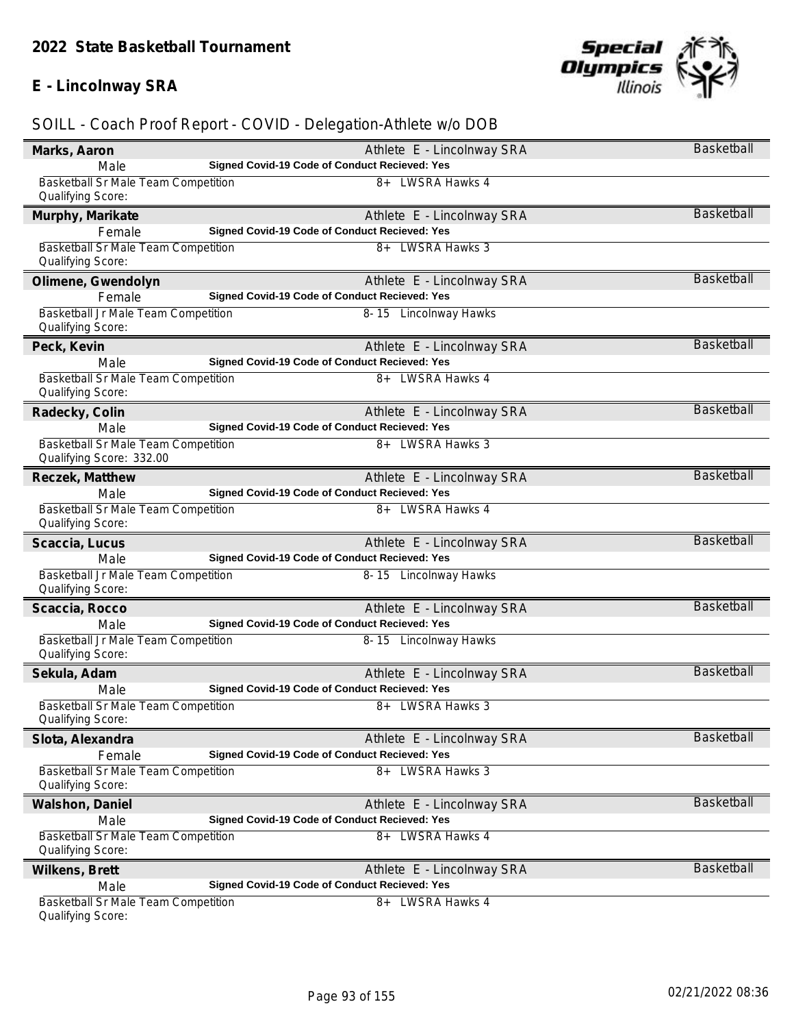## 2022 State Basketball Tournament

### E - Lincolnway SRA

SOILL - Coach Proof Report - COVID - Delegation-Athlete w/o DOB

**Marks, Aaron** — Athlete E - Lincolnway SRA — Basketball
Male — **Signed Covid-19 Code of Conduct Recieved: Yes**
Basketball Sr Male Team Competition — 8+ LWSRA Hawks 4
Qualifying Score:

**Murphy, Marikate** — Athlete E - Lincolnway SRA — Basketball
Female — **Signed Covid-19 Code of Conduct Recieved: Yes**
Basketball Sr Male Team Competition — 8+ LWSRA Hawks 3
Qualifying Score:

**Olimene, Gwendolyn** — Athlete E - Lincolnway SRA — Basketball
Female — **Signed Covid-19 Code of Conduct Recieved: Yes**
Basketball Jr Male Team Competition — 8-15 Lincolnway Hawks
Qualifying Score:

**Peck, Kevin** — Athlete E - Lincolnway SRA — Basketball
Male — **Signed Covid-19 Code of Conduct Recieved: Yes**
Basketball Sr Male Team Competition — 8+ LWSRA Hawks 4
Qualifying Score:

**Radecky, Colin** — Athlete E - Lincolnway SRA — Basketball
Male — **Signed Covid-19 Code of Conduct Recieved: Yes**
Basketball Sr Male Team Competition — 8+ LWSRA Hawks 3
Qualifying Score: 332.00

**Reczek, Matthew** — Athlete E - Lincolnway SRA — Basketball
Male — **Signed Covid-19 Code of Conduct Recieved: Yes**
Basketball Sr Male Team Competition — 8+ LWSRA Hawks 4
Qualifying Score:

**Scaccia, Lucus** — Athlete E - Lincolnway SRA — Basketball
Male — **Signed Covid-19 Code of Conduct Recieved: Yes**
Basketball Jr Male Team Competition — 8-15 Lincolnway Hawks
Qualifying Score:

**Scaccia, Rocco** — Athlete E - Lincolnway SRA — Basketball
Male — **Signed Covid-19 Code of Conduct Recieved: Yes**
Basketball Jr Male Team Competition — 8-15 Lincolnway Hawks
Qualifying Score:

**Sekula, Adam** — Athlete E - Lincolnway SRA — Basketball
Male — **Signed Covid-19 Code of Conduct Recieved: Yes**
Basketball Sr Male Team Competition — 8+ LWSRA Hawks 3
Qualifying Score:

**Slota, Alexandra** — Athlete E - Lincolnway SRA — Basketball
Female — **Signed Covid-19 Code of Conduct Recieved: Yes**
Basketball Sr Male Team Competition — 8+ LWSRA Hawks 3
Qualifying Score:

**Walshon, Daniel** — Athlete E - Lincolnway SRA — Basketball
Male — **Signed Covid-19 Code of Conduct Recieved: Yes**
Basketball Sr Male Team Competition — 8+ LWSRA Hawks 4
Qualifying Score:

**Wilkens, Brett** — Athlete E - Lincolnway SRA — Basketball
Male — **Signed Covid-19 Code of Conduct Recieved: Yes**
Basketball Sr Male Team Competition — 8+ LWSRA Hawks 4
Qualifying Score:

02/21/2022 08:36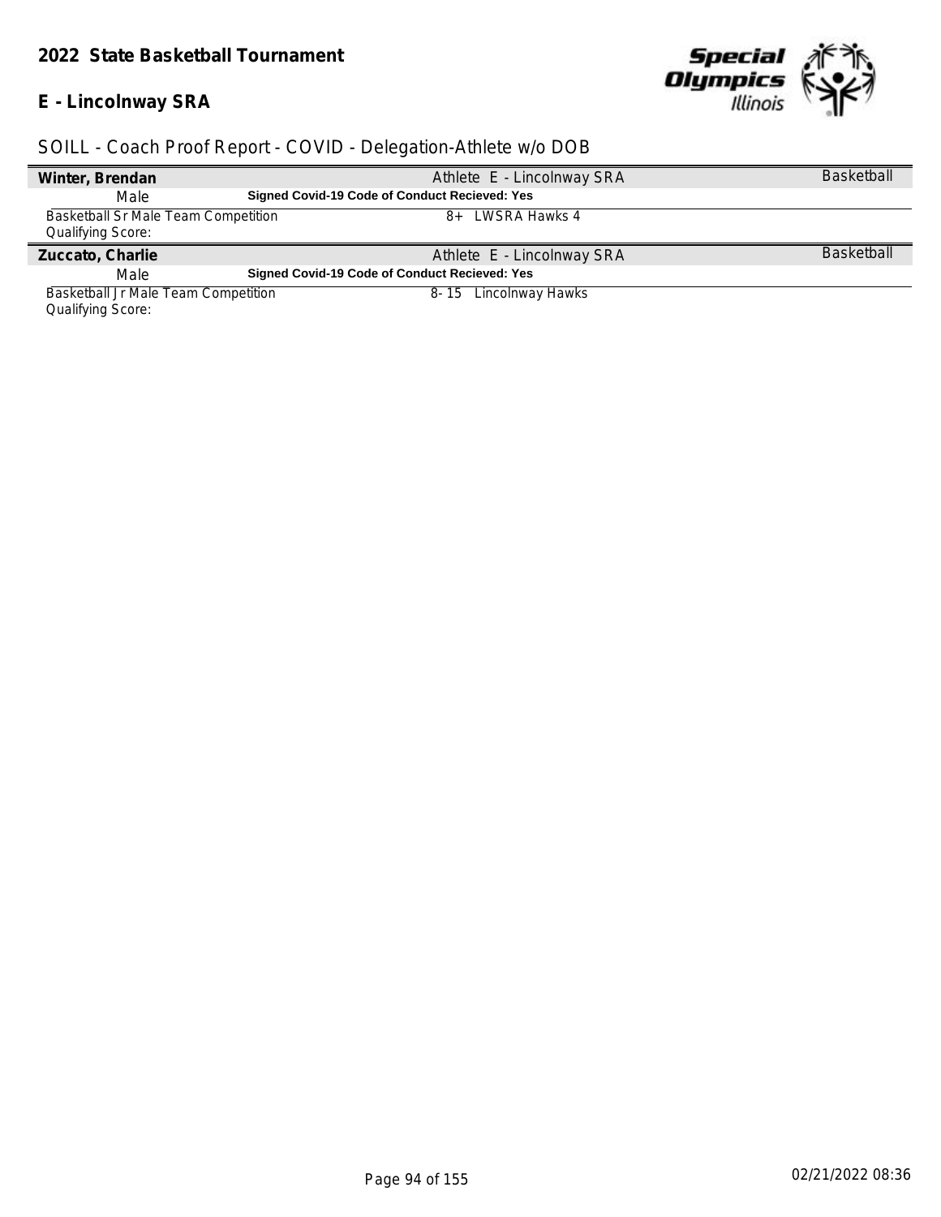# 2022 State Basketball Tournament

## E - Lincolnway SRA

SOILL - Coach Proof Report - COVID - Delegation-Athlete w/o DOB

**Winter, Brendan** — Athlete E - Lincolnway SRA — Basketball

Male — **Signed Covid-19 Code of Conduct Recieved: Yes**

Basketball Sr Male Team Competition — 8+ LWSRA Hawks 4

Qualifying Score:

**Zuccato, Charlie** — Athlete E - Lincolnway SRA — Basketball

Male — **Signed Covid-19 Code of Conduct Recieved: Yes**

Basketball Jr Male Team Competition — 8- 15 Lincolnway Hawks

Qualifying Score: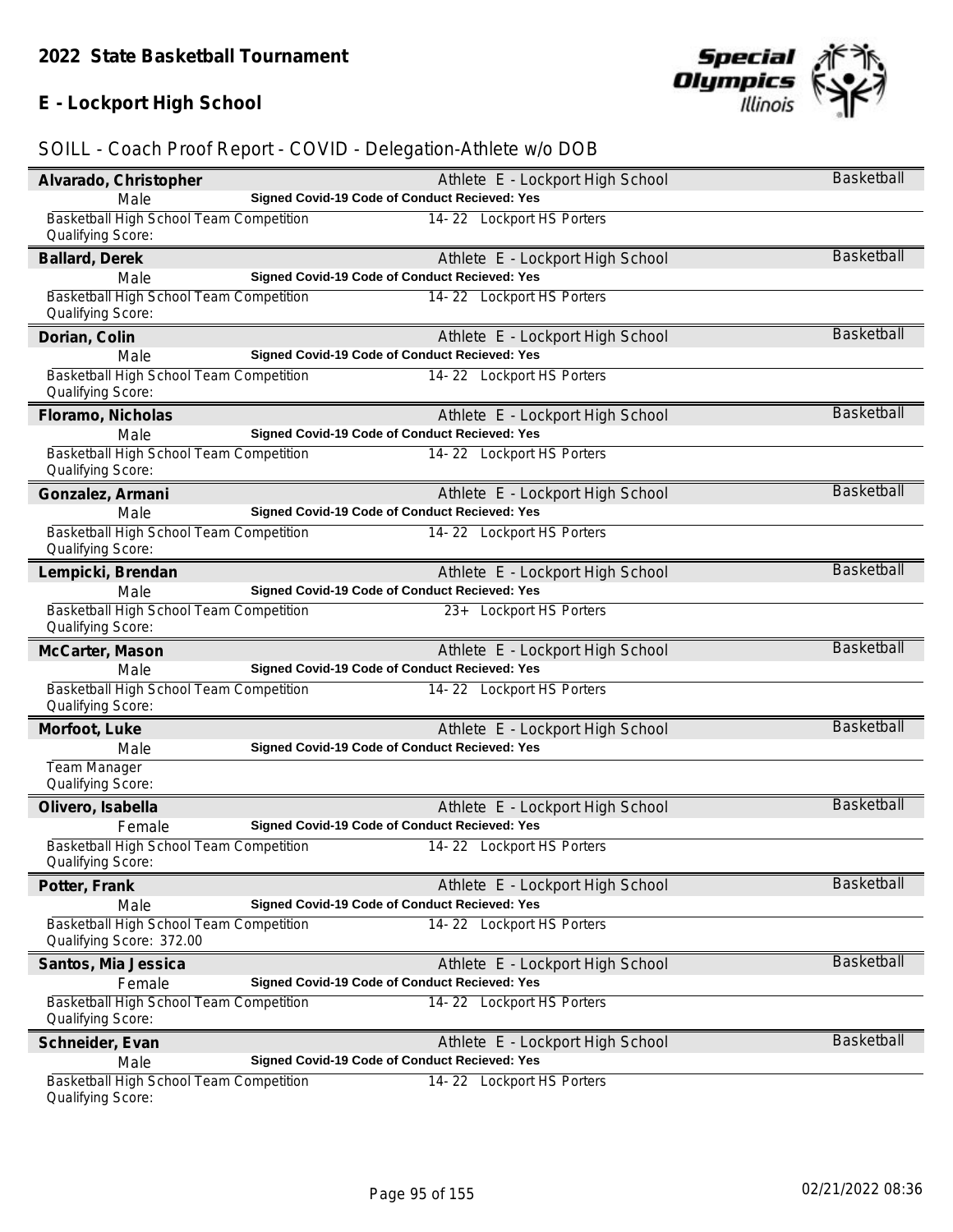## 2022 State Basketball Tournament

## E - Lockport High School

SOILL - Coach Proof Report - COVID - Delegation-Athlete w/o DOB

**Alvarado, Christopher** — Athlete E - Lockport High School — Basketball
Male — **Signed Covid-19 Code of Conduct Recieved: Yes**
Basketball High School Team Competition — 14- 22 Lockport HS Porters
Qualifying Score:

**Ballard, Derek** — Athlete E - Lockport High School — Basketball
Male — **Signed Covid-19 Code of Conduct Recieved: Yes**
Basketball High School Team Competition — 14- 22 Lockport HS Porters
Qualifying Score:

**Dorian, Colin** — Athlete E - Lockport High School — Basketball
Male — **Signed Covid-19 Code of Conduct Recieved: Yes**
Basketball High School Team Competition — 14- 22 Lockport HS Porters
Qualifying Score:

**Floramo, Nicholas** — Athlete E - Lockport High School — Basketball
Male — **Signed Covid-19 Code of Conduct Recieved: Yes**
Basketball High School Team Competition — 14- 22 Lockport HS Porters
Qualifying Score:

**Gonzalez, Armani** — Athlete E - Lockport High School — Basketball
Male — **Signed Covid-19 Code of Conduct Recieved: Yes**
Basketball High School Team Competition — 14- 22 Lockport HS Porters
Qualifying Score:

**Lempicki, Brendan** — Athlete E - Lockport High School — Basketball
Male — **Signed Covid-19 Code of Conduct Recieved: Yes**
Basketball High School Team Competition — 23+ Lockport HS Porters
Qualifying Score:

**McCarter, Mason** — Athlete E - Lockport High School — Basketball
Male — **Signed Covid-19 Code of Conduct Recieved: Yes**
Basketball High School Team Competition — 14- 22 Lockport HS Porters
Qualifying Score:

**Morfoot, Luke** — Athlete E - Lockport High School — Basketball
Male — **Signed Covid-19 Code of Conduct Recieved: Yes**
Team Manager
Qualifying Score:

**Olivero, Isabella** — Athlete E - Lockport High School — Basketball
Female — **Signed Covid-19 Code of Conduct Recieved: Yes**
Basketball High School Team Competition — 14- 22 Lockport HS Porters
Qualifying Score:

**Potter, Frank** — Athlete E - Lockport High School — Basketball
Male — **Signed Covid-19 Code of Conduct Recieved: Yes**
Basketball High School Team Competition — 14- 22 Lockport HS Porters
Qualifying Score: 372.00

**Santos, Mia Jessica** — Athlete E - Lockport High School — Basketball
Female — **Signed Covid-19 Code of Conduct Recieved: Yes**
Basketball High School Team Competition — 14- 22 Lockport HS Porters
Qualifying Score:

**Schneider, Evan** — Athlete E - Lockport High School — Basketball
Male — **Signed Covid-19 Code of Conduct Recieved: Yes**
Basketball High School Team Competition — 14- 22 Lockport HS Porters
Qualifying Score:

02/21/2022 08:36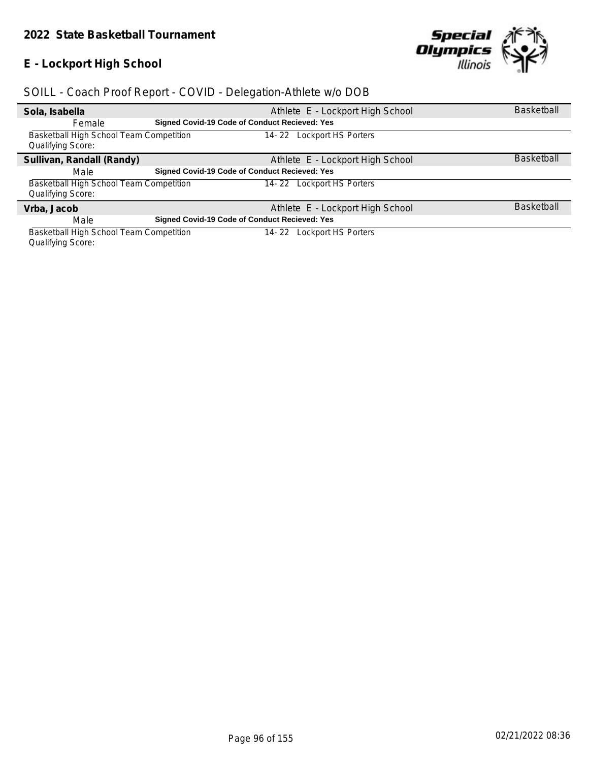## 2022 State Basketball Tournament

### E - Lockport High School

SOILL - Coach Proof Report - COVID - Delegation-Athlete w/o DOB

| **Sola, Isabella** | Athlete E - Lockport High School | Basketball |
|---|---|---|
| Female | **Signed Covid-19 Code of Conduct Recieved: Yes** | |
| Basketball High School Team Competition<br>Qualifying Score: | 14- 22 Lockport HS Porters | |
| **Sullivan, Randall (Randy)** | Athlete E - Lockport High School | Basketball |
| Male | **Signed Covid-19 Code of Conduct Recieved: Yes** | |
| Basketball High School Team Competition<br>Qualifying Score: | 14- 22 Lockport HS Porters | |
| **Vrba, Jacob** | Athlete E - Lockport High School | Basketball |
| Male | **Signed Covid-19 Code of Conduct Recieved: Yes** | |
| Basketball High School Team Competition<br>Qualifying Score: | 14- 22 Lockport HS Porters | |

02/21/2022 08:36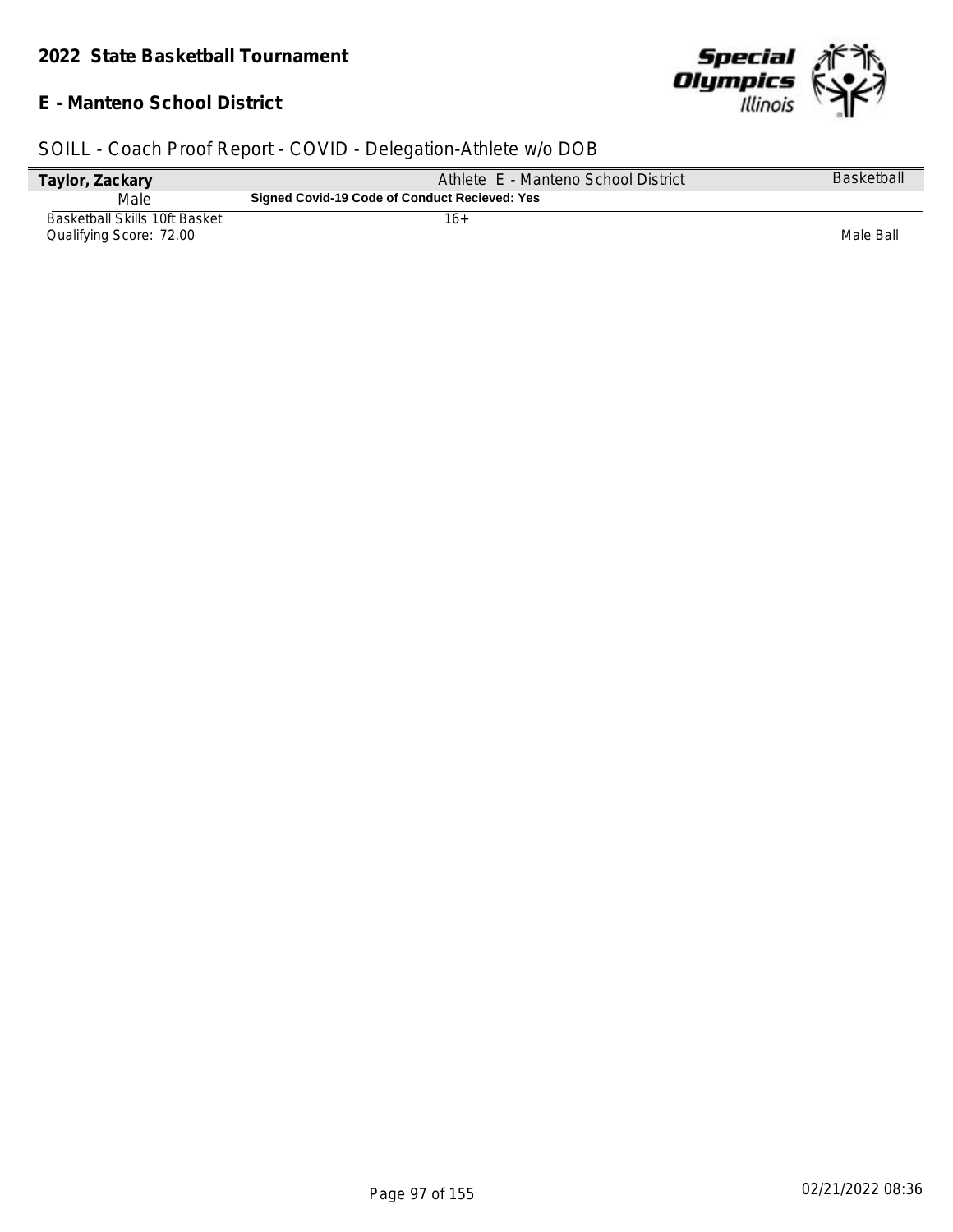## 2022 State Basketball Tournament

**E - Manteno School District**

SOILL - Coach Proof Report - COVID - Delegation-Athlete w/o DOB

| **Taylor, Zackary** | Athlete E - Manteno School District | Basketball |
|---|---|---|
| Male | **Signed Covid-19 Code of Conduct Recieved: Yes** | |
| Basketball Skills 10ft Basket | 16+ | |
| Qualifying Score: 72.00 | | Male Ball |

02/21/2022 08:36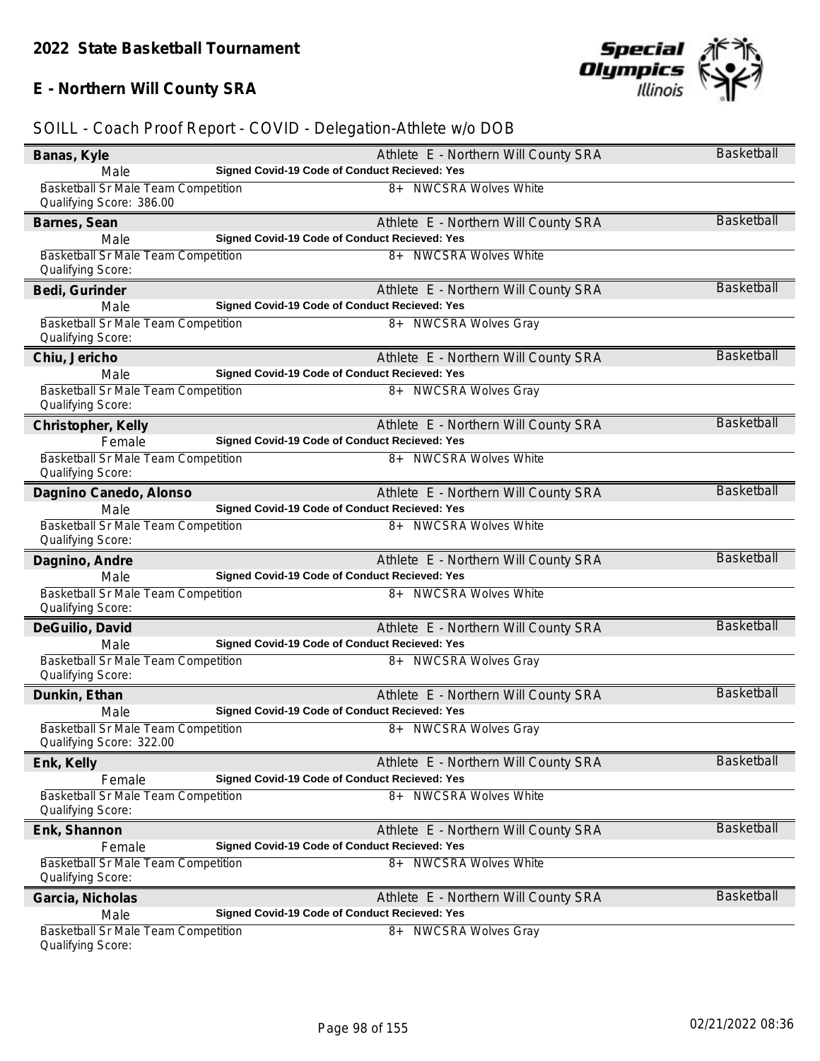# 2022 State Basketball Tournament

## E - Northern Will County SRA

SOILL - Coach Proof Report - COVID - Delegation-Athlete w/o DOB

**Banas, Kyle** — Athlete E - Northern Will County SRA — Basketball
Male — **Signed Covid-19 Code of Conduct Recieved: Yes**
Basketball Sr Male Team Competition — 8+ NWCSRA Wolves White
Qualifying Score: 386.00

**Barnes, Sean** — Athlete E - Northern Will County SRA — Basketball
Male — **Signed Covid-19 Code of Conduct Recieved: Yes**
Basketball Sr Male Team Competition — 8+ NWCSRA Wolves White
Qualifying Score:

**Bedi, Gurinder** — Athlete E - Northern Will County SRA — Basketball
Male — **Signed Covid-19 Code of Conduct Recieved: Yes**
Basketball Sr Male Team Competition — 8+ NWCSRA Wolves Gray
Qualifying Score:

**Chiu, Jericho** — Athlete E - Northern Will County SRA — Basketball
Male — **Signed Covid-19 Code of Conduct Recieved: Yes**
Basketball Sr Male Team Competition — 8+ NWCSRA Wolves Gray
Qualifying Score:

**Christopher, Kelly** — Athlete E - Northern Will County SRA — Basketball
Female — **Signed Covid-19 Code of Conduct Recieved: Yes**
Basketball Sr Male Team Competition — 8+ NWCSRA Wolves White
Qualifying Score:

**Dagnino Canedo, Alonso** — Athlete E - Northern Will County SRA — Basketball
Male — **Signed Covid-19 Code of Conduct Recieved: Yes**
Basketball Sr Male Team Competition — 8+ NWCSRA Wolves White
Qualifying Score:

**Dagnino, Andre** — Athlete E - Northern Will County SRA — Basketball
Male — **Signed Covid-19 Code of Conduct Recieved: Yes**
Basketball Sr Male Team Competition — 8+ NWCSRA Wolves White
Qualifying Score:

**DeGuilio, David** — Athlete E - Northern Will County SRA — Basketball
Male — **Signed Covid-19 Code of Conduct Recieved: Yes**
Basketball Sr Male Team Competition — 8+ NWCSRA Wolves Gray
Qualifying Score:

**Dunkin, Ethan** — Athlete E - Northern Will County SRA — Basketball
Male — **Signed Covid-19 Code of Conduct Recieved: Yes**
Basketball Sr Male Team Competition — 8+ NWCSRA Wolves Gray
Qualifying Score: 322.00

**Enk, Kelly** — Athlete E - Northern Will County SRA — Basketball
Female — **Signed Covid-19 Code of Conduct Recieved: Yes**
Basketball Sr Male Team Competition — 8+ NWCSRA Wolves White
Qualifying Score:

**Enk, Shannon** — Athlete E - Northern Will County SRA — Basketball
Female — **Signed Covid-19 Code of Conduct Recieved: Yes**
Basketball Sr Male Team Competition — 8+ NWCSRA Wolves White
Qualifying Score:

**Garcia, Nicholas** — Athlete E - Northern Will County SRA — Basketball
Male — **Signed Covid-19 Code of Conduct Recieved: Yes**
Basketball Sr Male Team Competition — 8+ NWCSRA Wolves Gray
Qualifying Score:

02/21/2022 08:36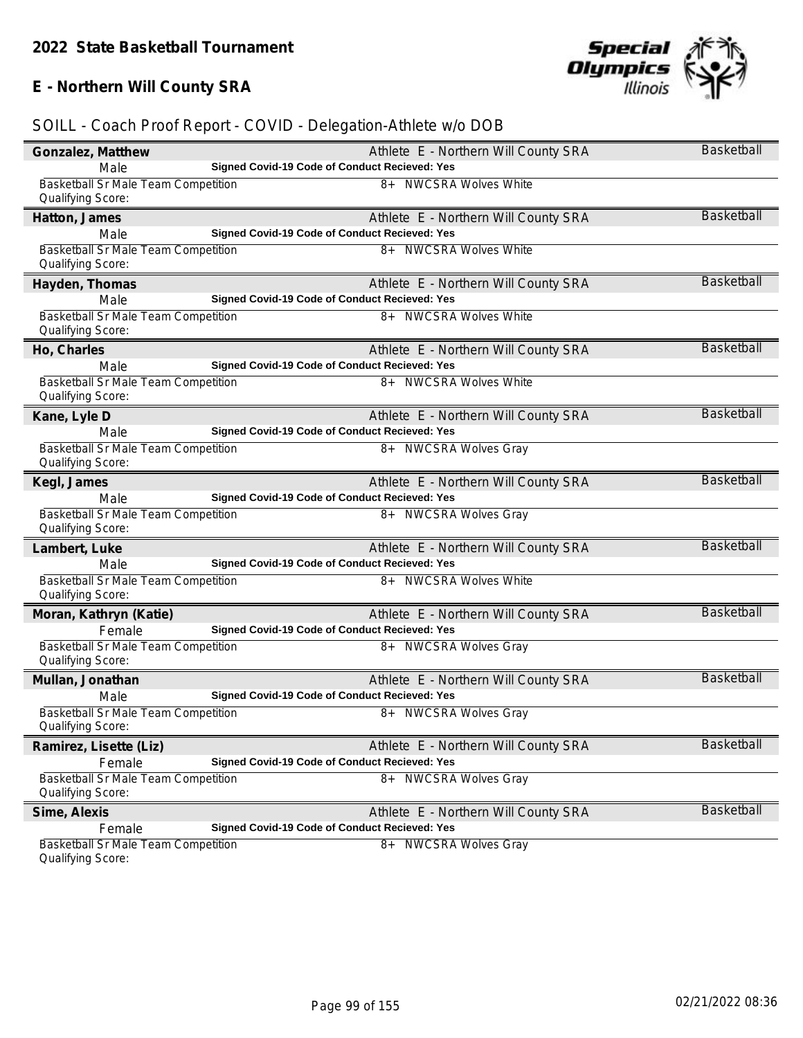## 2022 State Basketball Tournament

## E - Northern Will County SRA

SOILL - Coach Proof Report - COVID - Delegation-Athlete w/o DOB

**Gonzalez, Matthew** — Athlete E - Northern Will County SRA — Basketball
Male — **Signed Covid-19 Code of Conduct Recieved: Yes**
Basketball Sr Male Team Competition — 8+ NWCSRA Wolves White
Qualifying Score:

**Hatton, James** — Athlete E - Northern Will County SRA — Basketball
Male — **Signed Covid-19 Code of Conduct Recieved: Yes**
Basketball Sr Male Team Competition — 8+ NWCSRA Wolves White
Qualifying Score:

**Hayden, Thomas** — Athlete E - Northern Will County SRA — Basketball
Male — **Signed Covid-19 Code of Conduct Recieved: Yes**
Basketball Sr Male Team Competition — 8+ NWCSRA Wolves White
Qualifying Score:

**Ho, Charles** — Athlete E - Northern Will County SRA — Basketball
Male — **Signed Covid-19 Code of Conduct Recieved: Yes**
Basketball Sr Male Team Competition — 8+ NWCSRA Wolves White
Qualifying Score:

**Kane, Lyle D** — Athlete E - Northern Will County SRA — Basketball
Male — **Signed Covid-19 Code of Conduct Recieved: Yes**
Basketball Sr Male Team Competition — 8+ NWCSRA Wolves Gray
Qualifying Score:

**Kegl, James** — Athlete E - Northern Will County SRA — Basketball
Male — **Signed Covid-19 Code of Conduct Recieved: Yes**
Basketball Sr Male Team Competition — 8+ NWCSRA Wolves Gray
Qualifying Score:

**Lambert, Luke** — Athlete E - Northern Will County SRA — Basketball
Male — **Signed Covid-19 Code of Conduct Recieved: Yes**
Basketball Sr Male Team Competition — 8+ NWCSRA Wolves White
Qualifying Score:

**Moran, Kathryn (Katie)** — Athlete E - Northern Will County SRA — Basketball
Female — **Signed Covid-19 Code of Conduct Recieved: Yes**
Basketball Sr Male Team Competition — 8+ NWCSRA Wolves Gray
Qualifying Score:

**Mullan, Jonathan** — Athlete E - Northern Will County SRA — Basketball
Male — **Signed Covid-19 Code of Conduct Recieved: Yes**
Basketball Sr Male Team Competition — 8+ NWCSRA Wolves Gray
Qualifying Score:

**Ramirez, Lisette (Liz)** — Athlete E - Northern Will County SRA — Basketball
Female — **Signed Covid-19 Code of Conduct Recieved: Yes**
Basketball Sr Male Team Competition — 8+ NWCSRA Wolves Gray
Qualifying Score:

**Sime, Alexis** — Athlete E - Northern Will County SRA — Basketball
Female — **Signed Covid-19 Code of Conduct Recieved: Yes**
Basketball Sr Male Team Competition — 8+ NWCSRA Wolves Gray
Qualifying Score:

02/21/2022 08:36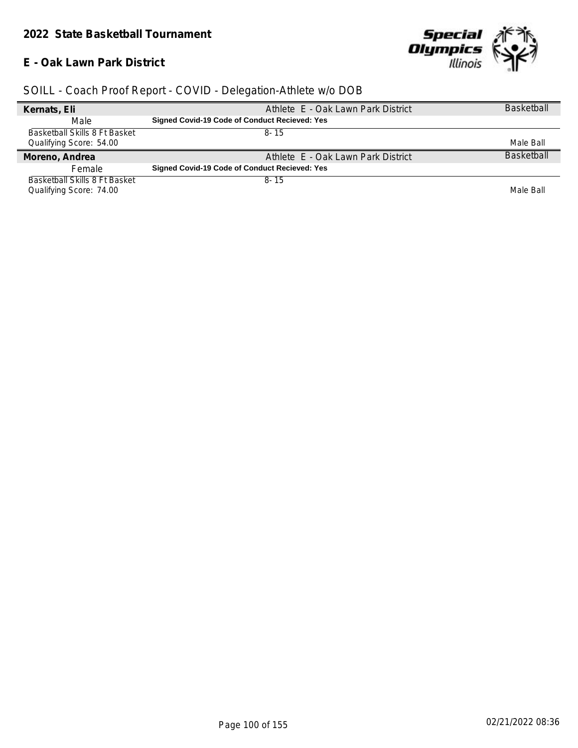# 2022 State Basketball Tournament

## E - Oak Lawn Park District

### SOILL - Coach Proof Report - COVID - Delegation-Athlete w/o DOB

| | | |
|---|---|---|
| **Kernats, Eli** | Athlete E - Oak Lawn Park District | Basketball |
| Male | **Signed Covid-19 Code of Conduct Recieved: Yes** | |
| Basketball Skills 8 Ft Basket | 8- 15 | |
| Qualifying Score: 54.00 | | Male Ball |
| **Moreno, Andrea** | Athlete E - Oak Lawn Park District | Basketball |
| Female | **Signed Covid-19 Code of Conduct Recieved: Yes** | |
| Basketball Skills 8 Ft Basket | 8- 15 | |
| Qualifying Score: 74.00 | | Male Ball |

02/21/2022 08:36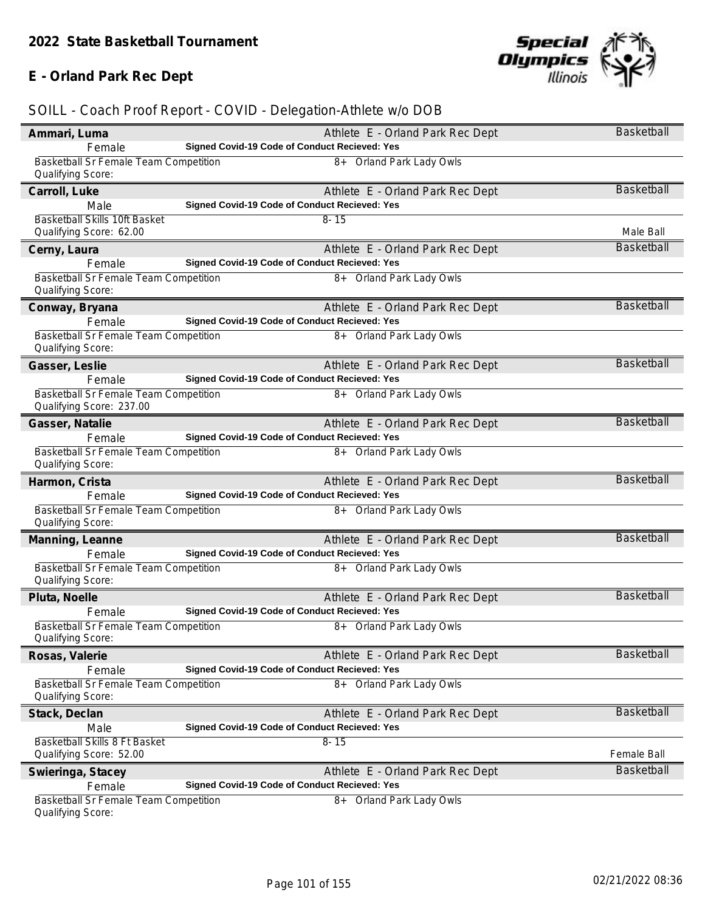## 2022 State Basketball Tournament

## E - Orland Park Rec Dept

SOILL - Coach Proof Report - COVID - Delegation-Athlete w/o DOB

**Ammari, Luma** — Athlete E - Orland Park Rec Dept — Basketball
Female — **Signed Covid-19 Code of Conduct Recieved: Yes**
Basketball Sr Female Team Competition — 8+ Orland Park Lady Owls
Qualifying Score:

**Carroll, Luke** — Athlete E - Orland Park Rec Dept — Basketball
Male — **Signed Covid-19 Code of Conduct Recieved: Yes**
Basketball Skills 10ft Basket — 8- 15
Qualifying Score: 62.00 — Male Ball

**Cerny, Laura** — Athlete E - Orland Park Rec Dept — Basketball
Female — **Signed Covid-19 Code of Conduct Recieved: Yes**
Basketball Sr Female Team Competition — 8+ Orland Park Lady Owls
Qualifying Score:

**Conway, Bryana** — Athlete E - Orland Park Rec Dept — Basketball
Female — **Signed Covid-19 Code of Conduct Recieved: Yes**
Basketball Sr Female Team Competition — 8+ Orland Park Lady Owls
Qualifying Score:

**Gasser, Leslie** — Athlete E - Orland Park Rec Dept — Basketball
Female — **Signed Covid-19 Code of Conduct Recieved: Yes**
Basketball Sr Female Team Competition — 8+ Orland Park Lady Owls
Qualifying Score: 237.00

**Gasser, Natalie** — Athlete E - Orland Park Rec Dept — Basketball
Female — **Signed Covid-19 Code of Conduct Recieved: Yes**
Basketball Sr Female Team Competition — 8+ Orland Park Lady Owls
Qualifying Score:

**Harmon, Crista** — Athlete E - Orland Park Rec Dept — Basketball
Female — **Signed Covid-19 Code of Conduct Recieved: Yes**
Basketball Sr Female Team Competition — 8+ Orland Park Lady Owls
Qualifying Score:

**Manning, Leanne** — Athlete E - Orland Park Rec Dept — Basketball
Female — **Signed Covid-19 Code of Conduct Recieved: Yes**
Basketball Sr Female Team Competition — 8+ Orland Park Lady Owls
Qualifying Score:

**Pluta, Noelle** — Athlete E - Orland Park Rec Dept — Basketball
Female — **Signed Covid-19 Code of Conduct Recieved: Yes**
Basketball Sr Female Team Competition — 8+ Orland Park Lady Owls
Qualifying Score:

**Rosas, Valerie** — Athlete E - Orland Park Rec Dept — Basketball
Female — **Signed Covid-19 Code of Conduct Recieved: Yes**
Basketball Sr Female Team Competition — 8+ Orland Park Lady Owls
Qualifying Score:

**Stack, Declan** — Athlete E - Orland Park Rec Dept — Basketball
Male — **Signed Covid-19 Code of Conduct Recieved: Yes**
Basketball Skills 8 Ft Basket — 8- 15
Qualifying Score: 52.00 — Female Ball

**Swieringa, Stacey** — Athlete E - Orland Park Rec Dept — Basketball
Female — **Signed Covid-19 Code of Conduct Recieved: Yes**
Basketball Sr Female Team Competition — 8+ Orland Park Lady Owls
Qualifying Score:

02/21/2022 08:36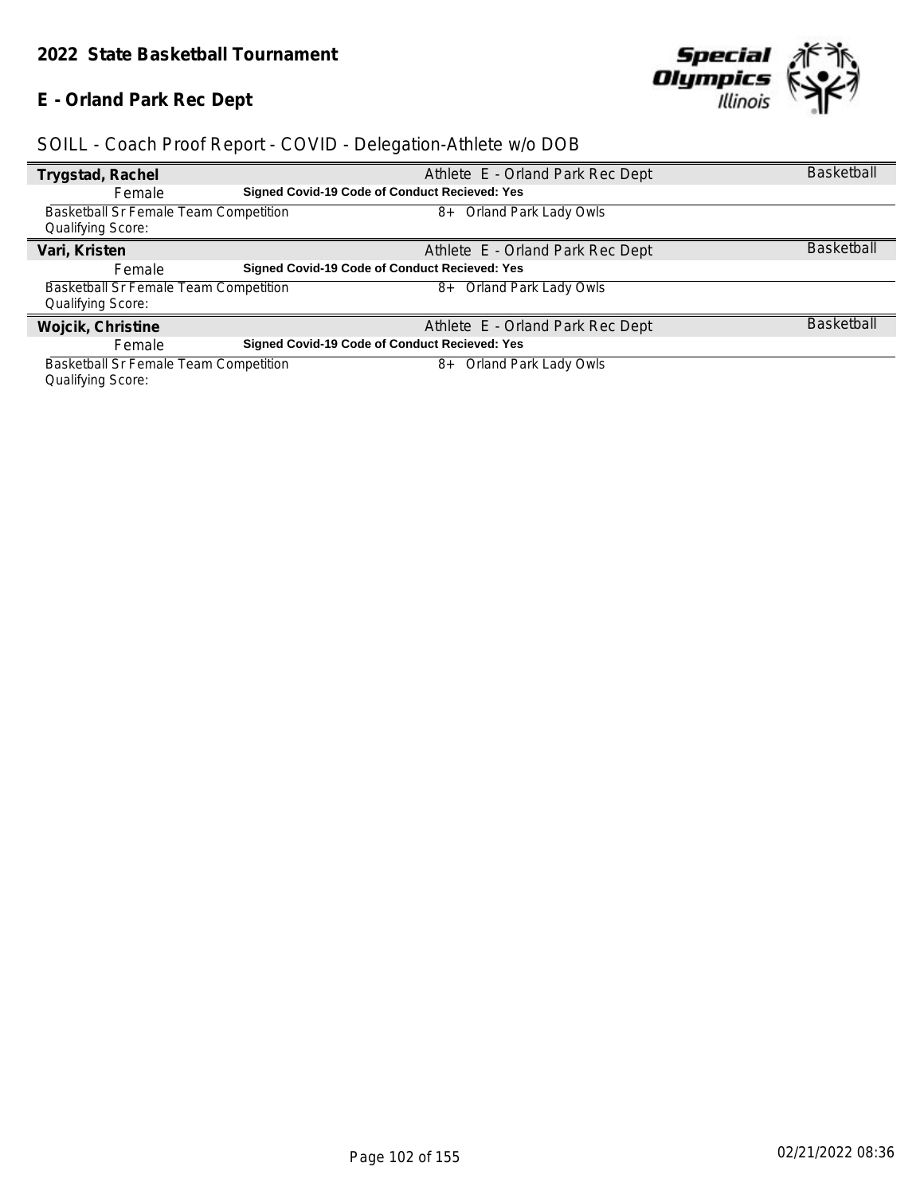## 2022 State Basketball Tournament

## E - Orland Park Rec Dept

SOILL - Coach Proof Report - COVID - Delegation-Athlete w/o DOB

**Trygstad, Rachel** | Athlete E - Orland Park Rec Dept | Basketball

Female | **Signed Covid-19 Code of Conduct Recieved: Yes**

Basketball Sr Female Team Competition | 8+ Orland Park Lady Owls

Qualifying Score:

**Vari, Kristen** | Athlete E - Orland Park Rec Dept | Basketball

Female | **Signed Covid-19 Code of Conduct Recieved: Yes**

Basketball Sr Female Team Competition | 8+ Orland Park Lady Owls

Qualifying Score:

**Wojcik, Christine** | Athlete E - Orland Park Rec Dept | Basketball

Female | **Signed Covid-19 Code of Conduct Recieved: Yes**

Basketball Sr Female Team Competition | 8+ Orland Park Lady Owls

Qualifying Score:

02/21/2022 08:36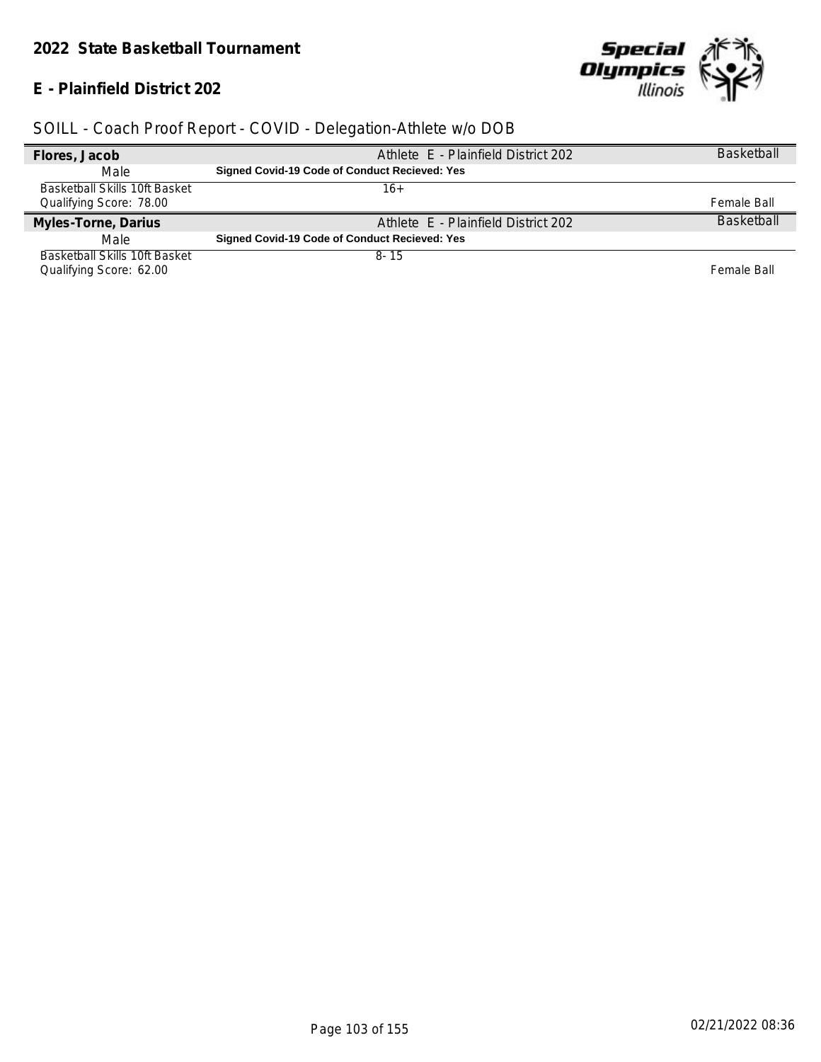**2022 State Basketball Tournament**

**E - Plainfield District 202**

SOILL - Coach Proof Report - COVID - Delegation-Athlete w/o DOB

| **Flores, Jacob** | Athlete E - Plainfield District 202 | Basketball |
|---|---|---|
| Male | **Signed Covid-19 Code of Conduct Recieved: Yes** | |
| Basketball Skills 10ft Basket<br>Qualifying Score: 78.00 | 16+ | Female Ball |
| **Myles-Torne, Darius** | Athlete E - Plainfield District 202 | Basketball |
| Male | **Signed Covid-19 Code of Conduct Recieved: Yes** | |
| Basketball Skills 10ft Basket<br>Qualifying Score: 62.00 | 8- 15 | Female Ball |

02/21/2022 08:36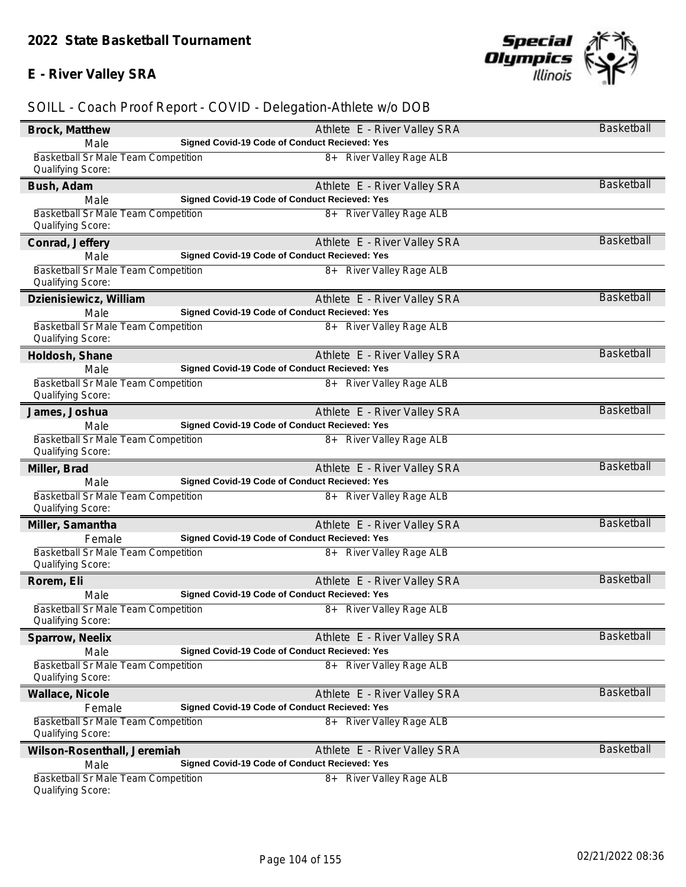## 2022 State Basketball Tournament

## E - River Valley SRA

SOILL - Coach Proof Report - COVID - Delegation-Athlete w/o DOB

**Brock, Matthew** — Athlete E - River Valley SRA — Basketball
Male — **Signed Covid-19 Code of Conduct Recieved: Yes**
Basketball Sr Male Team Competition — 8+ River Valley Rage ALB
Qualifying Score:

**Bush, Adam** — Athlete E - River Valley SRA — Basketball
Male — **Signed Covid-19 Code of Conduct Recieved: Yes**
Basketball Sr Male Team Competition — 8+ River Valley Rage ALB
Qualifying Score:

**Conrad, Jeffery** — Athlete E - River Valley SRA — Basketball
Male — **Signed Covid-19 Code of Conduct Recieved: Yes**
Basketball Sr Male Team Competition — 8+ River Valley Rage ALB
Qualifying Score:

**Dzienisiewicz, William** — Athlete E - River Valley SRA — Basketball
Male — **Signed Covid-19 Code of Conduct Recieved: Yes**
Basketball Sr Male Team Competition — 8+ River Valley Rage ALB
Qualifying Score:

**Holdosh, Shane** — Athlete E - River Valley SRA — Basketball
Male — **Signed Covid-19 Code of Conduct Recieved: Yes**
Basketball Sr Male Team Competition — 8+ River Valley Rage ALB
Qualifying Score:

**James, Joshua** — Athlete E - River Valley SRA — Basketball
Male — **Signed Covid-19 Code of Conduct Recieved: Yes**
Basketball Sr Male Team Competition — 8+ River Valley Rage ALB
Qualifying Score:

**Miller, Brad** — Athlete E - River Valley SRA — Basketball
Male — **Signed Covid-19 Code of Conduct Recieved: Yes**
Basketball Sr Male Team Competition — 8+ River Valley Rage ALB
Qualifying Score:

**Miller, Samantha** — Athlete E - River Valley SRA — Basketball
Female — **Signed Covid-19 Code of Conduct Recieved: Yes**
Basketball Sr Male Team Competition — 8+ River Valley Rage ALB
Qualifying Score:

**Rorem, Eli** — Athlete E - River Valley SRA — Basketball
Male — **Signed Covid-19 Code of Conduct Recieved: Yes**
Basketball Sr Male Team Competition — 8+ River Valley Rage ALB
Qualifying Score:

**Sparrow, Neelix** — Athlete E - River Valley SRA — Basketball
Male — **Signed Covid-19 Code of Conduct Recieved: Yes**
Basketball Sr Male Team Competition — 8+ River Valley Rage ALB
Qualifying Score:

**Wallace, Nicole** — Athlete E - River Valley SRA — Basketball
Female — **Signed Covid-19 Code of Conduct Recieved: Yes**
Basketball Sr Male Team Competition — 8+ River Valley Rage ALB
Qualifying Score:

**Wilson-Rosenthall, Jeremiah** — Athlete E - River Valley SRA — Basketball
Male — **Signed Covid-19 Code of Conduct Recieved: Yes**
Basketball Sr Male Team Competition — 8+ River Valley Rage ALB
Qualifying Score:

02/21/2022 08:36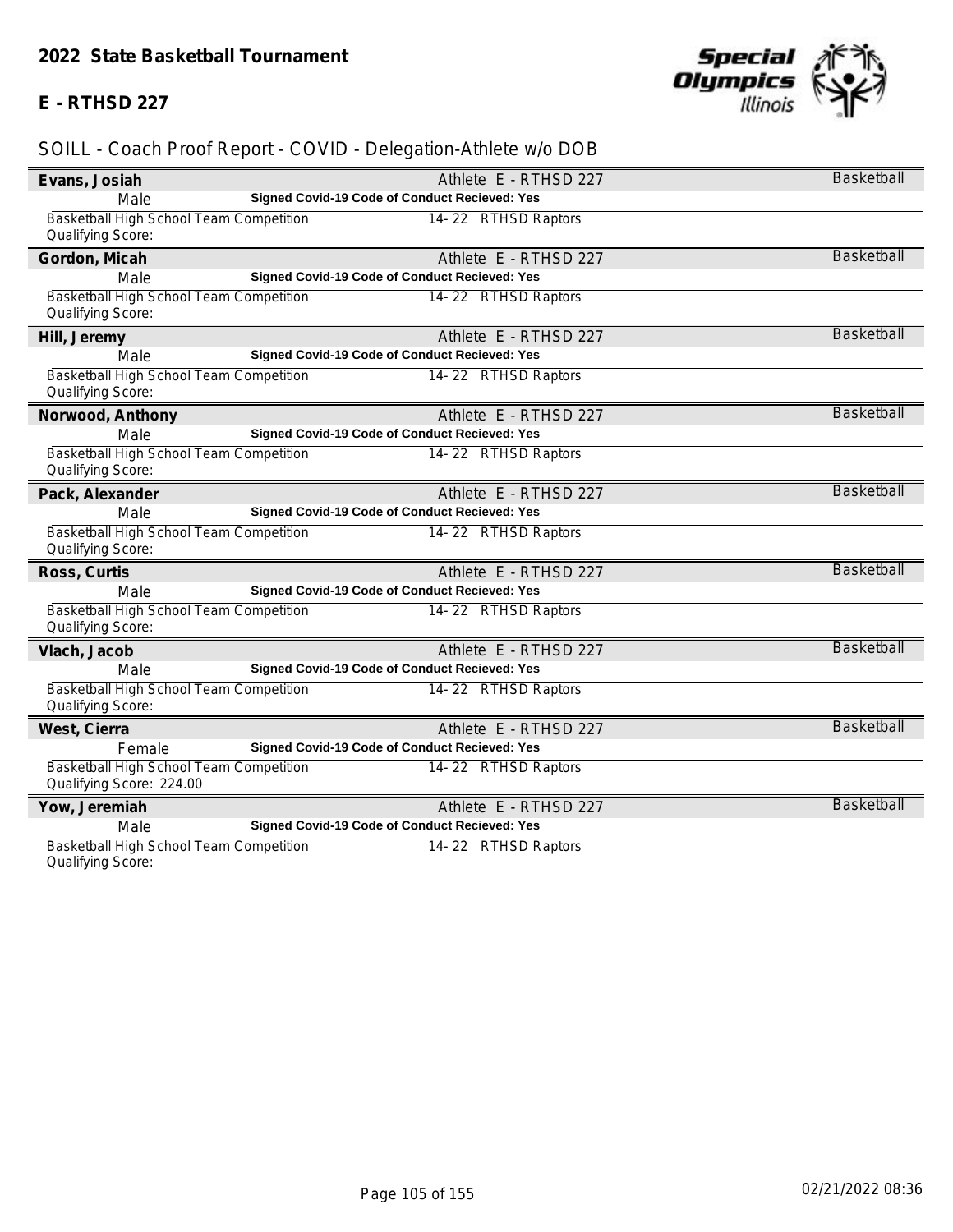## 2022 State Basketball Tournament

## E - RTHSD 227

SOILL - Coach Proof Report - COVID - Delegation-Athlete w/o DOB

**Evans, Josiah** — Athlete E - RTHSD 227 — Basketball
Male — **Signed Covid-19 Code of Conduct Recieved: Yes**
Basketball High School Team Competition — 14- 22 RTHSD Raptors
Qualifying Score:

**Gordon, Micah** — Athlete E - RTHSD 227 — Basketball
Male — **Signed Covid-19 Code of Conduct Recieved: Yes**
Basketball High School Team Competition — 14- 22 RTHSD Raptors
Qualifying Score:

**Hill, Jeremy** — Athlete E - RTHSD 227 — Basketball
Male — **Signed Covid-19 Code of Conduct Recieved: Yes**
Basketball High School Team Competition — 14- 22 RTHSD Raptors
Qualifying Score:

**Norwood, Anthony** — Athlete E - RTHSD 227 — Basketball
Male — **Signed Covid-19 Code of Conduct Recieved: Yes**
Basketball High School Team Competition — 14- 22 RTHSD Raptors
Qualifying Score:

**Pack, Alexander** — Athlete E - RTHSD 227 — Basketball
Male — **Signed Covid-19 Code of Conduct Recieved: Yes**
Basketball High School Team Competition — 14- 22 RTHSD Raptors
Qualifying Score:

**Ross, Curtis** — Athlete E - RTHSD 227 — Basketball
Male — **Signed Covid-19 Code of Conduct Recieved: Yes**
Basketball High School Team Competition — 14- 22 RTHSD Raptors
Qualifying Score:

**Vlach, Jacob** — Athlete E - RTHSD 227 — Basketball
Male — **Signed Covid-19 Code of Conduct Recieved: Yes**
Basketball High School Team Competition — 14- 22 RTHSD Raptors
Qualifying Score:

**West, Cierra** — Athlete E - RTHSD 227 — Basketball
Female — **Signed Covid-19 Code of Conduct Recieved: Yes**
Basketball High School Team Competition — 14- 22 RTHSD Raptors
Qualifying Score: 224.00

**Yow, Jeremiah** — Athlete E - RTHSD 227 — Basketball
Male — **Signed Covid-19 Code of Conduct Recieved: Yes**
Basketball High School Team Competition — 14- 22 RTHSD Raptors
Qualifying Score:

02/21/2022 08:36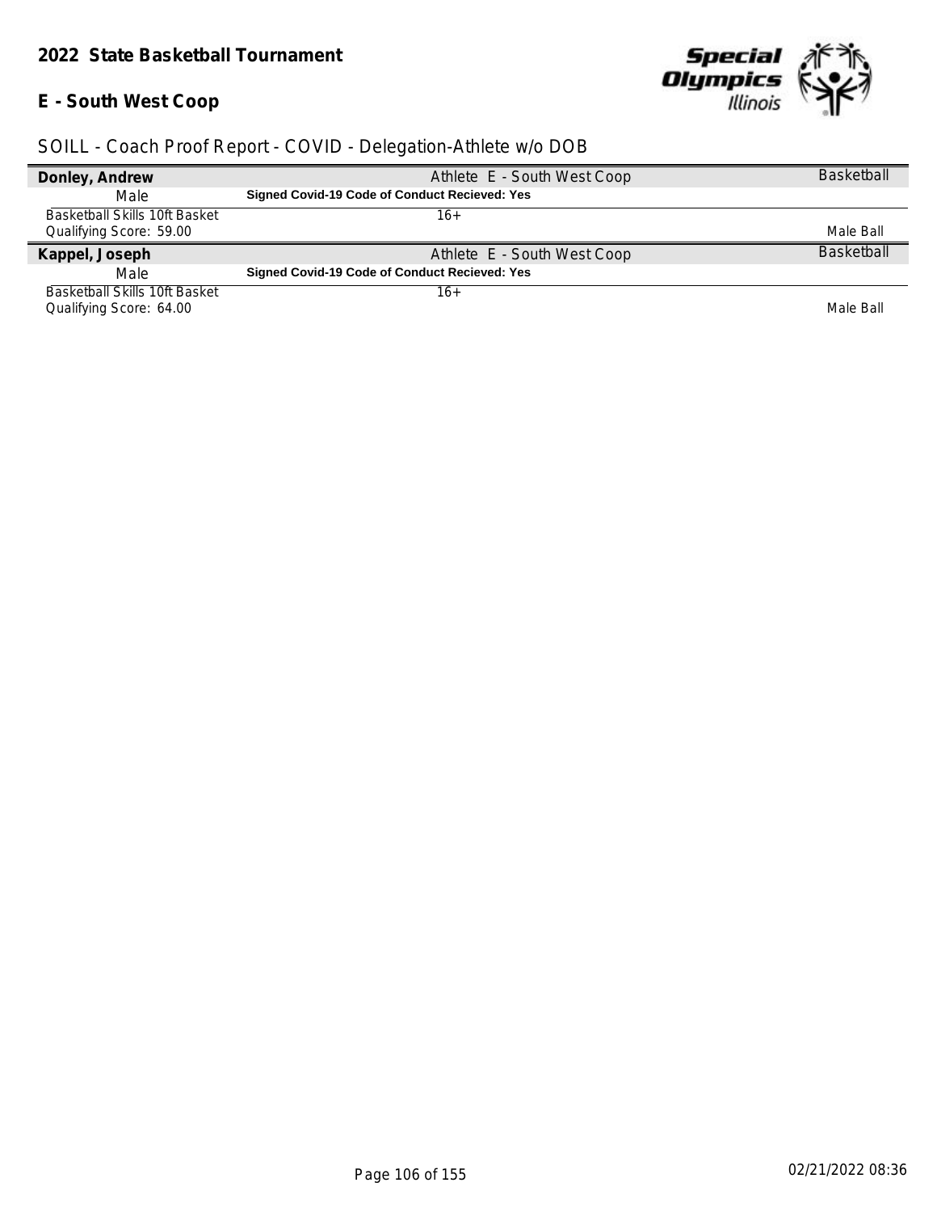## 2022 State Basketball Tournament

## E - South West Coop

### SOILL - Coach Proof Report - COVID - Delegation-Athlete w/o DOB

| **Donley, Andrew** | Athlete E - South West Coop | Basketball |
|---|---|---|
| Male | **Signed Covid-19 Code of Conduct Recieved: Yes** | |
| Basketball Skills 10ft Basket | 16+ | |
| Qualifying Score: 59.00 | | Male Ball |
| **Kappel, Joseph** | Athlete E - South West Coop | Basketball |
| Male | **Signed Covid-19 Code of Conduct Recieved: Yes** | |
| Basketball Skills 10ft Basket | 16+ | |
| Qualifying Score: 64.00 | | Male Ball |

02/21/2022 08:36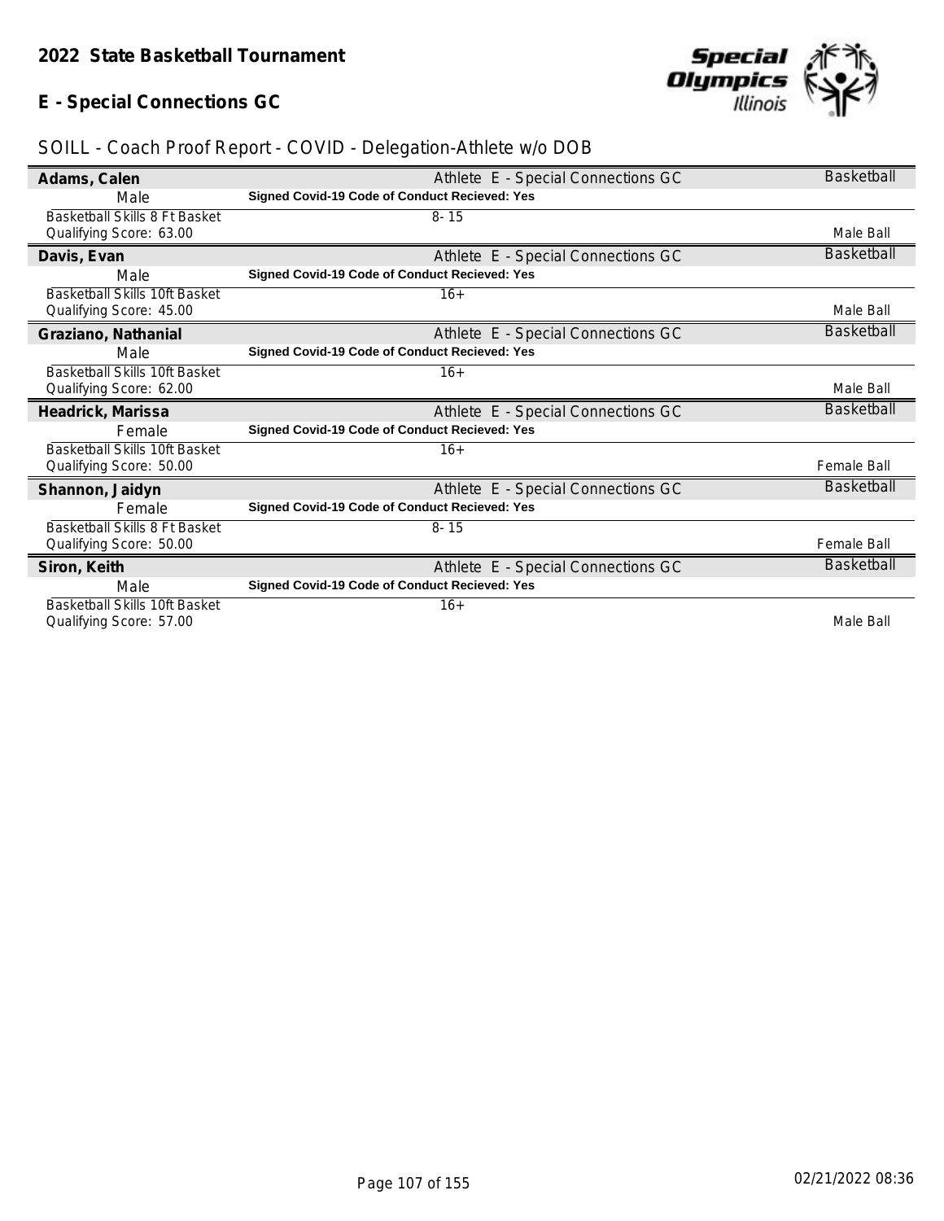## 2022 State Basketball Tournament

### E - Special Connections GC

SOILL - Coach Proof Report - COVID - Delegation-Athlete w/o DOB

| Name | Details | Sport |
|---|---|---|
| **Adams, Calen** | Athlete E - Special Connections GC | Basketball |
| Male | **Signed Covid-19 Code of Conduct Recieved: Yes** | |
| Basketball Skills 8 Ft Basket<br>Qualifying Score: 63.00 | 8- 15 | Male Ball |
| **Davis, Evan** | Athlete E - Special Connections GC | Basketball |
| Male | **Signed Covid-19 Code of Conduct Recieved: Yes** | |
| Basketball Skills 10ft Basket<br>Qualifying Score: 45.00 | 16+ | Male Ball |
| **Graziano, Nathanial** | Athlete E - Special Connections GC | Basketball |
| Male | **Signed Covid-19 Code of Conduct Recieved: Yes** | |
| Basketball Skills 10ft Basket<br>Qualifying Score: 62.00 | 16+ | Male Ball |
| **Headrick, Marissa** | Athlete E - Special Connections GC | Basketball |
| Female | **Signed Covid-19 Code of Conduct Recieved: Yes** | |
| Basketball Skills 10ft Basket<br>Qualifying Score: 50.00 | 16+ | Female Ball |
| **Shannon, Jaidyn** | Athlete E - Special Connections GC | Basketball |
| Female | **Signed Covid-19 Code of Conduct Recieved: Yes** | |
| Basketball Skills 8 Ft Basket<br>Qualifying Score: 50.00 | 8- 15 | Female Ball |
| **Siron, Keith** | Athlete E - Special Connections GC | Basketball |
| Male | **Signed Covid-19 Code of Conduct Recieved: Yes** | |
| Basketball Skills 10ft Basket<br>Qualifying Score: 57.00 | 16+ | Male Ball |

02/21/2022 08:36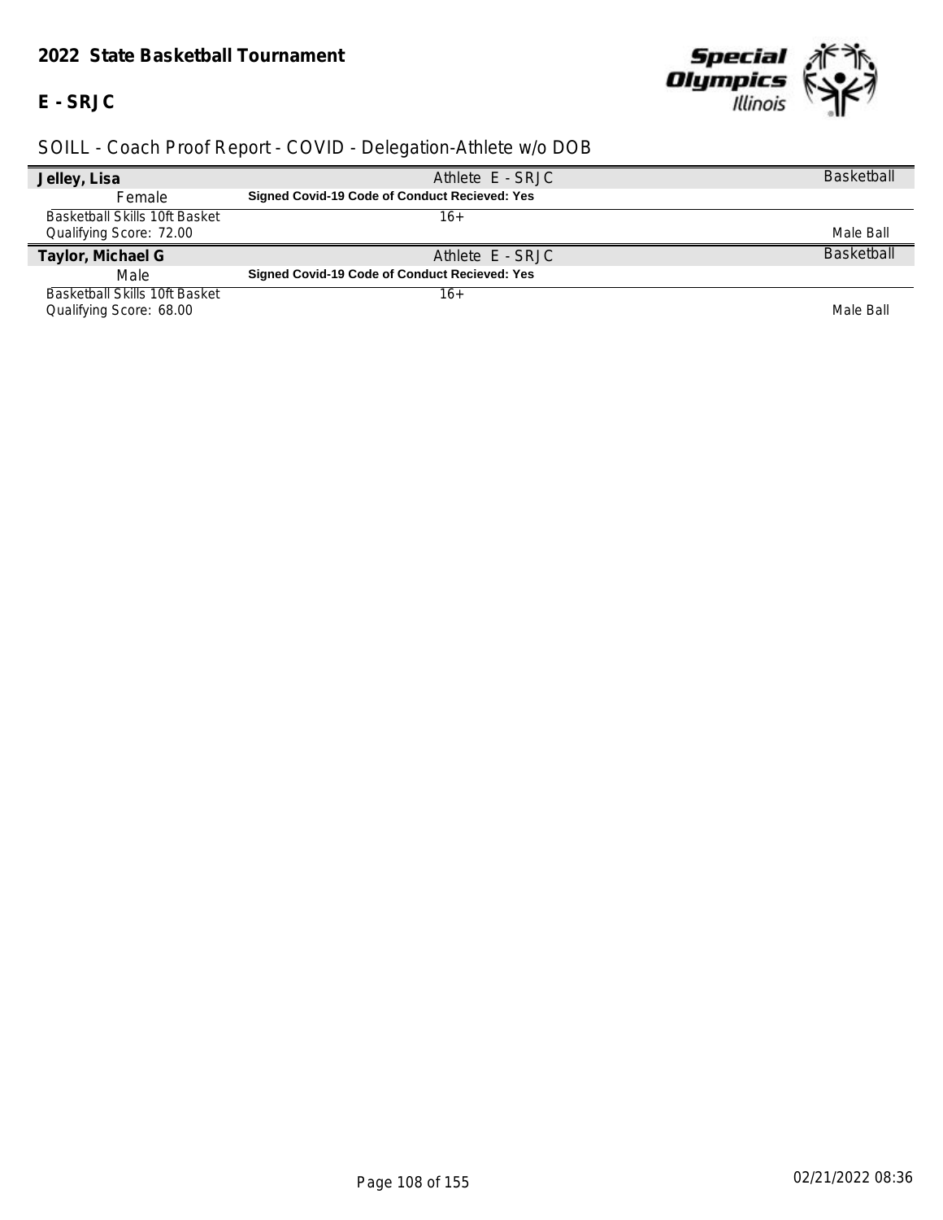**2022 State Basketball Tournament**

**E - SRJC**

SOILL - Coach Proof Report - COVID - Delegation-Athlete w/o DOB

| **Jelley, Lisa** | Athlete E - SRJC | Basketball |
|---|---|---|
| Female | **Signed Covid-19 Code of Conduct Recieved: Yes** | |
| Basketball Skills 10ft Basket | 16+ | |
| Qualifying Score: 72.00 | | Male Ball |
| **Taylor, Michael G** | Athlete E - SRJC | Basketball |
| Male | **Signed Covid-19 Code of Conduct Recieved: Yes** | |
| Basketball Skills 10ft Basket | 16+ | |
| Qualifying Score: 68.00 | | Male Ball |

02/21/2022 08:36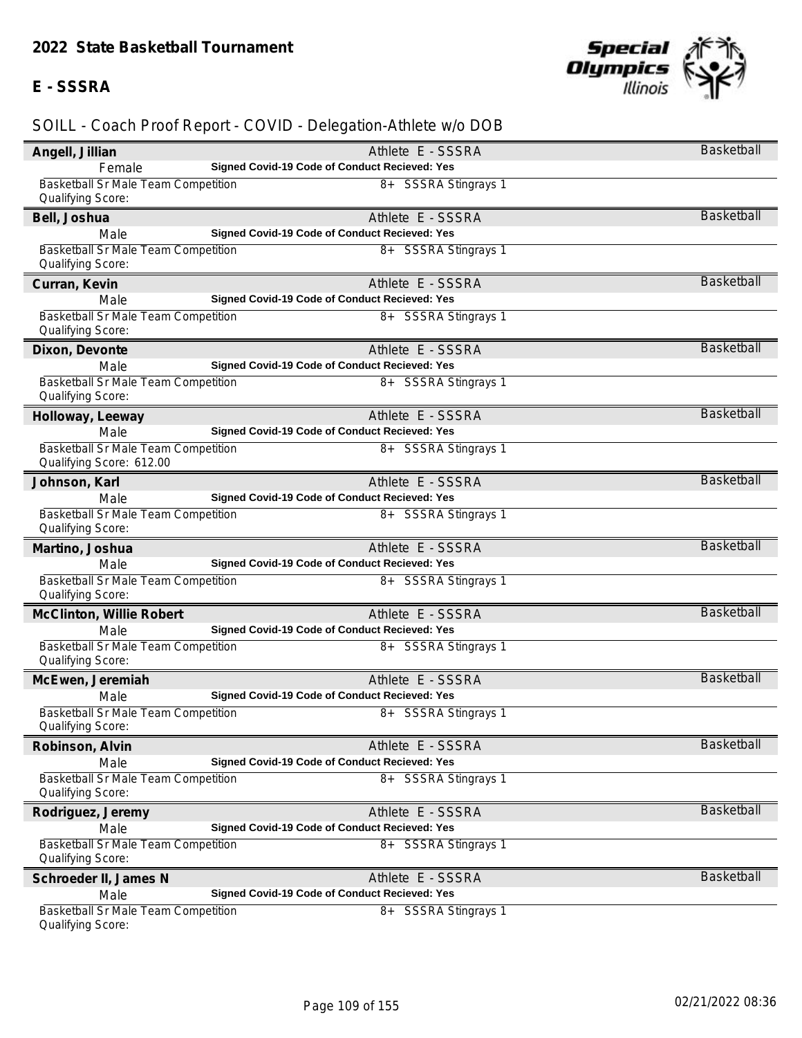## 2022 State Basketball Tournament

### E - SSSRA

SOILL - Coach Proof Report - COVID - Delegation-Athlete w/o DOB

**Angell, Jillian** — Athlete E - SSSRA — Basketball
Female — **Signed Covid-19 Code of Conduct Recieved: Yes**
Basketball Sr Male Team Competition — 8+ SSSRA Stingrays 1
Qualifying Score:

**Bell, Joshua** — Athlete E - SSSRA — Basketball
Male — **Signed Covid-19 Code of Conduct Recieved: Yes**
Basketball Sr Male Team Competition — 8+ SSSRA Stingrays 1
Qualifying Score:

**Curran, Kevin** — Athlete E - SSSRA — Basketball
Male — **Signed Covid-19 Code of Conduct Recieved: Yes**
Basketball Sr Male Team Competition — 8+ SSSRA Stingrays 1
Qualifying Score:

**Dixon, Devonte** — Athlete E - SSSRA — Basketball
Male — **Signed Covid-19 Code of Conduct Recieved: Yes**
Basketball Sr Male Team Competition — 8+ SSSRA Stingrays 1
Qualifying Score:

**Holloway, Leeway** — Athlete E - SSSRA — Basketball
Male — **Signed Covid-19 Code of Conduct Recieved: Yes**
Basketball Sr Male Team Competition — 8+ SSSRA Stingrays 1
Qualifying Score: 612.00

**Johnson, Karl** — Athlete E - SSSRA — Basketball
Male — **Signed Covid-19 Code of Conduct Recieved: Yes**
Basketball Sr Male Team Competition — 8+ SSSRA Stingrays 1
Qualifying Score:

**Martino, Joshua** — Athlete E - SSSRA — Basketball
Male — **Signed Covid-19 Code of Conduct Recieved: Yes**
Basketball Sr Male Team Competition — 8+ SSSRA Stingrays 1
Qualifying Score:

**McClinton, Willie Robert** — Athlete E - SSSRA — Basketball
Male — **Signed Covid-19 Code of Conduct Recieved: Yes**
Basketball Sr Male Team Competition — 8+ SSSRA Stingrays 1
Qualifying Score:

**McEwen, Jeremiah** — Athlete E - SSSRA — Basketball
Male — **Signed Covid-19 Code of Conduct Recieved: Yes**
Basketball Sr Male Team Competition — 8+ SSSRA Stingrays 1
Qualifying Score:

**Robinson, Alvin** — Athlete E - SSSRA — Basketball
Male — **Signed Covid-19 Code of Conduct Recieved: Yes**
Basketball Sr Male Team Competition — 8+ SSSRA Stingrays 1
Qualifying Score:

**Rodriguez, Jeremy** — Athlete E - SSSRA — Basketball
Male — **Signed Covid-19 Code of Conduct Recieved: Yes**
Basketball Sr Male Team Competition — 8+ SSSRA Stingrays 1
Qualifying Score:

**Schroeder II, James N** — Athlete E - SSSRA — Basketball
Male — **Signed Covid-19 Code of Conduct Recieved: Yes**
Basketball Sr Male Team Competition — 8+ SSSRA Stingrays 1
Qualifying Score:

02/21/2022 08:36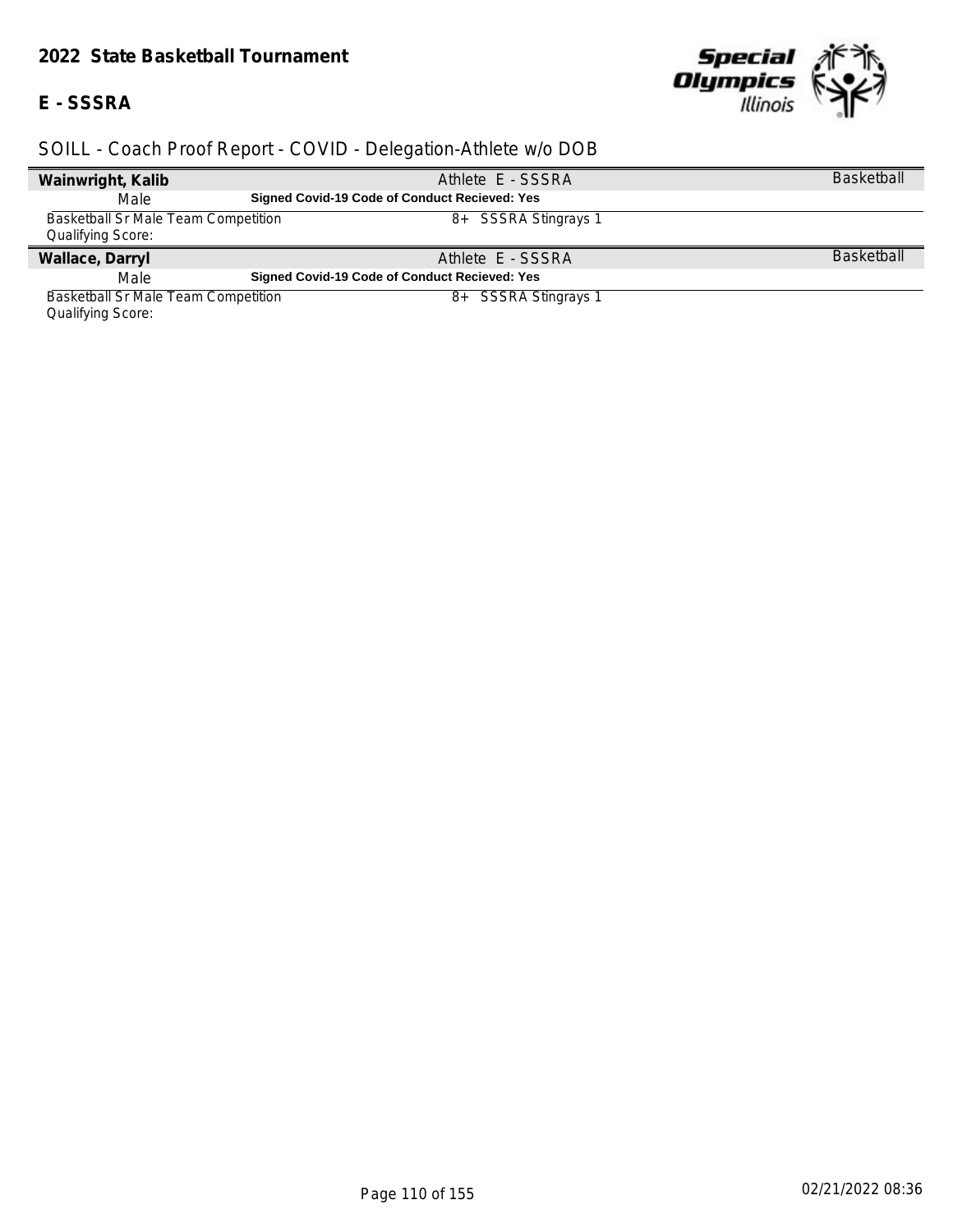**2022 State Basketball Tournament**

**E - SSSRA**

SOILL - Coach Proof Report - COVID - Delegation-Athlete w/o DOB

| **Wainwright, Kalib** | Athlete E - SSSRA | Basketball |
|---|---|---|
| Male | **Signed Covid-19 Code of Conduct Recieved: Yes** | |
| Basketball Sr Male Team Competition<br>Qualifying Score: | 8+ SSSRA Stingrays 1 | |

| **Wallace, Darryl** | Athlete E - SSSRA | Basketball |
|---|---|---|
| Male | **Signed Covid-19 Code of Conduct Recieved: Yes** | |
| Basketball Sr Male Team Competition<br>Qualifying Score: | 8+ SSSRA Stingrays 1 | |

02/21/2022 08:36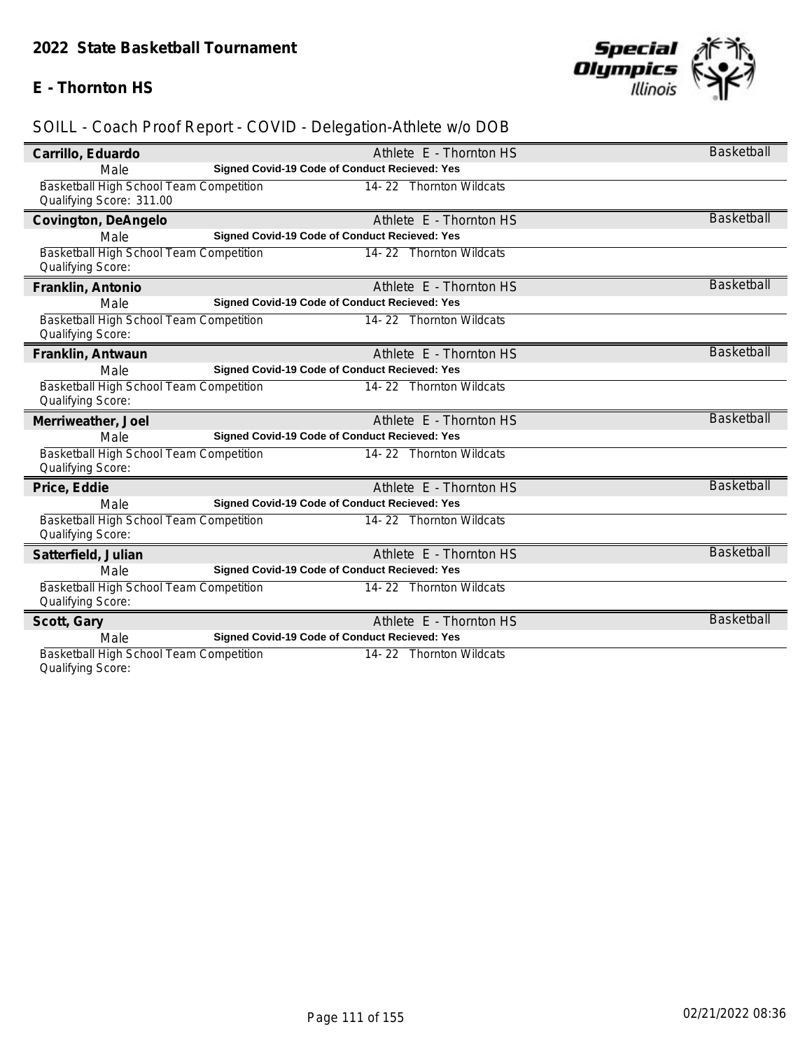## 2022 State Basketball Tournament

### E - Thornton HS

SOILL - Coach Proof Report - COVID - Delegation-Athlete w/o DOB

**Carrillo, Eduardo** — Athlete E - Thornton HS — Basketball
Male — **Signed Covid-19 Code of Conduct Recieved: Yes**
Basketball High School Team Competition — 14- 22 Thornton Wildcats
Qualifying Score: 311.00

**Covington, DeAngelo** — Athlete E - Thornton HS — Basketball
Male — **Signed Covid-19 Code of Conduct Recieved: Yes**
Basketball High School Team Competition — 14- 22 Thornton Wildcats
Qualifying Score:

**Franklin, Antonio** — Athlete E - Thornton HS — Basketball
Male — **Signed Covid-19 Code of Conduct Recieved: Yes**
Basketball High School Team Competition — 14- 22 Thornton Wildcats
Qualifying Score:

**Franklin, Antwaun** — Athlete E - Thornton HS — Basketball
Male — **Signed Covid-19 Code of Conduct Recieved: Yes**
Basketball High School Team Competition — 14- 22 Thornton Wildcats
Qualifying Score:

**Merriweather, Joel** — Athlete E - Thornton HS — Basketball
Male — **Signed Covid-19 Code of Conduct Recieved: Yes**
Basketball High School Team Competition — 14- 22 Thornton Wildcats
Qualifying Score:

**Price, Eddie** — Athlete E - Thornton HS — Basketball
Male — **Signed Covid-19 Code of Conduct Recieved: Yes**
Basketball High School Team Competition — 14- 22 Thornton Wildcats
Qualifying Score:

**Satterfield, Julian** — Athlete E - Thornton HS — Basketball
Male — **Signed Covid-19 Code of Conduct Recieved: Yes**
Basketball High School Team Competition — 14- 22 Thornton Wildcats
Qualifying Score:

**Scott, Gary** — Athlete E - Thornton HS — Basketball
Male — **Signed Covid-19 Code of Conduct Recieved: Yes**
Basketball High School Team Competition — 14- 22 Thornton Wildcats
Qualifying Score:

02/21/2022 08:36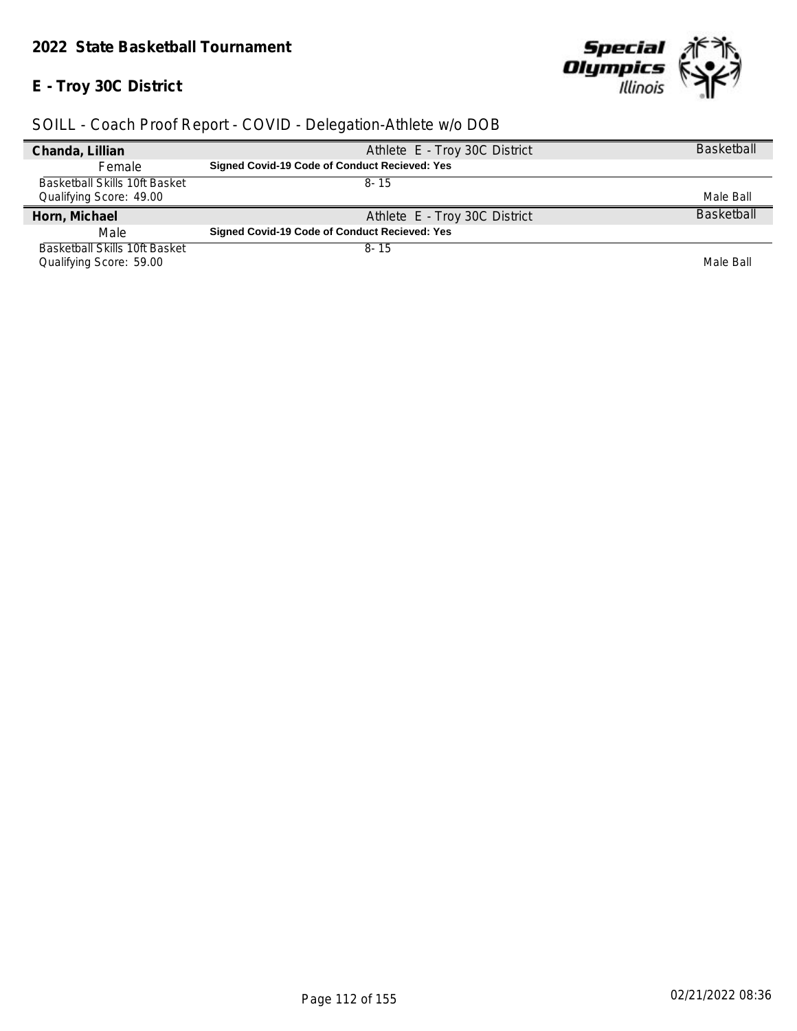## 2022 State Basketball Tournament

### E - Troy 30C District

SOILL - Coach Proof Report - COVID - Delegation-Athlete w/o DOB

| | | |
|---|---|---|
| **Chanda, Lillian** | Athlete E - Troy 30C District | Basketball |
| Female | **Signed Covid-19 Code of Conduct Recieved: Yes** | |
| Basketball Skills 10ft Basket<br>Qualifying Score: 49.00 | 8- 15 | Male Ball |
| **Horn, Michael** | Athlete E - Troy 30C District | Basketball |
| Male | **Signed Covid-19 Code of Conduct Recieved: Yes** | |
| Basketball Skills 10ft Basket<br>Qualifying Score: 59.00 | 8- 15 | Male Ball |

02/21/2022 08:36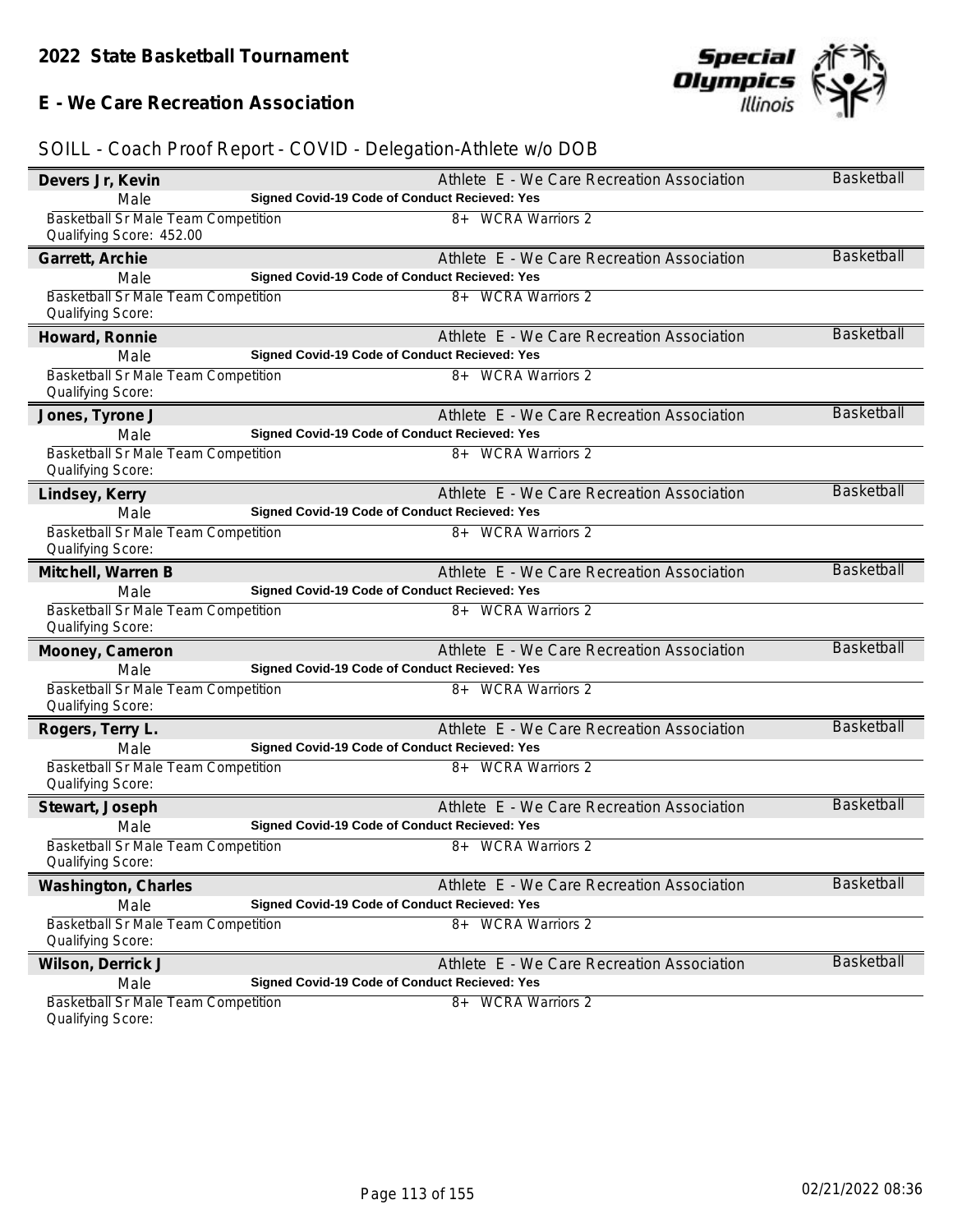## 2022 State Basketball Tournament

## E - We Care Recreation Association

SOILL - Coach Proof Report - COVID - Delegation-Athlete w/o DOB

**Devers Jr, Kevin** — Athlete E - We Care Recreation Association — Basketball
Male — **Signed Covid-19 Code of Conduct Recieved: Yes**
Basketball Sr Male Team Competition — 8+ WCRA Warriors 2
Qualifying Score: 452.00

**Garrett, Archie** — Athlete E - We Care Recreation Association — Basketball
Male — **Signed Covid-19 Code of Conduct Recieved: Yes**
Basketball Sr Male Team Competition — 8+ WCRA Warriors 2
Qualifying Score:

**Howard, Ronnie** — Athlete E - We Care Recreation Association — Basketball
Male — **Signed Covid-19 Code of Conduct Recieved: Yes**
Basketball Sr Male Team Competition — 8+ WCRA Warriors 2
Qualifying Score:

**Jones, Tyrone J** — Athlete E - We Care Recreation Association — Basketball
Male — **Signed Covid-19 Code of Conduct Recieved: Yes**
Basketball Sr Male Team Competition — 8+ WCRA Warriors 2
Qualifying Score:

**Lindsey, Kerry** — Athlete E - We Care Recreation Association — Basketball
Male — **Signed Covid-19 Code of Conduct Recieved: Yes**
Basketball Sr Male Team Competition — 8+ WCRA Warriors 2
Qualifying Score:

**Mitchell, Warren B** — Athlete E - We Care Recreation Association — Basketball
Male — **Signed Covid-19 Code of Conduct Recieved: Yes**
Basketball Sr Male Team Competition — 8+ WCRA Warriors 2
Qualifying Score:

**Mooney, Cameron** — Athlete E - We Care Recreation Association — Basketball
Male — **Signed Covid-19 Code of Conduct Recieved: Yes**
Basketball Sr Male Team Competition — 8+ WCRA Warriors 2
Qualifying Score:

**Rogers, Terry L.** — Athlete E - We Care Recreation Association — Basketball
Male — **Signed Covid-19 Code of Conduct Recieved: Yes**
Basketball Sr Male Team Competition — 8+ WCRA Warriors 2
Qualifying Score:

**Stewart, Joseph** — Athlete E - We Care Recreation Association — Basketball
Male — **Signed Covid-19 Code of Conduct Recieved: Yes**
Basketball Sr Male Team Competition — 8+ WCRA Warriors 2
Qualifying Score:

**Washington, Charles** — Athlete E - We Care Recreation Association — Basketball
Male — **Signed Covid-19 Code of Conduct Recieved: Yes**
Basketball Sr Male Team Competition — 8+ WCRA Warriors 2
Qualifying Score:

**Wilson, Derrick J** — Athlete E - We Care Recreation Association — Basketball
Male — **Signed Covid-19 Code of Conduct Recieved: Yes**
Basketball Sr Male Team Competition — 8+ WCRA Warriors 2
Qualifying Score: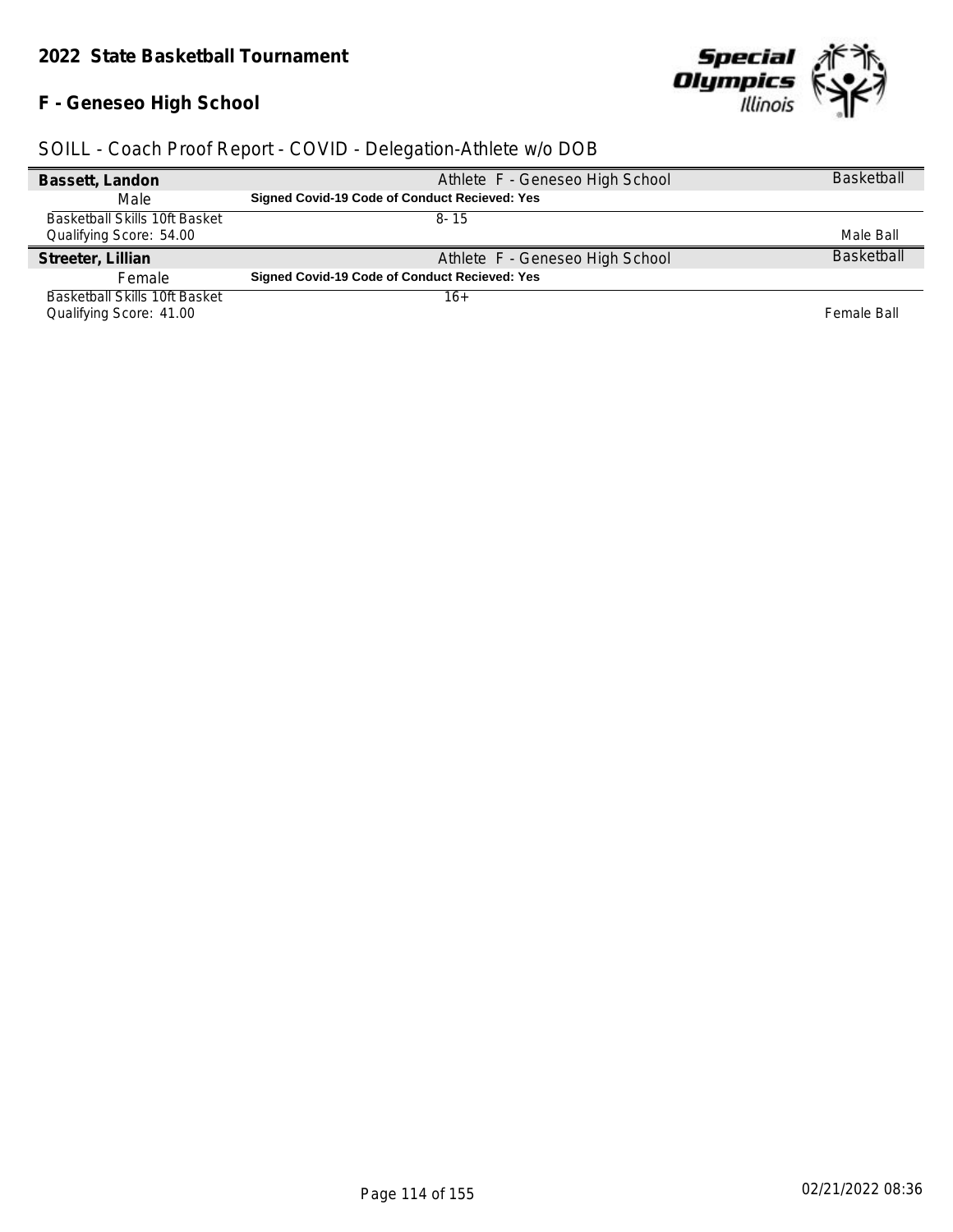# 2022 State Basketball Tournament

## F - Geneseo High School

### SOILL - Coach Proof Report - COVID - Delegation-Athlete w/o DOB

| **Bassett, Landon** | Athlete F - Geneseo High School | Basketball |
|---|---|---|
| Male | **Signed Covid-19 Code of Conduct Recieved: Yes** | |
| Basketball Skills 10ft Basket<br>Qualifying Score: 54.00 | 8- 15 | Male Ball |
| **Streeter, Lillian** | Athlete F - Geneseo High School | Basketball |
| Female | **Signed Covid-19 Code of Conduct Recieved: Yes** | |
| Basketball Skills 10ft Basket<br>Qualifying Score: 41.00 | 16+ | Female Ball |

02/21/2022 08:36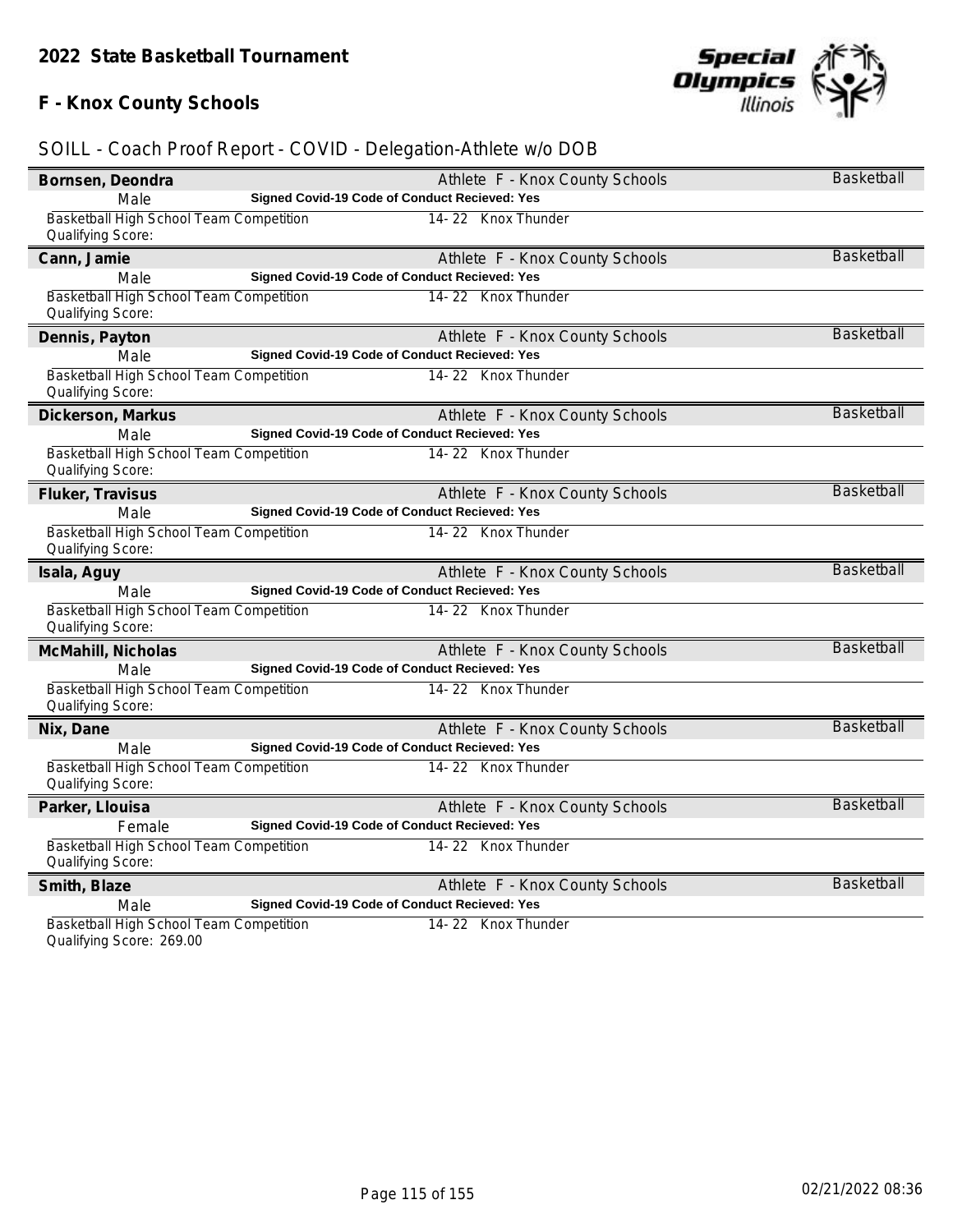## 2022 State Basketball Tournament

## F - Knox County Schools

### SOILL - Coach Proof Report - COVID - Delegation-Athlete w/o DOB

**Bornsen, Deondra** — Athlete F - Knox County Schools — Basketball
Male — **Signed Covid-19 Code of Conduct Recieved: Yes**
Basketball High School Team Competition — 14- 22 Knox Thunder
Qualifying Score:

**Cann, Jamie** — Athlete F - Knox County Schools — Basketball
Male — **Signed Covid-19 Code of Conduct Recieved: Yes**
Basketball High School Team Competition — 14- 22 Knox Thunder
Qualifying Score:

**Dennis, Payton** — Athlete F - Knox County Schools — Basketball
Male — **Signed Covid-19 Code of Conduct Recieved: Yes**
Basketball High School Team Competition — 14- 22 Knox Thunder
Qualifying Score:

**Dickerson, Markus** — Athlete F - Knox County Schools — Basketball
Male — **Signed Covid-19 Code of Conduct Recieved: Yes**
Basketball High School Team Competition — 14- 22 Knox Thunder
Qualifying Score:

**Fluker, Travisus** — Athlete F - Knox County Schools — Basketball
Male — **Signed Covid-19 Code of Conduct Recieved: Yes**
Basketball High School Team Competition — 14- 22 Knox Thunder
Qualifying Score:

**Isala, Aguy** — Athlete F - Knox County Schools — Basketball
Male — **Signed Covid-19 Code of Conduct Recieved: Yes**
Basketball High School Team Competition — 14- 22 Knox Thunder
Qualifying Score:

**McMahill, Nicholas** — Athlete F - Knox County Schools — Basketball
Male — **Signed Covid-19 Code of Conduct Recieved: Yes**
Basketball High School Team Competition — 14- 22 Knox Thunder
Qualifying Score:

**Nix, Dane** — Athlete F - Knox County Schools — Basketball
Male — **Signed Covid-19 Code of Conduct Recieved: Yes**
Basketball High School Team Competition — 14- 22 Knox Thunder
Qualifying Score:

**Parker, Llouisa** — Athlete F - Knox County Schools — Basketball
Female — **Signed Covid-19 Code of Conduct Recieved: Yes**
Basketball High School Team Competition — 14- 22 Knox Thunder
Qualifying Score:

**Smith, Blaze** — Athlete F - Knox County Schools — Basketball
Male — **Signed Covid-19 Code of Conduct Recieved: Yes**
Basketball High School Team Competition — 14- 22 Knox Thunder
Qualifying Score: 269.00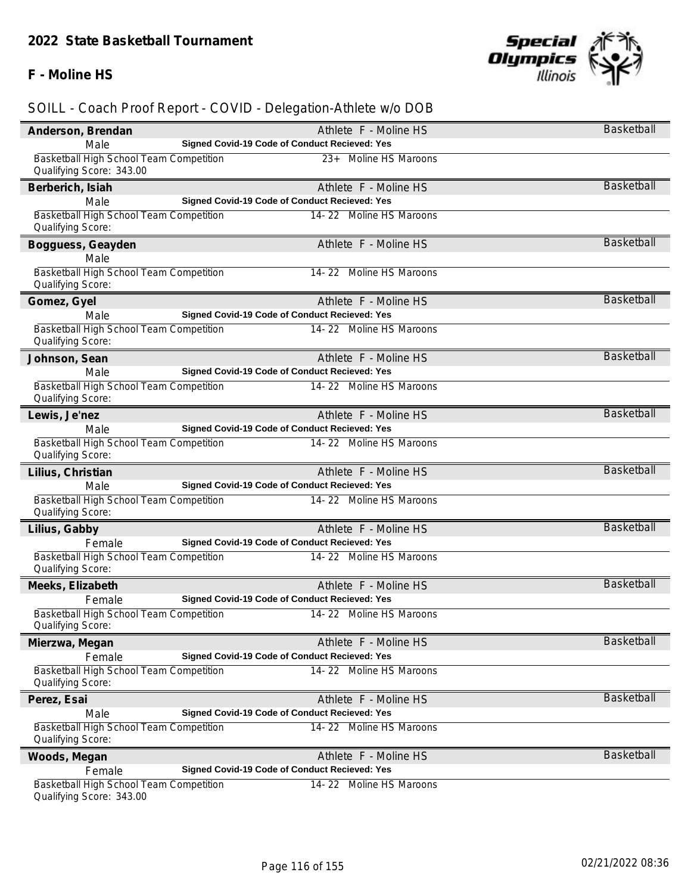## 2022 State Basketball Tournament

**F - Moline HS**

SOILL - Coach Proof Report - COVID - Delegation-Athlete w/o DOB

**Anderson, Brendan** — Athlete F - Moline HS — Basketball
Male — **Signed Covid-19 Code of Conduct Recieved: Yes**
Basketball High School Team Competition — 23+ Moline HS Maroons
Qualifying Score: 343.00

**Berberich, Isiah** — Athlete F - Moline HS — Basketball
Male — **Signed Covid-19 Code of Conduct Recieved: Yes**
Basketball High School Team Competition — 14- 22 Moline HS Maroons
Qualifying Score:

**Bogguess, Geayden** — Athlete F - Moline HS — Basketball
Male
Basketball High School Team Competition — 14- 22 Moline HS Maroons
Qualifying Score:

**Gomez, Gyel** — Athlete F - Moline HS — Basketball
Male — **Signed Covid-19 Code of Conduct Recieved: Yes**
Basketball High School Team Competition — 14- 22 Moline HS Maroons
Qualifying Score:

**Johnson, Sean** — Athlete F - Moline HS — Basketball
Male — **Signed Covid-19 Code of Conduct Recieved: Yes**
Basketball High School Team Competition — 14- 22 Moline HS Maroons
Qualifying Score:

**Lewis, Je'nez** — Athlete F - Moline HS — Basketball
Male — **Signed Covid-19 Code of Conduct Recieved: Yes**
Basketball High School Team Competition — 14- 22 Moline HS Maroons
Qualifying Score:

**Lilius, Christian** — Athlete F - Moline HS — Basketball
Male — **Signed Covid-19 Code of Conduct Recieved: Yes**
Basketball High School Team Competition — 14- 22 Moline HS Maroons
Qualifying Score:

**Lilius, Gabby** — Athlete F - Moline HS — Basketball
Female — **Signed Covid-19 Code of Conduct Recieved: Yes**
Basketball High School Team Competition — 14- 22 Moline HS Maroons
Qualifying Score:

**Meeks, Elizabeth** — Athlete F - Moline HS — Basketball
Female — **Signed Covid-19 Code of Conduct Recieved: Yes**
Basketball High School Team Competition — 14- 22 Moline HS Maroons
Qualifying Score:

**Mierzwa, Megan** — Athlete F - Moline HS — Basketball
Female — **Signed Covid-19 Code of Conduct Recieved: Yes**
Basketball High School Team Competition — 14- 22 Moline HS Maroons
Qualifying Score:

**Perez, Esai** — Athlete F - Moline HS — Basketball
Male — **Signed Covid-19 Code of Conduct Recieved: Yes**
Basketball High School Team Competition — 14- 22 Moline HS Maroons
Qualifying Score:

**Woods, Megan** — Athlete F - Moline HS — Basketball
Female — **Signed Covid-19 Code of Conduct Recieved: Yes**
Basketball High School Team Competition — 14- 22 Moline HS Maroons
Qualifying Score: 343.00

02/21/2022 08:36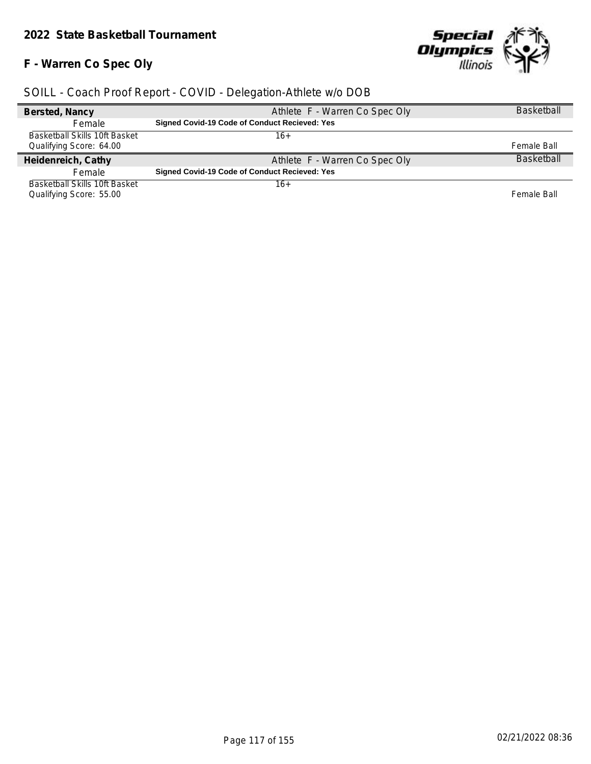## 2022 State Basketball Tournament

### F - Warren Co Spec Oly

SOILL - Coach Proof Report - COVID - Delegation-Athlete w/o DOB

| **Bersted, Nancy** | Athlete F - Warren Co Spec Oly | Basketball |
|---|---|---|
| Female | **Signed Covid-19 Code of Conduct Recieved: Yes** | |
| Basketball Skills 10ft Basket<br>Qualifying Score: 64.00 | 16+ | Female Ball |
| **Heidenreich, Cathy** | Athlete F - Warren Co Spec Oly | Basketball |
| Female | **Signed Covid-19 Code of Conduct Recieved: Yes** | |
| Basketball Skills 10ft Basket<br>Qualifying Score: 55.00 | 16+ | Female Ball |

02/21/2022 08:36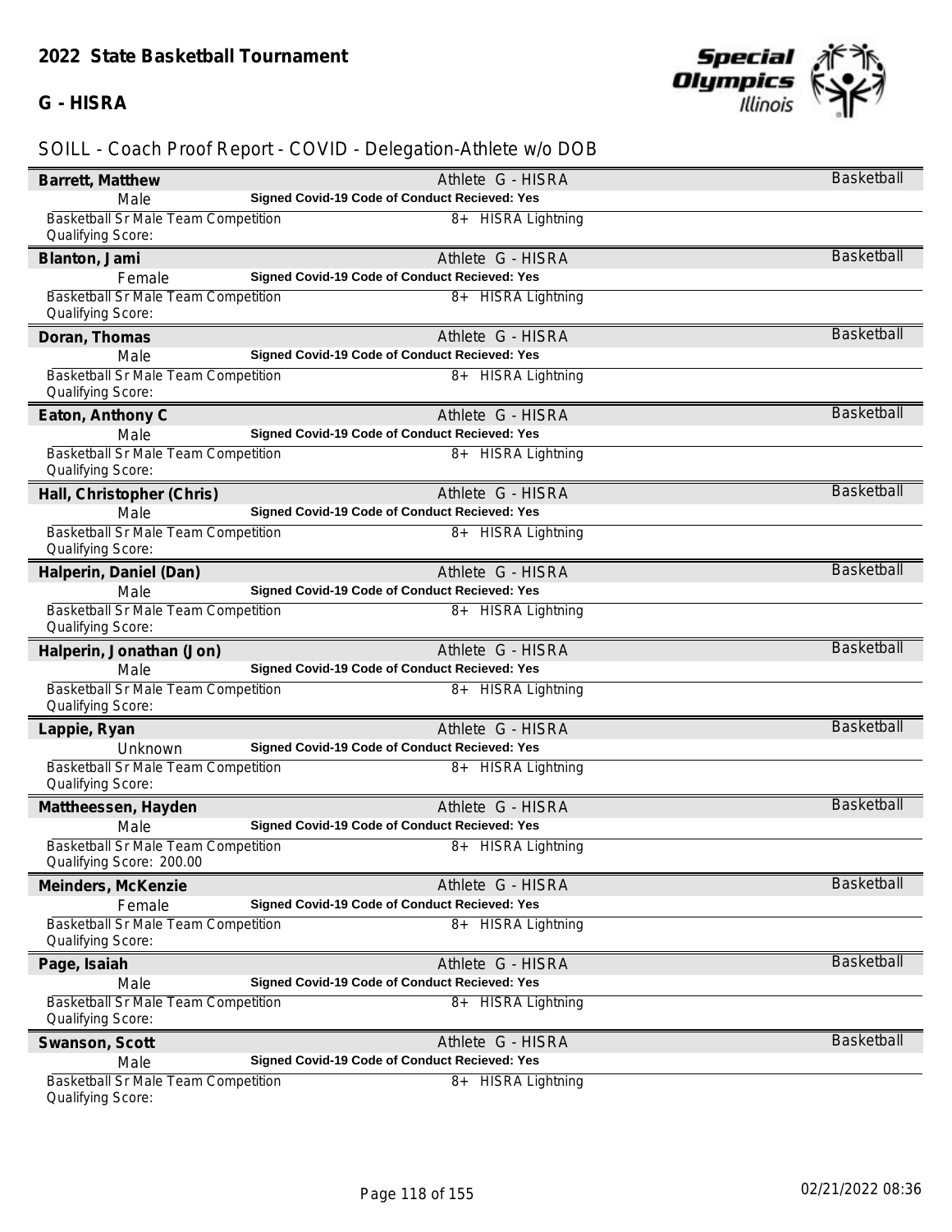# 2022 State Basketball Tournament

## G - HISRA

SOILL - Coach Proof Report - COVID - Delegation-Athlete w/o DOB

**Barrett, Matthew** — Athlete G - HISRA — Basketball
Male — **Signed Covid-19 Code of Conduct Recieved: Yes**
Basketball Sr Male Team Competition — 8+ HISRA Lightning
Qualifying Score:

**Blanton, Jami** — Athlete G - HISRA — Basketball
Female — **Signed Covid-19 Code of Conduct Recieved: Yes**
Basketball Sr Male Team Competition — 8+ HISRA Lightning
Qualifying Score:

**Doran, Thomas** — Athlete G - HISRA — Basketball
Male — **Signed Covid-19 Code of Conduct Recieved: Yes**
Basketball Sr Male Team Competition — 8+ HISRA Lightning
Qualifying Score:

**Eaton, Anthony C** — Athlete G - HISRA — Basketball
Male — **Signed Covid-19 Code of Conduct Recieved: Yes**
Basketball Sr Male Team Competition — 8+ HISRA Lightning
Qualifying Score:

**Hall, Christopher (Chris)** — Athlete G - HISRA — Basketball
Male — **Signed Covid-19 Code of Conduct Recieved: Yes**
Basketball Sr Male Team Competition — 8+ HISRA Lightning
Qualifying Score:

**Halperin, Daniel (Dan)** — Athlete G - HISRA — Basketball
Male — **Signed Covid-19 Code of Conduct Recieved: Yes**
Basketball Sr Male Team Competition — 8+ HISRA Lightning
Qualifying Score:

**Halperin, Jonathan (Jon)** — Athlete G - HISRA — Basketball
Male — **Signed Covid-19 Code of Conduct Recieved: Yes**
Basketball Sr Male Team Competition — 8+ HISRA Lightning
Qualifying Score:

**Lappie, Ryan** — Athlete G - HISRA — Basketball
Unknown — **Signed Covid-19 Code of Conduct Recieved: Yes**
Basketball Sr Male Team Competition — 8+ HISRA Lightning
Qualifying Score:

**Mattheessen, Hayden** — Athlete G - HISRA — Basketball
Male — **Signed Covid-19 Code of Conduct Recieved: Yes**
Basketball Sr Male Team Competition — 8+ HISRA Lightning
Qualifying Score: 200.00

**Meinders, McKenzie** — Athlete G - HISRA — Basketball
Female — **Signed Covid-19 Code of Conduct Recieved: Yes**
Basketball Sr Male Team Competition — 8+ HISRA Lightning
Qualifying Score:

**Page, Isaiah** — Athlete G - HISRA — Basketball
Male — **Signed Covid-19 Code of Conduct Recieved: Yes**
Basketball Sr Male Team Competition — 8+ HISRA Lightning
Qualifying Score:

**Swanson, Scott** — Athlete G - HISRA — Basketball
Male — **Signed Covid-19 Code of Conduct Recieved: Yes**
Basketball Sr Male Team Competition — 8+ HISRA Lightning
Qualifying Score:

02/21/2022 08:36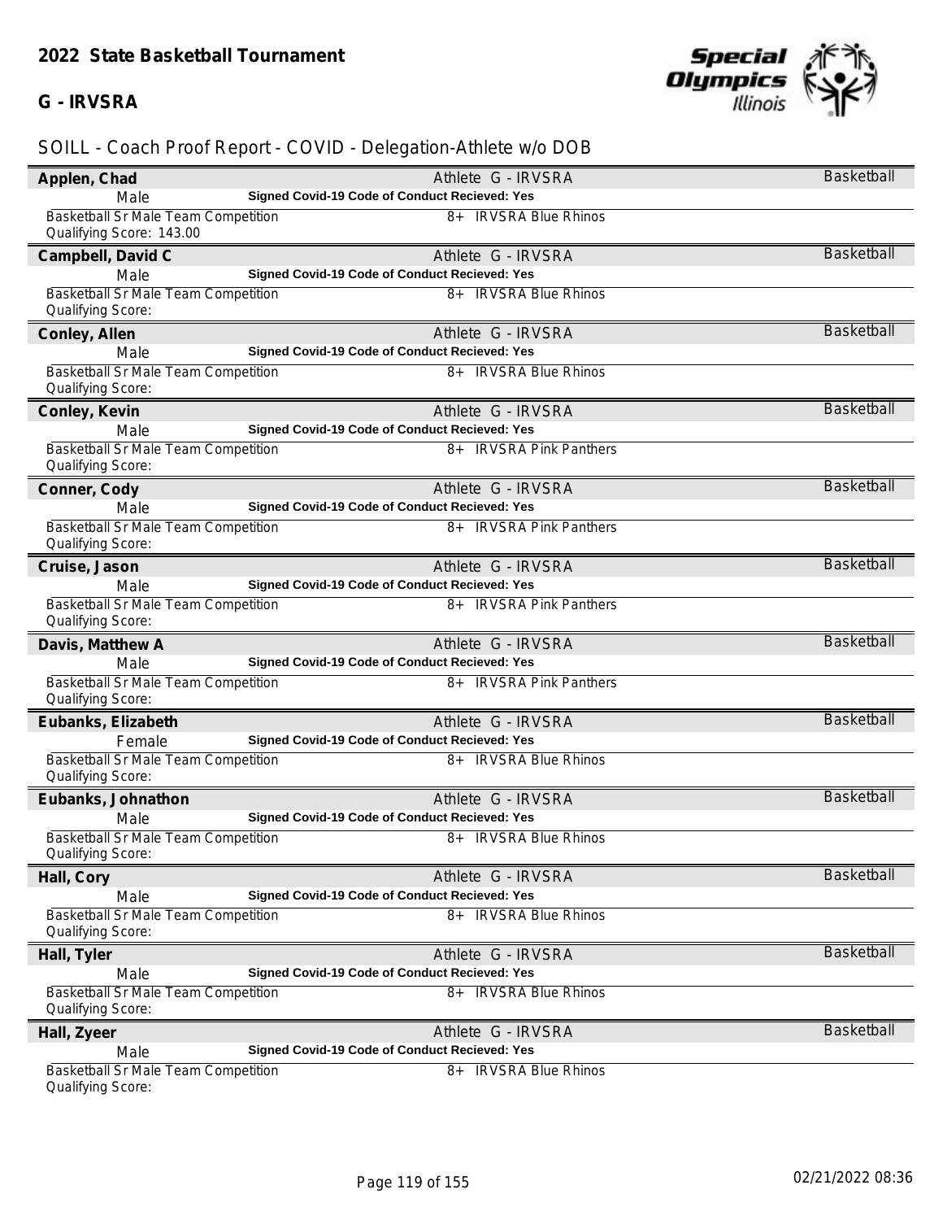## 2022 State Basketball Tournament

### G - IRVSRA

SOILL - Coach Proof Report - COVID - Delegation-Athlete w/o DOB

**Applen, Chad** — Athlete G - IRVSRA — Basketball
Male — **Signed Covid-19 Code of Conduct Recieved: Yes**
Basketball Sr Male Team Competition — 8+ IRVSRA Blue Rhinos
Qualifying Score: 143.00

**Campbell, David C** — Athlete G - IRVSRA — Basketball
Male — **Signed Covid-19 Code of Conduct Recieved: Yes**
Basketball Sr Male Team Competition — 8+ IRVSRA Blue Rhinos
Qualifying Score:

**Conley, Allen** — Athlete G - IRVSRA — Basketball
Male — **Signed Covid-19 Code of Conduct Recieved: Yes**
Basketball Sr Male Team Competition — 8+ IRVSRA Blue Rhinos
Qualifying Score:

**Conley, Kevin** — Athlete G - IRVSRA — Basketball
Male — **Signed Covid-19 Code of Conduct Recieved: Yes**
Basketball Sr Male Team Competition — 8+ IRVSRA Pink Panthers
Qualifying Score:

**Conner, Cody** — Athlete G - IRVSRA — Basketball
Male — **Signed Covid-19 Code of Conduct Recieved: Yes**
Basketball Sr Male Team Competition — 8+ IRVSRA Pink Panthers
Qualifying Score:

**Cruise, Jason** — Athlete G - IRVSRA — Basketball
Male — **Signed Covid-19 Code of Conduct Recieved: Yes**
Basketball Sr Male Team Competition — 8+ IRVSRA Pink Panthers
Qualifying Score:

**Davis, Matthew A** — Athlete G - IRVSRA — Basketball
Male — **Signed Covid-19 Code of Conduct Recieved: Yes**
Basketball Sr Male Team Competition — 8+ IRVSRA Pink Panthers
Qualifying Score:

**Eubanks, Elizabeth** — Athlete G - IRVSRA — Basketball
Female — **Signed Covid-19 Code of Conduct Recieved: Yes**
Basketball Sr Male Team Competition — 8+ IRVSRA Blue Rhinos
Qualifying Score:

**Eubanks, Johnathon** — Athlete G - IRVSRA — Basketball
Male — **Signed Covid-19 Code of Conduct Recieved: Yes**
Basketball Sr Male Team Competition — 8+ IRVSRA Blue Rhinos
Qualifying Score:

**Hall, Cory** — Athlete G - IRVSRA — Basketball
Male — **Signed Covid-19 Code of Conduct Recieved: Yes**
Basketball Sr Male Team Competition — 8+ IRVSRA Blue Rhinos
Qualifying Score:

**Hall, Tyler** — Athlete G - IRVSRA — Basketball
Male — **Signed Covid-19 Code of Conduct Recieved: Yes**
Basketball Sr Male Team Competition — 8+ IRVSRA Blue Rhinos
Qualifying Score:

**Hall, Zyeer** — Athlete G - IRVSRA — Basketball
Male — **Signed Covid-19 Code of Conduct Recieved: Yes**
Basketball Sr Male Team Competition — 8+ IRVSRA Blue Rhinos
Qualifying Score: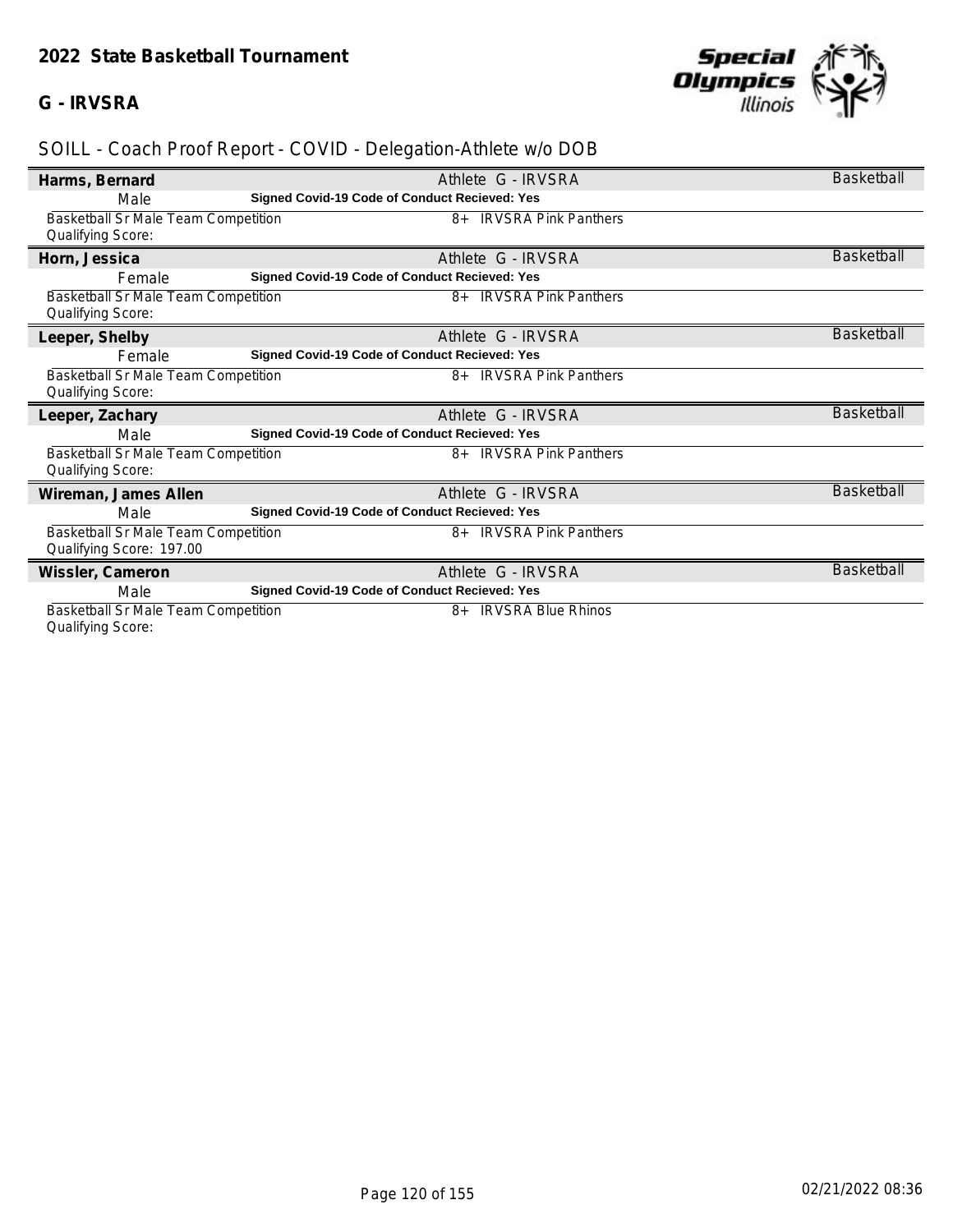## 2022 State Basketball Tournament

### G - IRVSRA

SOILL - Coach Proof Report - COVID - Delegation-Athlete w/o DOB

| Name | | Delegation | Sport |
|---|---|---|---|
| **Harms, Bernard** | | Athlete G - IRVSRA | Basketball |
| Male | **Signed Covid-19 Code of Conduct Recieved: Yes** | | |
| Basketball Sr Male Team Competition | 8+ IRVSRA Pink Panthers | | |
| Qualifying Score: | | | |
| **Horn, Jessica** | | Athlete G - IRVSRA | Basketball |
| Female | **Signed Covid-19 Code of Conduct Recieved: Yes** | | |
| Basketball Sr Male Team Competition | 8+ IRVSRA Pink Panthers | | |
| Qualifying Score: | | | |
| **Leeper, Shelby** | | Athlete G - IRVSRA | Basketball |
| Female | **Signed Covid-19 Code of Conduct Recieved: Yes** | | |
| Basketball Sr Male Team Competition | 8+ IRVSRA Pink Panthers | | |
| Qualifying Score: | | | |
| **Leeper, Zachary** | | Athlete G - IRVSRA | Basketball |
| Male | **Signed Covid-19 Code of Conduct Recieved: Yes** | | |
| Basketball Sr Male Team Competition | 8+ IRVSRA Pink Panthers | | |
| Qualifying Score: | | | |
| **Wireman, James Allen** | | Athlete G - IRVSRA | Basketball |
| Male | **Signed Covid-19 Code of Conduct Recieved: Yes** | | |
| Basketball Sr Male Team Competition | 8+ IRVSRA Pink Panthers | | |
| Qualifying Score: 197.00 | | | |
| **Wissler, Cameron** | | Athlete G - IRVSRA | Basketball |
| Male | **Signed Covid-19 Code of Conduct Recieved: Yes** | | |
| Basketball Sr Male Team Competition | 8+ IRVSRA Blue Rhinos | | |
| Qualifying Score: | | | |

02/21/2022 08:36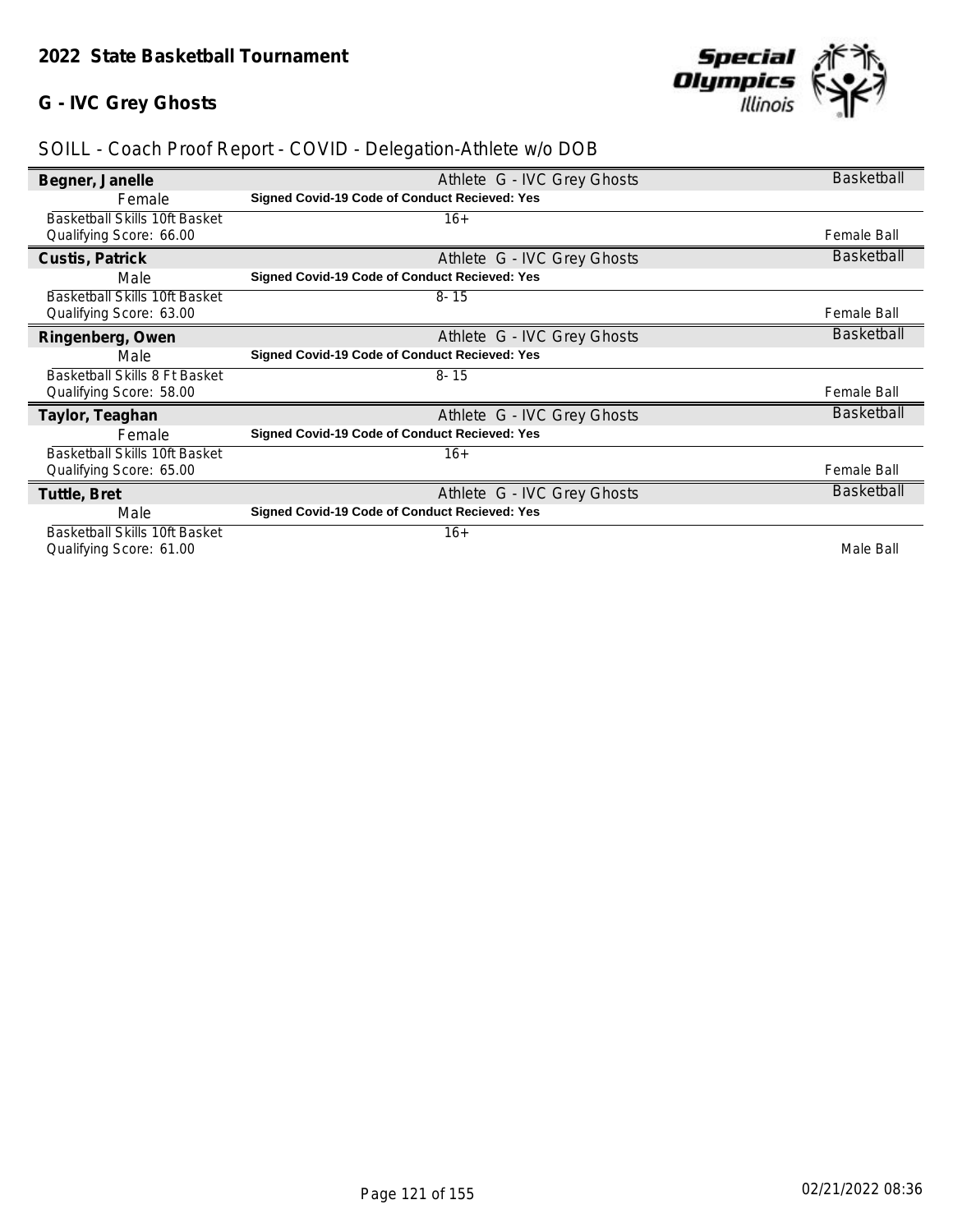## 2022 State Basketball Tournament

### G - IVC Grey Ghosts

SOILL - Coach Proof Report - COVID - Delegation-Athlete w/o DOB

| **Begner, Janelle** | Athlete G - IVC Grey Ghosts | Basketball |
|---|---|---|
| Female | **Signed Covid-19 Code of Conduct Recieved: Yes** | |
| Basketball Skills 10ft Basket | 16+ | |
| Qualifying Score: 66.00 | | Female Ball |
| **Custis, Patrick** | Athlete G - IVC Grey Ghosts | Basketball |
| Male | **Signed Covid-19 Code of Conduct Recieved: Yes** | |
| Basketball Skills 10ft Basket | 8- 15 | |
| Qualifying Score: 63.00 | | Female Ball |
| **Ringenberg, Owen** | Athlete G - IVC Grey Ghosts | Basketball |
| Male | **Signed Covid-19 Code of Conduct Recieved: Yes** | |
| Basketball Skills 8 Ft Basket | 8- 15 | |
| Qualifying Score: 58.00 | | Female Ball |
| **Taylor, Teaghan** | Athlete G - IVC Grey Ghosts | Basketball |
| Female | **Signed Covid-19 Code of Conduct Recieved: Yes** | |
| Basketball Skills 10ft Basket | 16+ | |
| Qualifying Score: 65.00 | | Female Ball |
| **Tuttle, Bret** | Athlete G - IVC Grey Ghosts | Basketball |
| Male | **Signed Covid-19 Code of Conduct Recieved: Yes** | |
| Basketball Skills 10ft Basket | 16+ | |
| Qualifying Score: 61.00 | | Male Ball |

02/21/2022 08:36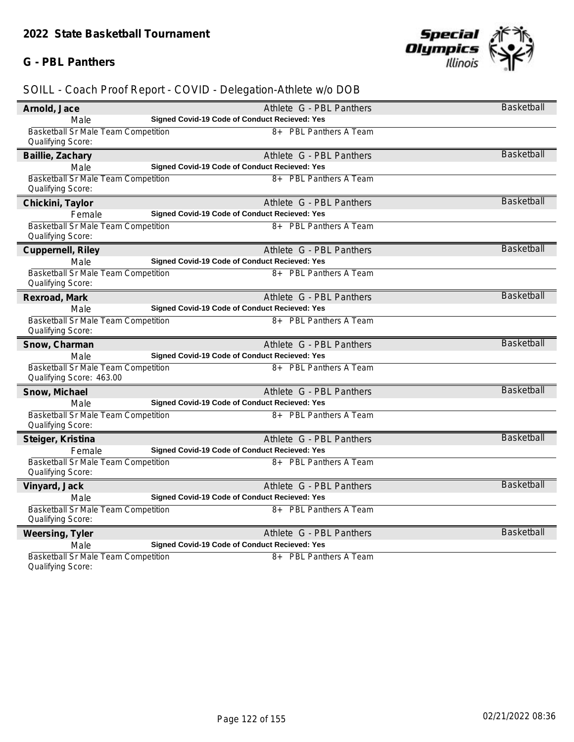## 2022 State Basketball Tournament

### G - PBL Panthers

SOILL - Coach Proof Report - COVID - Delegation-Athlete w/o DOB

**Arnold, Jace** — Athlete G - PBL Panthers — Basketball
Male — **Signed Covid-19 Code of Conduct Recieved: Yes**
Basketball Sr Male Team Competition — 8+ PBL Panthers A Team
Qualifying Score:

**Baillie, Zachary** — Athlete G - PBL Panthers — Basketball
Male — **Signed Covid-19 Code of Conduct Recieved: Yes**
Basketball Sr Male Team Competition — 8+ PBL Panthers A Team
Qualifying Score:

**Chickini, Taylor** — Athlete G - PBL Panthers — Basketball
Female — **Signed Covid-19 Code of Conduct Recieved: Yes**
Basketball Sr Male Team Competition — 8+ PBL Panthers A Team
Qualifying Score:

**Cuppernell, Riley** — Athlete G - PBL Panthers — Basketball
Male — **Signed Covid-19 Code of Conduct Recieved: Yes**
Basketball Sr Male Team Competition — 8+ PBL Panthers A Team
Qualifying Score:

**Rexroad, Mark** — Athlete G - PBL Panthers — Basketball
Male — **Signed Covid-19 Code of Conduct Recieved: Yes**
Basketball Sr Male Team Competition — 8+ PBL Panthers A Team
Qualifying Score:

**Snow, Charman** — Athlete G - PBL Panthers — Basketball
Male — **Signed Covid-19 Code of Conduct Recieved: Yes**
Basketball Sr Male Team Competition — 8+ PBL Panthers A Team
Qualifying Score: 463.00

**Snow, Michael** — Athlete G - PBL Panthers — Basketball
Male — **Signed Covid-19 Code of Conduct Recieved: Yes**
Basketball Sr Male Team Competition — 8+ PBL Panthers A Team
Qualifying Score:

**Steiger, Kristina** — Athlete G - PBL Panthers — Basketball
Female — **Signed Covid-19 Code of Conduct Recieved: Yes**
Basketball Sr Male Team Competition — 8+ PBL Panthers A Team
Qualifying Score:

**Vinyard, Jack** — Athlete G - PBL Panthers — Basketball
Male — **Signed Covid-19 Code of Conduct Recieved: Yes**
Basketball Sr Male Team Competition — 8+ PBL Panthers A Team
Qualifying Score:

**Weersing, Tyler** — Athlete G - PBL Panthers — Basketball
Male — **Signed Covid-19 Code of Conduct Recieved: Yes**
Basketball Sr Male Team Competition — 8+ PBL Panthers A Team
Qualifying Score:

02/21/2022 08:36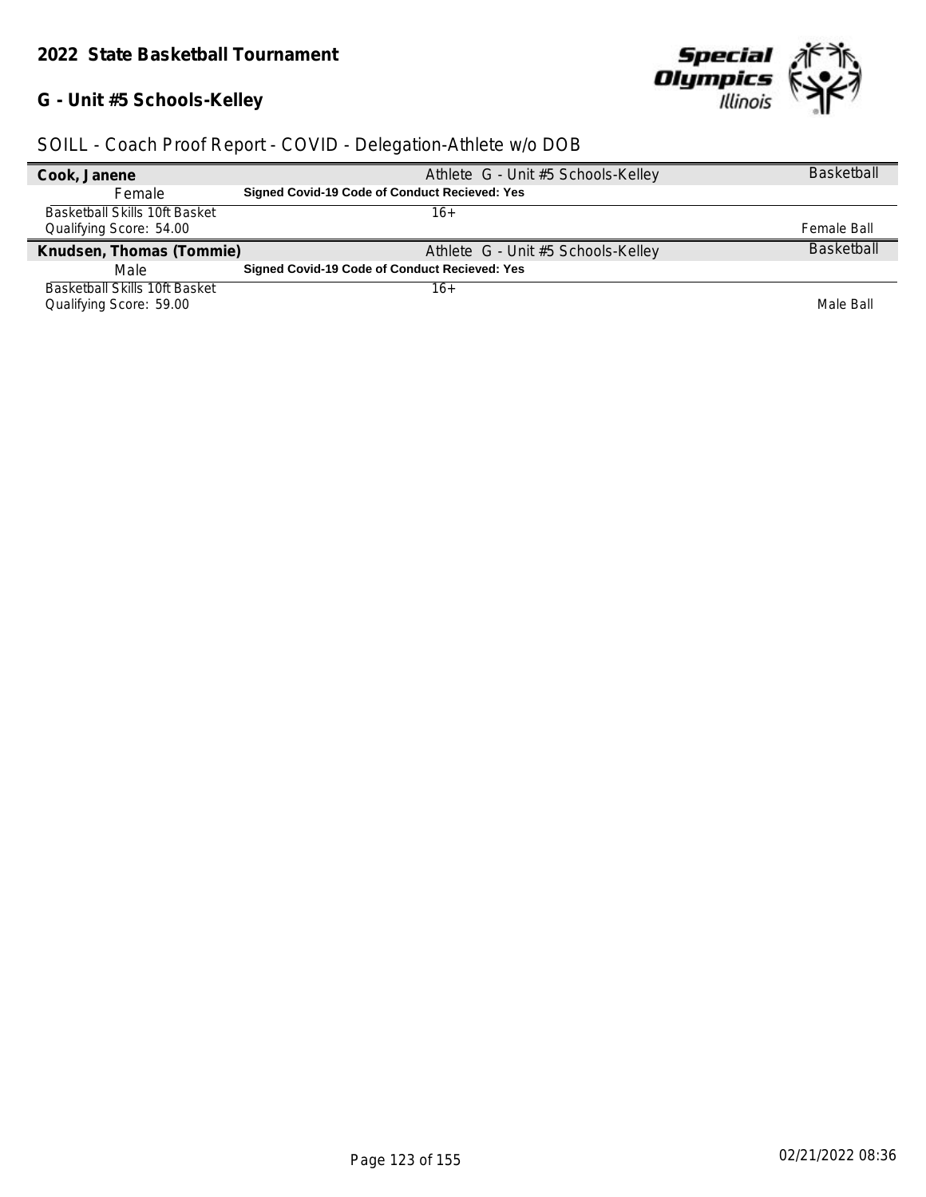## 2022 State Basketball Tournament

### G - Unit #5 Schools-Kelley

SOILL - Coach Proof Report - COVID - Delegation-Athlete w/o DOB

| | | |
|---|---|---|
| **Cook, Janene** | Athlete G - Unit #5 Schools-Kelley | Basketball |
| Female | **Signed Covid-19 Code of Conduct Recieved: Yes** | |
| Basketball Skills 10ft Basket | 16+ | |
| Qualifying Score: 54.00 | | Female Ball |
| **Knudsen, Thomas (Tommie)** | Athlete G - Unit #5 Schools-Kelley | Basketball |
| Male | **Signed Covid-19 Code of Conduct Recieved: Yes** | |
| Basketball Skills 10ft Basket | 16+ | |
| Qualifying Score: 59.00 | | Male Ball |

02/21/2022 08:36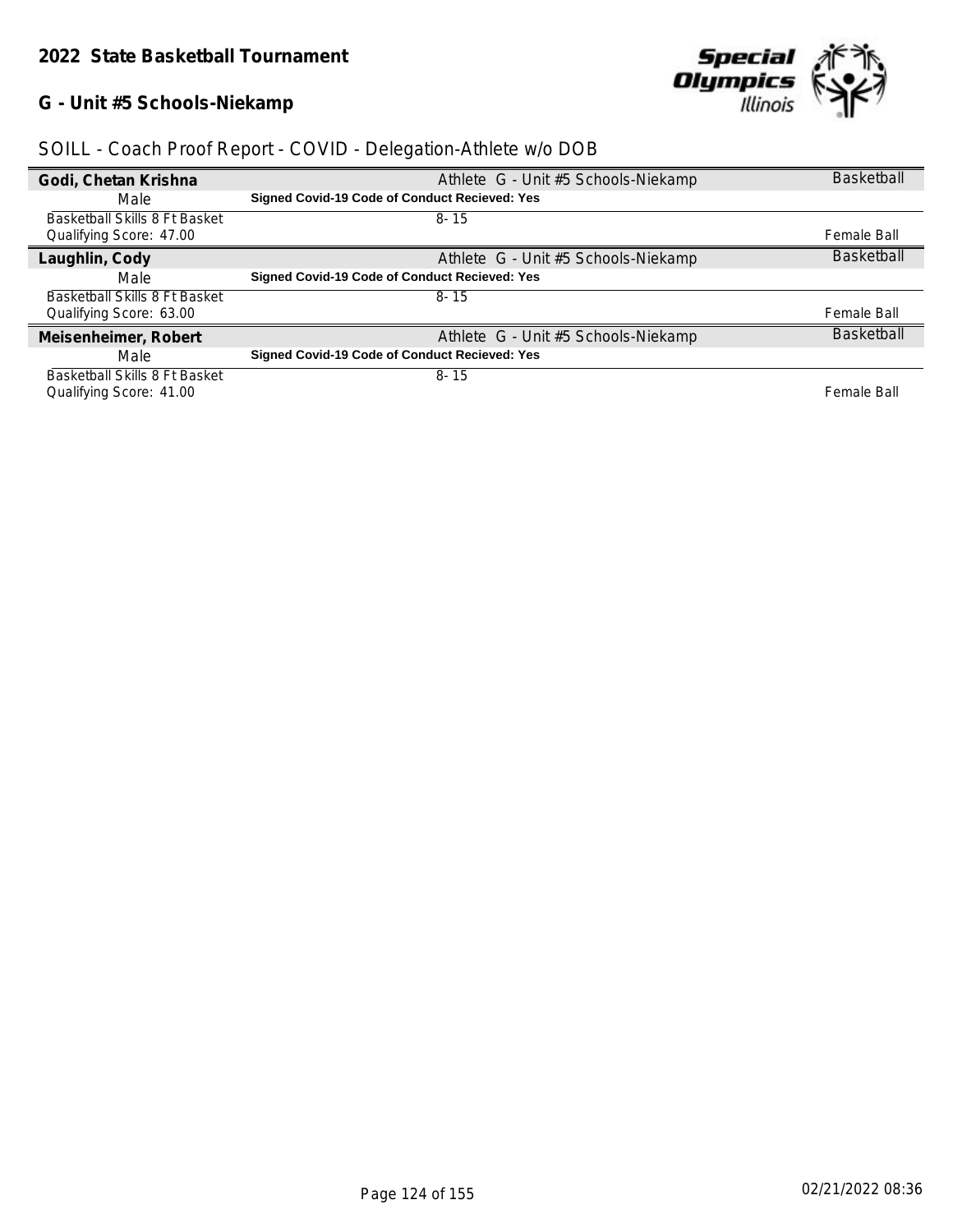## 2022 State Basketball Tournament

### G - Unit #5 Schools-Niekamp

SOILL - Coach Proof Report - COVID - Delegation-Athlete w/o DOB

| **Godi, Chetan Krishna** | Athlete G - Unit #5 Schools-Niekamp | Basketball |
|---|---|---|
| Male | **Signed Covid-19 Code of Conduct Recieved: Yes** | |
| Basketball Skills 8 Ft Basket | 8- 15 | |
| Qualifying Score: 47.00 | | Female Ball |
| **Laughlin, Cody** | Athlete G - Unit #5 Schools-Niekamp | Basketball |
| Male | **Signed Covid-19 Code of Conduct Recieved: Yes** | |
| Basketball Skills 8 Ft Basket | 8- 15 | |
| Qualifying Score: 63.00 | | Female Ball |
| **Meisenheimer, Robert** | Athlete G - Unit #5 Schools-Niekamp | Basketball |
| Male | **Signed Covid-19 Code of Conduct Recieved: Yes** | |
| Basketball Skills 8 Ft Basket | 8- 15 | |
| Qualifying Score: 41.00 | | Female Ball |

02/21/2022 08:36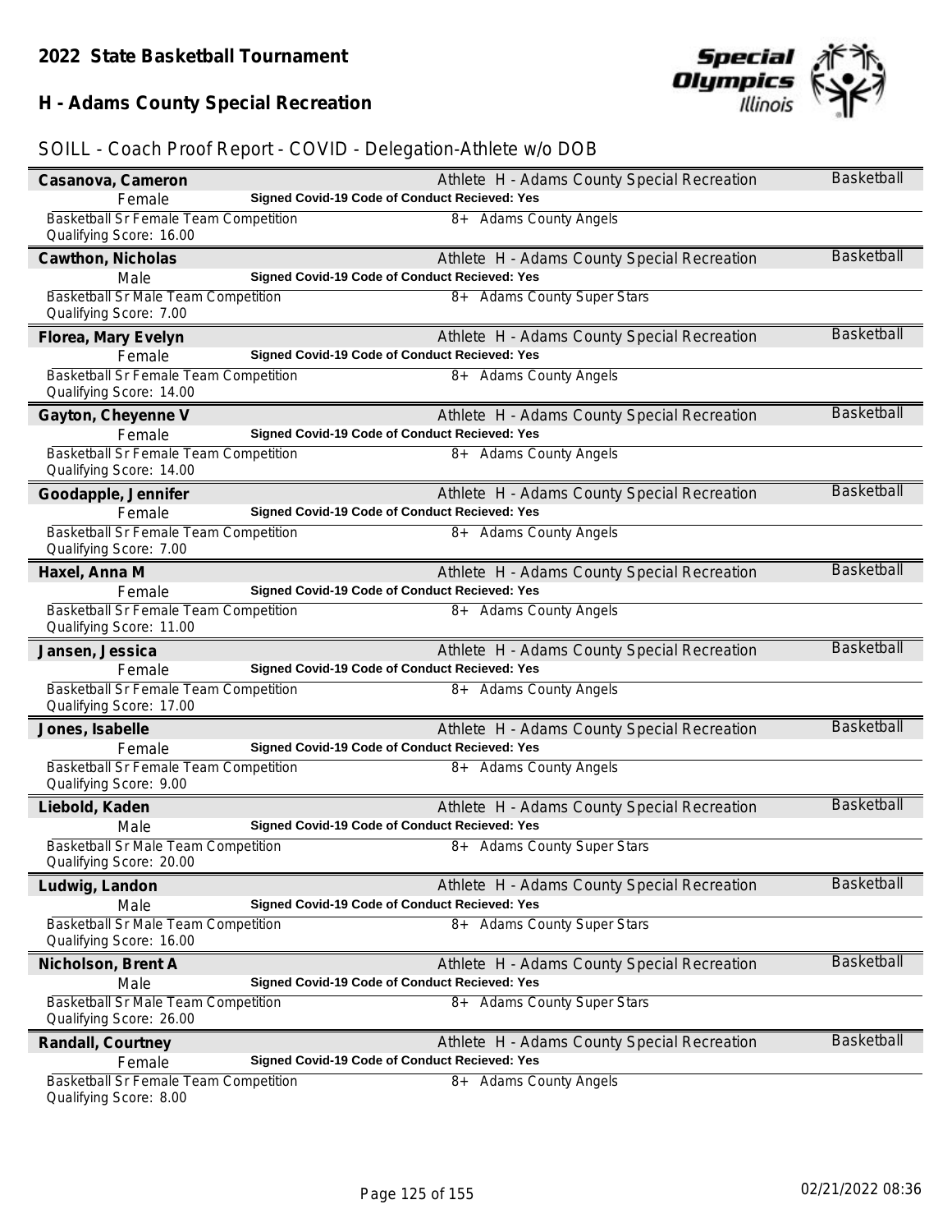# 2022 State Basketball Tournament

## H - Adams County Special Recreation

### SOILL - Coach Proof Report - COVID - Delegation-Athlete w/o DOB

**Casanova, Cameron** — Athlete H - Adams County Special Recreation — Basketball
Female — **Signed Covid-19 Code of Conduct Recieved: Yes**
Basketball Sr Female Team Competition — 8+ Adams County Angels
Qualifying Score: 16.00

**Cawthon, Nicholas** — Athlete H - Adams County Special Recreation — Basketball
Male — **Signed Covid-19 Code of Conduct Recieved: Yes**
Basketball Sr Male Team Competition — 8+ Adams County Super Stars
Qualifying Score: 7.00

**Florea, Mary Evelyn** — Athlete H - Adams County Special Recreation — Basketball
Female — **Signed Covid-19 Code of Conduct Recieved: Yes**
Basketball Sr Female Team Competition — 8+ Adams County Angels
Qualifying Score: 14.00

**Gayton, Cheyenne V** — Athlete H - Adams County Special Recreation — Basketball
Female — **Signed Covid-19 Code of Conduct Recieved: Yes**
Basketball Sr Female Team Competition — 8+ Adams County Angels
Qualifying Score: 14.00

**Goodapple, Jennifer** — Athlete H - Adams County Special Recreation — Basketball
Female — **Signed Covid-19 Code of Conduct Recieved: Yes**
Basketball Sr Female Team Competition — 8+ Adams County Angels
Qualifying Score: 7.00

**Haxel, Anna M** — Athlete H - Adams County Special Recreation — Basketball
Female — **Signed Covid-19 Code of Conduct Recieved: Yes**
Basketball Sr Female Team Competition — 8+ Adams County Angels
Qualifying Score: 11.00

**Jansen, Jessica** — Athlete H - Adams County Special Recreation — Basketball
Female — **Signed Covid-19 Code of Conduct Recieved: Yes**
Basketball Sr Female Team Competition — 8+ Adams County Angels
Qualifying Score: 17.00

**Jones, Isabelle** — Athlete H - Adams County Special Recreation — Basketball
Female — **Signed Covid-19 Code of Conduct Recieved: Yes**
Basketball Sr Female Team Competition — 8+ Adams County Angels
Qualifying Score: 9.00

**Liebold, Kaden** — Athlete H - Adams County Special Recreation — Basketball
Male — **Signed Covid-19 Code of Conduct Recieved: Yes**
Basketball Sr Male Team Competition — 8+ Adams County Super Stars
Qualifying Score: 20.00

**Ludwig, Landon** — Athlete H - Adams County Special Recreation — Basketball
Male — **Signed Covid-19 Code of Conduct Recieved: Yes**
Basketball Sr Male Team Competition — 8+ Adams County Super Stars
Qualifying Score: 16.00

**Nicholson, Brent A** — Athlete H - Adams County Special Recreation — Basketball
Male — **Signed Covid-19 Code of Conduct Recieved: Yes**
Basketball Sr Male Team Competition — 8+ Adams County Super Stars
Qualifying Score: 26.00

**Randall, Courtney** — Athlete H - Adams County Special Recreation — Basketball
Female — **Signed Covid-19 Code of Conduct Recieved: Yes**
Basketball Sr Female Team Competition — 8+ Adams County Angels
Qualifying Score: 8.00

02/21/2022 08:36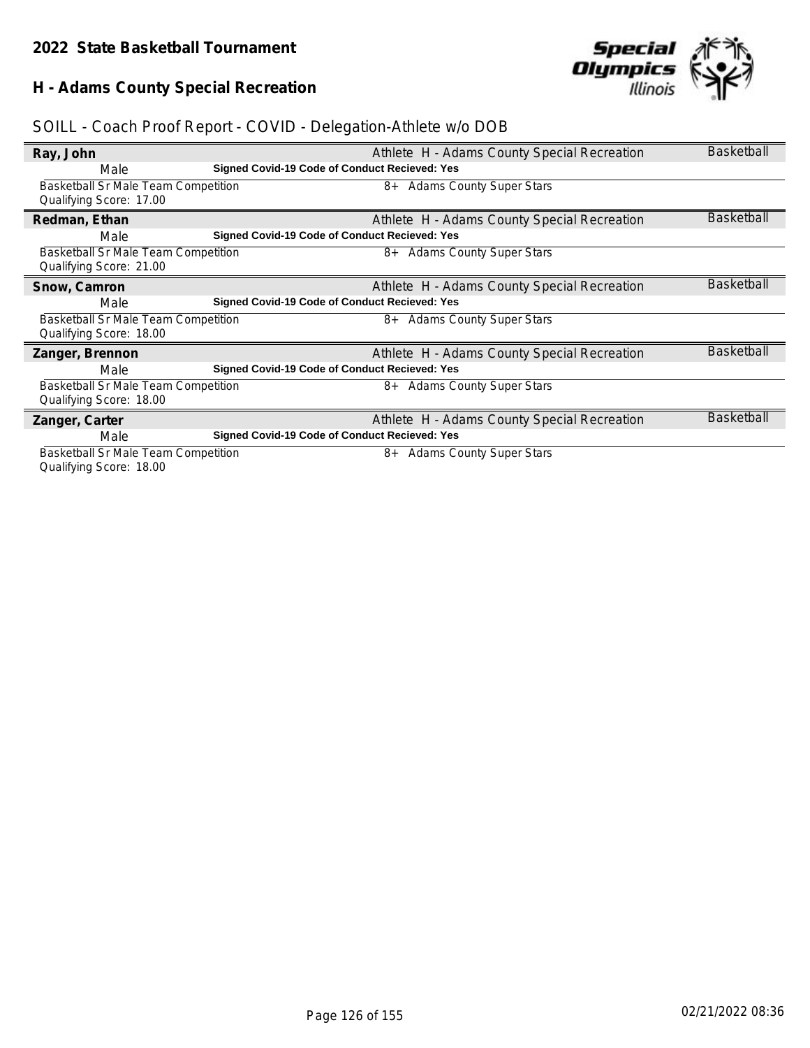## 2022 State Basketball Tournament

## H - Adams County Special Recreation

SOILL - Coach Proof Report - COVID - Delegation-Athlete w/o DOB

**Ray, John** — Athlete H - Adams County Special Recreation — Basketball

Male — **Signed Covid-19 Code of Conduct Recieved: Yes**

Basketball Sr Male Team Competition — 8+ Adams County Super Stars

Qualifying Score: 17.00

**Redman, Ethan** — Athlete H - Adams County Special Recreation — Basketball

Male — **Signed Covid-19 Code of Conduct Recieved: Yes**

Basketball Sr Male Team Competition — 8+ Adams County Super Stars

Qualifying Score: 21.00

**Snow, Camron** — Athlete H - Adams County Special Recreation — Basketball

Male — **Signed Covid-19 Code of Conduct Recieved: Yes**

Basketball Sr Male Team Competition — 8+ Adams County Super Stars

Qualifying Score: 18.00

**Zanger, Brennon** — Athlete H - Adams County Special Recreation — Basketball

Male — **Signed Covid-19 Code of Conduct Recieved: Yes**

Basketball Sr Male Team Competition — 8+ Adams County Super Stars

Qualifying Score: 18.00

**Zanger, Carter** — Athlete H - Adams County Special Recreation — Basketball

Male — **Signed Covid-19 Code of Conduct Recieved: Yes**

Basketball Sr Male Team Competition — 8+ Adams County Super Stars

Qualifying Score: 18.00

02/21/2022 08:36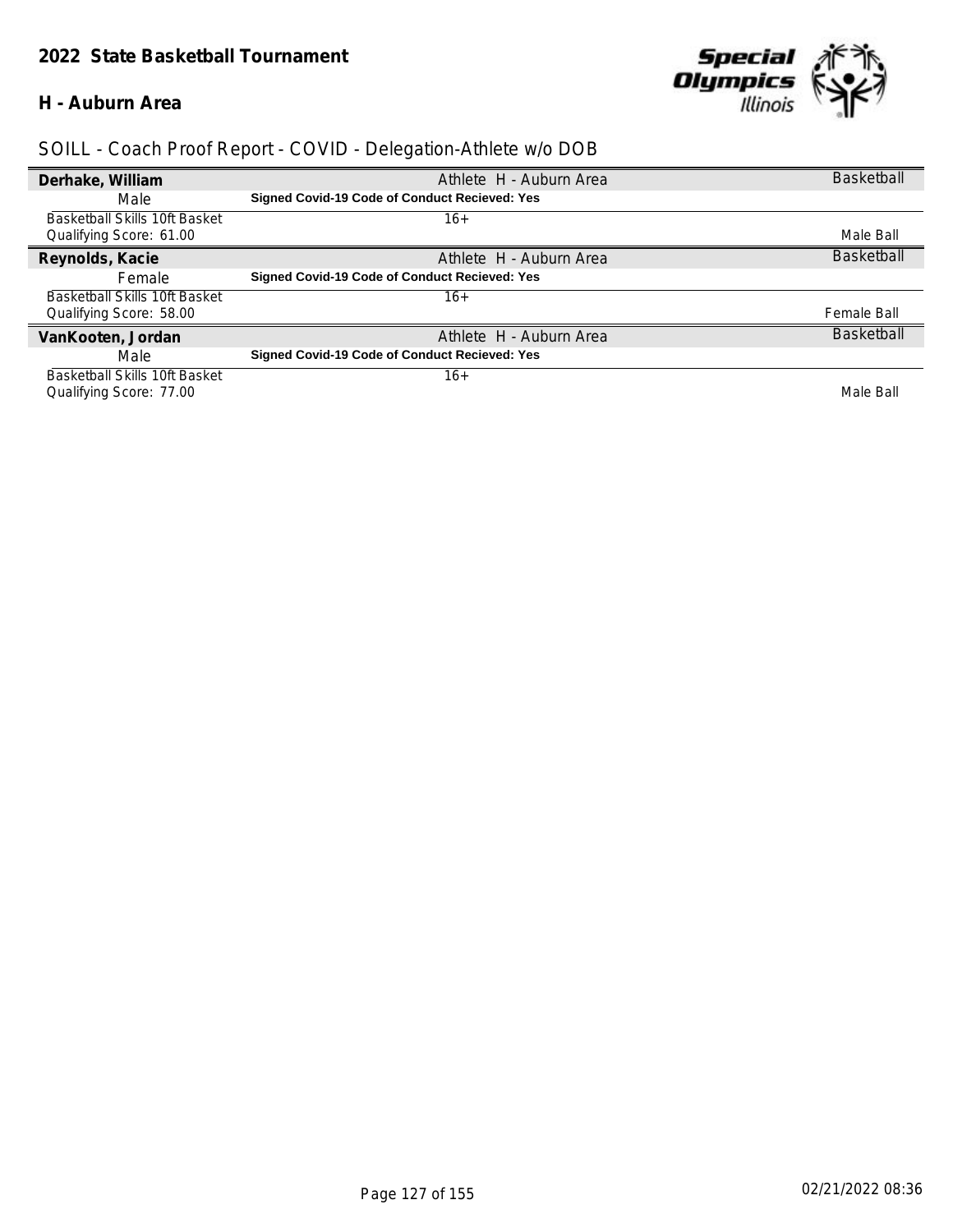## 2022 State Basketball Tournament

### H - Auburn Area

SOILL - Coach Proof Report - COVID - Delegation-Athlete w/o DOB

| **Derhake, William** | Athlete H - Auburn Area | Basketball |
|---|---|---|
| Male | **Signed Covid-19 Code of Conduct Recieved: Yes** | |
| Basketball Skills 10ft Basket | 16+ | |
| Qualifying Score: 61.00 | | Male Ball |
| **Reynolds, Kacie** | Athlete H - Auburn Area | Basketball |
| Female | **Signed Covid-19 Code of Conduct Recieved: Yes** | |
| Basketball Skills 10ft Basket | 16+ | |
| Qualifying Score: 58.00 | | Female Ball |
| **VanKooten, Jordan** | Athlete H - Auburn Area | Basketball |
| Male | **Signed Covid-19 Code of Conduct Recieved: Yes** | |
| Basketball Skills 10ft Basket | 16+ | |
| Qualifying Score: 77.00 | | Male Ball |

02/21/2022 08:36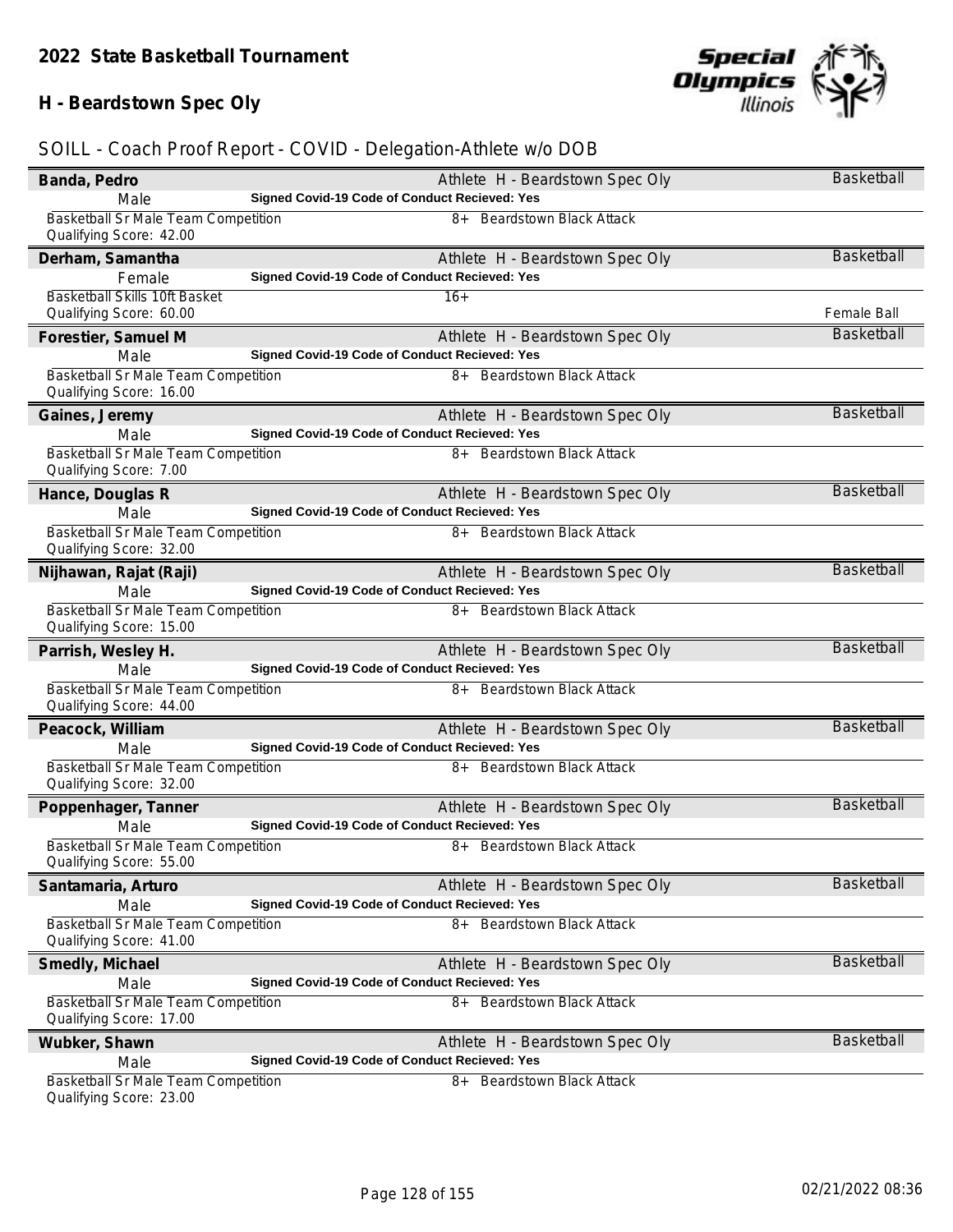## 2022 State Basketball Tournament

## H - Beardstown Spec Oly

SOILL - Coach Proof Report - COVID - Delegation-Athlete w/o DOB

**Banda, Pedro** — Athlete H - Beardstown Spec Oly — Basketball
Male — **Signed Covid-19 Code of Conduct Recieved: Yes**
Basketball Sr Male Team Competition — 8+ Beardstown Black Attack
Qualifying Score: 42.00

**Derham, Samantha** — Athlete H - Beardstown Spec Oly — Basketball
Female — **Signed Covid-19 Code of Conduct Recieved: Yes**
Basketball Skills 10ft Basket — 16+
Qualifying Score: 60.00 — Female Ball

**Forestier, Samuel M** — Athlete H - Beardstown Spec Oly — Basketball
Male — **Signed Covid-19 Code of Conduct Recieved: Yes**
Basketball Sr Male Team Competition — 8+ Beardstown Black Attack
Qualifying Score: 16.00

**Gaines, Jeremy** — Athlete H - Beardstown Spec Oly — Basketball
Male — **Signed Covid-19 Code of Conduct Recieved: Yes**
Basketball Sr Male Team Competition — 8+ Beardstown Black Attack
Qualifying Score: 7.00

**Hance, Douglas R** — Athlete H - Beardstown Spec Oly — Basketball
Male — **Signed Covid-19 Code of Conduct Recieved: Yes**
Basketball Sr Male Team Competition — 8+ Beardstown Black Attack
Qualifying Score: 32.00

**Nijhawan, Rajat (Raji)** — Athlete H - Beardstown Spec Oly — Basketball
Male — **Signed Covid-19 Code of Conduct Recieved: Yes**
Basketball Sr Male Team Competition — 8+ Beardstown Black Attack
Qualifying Score: 15.00

**Parrish, Wesley H.** — Athlete H - Beardstown Spec Oly — Basketball
Male — **Signed Covid-19 Code of Conduct Recieved: Yes**
Basketball Sr Male Team Competition — 8+ Beardstown Black Attack
Qualifying Score: 44.00

**Peacock, William** — Athlete H - Beardstown Spec Oly — Basketball
Male — **Signed Covid-19 Code of Conduct Recieved: Yes**
Basketball Sr Male Team Competition — 8+ Beardstown Black Attack
Qualifying Score: 32.00

**Poppenhager, Tanner** — Athlete H - Beardstown Spec Oly — Basketball
Male — **Signed Covid-19 Code of Conduct Recieved: Yes**
Basketball Sr Male Team Competition — 8+ Beardstown Black Attack
Qualifying Score: 55.00

**Santamaria, Arturo** — Athlete H - Beardstown Spec Oly — Basketball
Male — **Signed Covid-19 Code of Conduct Recieved: Yes**
Basketball Sr Male Team Competition — 8+ Beardstown Black Attack
Qualifying Score: 41.00

**Smedly, Michael** — Athlete H - Beardstown Spec Oly — Basketball
Male — **Signed Covid-19 Code of Conduct Recieved: Yes**
Basketball Sr Male Team Competition — 8+ Beardstown Black Attack
Qualifying Score: 17.00

**Wubker, Shawn** — Athlete H - Beardstown Spec Oly — Basketball
Male — **Signed Covid-19 Code of Conduct Recieved: Yes**
Basketball Sr Male Team Competition — 8+ Beardstown Black Attack
Qualifying Score: 23.00

02/21/2022 08:36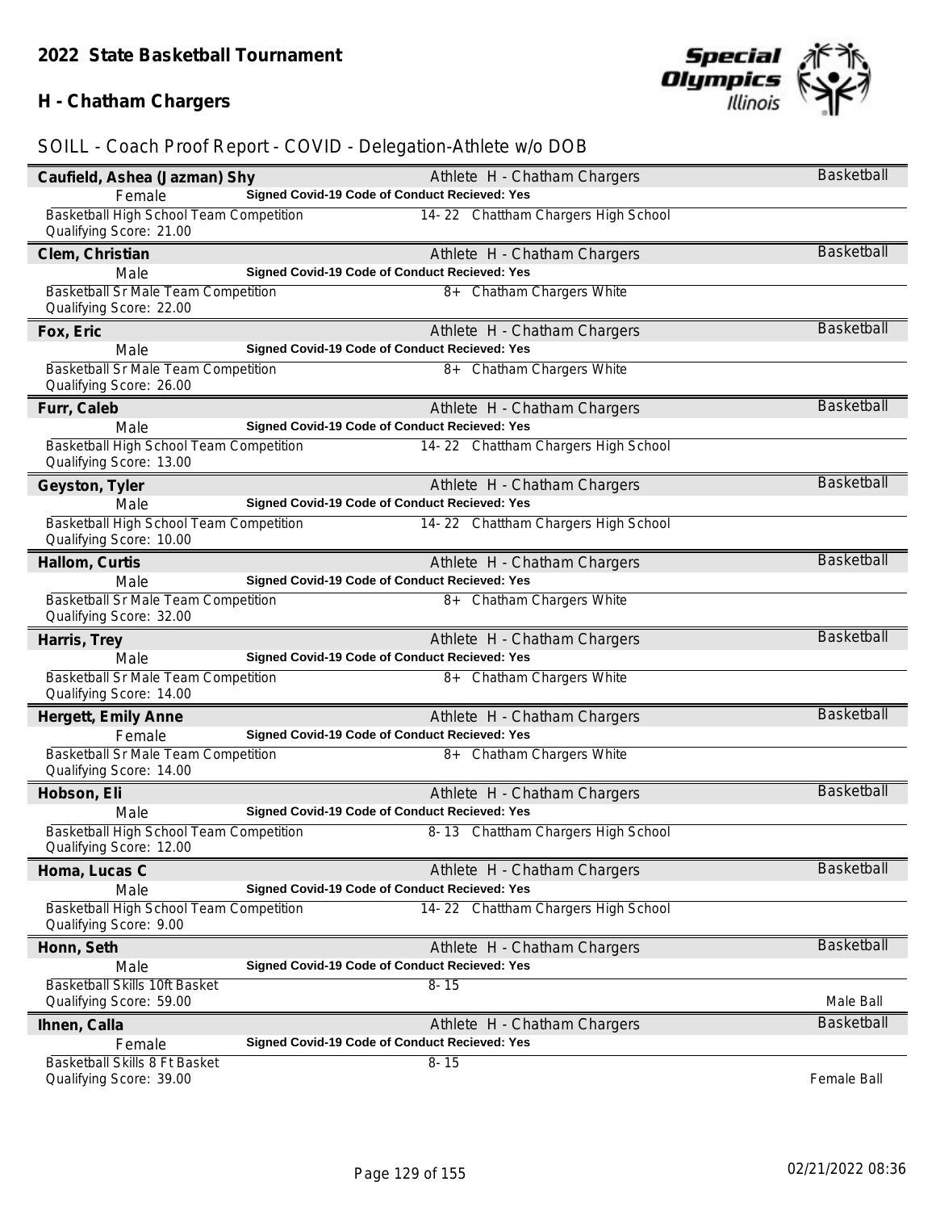## 2022 State Basketball Tournament

## H - Chatham Chargers

### SOILL - Coach Proof Report - COVID - Delegation-Athlete w/o DOB

**Caufield, Ashea (Jazman) Shy** — Athlete H - Chatham Chargers — Basketball
Female — **Signed Covid-19 Code of Conduct Recieved: Yes**
Basketball High School Team Competition — 14- 22 Chattham Chargers High School
Qualifying Score: 21.00

**Clem, Christian** — Athlete H - Chatham Chargers — Basketball
Male — **Signed Covid-19 Code of Conduct Recieved: Yes**
Basketball Sr Male Team Competition — 8+ Chatham Chargers White
Qualifying Score: 22.00

**Fox, Eric** — Athlete H - Chatham Chargers — Basketball
Male — **Signed Covid-19 Code of Conduct Recieved: Yes**
Basketball Sr Male Team Competition — 8+ Chatham Chargers White
Qualifying Score: 26.00

**Furr, Caleb** — Athlete H - Chatham Chargers — Basketball
Male — **Signed Covid-19 Code of Conduct Recieved: Yes**
Basketball High School Team Competition — 14- 22 Chattham Chargers High School
Qualifying Score: 13.00

**Geyston, Tyler** — Athlete H - Chatham Chargers — Basketball
Male — **Signed Covid-19 Code of Conduct Recieved: Yes**
Basketball High School Team Competition — 14- 22 Chattham Chargers High School
Qualifying Score: 10.00

**Hallom, Curtis** — Athlete H - Chatham Chargers — Basketball
Male — **Signed Covid-19 Code of Conduct Recieved: Yes**
Basketball Sr Male Team Competition — 8+ Chatham Chargers White
Qualifying Score: 32.00

**Harris, Trey** — Athlete H - Chatham Chargers — Basketball
Male — **Signed Covid-19 Code of Conduct Recieved: Yes**
Basketball Sr Male Team Competition — 8+ Chatham Chargers White
Qualifying Score: 14.00

**Hergett, Emily Anne** — Athlete H - Chatham Chargers — Basketball
Female — **Signed Covid-19 Code of Conduct Recieved: Yes**
Basketball Sr Male Team Competition — 8+ Chatham Chargers White
Qualifying Score: 14.00

**Hobson, Eli** — Athlete H - Chatham Chargers — Basketball
Male — **Signed Covid-19 Code of Conduct Recieved: Yes**
Basketball High School Team Competition — 8- 13 Chattham Chargers High School
Qualifying Score: 12.00

**Homa, Lucas C** — Athlete H - Chatham Chargers — Basketball
Male — **Signed Covid-19 Code of Conduct Recieved: Yes**
Basketball High School Team Competition — 14- 22 Chattham Chargers High School
Qualifying Score: 9.00

**Honn, Seth** — Athlete H - Chatham Chargers — Basketball
Male — **Signed Covid-19 Code of Conduct Recieved: Yes**
Basketball Skills 10ft Basket — 8- 15
Qualifying Score: 59.00 — Male Ball

**Ihnen, Calla** — Athlete H - Chatham Chargers — Basketball
Female — **Signed Covid-19 Code of Conduct Recieved: Yes**
Basketball Skills 8 Ft Basket — 8- 15
Qualifying Score: 39.00 — Female Ball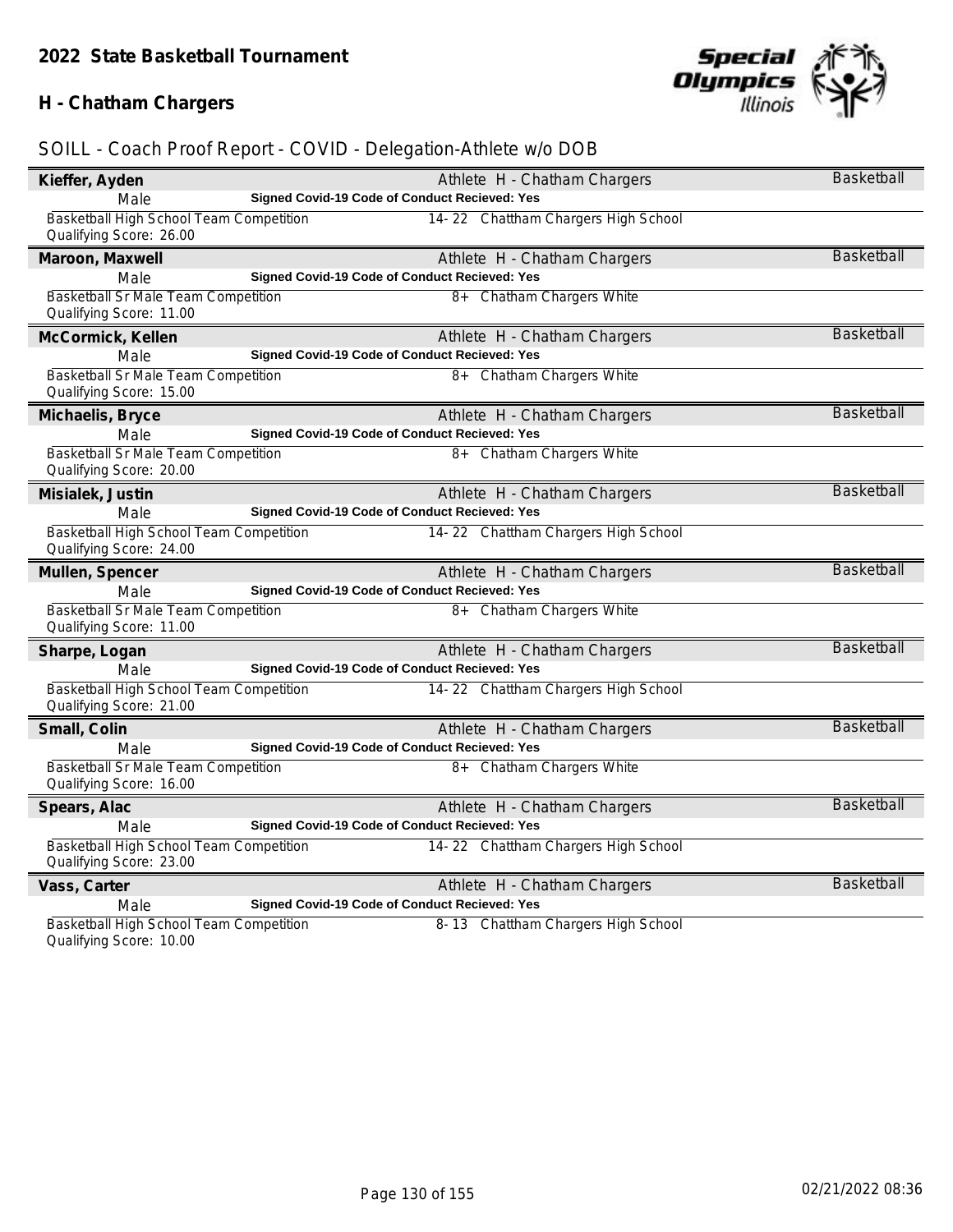## 2022 State Basketball Tournament

### H - Chatham Chargers

SOILL - Coach Proof Report - COVID - Delegation-Athlete w/o DOB

**Kieffer, Ayden** — Athlete H - Chatham Chargers — Basketball
Male — **Signed Covid-19 Code of Conduct Recieved: Yes**
Basketball High School Team Competition — 14- 22 Chattham Chargers High School
Qualifying Score: 26.00

**Maroon, Maxwell** — Athlete H - Chatham Chargers — Basketball
Male — **Signed Covid-19 Code of Conduct Recieved: Yes**
Basketball Sr Male Team Competition — 8+ Chatham Chargers White
Qualifying Score: 11.00

**McCormick, Kellen** — Athlete H - Chatham Chargers — Basketball
Male — **Signed Covid-19 Code of Conduct Recieved: Yes**
Basketball Sr Male Team Competition — 8+ Chatham Chargers White
Qualifying Score: 15.00

**Michaelis, Bryce** — Athlete H - Chatham Chargers — Basketball
Male — **Signed Covid-19 Code of Conduct Recieved: Yes**
Basketball Sr Male Team Competition — 8+ Chatham Chargers White
Qualifying Score: 20.00

**Misialek, Justin** — Athlete H - Chatham Chargers — Basketball
Male — **Signed Covid-19 Code of Conduct Recieved: Yes**
Basketball High School Team Competition — 14- 22 Chattham Chargers High School
Qualifying Score: 24.00

**Mullen, Spencer** — Athlete H - Chatham Chargers — Basketball
Male — **Signed Covid-19 Code of Conduct Recieved: Yes**
Basketball Sr Male Team Competition — 8+ Chatham Chargers White
Qualifying Score: 11.00

**Sharpe, Logan** — Athlete H - Chatham Chargers — Basketball
Male — **Signed Covid-19 Code of Conduct Recieved: Yes**
Basketball High School Team Competition — 14- 22 Chattham Chargers High School
Qualifying Score: 21.00

**Small, Colin** — Athlete H - Chatham Chargers — Basketball
Male — **Signed Covid-19 Code of Conduct Recieved: Yes**
Basketball Sr Male Team Competition — 8+ Chatham Chargers White
Qualifying Score: 16.00

**Spears, Alac** — Athlete H - Chatham Chargers — Basketball
Male — **Signed Covid-19 Code of Conduct Recieved: Yes**
Basketball High School Team Competition — 14- 22 Chattham Chargers High School
Qualifying Score: 23.00

**Vass, Carter** — Athlete H - Chatham Chargers — Basketball
Male — **Signed Covid-19 Code of Conduct Recieved: Yes**
Basketball High School Team Competition — 8- 13 Chattham Chargers High School
Qualifying Score: 10.00

02/21/2022 08:36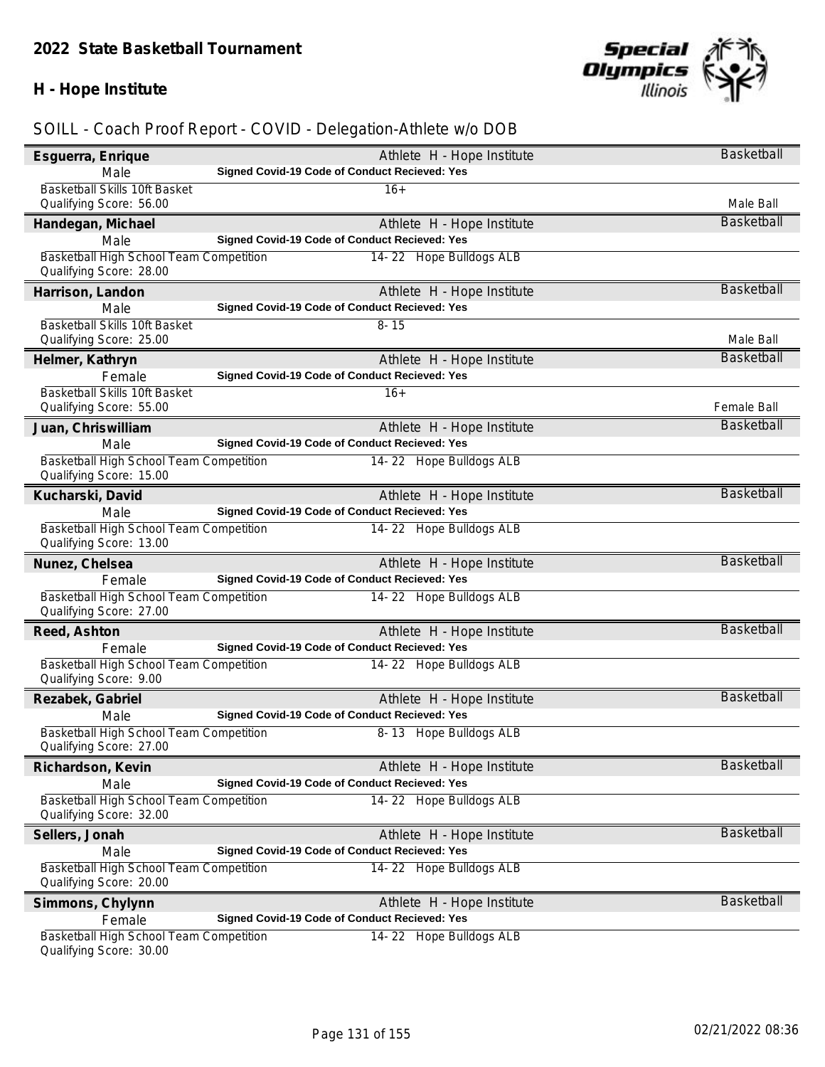## 2022 State Basketball Tournament

### H - Hope Institute

SOILL - Coach Proof Report - COVID - Delegation-Athlete w/o DOB

**Esguerra, Enrique** — Athlete H - Hope Institute — Basketball
Male — Signed Covid-19 Code of Conduct Recieved: Yes
Basketball Skills 10ft Basket — 16+
Qualifying Score: 56.00 — Male Ball

**Handegan, Michael** — Athlete H - Hope Institute — Basketball
Male — Signed Covid-19 Code of Conduct Recieved: Yes
Basketball High School Team Competition — 14- 22 Hope Bulldogs ALB
Qualifying Score: 28.00

**Harrison, Landon** — Athlete H - Hope Institute — Basketball
Male — Signed Covid-19 Code of Conduct Recieved: Yes
Basketball Skills 10ft Basket — 8- 15
Qualifying Score: 25.00 — Male Ball

**Helmer, Kathryn** — Athlete H - Hope Institute — Basketball
Female — Signed Covid-19 Code of Conduct Recieved: Yes
Basketball Skills 10ft Basket — 16+
Qualifying Score: 55.00 — Female Ball

**Juan, Chriswilliam** — Athlete H - Hope Institute — Basketball
Male — Signed Covid-19 Code of Conduct Recieved: Yes
Basketball High School Team Competition — 14- 22 Hope Bulldogs ALB
Qualifying Score: 15.00

**Kucharski, David** — Athlete H - Hope Institute — Basketball
Male — Signed Covid-19 Code of Conduct Recieved: Yes
Basketball High School Team Competition — 14- 22 Hope Bulldogs ALB
Qualifying Score: 13.00

**Nunez, Chelsea** — Athlete H - Hope Institute — Basketball
Female — Signed Covid-19 Code of Conduct Recieved: Yes
Basketball High School Team Competition — 14- 22 Hope Bulldogs ALB
Qualifying Score: 27.00

**Reed, Ashton** — Athlete H - Hope Institute — Basketball
Female — Signed Covid-19 Code of Conduct Recieved: Yes
Basketball High School Team Competition — 14- 22 Hope Bulldogs ALB
Qualifying Score: 9.00

**Rezabek, Gabriel** — Athlete H - Hope Institute — Basketball
Male — Signed Covid-19 Code of Conduct Recieved: Yes
Basketball High School Team Competition — 8- 13 Hope Bulldogs ALB
Qualifying Score: 27.00

**Richardson, Kevin** — Athlete H - Hope Institute — Basketball
Male — Signed Covid-19 Code of Conduct Recieved: Yes
Basketball High School Team Competition — 14- 22 Hope Bulldogs ALB
Qualifying Score: 32.00

**Sellers, Jonah** — Athlete H - Hope Institute — Basketball
Male — Signed Covid-19 Code of Conduct Recieved: Yes
Basketball High School Team Competition — 14- 22 Hope Bulldogs ALB
Qualifying Score: 20.00

**Simmons, Chylynn** — Athlete H - Hope Institute — Basketball
Female — Signed Covid-19 Code of Conduct Recieved: Yes
Basketball High School Team Competition — 14- 22 Hope Bulldogs ALB
Qualifying Score: 30.00

02/21/2022 08:36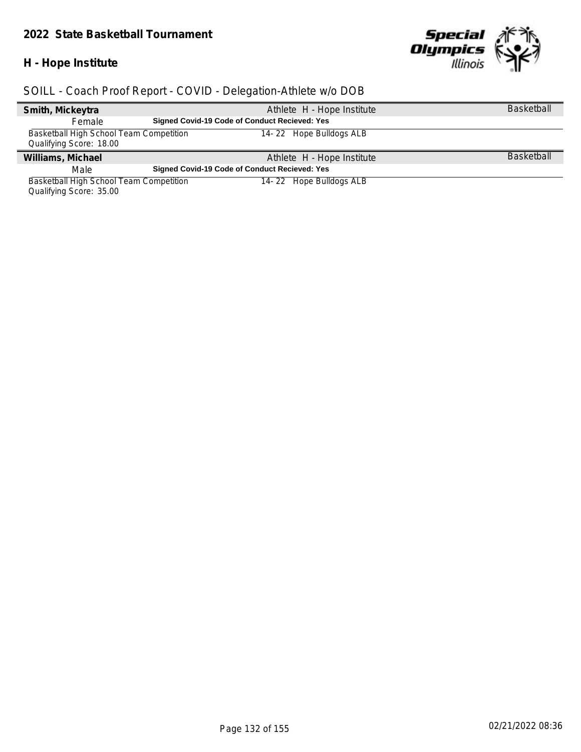## 2022 State Basketball Tournament

### H - Hope Institute

SOILL - Coach Proof Report - COVID - Delegation-Athlete w/o DOB

| **Smith, Mickeytra** | Athlete H - Hope Institute | Basketball |
|---|---|---|
| Female | **Signed Covid-19 Code of Conduct Recieved: Yes** | |
| Basketball High School Team Competition<br>Qualifying Score: 18.00 | 14- 22 Hope Bulldogs ALB | |
| **Williams, Michael** | Athlete H - Hope Institute | Basketball |
| Male | **Signed Covid-19 Code of Conduct Recieved: Yes** | |
| Basketball High School Team Competition<br>Qualifying Score: 35.00 | 14- 22 Hope Bulldogs ALB | |

02/21/2022 08:36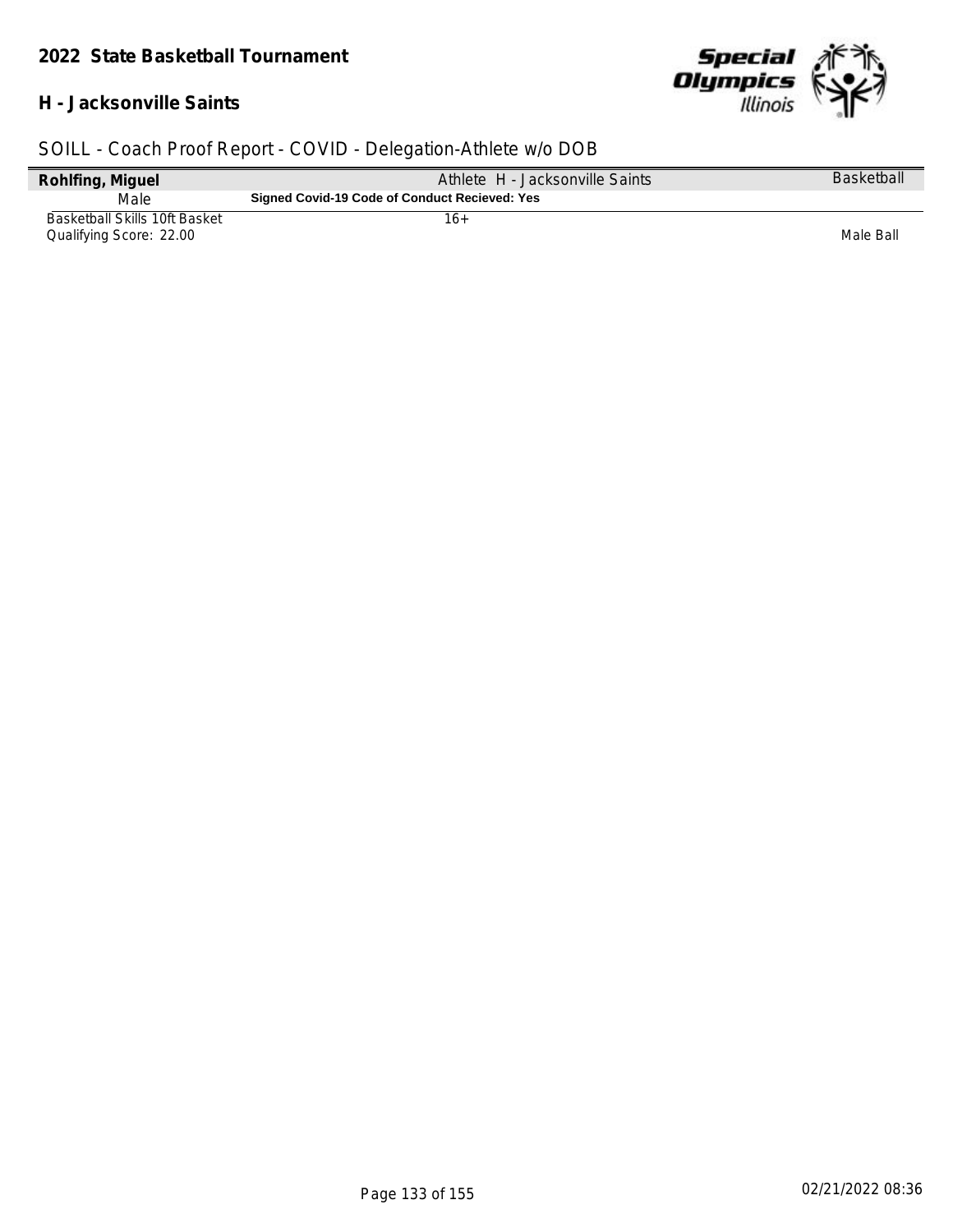**2022 State Basketball Tournament**

**H - Jacksonville Saints**

SOILL - Coach Proof Report - COVID - Delegation-Athlete w/o DOB

| **Rohlfing, Miguel** | Athlete H - Jacksonville Saints | Basketball |
|---|---|---|
| Male | **Signed Covid-19 Code of Conduct Recieved: Yes** | |
| Basketball Skills 10ft Basket<br>Qualifying Score: 22.00 | 16+ | Male Ball |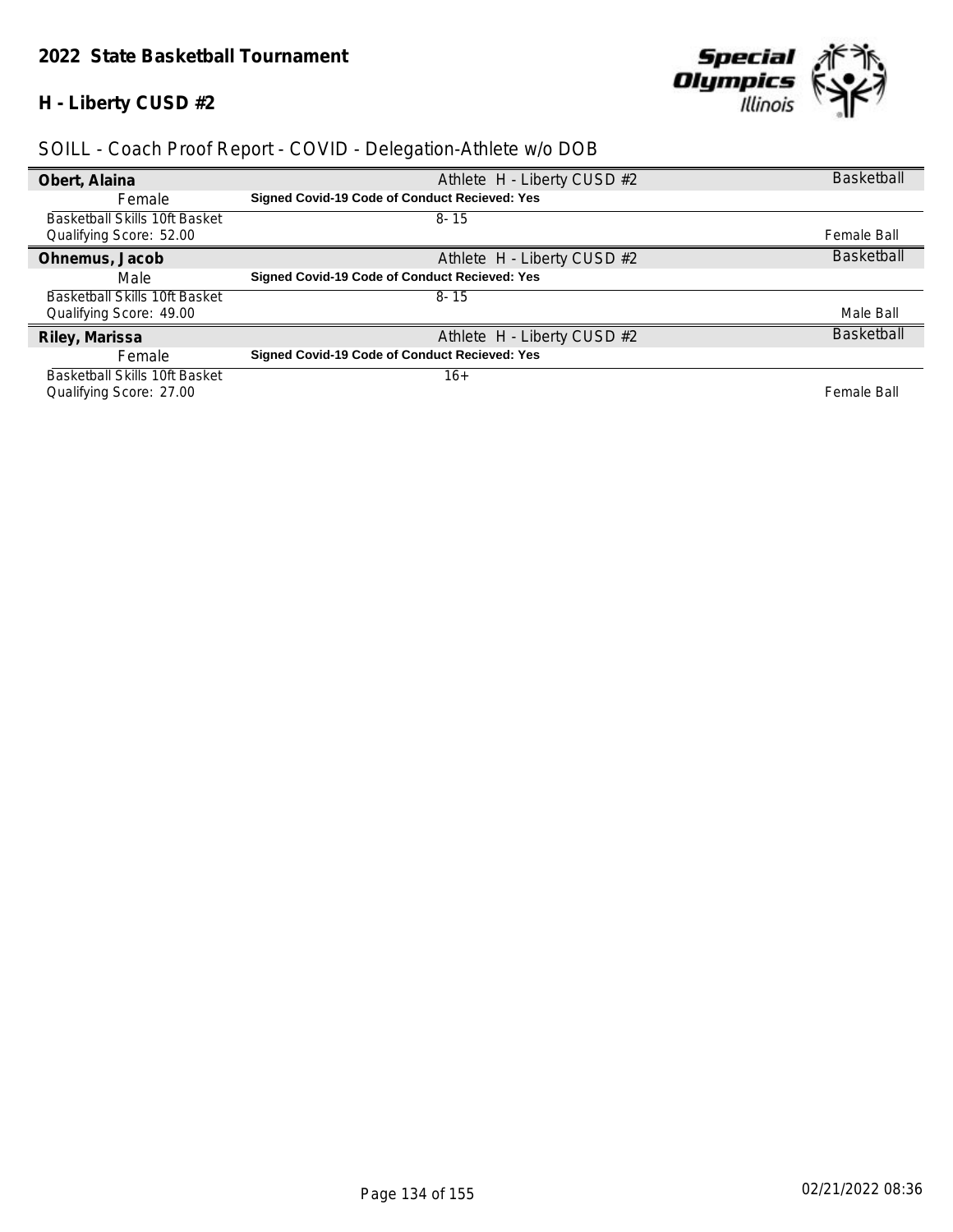## 2022 State Basketball Tournament

### H - Liberty CUSD #2

SOILL - Coach Proof Report - COVID - Delegation-Athlete w/o DOB

| | | |
|---|---|---|
| **Obert, Alaina** | Athlete H - Liberty CUSD #2 | Basketball |
| Female | **Signed Covid-19 Code of Conduct Recieved: Yes** | |
| Basketball Skills 10ft Basket | 8- 15 | |
| Qualifying Score: 52.00 | | Female Ball |
| **Ohnemus, Jacob** | Athlete H - Liberty CUSD #2 | Basketball |
| Male | **Signed Covid-19 Code of Conduct Recieved: Yes** | |
| Basketball Skills 10ft Basket | 8- 15 | |
| Qualifying Score: 49.00 | | Male Ball |
| **Riley, Marissa** | Athlete H - Liberty CUSD #2 | Basketball |
| Female | **Signed Covid-19 Code of Conduct Recieved: Yes** | |
| Basketball Skills 10ft Basket | 16+ | |
| Qualifying Score: 27.00 | | Female Ball |

02/21/2022 08:36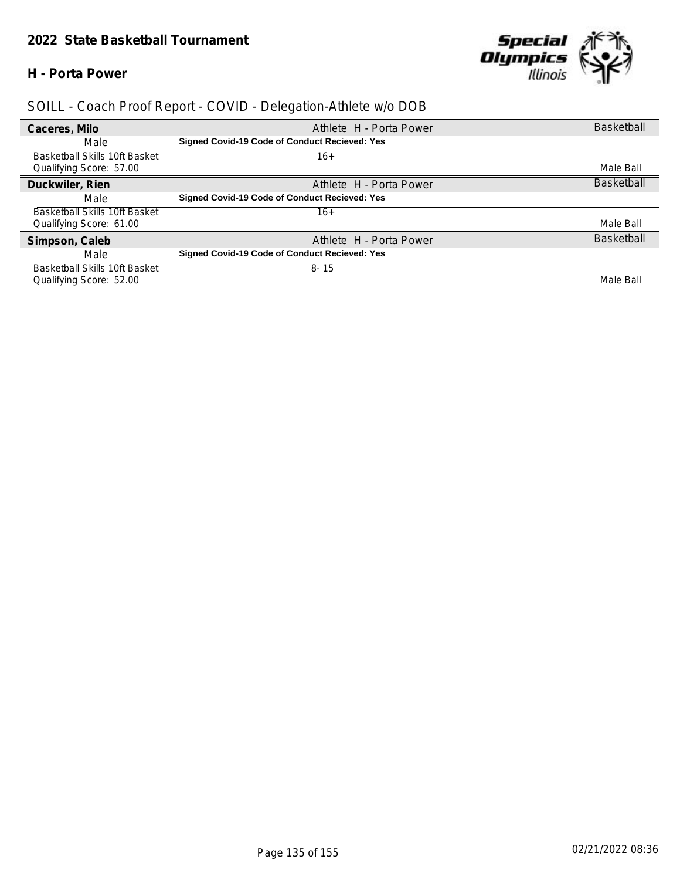**2022 State Basketball Tournament**

**H - Porta Power**

SOILL - Coach Proof Report - COVID - Delegation-Athlete w/o DOB

| | | |
|---|---|---|
| **Caceres, Milo** | Athlete H - Porta Power | Basketball |
| Male | **Signed Covid-19 Code of Conduct Recieved: Yes** | |
| Basketball Skills 10ft Basket | 16+ | |
| Qualifying Score: 57.00 | | Male Ball |
| **Duckwiler, Rien** | Athlete H - Porta Power | Basketball |
| Male | **Signed Covid-19 Code of Conduct Recieved: Yes** | |
| Basketball Skills 10ft Basket | 16+ | |
| Qualifying Score: 61.00 | | Male Ball |
| **Simpson, Caleb** | Athlete H - Porta Power | Basketball |
| Male | **Signed Covid-19 Code of Conduct Recieved: Yes** | |
| Basketball Skills 10ft Basket | 8- 15 | |
| Qualifying Score: 52.00 | | Male Ball |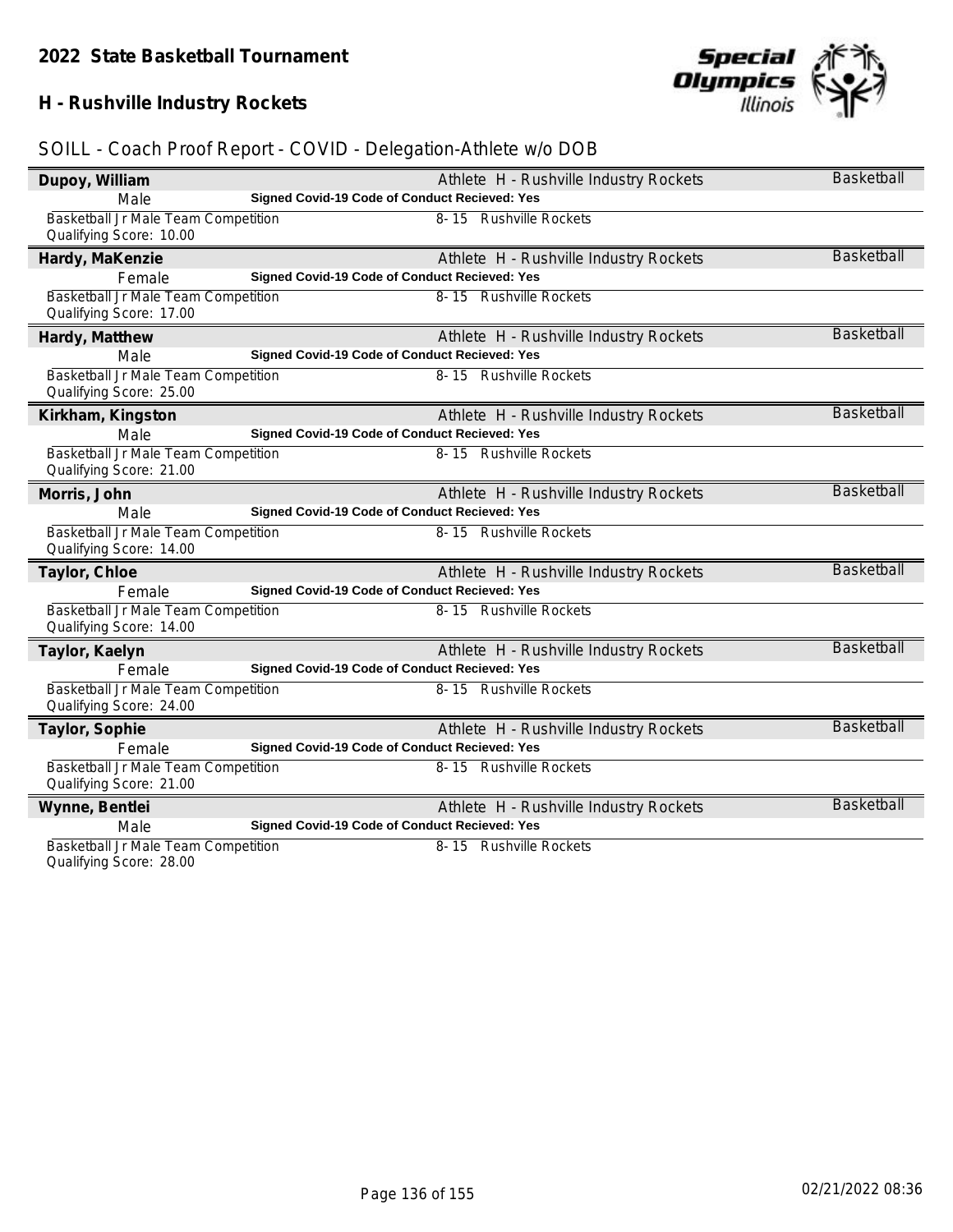## 2022 State Basketball Tournament

## H - Rushville Industry Rockets

SOILL - Coach Proof Report - COVID - Delegation-Athlete w/o DOB

| Name | Role / Delegation | Sport |
|---|---|---|
| **Dupoy, William** | Athlete H - Rushville Industry Rockets | Basketball |
| Male | **Signed Covid-19 Code of Conduct Recieved: Yes** | |
| Basketball Jr Male Team Competition<br>Qualifying Score: 10.00 | 8-15 Rushville Rockets | |
| **Hardy, MaKenzie** | Athlete H - Rushville Industry Rockets | Basketball |
| Female | **Signed Covid-19 Code of Conduct Recieved: Yes** | |
| Basketball Jr Male Team Competition<br>Qualifying Score: 17.00 | 8-15 Rushville Rockets | |
| **Hardy, Matthew** | Athlete H - Rushville Industry Rockets | Basketball |
| Male | **Signed Covid-19 Code of Conduct Recieved: Yes** | |
| Basketball Jr Male Team Competition<br>Qualifying Score: 25.00 | 8-15 Rushville Rockets | |
| **Kirkham, Kingston** | Athlete H - Rushville Industry Rockets | Basketball |
| Male | **Signed Covid-19 Code of Conduct Recieved: Yes** | |
| Basketball Jr Male Team Competition<br>Qualifying Score: 21.00 | 8-15 Rushville Rockets | |
| **Morris, John** | Athlete H - Rushville Industry Rockets | Basketball |
| Male | **Signed Covid-19 Code of Conduct Recieved: Yes** | |
| Basketball Jr Male Team Competition<br>Qualifying Score: 14.00 | 8-15 Rushville Rockets | |
| **Taylor, Chloe** | Athlete H - Rushville Industry Rockets | Basketball |
| Female | **Signed Covid-19 Code of Conduct Recieved: Yes** | |
| Basketball Jr Male Team Competition<br>Qualifying Score: 14.00 | 8-15 Rushville Rockets | |
| **Taylor, Kaelyn** | Athlete H - Rushville Industry Rockets | Basketball |
| Female | **Signed Covid-19 Code of Conduct Recieved: Yes** | |
| Basketball Jr Male Team Competition<br>Qualifying Score: 24.00 | 8-15 Rushville Rockets | |
| **Taylor, Sophie** | Athlete H - Rushville Industry Rockets | Basketball |
| Female | **Signed Covid-19 Code of Conduct Recieved: Yes** | |
| Basketball Jr Male Team Competition<br>Qualifying Score: 21.00 | 8-15 Rushville Rockets | |
| **Wynne, Bentlei** | Athlete H - Rushville Industry Rockets | Basketball |
| Male | **Signed Covid-19 Code of Conduct Recieved: Yes** | |
| Basketball Jr Male Team Competition<br>Qualifying Score: 28.00 | 8-15 Rushville Rockets | |

02/21/2022 08:36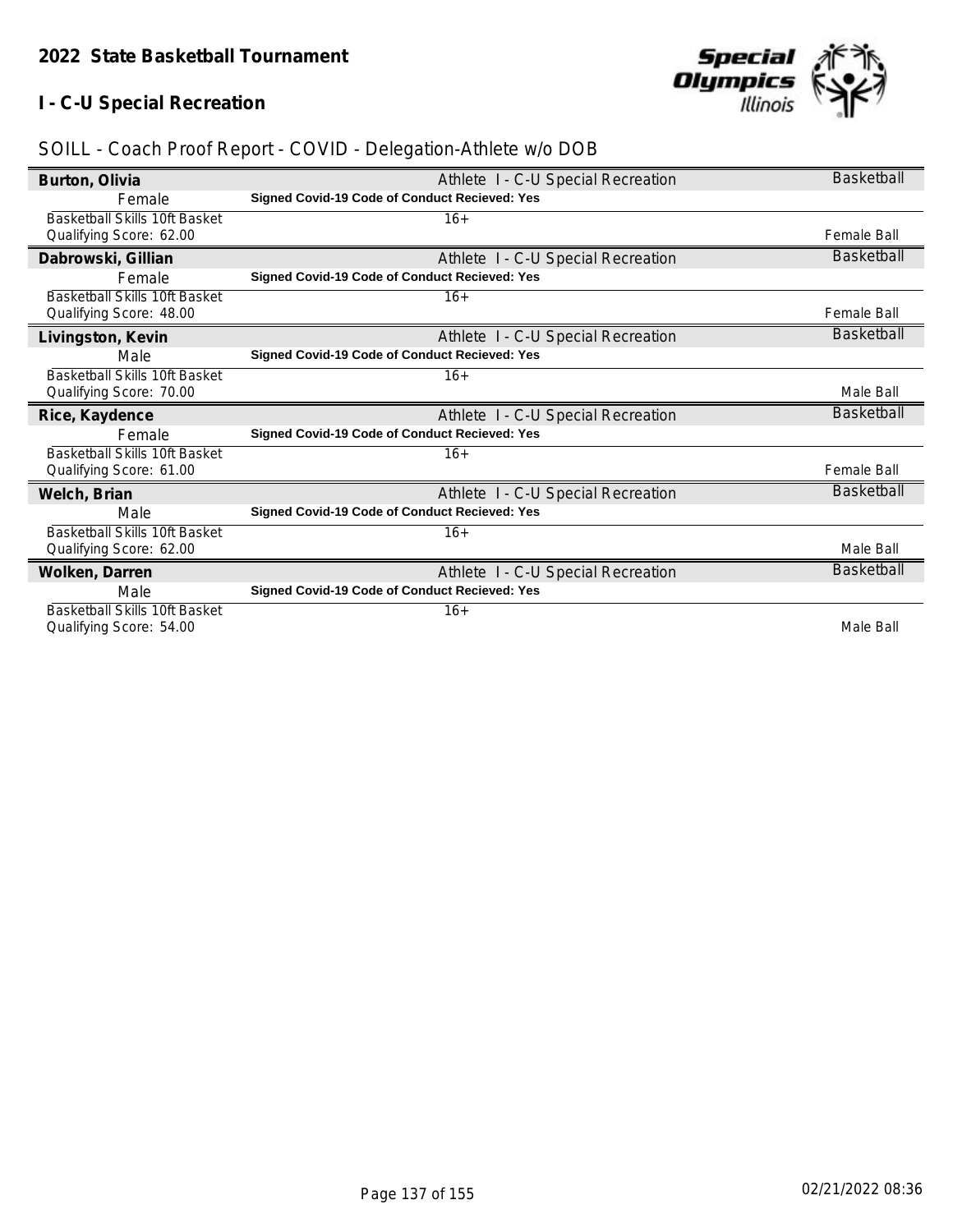## 2022 State Basketball Tournament

## I - C-U Special Recreation

SOILL - Coach Proof Report - COVID - Delegation-Athlete w/o DOB

| Name | Role / Delegation | Sport |
|---|---|---|
| **Burton, Olivia** | Athlete I - C-U Special Recreation | Basketball |
| Female | **Signed Covid-19 Code of Conduct Recieved: Yes** | |
| Basketball Skills 10ft Basket<br>Qualifying Score: 62.00 | 16+ | Female Ball |
| **Dabrowski, Gillian** | Athlete I - C-U Special Recreation | Basketball |
| Female | **Signed Covid-19 Code of Conduct Recieved: Yes** | |
| Basketball Skills 10ft Basket<br>Qualifying Score: 48.00 | 16+ | Female Ball |
| **Livingston, Kevin** | Athlete I - C-U Special Recreation | Basketball |
| Male | **Signed Covid-19 Code of Conduct Recieved: Yes** | |
| Basketball Skills 10ft Basket<br>Qualifying Score: 70.00 | 16+ | Male Ball |
| **Rice, Kaydence** | Athlete I - C-U Special Recreation | Basketball |
| Female | **Signed Covid-19 Code of Conduct Recieved: Yes** | |
| Basketball Skills 10ft Basket<br>Qualifying Score: 61.00 | 16+ | Female Ball |
| **Welch, Brian** | Athlete I - C-U Special Recreation | Basketball |
| Male | **Signed Covid-19 Code of Conduct Recieved: Yes** | |
| Basketball Skills 10ft Basket<br>Qualifying Score: 62.00 | 16+ | Male Ball |
| **Wolken, Darren** | Athlete I - C-U Special Recreation | Basketball |
| Male | **Signed Covid-19 Code of Conduct Recieved: Yes** | |
| Basketball Skills 10ft Basket<br>Qualifying Score: 54.00 | 16+ | Male Ball |

02/21/2022 08:36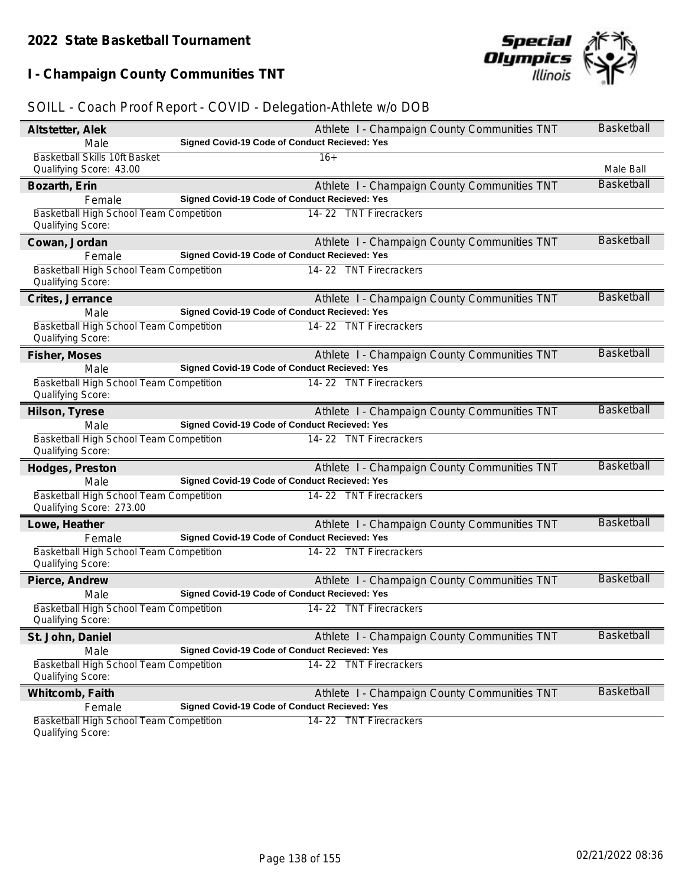## 2022 State Basketball Tournament

## I - Champaign County Communities TNT

### SOILL - Coach Proof Report - COVID - Delegation-Athlete w/o DOB

**Altstetter, Alek** — Athlete I - Champaign County Communities TNT — Basketball
Male — **Signed Covid-19 Code of Conduct Recieved: Yes**
Basketball Skills 10ft Basket — 16+
Qualifying Score: 43.00 — Male Ball

**Bozarth, Erin** — Athlete I - Champaign County Communities TNT — Basketball
Female — **Signed Covid-19 Code of Conduct Recieved: Yes**
Basketball High School Team Competition — 14- 22 TNT Firecrackers
Qualifying Score:

**Cowan, Jordan** — Athlete I - Champaign County Communities TNT — Basketball
Female — **Signed Covid-19 Code of Conduct Recieved: Yes**
Basketball High School Team Competition — 14- 22 TNT Firecrackers
Qualifying Score:

**Crites, Jerrance** — Athlete I - Champaign County Communities TNT — Basketball
Male — **Signed Covid-19 Code of Conduct Recieved: Yes**
Basketball High School Team Competition — 14- 22 TNT Firecrackers
Qualifying Score:

**Fisher, Moses** — Athlete I - Champaign County Communities TNT — Basketball
Male — **Signed Covid-19 Code of Conduct Recieved: Yes**
Basketball High School Team Competition — 14- 22 TNT Firecrackers
Qualifying Score:

**Hilson, Tyrese** — Athlete I - Champaign County Communities TNT — Basketball
Male — **Signed Covid-19 Code of Conduct Recieved: Yes**
Basketball High School Team Competition — 14- 22 TNT Firecrackers
Qualifying Score:

**Hodges, Preston** — Athlete I - Champaign County Communities TNT — Basketball
Male — **Signed Covid-19 Code of Conduct Recieved: Yes**
Basketball High School Team Competition — 14- 22 TNT Firecrackers
Qualifying Score: 273.00

**Lowe, Heather** — Athlete I - Champaign County Communities TNT — Basketball
Female — **Signed Covid-19 Code of Conduct Recieved: Yes**
Basketball High School Team Competition — 14- 22 TNT Firecrackers
Qualifying Score:

**Pierce, Andrew** — Athlete I - Champaign County Communities TNT — Basketball
Male — **Signed Covid-19 Code of Conduct Recieved: Yes**
Basketball High School Team Competition — 14- 22 TNT Firecrackers
Qualifying Score:

**St. John, Daniel** — Athlete I - Champaign County Communities TNT — Basketball
Male — **Signed Covid-19 Code of Conduct Recieved: Yes**
Basketball High School Team Competition — 14- 22 TNT Firecrackers
Qualifying Score:

**Whitcomb, Faith** — Athlete I - Champaign County Communities TNT — Basketball
Female — **Signed Covid-19 Code of Conduct Recieved: Yes**
Basketball High School Team Competition — 14- 22 TNT Firecrackers
Qualifying Score: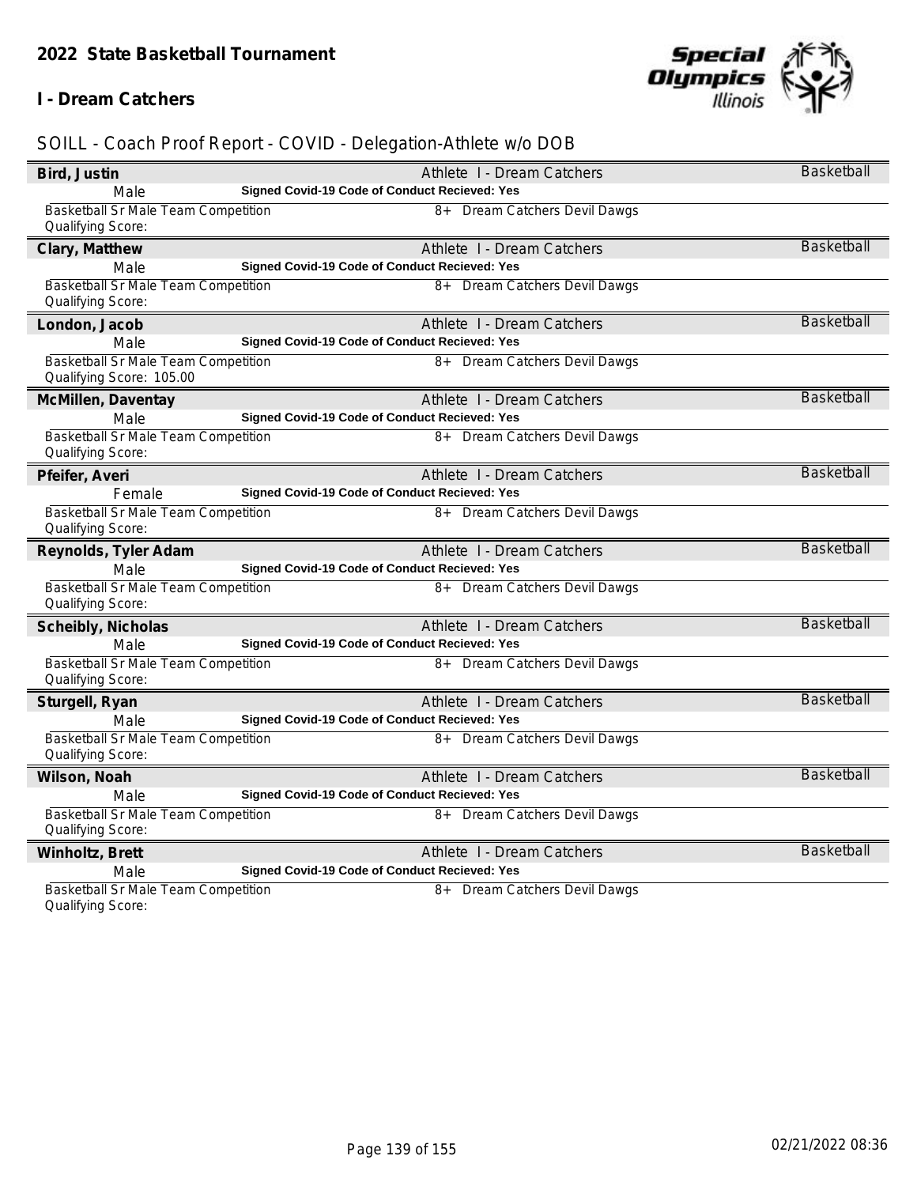## 2022 State Basketball Tournament

### I - Dream Catchers

SOILL - Coach Proof Report - COVID - Delegation-Athlete w/o DOB

| Name | Info | Sport |
|---|---|---|
| **Bird, Justin** | Athlete I - Dream Catchers | Basketball |
| Male | **Signed Covid-19 Code of Conduct Recieved: Yes** | |
| Basketball Sr Male Team Competition<br>Qualifying Score: | 8+ Dream Catchers Devil Dawgs | |
| **Clary, Matthew** | Athlete I - Dream Catchers | Basketball |
| Male | **Signed Covid-19 Code of Conduct Recieved: Yes** | |
| Basketball Sr Male Team Competition<br>Qualifying Score: | 8+ Dream Catchers Devil Dawgs | |
| **London, Jacob** | Athlete I - Dream Catchers | Basketball |
| Male | **Signed Covid-19 Code of Conduct Recieved: Yes** | |
| Basketball Sr Male Team Competition<br>Qualifying Score: 105.00 | 8+ Dream Catchers Devil Dawgs | |
| **McMillen, Daventay** | Athlete I - Dream Catchers | Basketball |
| Male | **Signed Covid-19 Code of Conduct Recieved: Yes** | |
| Basketball Sr Male Team Competition<br>Qualifying Score: | 8+ Dream Catchers Devil Dawgs | |
| **Pfeifer, Averi** | Athlete I - Dream Catchers | Basketball |
| Female | **Signed Covid-19 Code of Conduct Recieved: Yes** | |
| Basketball Sr Male Team Competition<br>Qualifying Score: | 8+ Dream Catchers Devil Dawgs | |
| **Reynolds, Tyler Adam** | Athlete I - Dream Catchers | Basketball |
| Male | **Signed Covid-19 Code of Conduct Recieved: Yes** | |
| Basketball Sr Male Team Competition<br>Qualifying Score: | 8+ Dream Catchers Devil Dawgs | |
| **Scheibly, Nicholas** | Athlete I - Dream Catchers | Basketball |
| Male | **Signed Covid-19 Code of Conduct Recieved: Yes** | |
| Basketball Sr Male Team Competition<br>Qualifying Score: | 8+ Dream Catchers Devil Dawgs | |
| **Sturgell, Ryan** | Athlete I - Dream Catchers | Basketball |
| Male | **Signed Covid-19 Code of Conduct Recieved: Yes** | |
| Basketball Sr Male Team Competition<br>Qualifying Score: | 8+ Dream Catchers Devil Dawgs | |
| **Wilson, Noah** | Athlete I - Dream Catchers | Basketball |
| Male | **Signed Covid-19 Code of Conduct Recieved: Yes** | |
| Basketball Sr Male Team Competition<br>Qualifying Score: | 8+ Dream Catchers Devil Dawgs | |
| **Winholtz, Brett** | Athlete I - Dream Catchers | Basketball |
| Male | **Signed Covid-19 Code of Conduct Recieved: Yes** | |
| Basketball Sr Male Team Competition<br>Qualifying Score: | 8+ Dream Catchers Devil Dawgs | |

02/21/2022 08:36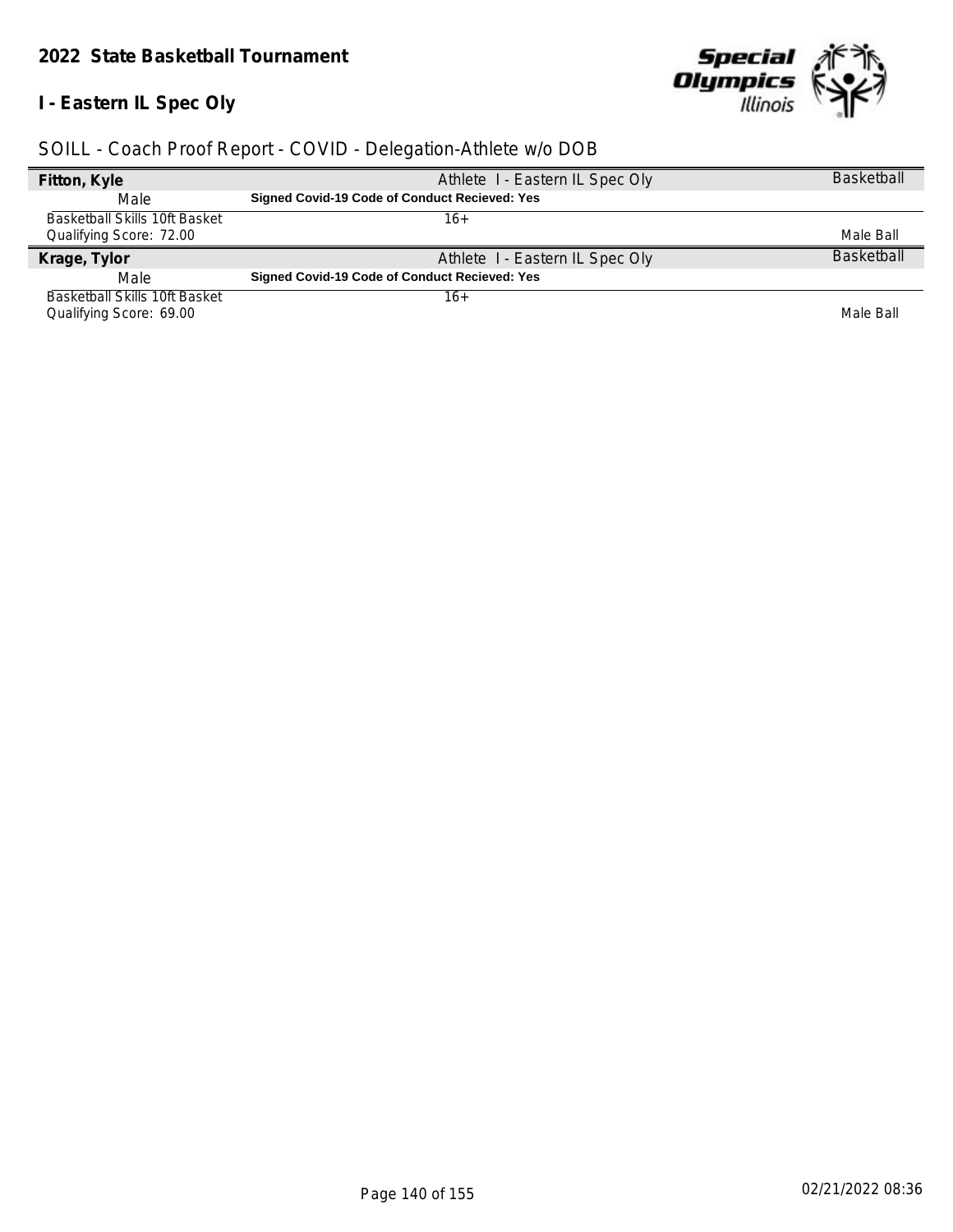## 2022 State Basketball Tournament

## I - Eastern IL Spec Oly

SOILL - Coach Proof Report - COVID - Delegation-Athlete w/o DOB

| **Fitton, Kyle** | Athlete I - Eastern IL Spec Oly | Basketball |
|---|---|---|
| Male | **Signed Covid-19 Code of Conduct Recieved: Yes** | |
| Basketball Skills 10ft Basket | 16+ | |
| Qualifying Score: 72.00 | | Male Ball |
| **Krage, Tylor** | Athlete I - Eastern IL Spec Oly | Basketball |
| Male | **Signed Covid-19 Code of Conduct Recieved: Yes** | |
| Basketball Skills 10ft Basket | 16+ | |
| Qualifying Score: 69.00 | | Male Ball |

02/21/2022 08:36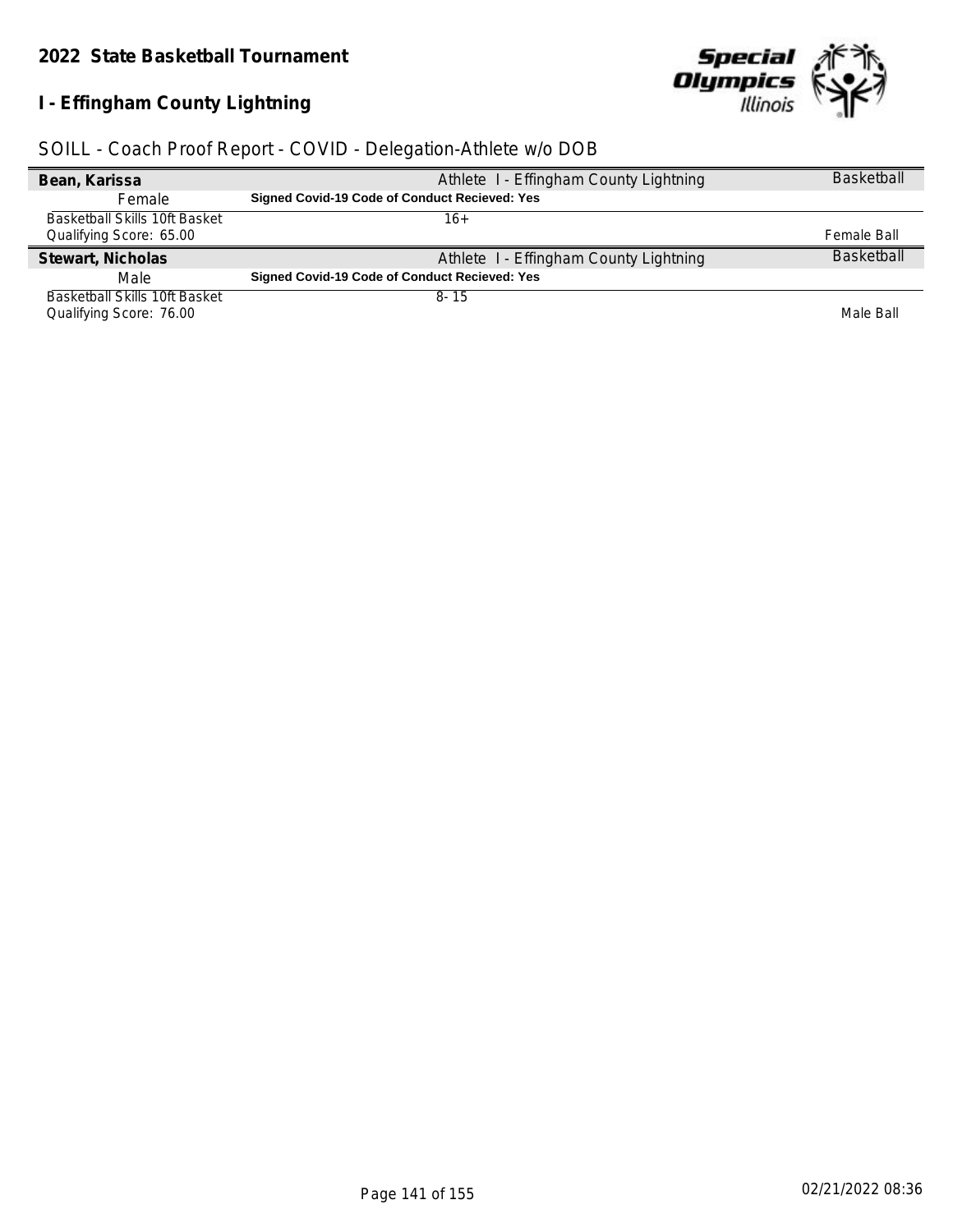**2022 State Basketball Tournament**

**I - Effingham County Lightning**

SOILL - Coach Proof Report - COVID - Delegation-Athlete w/o DOB

| **Bean, Karissa** | Athlete I - Effingham County Lightning | Basketball |
|---|---|---|
| Female | **Signed Covid-19 Code of Conduct Recieved: Yes** | |
| Basketball Skills 10ft Basket<br>Qualifying Score: 65.00 | 16+ | Female Ball |
| **Stewart, Nicholas** | Athlete I - Effingham County Lightning | Basketball |
| Male | **Signed Covid-19 Code of Conduct Recieved: Yes** | |
| Basketball Skills 10ft Basket<br>Qualifying Score: 76.00 | 8- 15 | Male Ball |

02/21/2022 08:36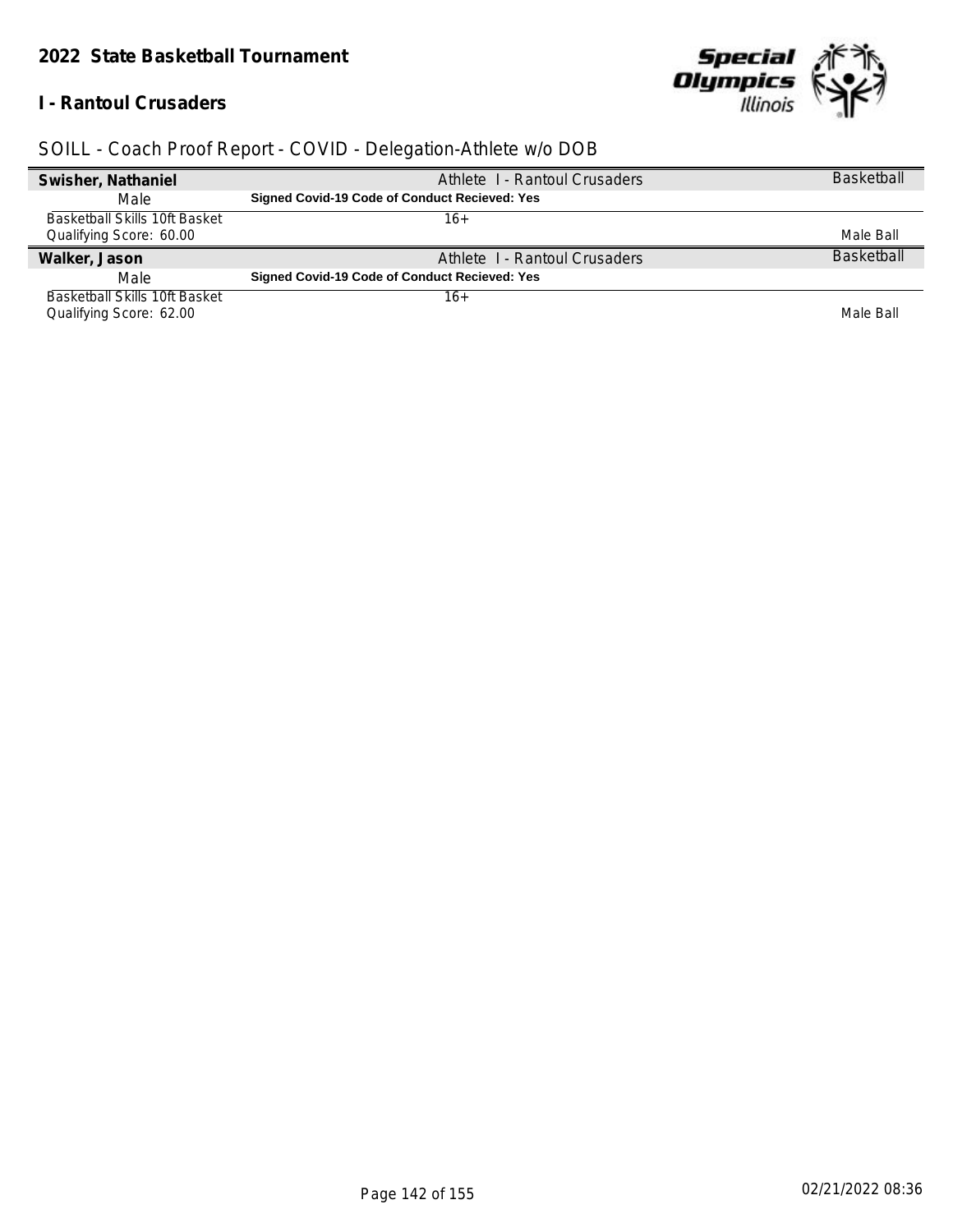## 2022 State Basketball Tournament

### I - Rantoul Crusaders

SOILL - Coach Proof Report - COVID - Delegation-Athlete w/o DOB

| **Swisher, Nathaniel** | Athlete I - Rantoul Crusaders | Basketball |
|---|---|---|
| Male | **Signed Covid-19 Code of Conduct Recieved: Yes** | |
| Basketball Skills 10ft Basket<br>Qualifying Score: 60.00 | 16+ | Male Ball |
| **Walker, Jason** | Athlete I - Rantoul Crusaders | Basketball |
| Male | **Signed Covid-19 Code of Conduct Recieved: Yes** | |
| Basketball Skills 10ft Basket<br>Qualifying Score: 62.00 | 16+ | Male Ball |

02/21/2022 08:36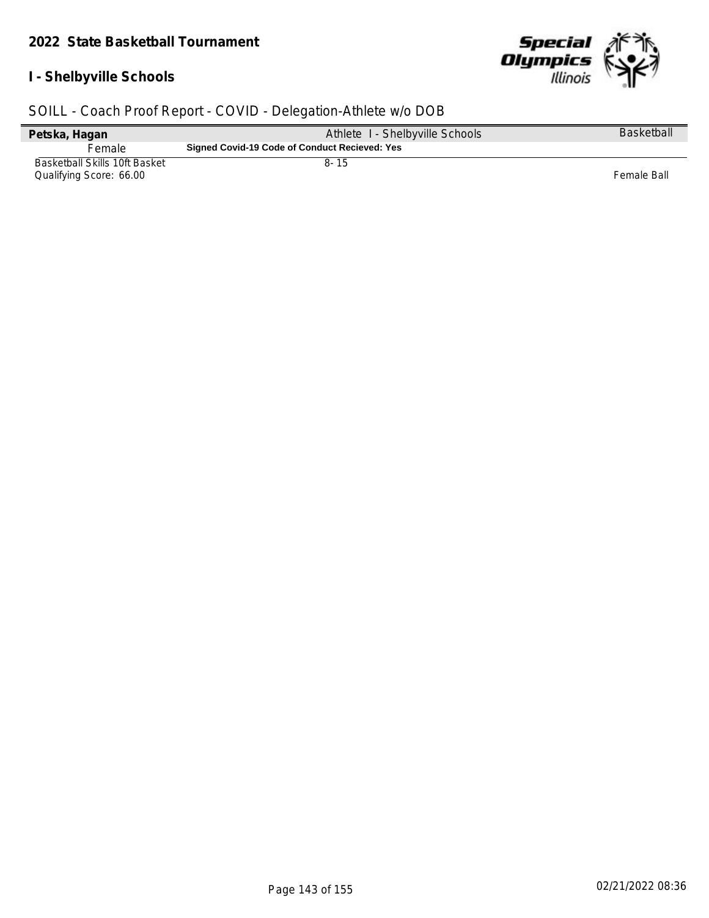## 2022 State Basketball Tournament

## I - Shelbyville Schools

SOILL - Coach Proof Report - COVID - Delegation-Athlete w/o DOB

| **Petska, Hagan** | Athlete I - Shelbyville Schools | Basketball |
|---|---|---|
| Female | **Signed Covid-19 Code of Conduct Recieved: Yes** | |
| Basketball Skills 10ft Basket<br>Qualifying Score: 66.00 | 8- 15 | Female Ball |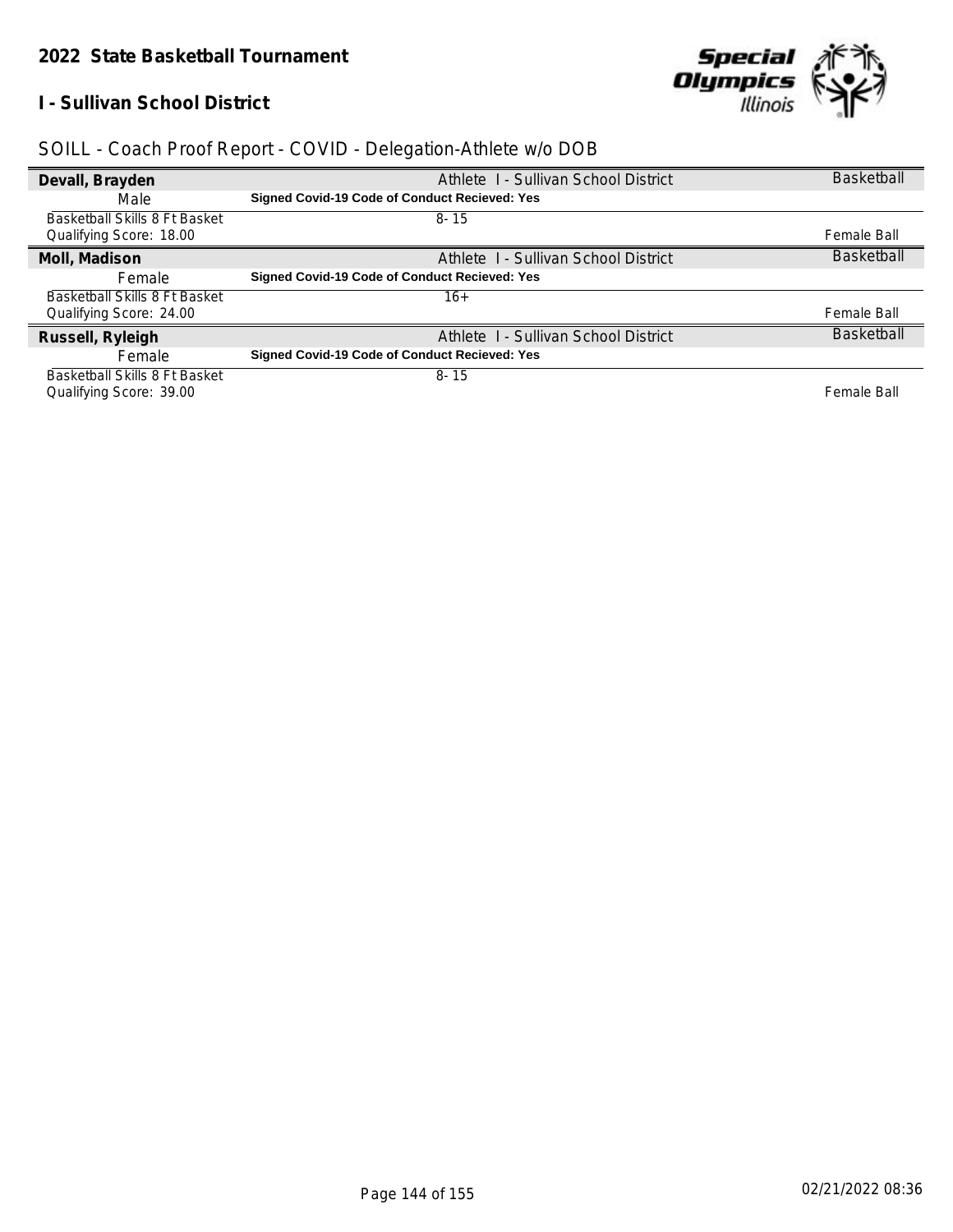## 2022 State Basketball Tournament

### I - Sullivan School District

SOILL - Coach Proof Report - COVID - Delegation-Athlete w/o DOB

| **Devall, Brayden** | Athlete I - Sullivan School District | Basketball |
|---|---|---|
| Male | **Signed Covid-19 Code of Conduct Recieved: Yes** | |
| Basketball Skills 8 Ft Basket<br>Qualifying Score: 18.00 | 8- 15 | Female Ball |
| **Moll, Madison** | Athlete I - Sullivan School District | Basketball |
| Female | **Signed Covid-19 Code of Conduct Recieved: Yes** | |
| Basketball Skills 8 Ft Basket<br>Qualifying Score: 24.00 | 16+ | Female Ball |
| **Russell, Ryleigh** | Athlete I - Sullivan School District | Basketball |
| Female | **Signed Covid-19 Code of Conduct Recieved: Yes** | |
| Basketball Skills 8 Ft Basket<br>Qualifying Score: 39.00 | 8- 15 | Female Ball |

02/21/2022 08:36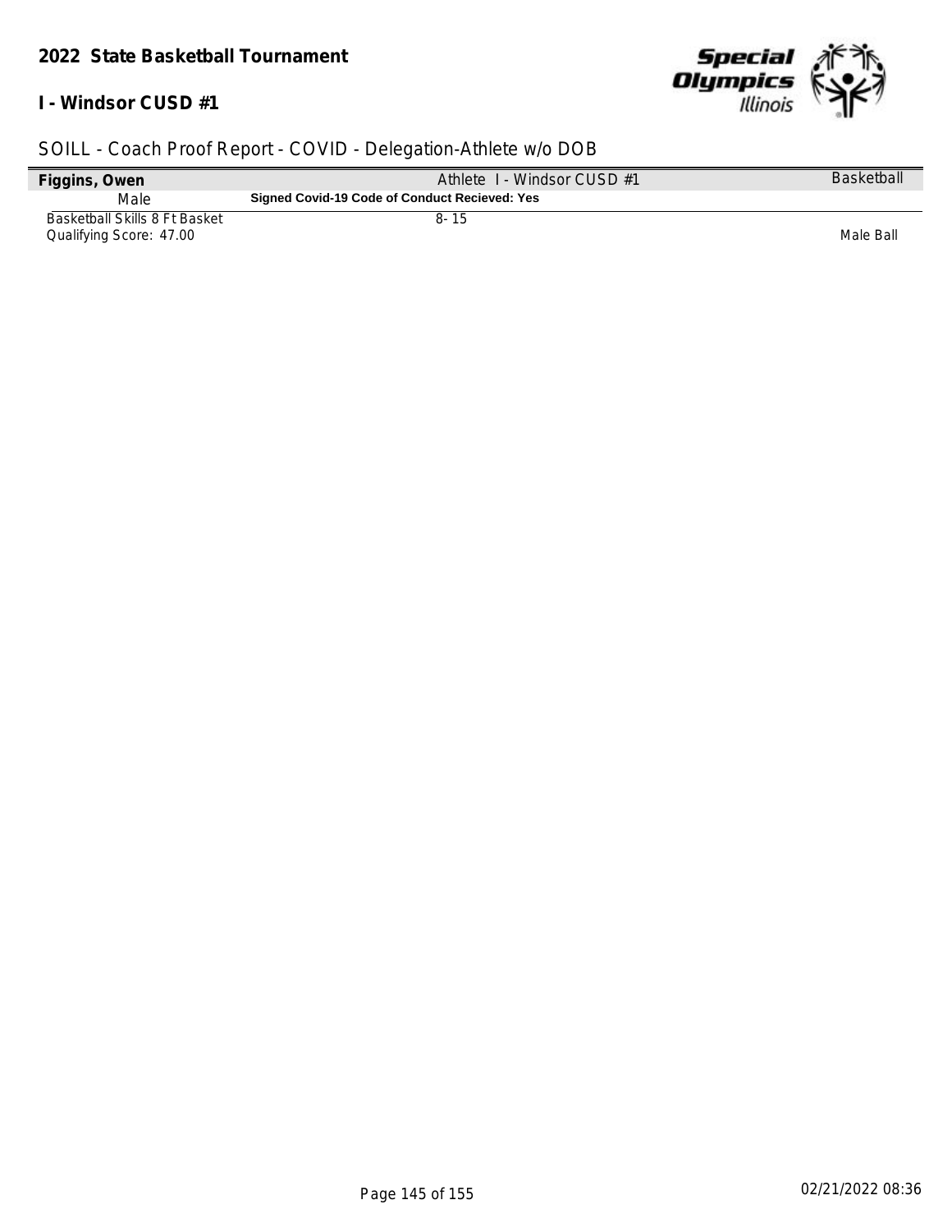## 2022 State Basketball Tournament

### I - Windsor CUSD #1

SOILL - Coach Proof Report - COVID - Delegation-Athlete w/o DOB

| **Figgins, Owen** | Athlete I - Windsor CUSD #1 | Basketball |
|---|---|---|
| Male | **Signed Covid-19 Code of Conduct Recieved: Yes** | |
| Basketball Skills 8 Ft Basket | 8- 15 | |
| Qualifying Score: 47.00 | | Male Ball |

02/21/2022 08:36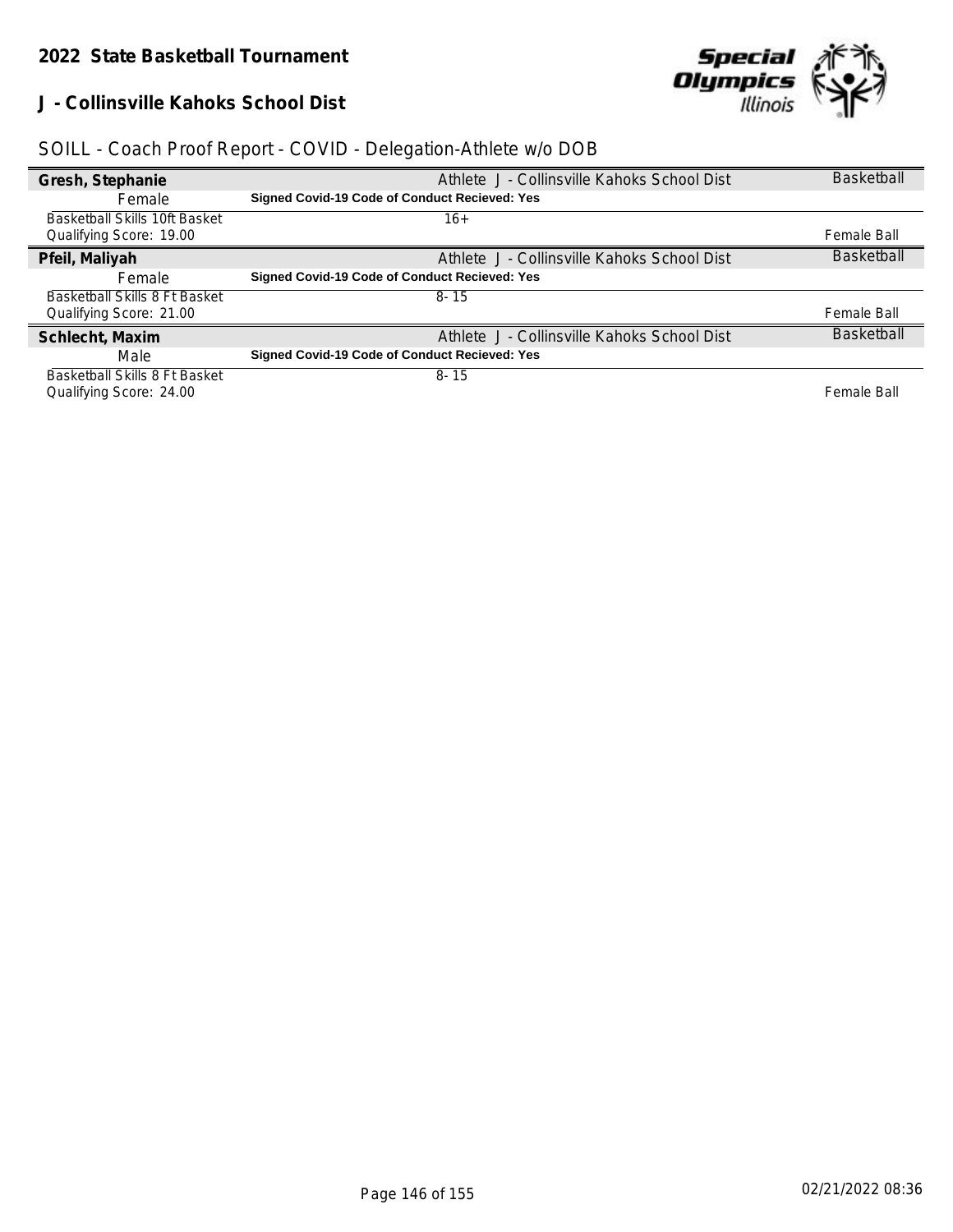## 2022 State Basketball Tournament

## J - Collinsville Kahoks School Dist

SOILL - Coach Proof Report - COVID - Delegation-Athlete w/o DOB

| | | |
|---|---|---|
| **Gresh, Stephanie** | Athlete J - Collinsville Kahoks School Dist | Basketball |
| Female | **Signed Covid-19 Code of Conduct Recieved: Yes** | |
| Basketball Skills 10ft Basket | 16+ | |
| Qualifying Score: 19.00 | | Female Ball |
| **Pfeil, Maliyah** | Athlete J - Collinsville Kahoks School Dist | Basketball |
| Female | **Signed Covid-19 Code of Conduct Recieved: Yes** | |
| Basketball Skills 8 Ft Basket | 8- 15 | |
| Qualifying Score: 21.00 | | Female Ball |
| **Schlecht, Maxim** | Athlete J - Collinsville Kahoks School Dist | Basketball |
| Male | **Signed Covid-19 Code of Conduct Recieved: Yes** | |
| Basketball Skills 8 Ft Basket | 8- 15 | |
| Qualifying Score: 24.00 | | Female Ball |

02/21/2022 08:36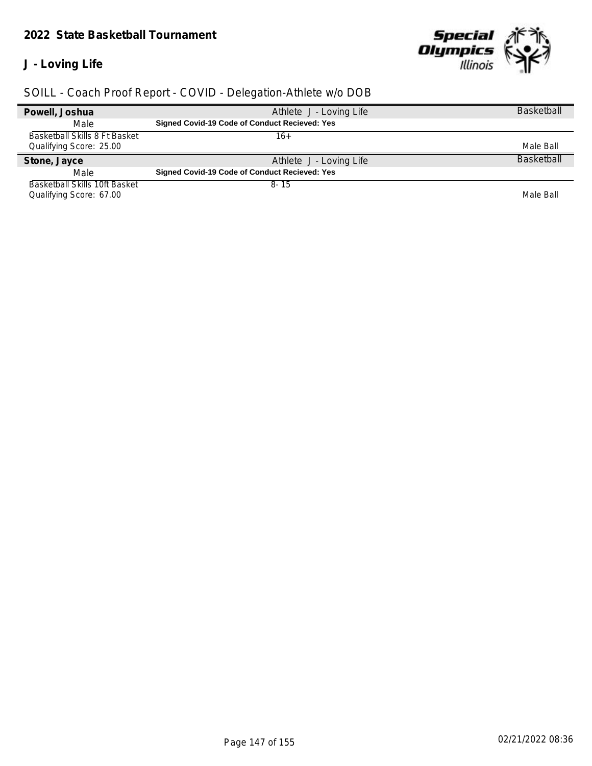## 2022 State Basketball Tournament

### J - Loving Life

SOILL - Coach Proof Report - COVID - Delegation-Athlete w/o DOB

| Powell, Joshua | Athlete J - Loving Life | Basketball |
|---|---|---|
| Male | **Signed Covid-19 Code of Conduct Recieved: Yes** | |
| Basketball Skills 8 Ft Basket<br>Qualifying Score: 25.00 | 16+ | Male Ball |
| **Stone, Jayce** | Athlete J - Loving Life | Basketball |
| Male | **Signed Covid-19 Code of Conduct Recieved: Yes** | |
| Basketball Skills 10ft Basket<br>Qualifying Score: 67.00 | 8- 15 | Male Ball |

02/21/2022 08:36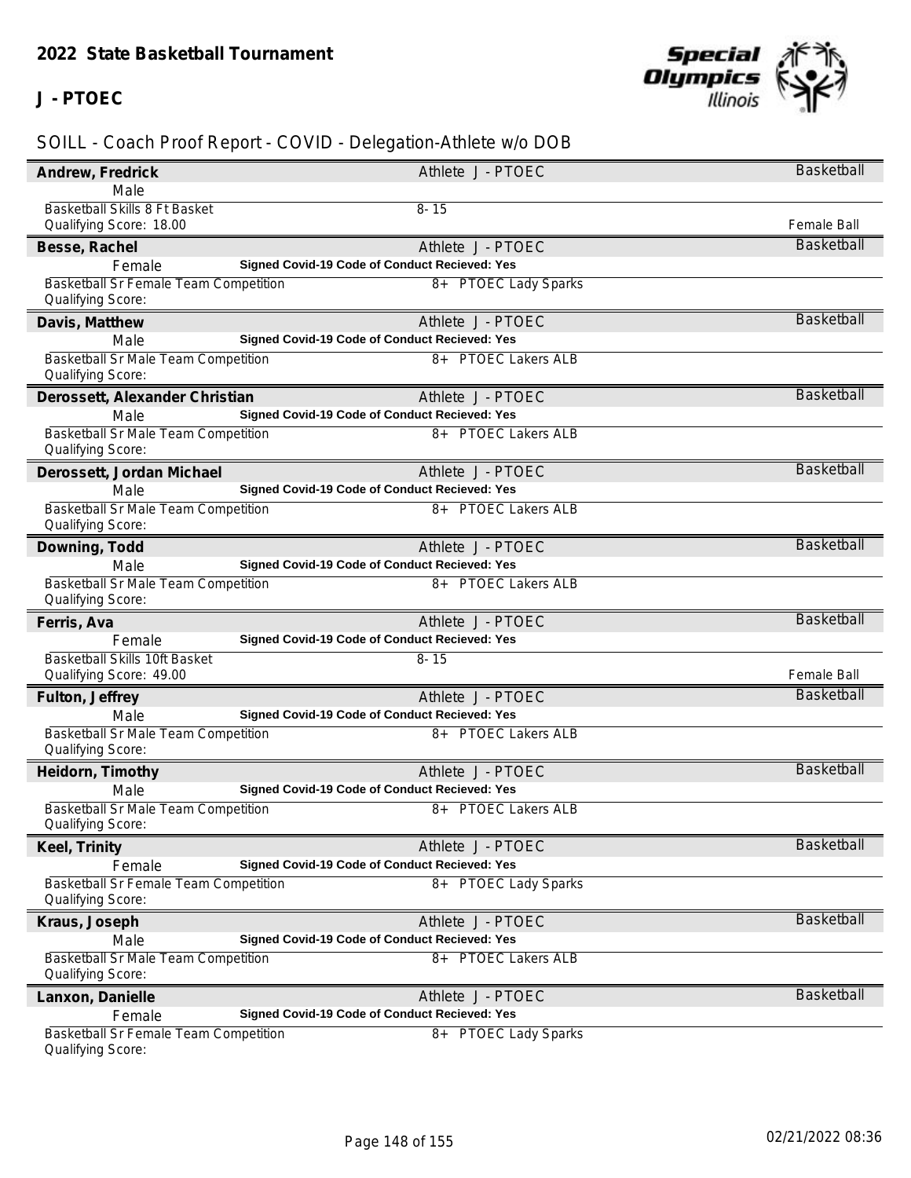## 2022 State Basketball Tournament

### J - PTOEC

SOILL - Coach Proof Report - COVID - Delegation-Athlete w/o DOB

**Andrew, Fredrick** — Athlete J - PTOEC — Basketball
Male
Basketball Skills 8 Ft Basket — 8- 15
Qualifying Score: 18.00 — Female Ball

**Besse, Rachel** — Athlete J - PTOEC — Basketball
Female — **Signed Covid-19 Code of Conduct Recieved: Yes**
Basketball Sr Female Team Competition — 8+ PTOEC Lady Sparks
Qualifying Score:

**Davis, Matthew** — Athlete J - PTOEC — Basketball
Male — **Signed Covid-19 Code of Conduct Recieved: Yes**
Basketball Sr Male Team Competition — 8+ PTOEC Lakers ALB
Qualifying Score:

**Derossett, Alexander Christian** — Athlete J - PTOEC — Basketball
Male — **Signed Covid-19 Code of Conduct Recieved: Yes**
Basketball Sr Male Team Competition — 8+ PTOEC Lakers ALB
Qualifying Score:

**Derossett, Jordan Michael** — Athlete J - PTOEC — Basketball
Male — **Signed Covid-19 Code of Conduct Recieved: Yes**
Basketball Sr Male Team Competition — 8+ PTOEC Lakers ALB
Qualifying Score:

**Downing, Todd** — Athlete J - PTOEC — Basketball
Male — **Signed Covid-19 Code of Conduct Recieved: Yes**
Basketball Sr Male Team Competition — 8+ PTOEC Lakers ALB
Qualifying Score:

**Ferris, Ava** — Athlete J - PTOEC — Basketball
Female — **Signed Covid-19 Code of Conduct Recieved: Yes**
Basketball Skills 10ft Basket — 8- 15
Qualifying Score: 49.00 — Female Ball

**Fulton, Jeffrey** — Athlete J - PTOEC — Basketball
Male — **Signed Covid-19 Code of Conduct Recieved: Yes**
Basketball Sr Male Team Competition — 8+ PTOEC Lakers ALB
Qualifying Score:

**Heidorn, Timothy** — Athlete J - PTOEC — Basketball
Male — **Signed Covid-19 Code of Conduct Recieved: Yes**
Basketball Sr Male Team Competition — 8+ PTOEC Lakers ALB
Qualifying Score:

**Keel, Trinity** — Athlete J - PTOEC — Basketball
Female — **Signed Covid-19 Code of Conduct Recieved: Yes**
Basketball Sr Female Team Competition — 8+ PTOEC Lady Sparks
Qualifying Score:

**Kraus, Joseph** — Athlete J - PTOEC — Basketball
Male — **Signed Covid-19 Code of Conduct Recieved: Yes**
Basketball Sr Male Team Competition — 8+ PTOEC Lakers ALB
Qualifying Score:

**Lanxon, Danielle** — Athlete J - PTOEC — Basketball
Female — **Signed Covid-19 Code of Conduct Recieved: Yes**
Basketball Sr Female Team Competition — 8+ PTOEC Lady Sparks
Qualifying Score: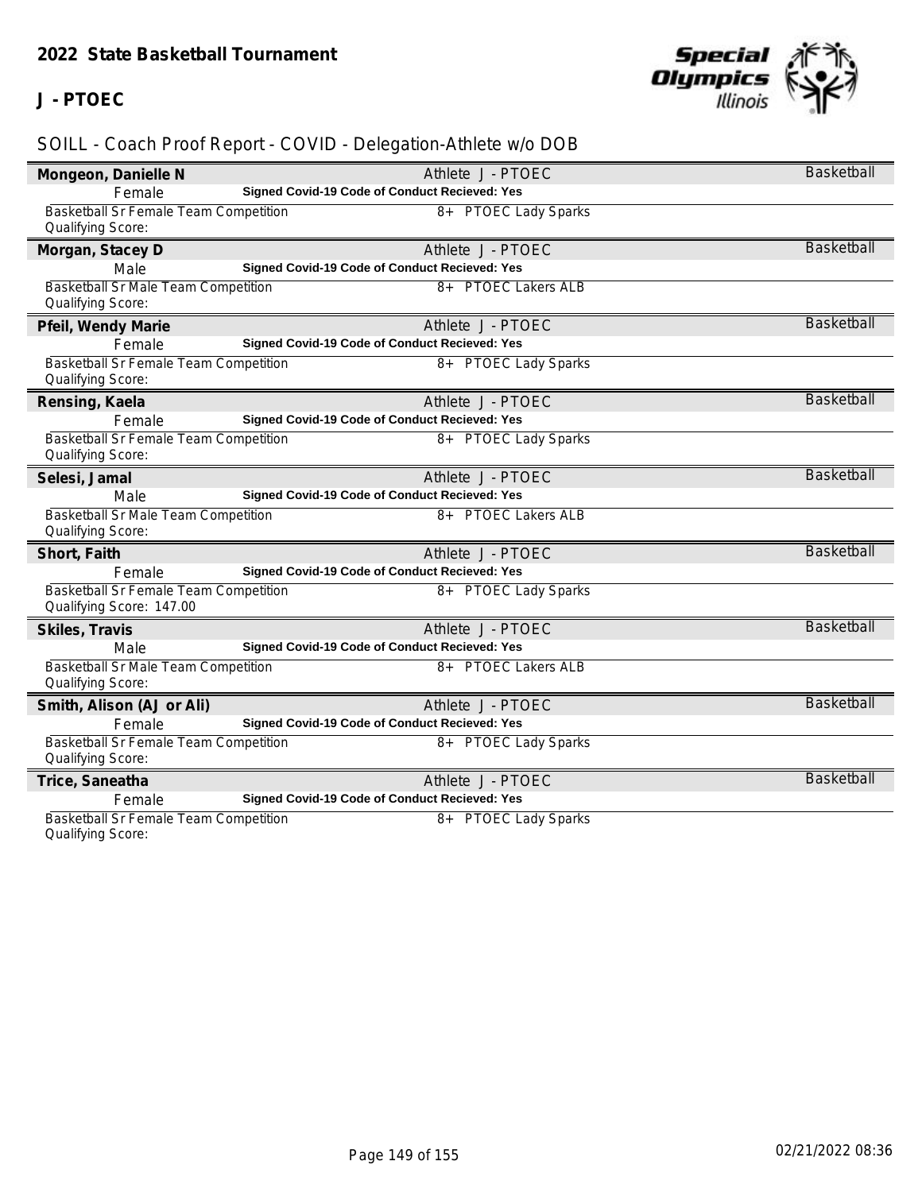## 2022 State Basketball Tournament

### J - PTOEC

SOILL - Coach Proof Report - COVID - Delegation-Athlete w/o DOB

**Mongeon, Danielle N** — Athlete J - PTOEC — Basketball
Female — **Signed Covid-19 Code of Conduct Recieved: Yes**
Basketball Sr Female Team Competition — 8+ PTOEC Lady Sparks
Qualifying Score:

**Morgan, Stacey D** — Athlete J - PTOEC — Basketball
Male — **Signed Covid-19 Code of Conduct Recieved: Yes**
Basketball Sr Male Team Competition — 8+ PTOEC Lakers ALB
Qualifying Score:

**Pfeil, Wendy Marie** — Athlete J - PTOEC — Basketball
Female — **Signed Covid-19 Code of Conduct Recieved: Yes**
Basketball Sr Female Team Competition — 8+ PTOEC Lady Sparks
Qualifying Score:

**Rensing, Kaela** — Athlete J - PTOEC — Basketball
Female — **Signed Covid-19 Code of Conduct Recieved: Yes**
Basketball Sr Female Team Competition — 8+ PTOEC Lady Sparks
Qualifying Score:

**Selesi, Jamal** — Athlete J - PTOEC — Basketball
Male — **Signed Covid-19 Code of Conduct Recieved: Yes**
Basketball Sr Male Team Competition — 8+ PTOEC Lakers ALB
Qualifying Score:

**Short, Faith** — Athlete J - PTOEC — Basketball
Female — **Signed Covid-19 Code of Conduct Recieved: Yes**
Basketball Sr Female Team Competition — 8+ PTOEC Lady Sparks
Qualifying Score: 147.00

**Skiles, Travis** — Athlete J - PTOEC — Basketball
Male — **Signed Covid-19 Code of Conduct Recieved: Yes**
Basketball Sr Male Team Competition — 8+ PTOEC Lakers ALB
Qualifying Score:

**Smith, Alison (AJ or Ali)** — Athlete J - PTOEC — Basketball
Female — **Signed Covid-19 Code of Conduct Recieved: Yes**
Basketball Sr Female Team Competition — 8+ PTOEC Lady Sparks
Qualifying Score:

**Trice, Saneatha** — Athlete J - PTOEC — Basketball
Female — **Signed Covid-19 Code of Conduct Recieved: Yes**
Basketball Sr Female Team Competition — 8+ PTOEC Lady Sparks
Qualifying Score:

02/21/2022 08:36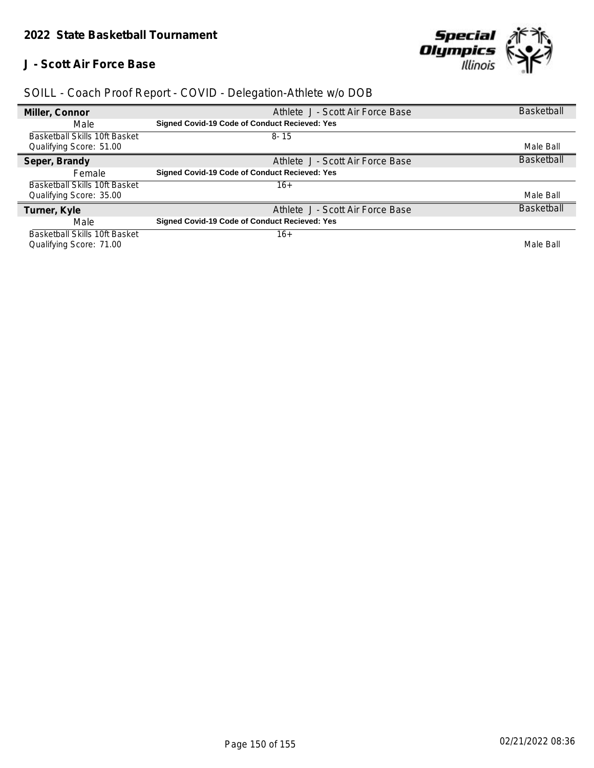## 2022 State Basketball Tournament

### J - Scott Air Force Base

SOILL - Coach Proof Report - COVID - Delegation-Athlete w/o DOB

| | | |
|---|---|---|
| **Miller, Connor** | Athlete J - Scott Air Force Base | Basketball |
| Male | **Signed Covid-19 Code of Conduct Recieved: Yes** | |
| Basketball Skills 10ft Basket | 8- 15 | |
| Qualifying Score: 51.00 | | Male Ball |
| **Seper, Brandy** | Athlete J - Scott Air Force Base | Basketball |
| Female | **Signed Covid-19 Code of Conduct Recieved: Yes** | |
| Basketball Skills 10ft Basket | 16+ | |
| Qualifying Score: 35.00 | | Male Ball |
| **Turner, Kyle** | Athlete J - Scott Air Force Base | Basketball |
| Male | **Signed Covid-19 Code of Conduct Recieved: Yes** | |
| Basketball Skills 10ft Basket | 16+ | |
| Qualifying Score: 71.00 | | Male Ball |

02/21/2022 08:36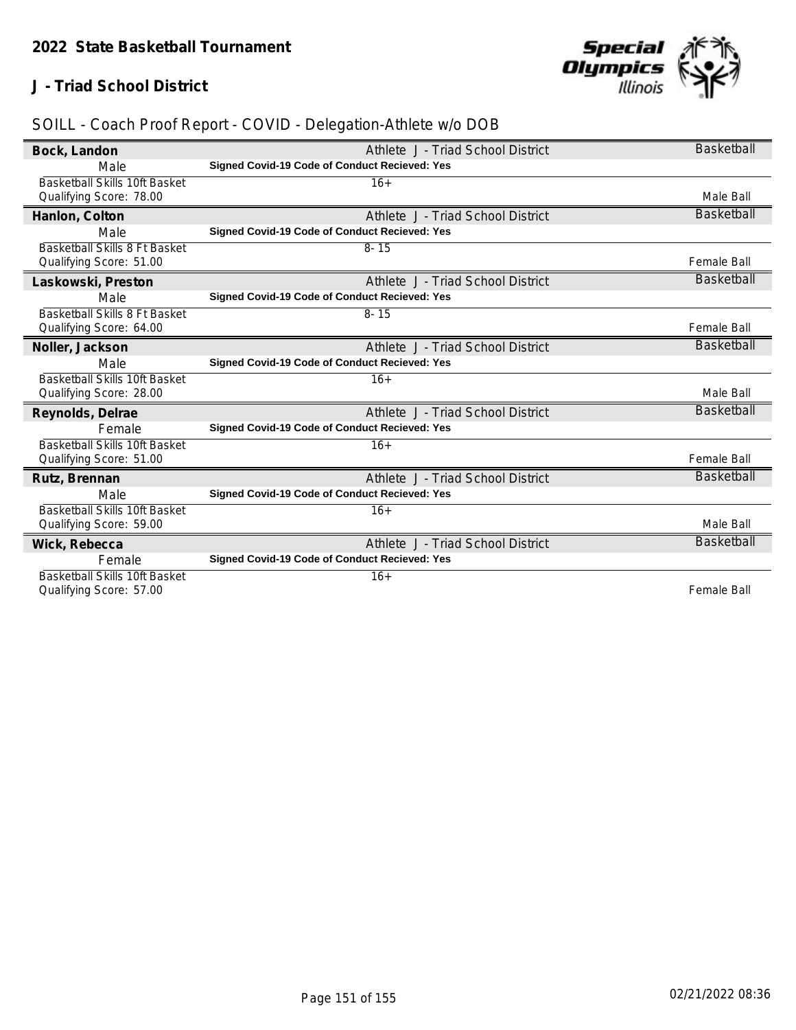# 2022 State Basketball Tournament

## J - Triad School District

SOILL - Coach Proof Report - COVID - Delegation-Athlete w/o DOB

| Name | Delegation | Sport |
|---|---|---|
| **Bock, Landon** | Athlete J - Triad School District | Basketball |
| Male | **Signed Covid-19 Code of Conduct Recieved: Yes** | |
| Basketball Skills 10ft Basket<br>Qualifying Score: 78.00 | 16+ | Male Ball |
| **Hanlon, Colton** | Athlete J - Triad School District | Basketball |
| Male | **Signed Covid-19 Code of Conduct Recieved: Yes** | |
| Basketball Skills 8 Ft Basket<br>Qualifying Score: 51.00 | 8- 15 | Female Ball |
| **Laskowski, Preston** | Athlete J - Triad School District | Basketball |
| Male | **Signed Covid-19 Code of Conduct Recieved: Yes** | |
| Basketball Skills 8 Ft Basket<br>Qualifying Score: 64.00 | 8- 15 | Female Ball |
| **Noller, Jackson** | Athlete J - Triad School District | Basketball |
| Male | **Signed Covid-19 Code of Conduct Recieved: Yes** | |
| Basketball Skills 10ft Basket<br>Qualifying Score: 28.00 | 16+ | Male Ball |
| **Reynolds, Delrae** | Athlete J - Triad School District | Basketball |
| Female | **Signed Covid-19 Code of Conduct Recieved: Yes** | |
| Basketball Skills 10ft Basket<br>Qualifying Score: 51.00 | 16+ | Female Ball |
| **Rutz, Brennan** | Athlete J - Triad School District | Basketball |
| Male | **Signed Covid-19 Code of Conduct Recieved: Yes** | |
| Basketball Skills 10ft Basket<br>Qualifying Score: 59.00 | 16+ | Male Ball |
| **Wick, Rebecca** | Athlete J - Triad School District | Basketball |
| Female | **Signed Covid-19 Code of Conduct Recieved: Yes** | |
| Basketball Skills 10ft Basket<br>Qualifying Score: 57.00 | 16+ | Female Ball |

02/21/2022 08:36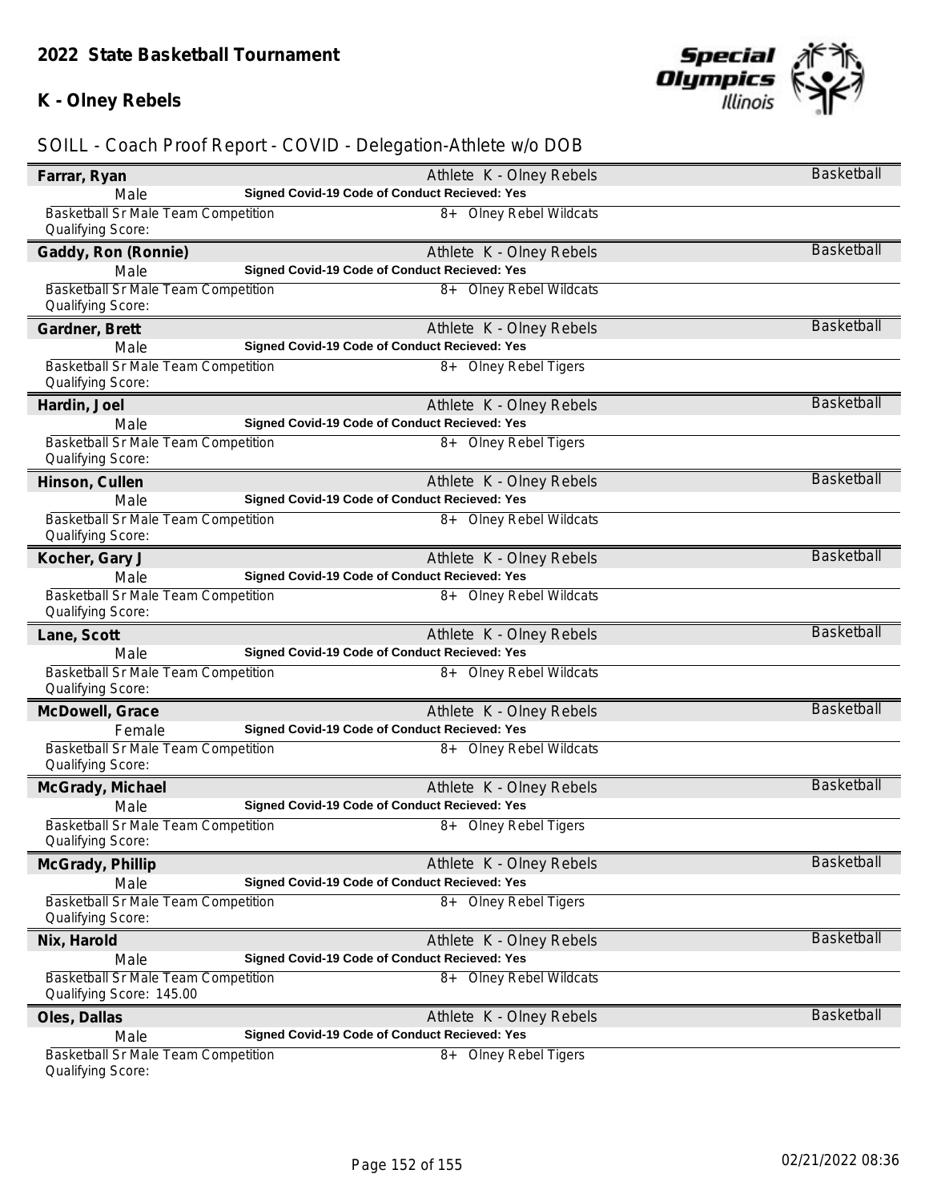## 2022 State Basketball Tournament

### K - Olney Rebels

SOILL - Coach Proof Report - COVID - Delegation-Athlete w/o DOB

**Farrar, Ryan** — Athlete K - Olney Rebels — Basketball
Male — **Signed Covid-19 Code of Conduct Recieved: Yes**
Basketball Sr Male Team Competition — 8+ Olney Rebel Wildcats
Qualifying Score:

**Gaddy, Ron (Ronnie)** — Athlete K - Olney Rebels — Basketball
Male — **Signed Covid-19 Code of Conduct Recieved: Yes**
Basketball Sr Male Team Competition — 8+ Olney Rebel Wildcats
Qualifying Score:

**Gardner, Brett** — Athlete K - Olney Rebels — Basketball
Male — **Signed Covid-19 Code of Conduct Recieved: Yes**
Basketball Sr Male Team Competition — 8+ Olney Rebel Tigers
Qualifying Score:

**Hardin, Joel** — Athlete K - Olney Rebels — Basketball
Male — **Signed Covid-19 Code of Conduct Recieved: Yes**
Basketball Sr Male Team Competition — 8+ Olney Rebel Tigers
Qualifying Score:

**Hinson, Cullen** — Athlete K - Olney Rebels — Basketball
Male — **Signed Covid-19 Code of Conduct Recieved: Yes**
Basketball Sr Male Team Competition — 8+ Olney Rebel Wildcats
Qualifying Score:

**Kocher, Gary J** — Athlete K - Olney Rebels — Basketball
Male — **Signed Covid-19 Code of Conduct Recieved: Yes**
Basketball Sr Male Team Competition — 8+ Olney Rebel Wildcats
Qualifying Score:

**Lane, Scott** — Athlete K - Olney Rebels — Basketball
Male — **Signed Covid-19 Code of Conduct Recieved: Yes**
Basketball Sr Male Team Competition — 8+ Olney Rebel Wildcats
Qualifying Score:

**McDowell, Grace** — Athlete K - Olney Rebels — Basketball
Female — **Signed Covid-19 Code of Conduct Recieved: Yes**
Basketball Sr Male Team Competition — 8+ Olney Rebel Wildcats
Qualifying Score:

**McGrady, Michael** — Athlete K - Olney Rebels — Basketball
Male — **Signed Covid-19 Code of Conduct Recieved: Yes**
Basketball Sr Male Team Competition — 8+ Olney Rebel Tigers
Qualifying Score:

**McGrady, Phillip** — Athlete K - Olney Rebels — Basketball
Male — **Signed Covid-19 Code of Conduct Recieved: Yes**
Basketball Sr Male Team Competition — 8+ Olney Rebel Tigers
Qualifying Score:

**Nix, Harold** — Athlete K - Olney Rebels — Basketball
Male — **Signed Covid-19 Code of Conduct Recieved: Yes**
Basketball Sr Male Team Competition — 8+ Olney Rebel Wildcats
Qualifying Score: 145.00

**Oles, Dallas** — Athlete K - Olney Rebels — Basketball
Male — **Signed Covid-19 Code of Conduct Recieved: Yes**
Basketball Sr Male Team Competition — 8+ Olney Rebel Tigers
Qualifying Score:

02/21/2022 08:36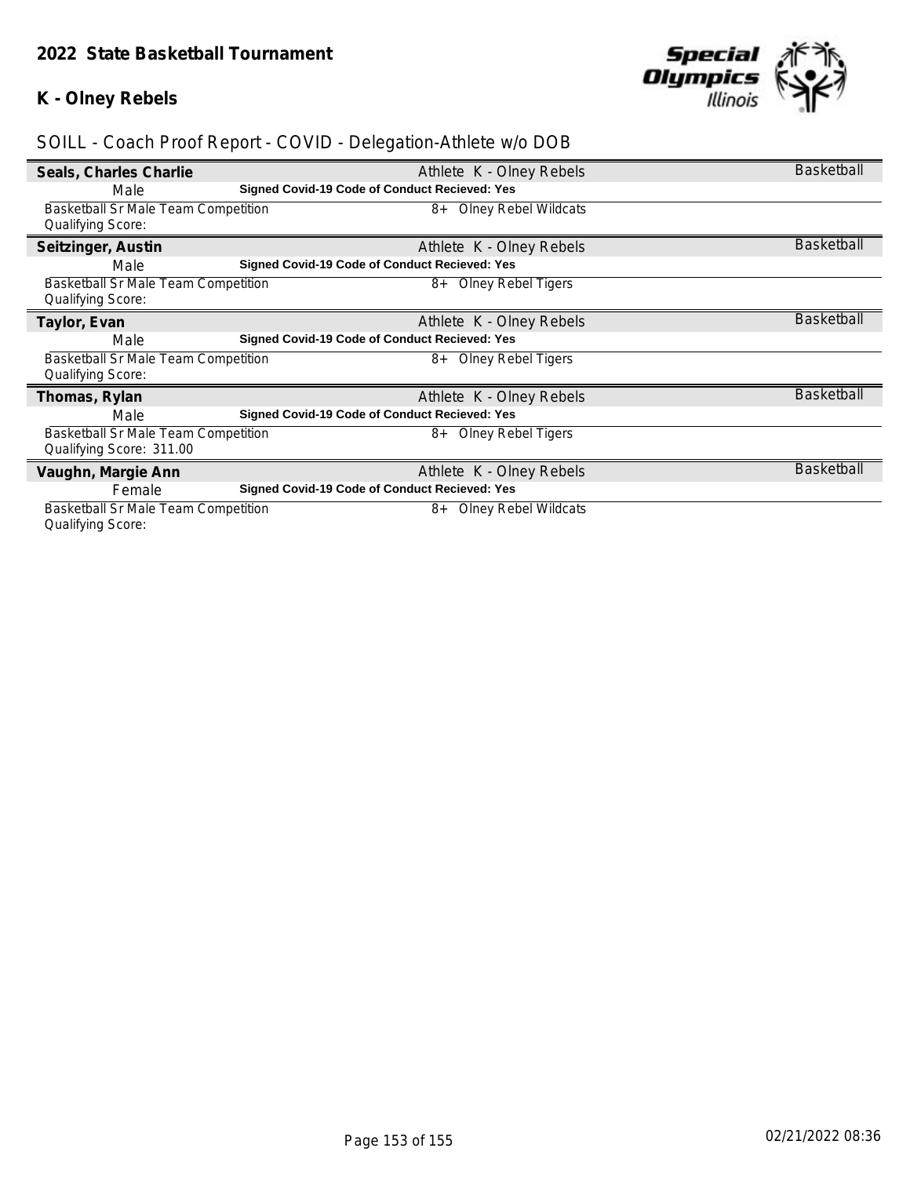## 2022 State Basketball Tournament

## K - Olney Rebels

SOILL - Coach Proof Report - COVID - Delegation-Athlete w/o DOB

| | | |
|---|---|---|
| **Seals, Charles Charlie** | Athlete K - Olney Rebels | Basketball |
| Male | **Signed Covid-19 Code of Conduct Recieved: Yes** | |
| Basketball Sr Male Team Competition<br>Qualifying Score: | 8+ Olney Rebel Wildcats | |
| **Seitzinger, Austin** | Athlete K - Olney Rebels | Basketball |
| Male | **Signed Covid-19 Code of Conduct Recieved: Yes** | |
| Basketball Sr Male Team Competition<br>Qualifying Score: | 8+ Olney Rebel Tigers | |
| **Taylor, Evan** | Athlete K - Olney Rebels | Basketball |
| Male | **Signed Covid-19 Code of Conduct Recieved: Yes** | |
| Basketball Sr Male Team Competition<br>Qualifying Score: | 8+ Olney Rebel Tigers | |
| **Thomas, Rylan** | Athlete K - Olney Rebels | Basketball |
| Male | **Signed Covid-19 Code of Conduct Recieved: Yes** | |
| Basketball Sr Male Team Competition<br>Qualifying Score: 311.00 | 8+ Olney Rebel Tigers | |
| **Vaughn, Margie Ann** | Athlete K - Olney Rebels | Basketball |
| Female | **Signed Covid-19 Code of Conduct Recieved: Yes** | |
| Basketball Sr Male Team Competition<br>Qualifying Score: | 8+ Olney Rebel Wildcats | |

02/21/2022 08:36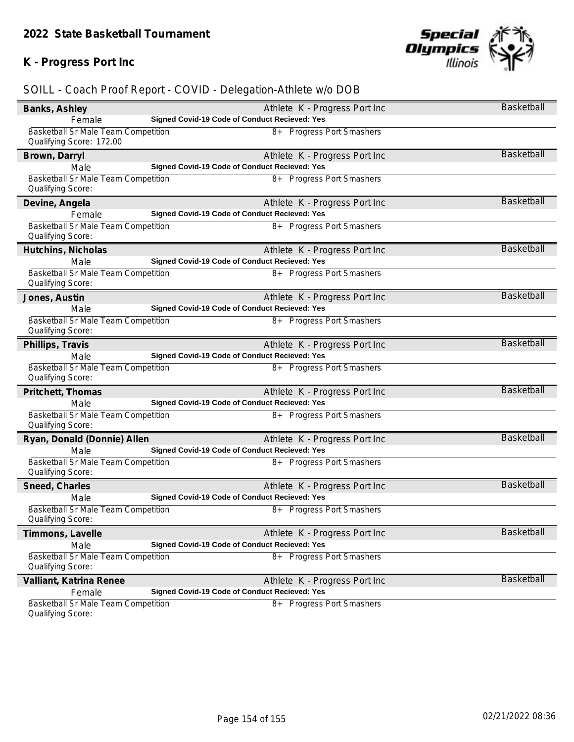## 2022 State Basketball Tournament

## K - Progress Port Inc

SOILL - Coach Proof Report - COVID - Delegation-Athlete w/o DOB

**Banks, Ashley** — Athlete K - Progress Port Inc — Basketball
Female — **Signed Covid-19 Code of Conduct Recieved: Yes**
Basketball Sr Male Team Competition — 8+ Progress Port Smashers
Qualifying Score: 172.00

**Brown, Darryl** — Athlete K - Progress Port Inc — Basketball
Male — **Signed Covid-19 Code of Conduct Recieved: Yes**
Basketball Sr Male Team Competition — 8+ Progress Port Smashers
Qualifying Score:

**Devine, Angela** — Athlete K - Progress Port Inc — Basketball
Female — **Signed Covid-19 Code of Conduct Recieved: Yes**
Basketball Sr Male Team Competition — 8+ Progress Port Smashers
Qualifying Score:

**Hutchins, Nicholas** — Athlete K - Progress Port Inc — Basketball
Male — **Signed Covid-19 Code of Conduct Recieved: Yes**
Basketball Sr Male Team Competition — 8+ Progress Port Smashers
Qualifying Score:

**Jones, Austin** — Athlete K - Progress Port Inc — Basketball
Male — **Signed Covid-19 Code of Conduct Recieved: Yes**
Basketball Sr Male Team Competition — 8+ Progress Port Smashers
Qualifying Score:

**Phillips, Travis** — Athlete K - Progress Port Inc — Basketball
Male — **Signed Covid-19 Code of Conduct Recieved: Yes**
Basketball Sr Male Team Competition — 8+ Progress Port Smashers
Qualifying Score:

**Pritchett, Thomas** — Athlete K - Progress Port Inc — Basketball
Male — **Signed Covid-19 Code of Conduct Recieved: Yes**
Basketball Sr Male Team Competition — 8+ Progress Port Smashers
Qualifying Score:

**Ryan, Donald (Donnie) Allen** — Athlete K - Progress Port Inc — Basketball
Male — **Signed Covid-19 Code of Conduct Recieved: Yes**
Basketball Sr Male Team Competition — 8+ Progress Port Smashers
Qualifying Score:

**Sneed, Charles** — Athlete K - Progress Port Inc — Basketball
Male — **Signed Covid-19 Code of Conduct Recieved: Yes**
Basketball Sr Male Team Competition — 8+ Progress Port Smashers
Qualifying Score:

**Timmons, Lavelle** — Athlete K - Progress Port Inc — Basketball
Male — **Signed Covid-19 Code of Conduct Recieved: Yes**
Basketball Sr Male Team Competition — 8+ Progress Port Smashers
Qualifying Score:

**Valliant, Katrina Renee** — Athlete K - Progress Port Inc — Basketball
Female — **Signed Covid-19 Code of Conduct Recieved: Yes**
Basketball Sr Male Team Competition — 8+ Progress Port Smashers
Qualifying Score: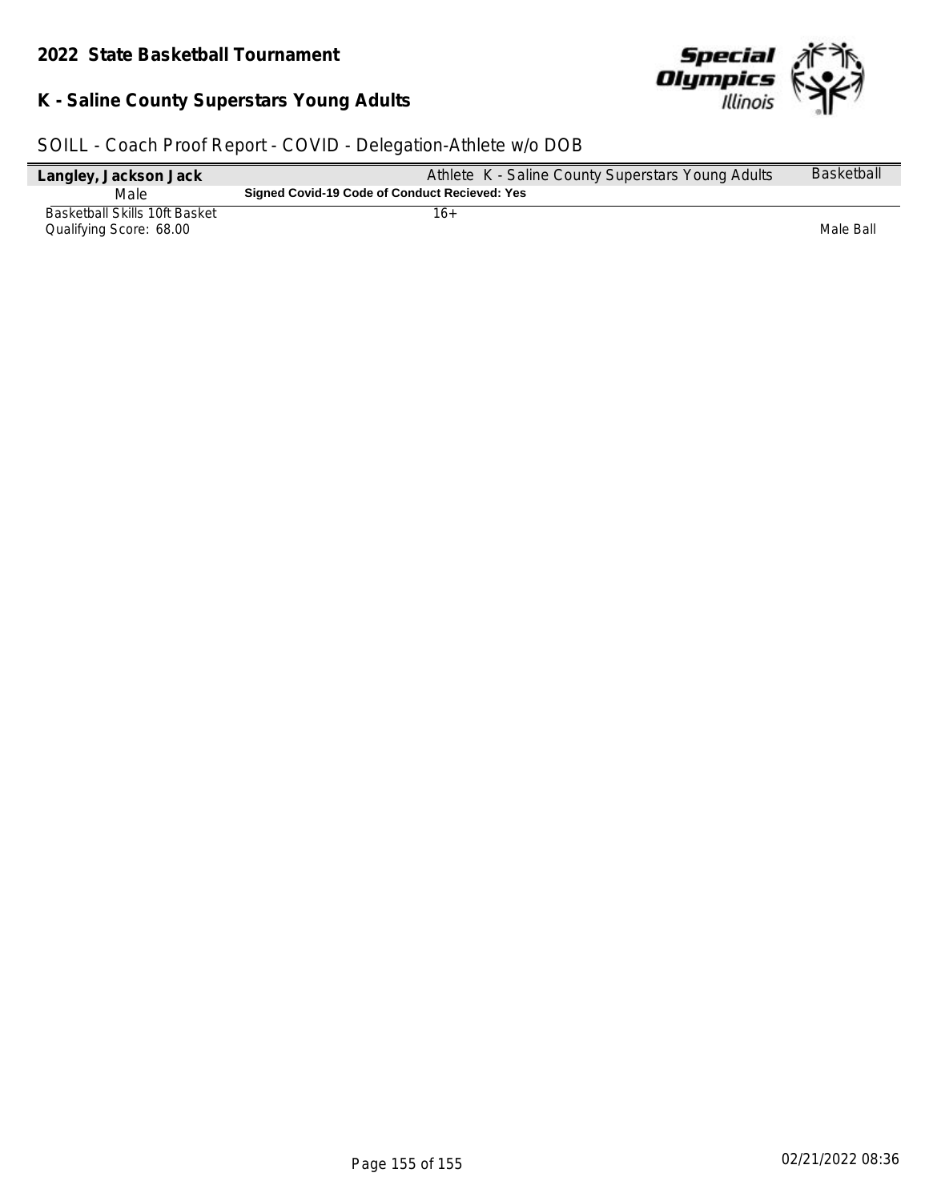## 2022 State Basketball Tournament

## K - Saline County Superstars Young Adults

SOILL - Coach Proof Report - COVID - Delegation-Athlete w/o DOB

| **Langley, Jackson Jack** | Athlete K - Saline County Superstars Young Adults | Basketball |
|---|---|---|
| Male | **Signed Covid-19 Code of Conduct Recieved: Yes** | |
| Basketball Skills 10ft Basket | 16+ | |
| Qualifying Score: 68.00 | | Male Ball |